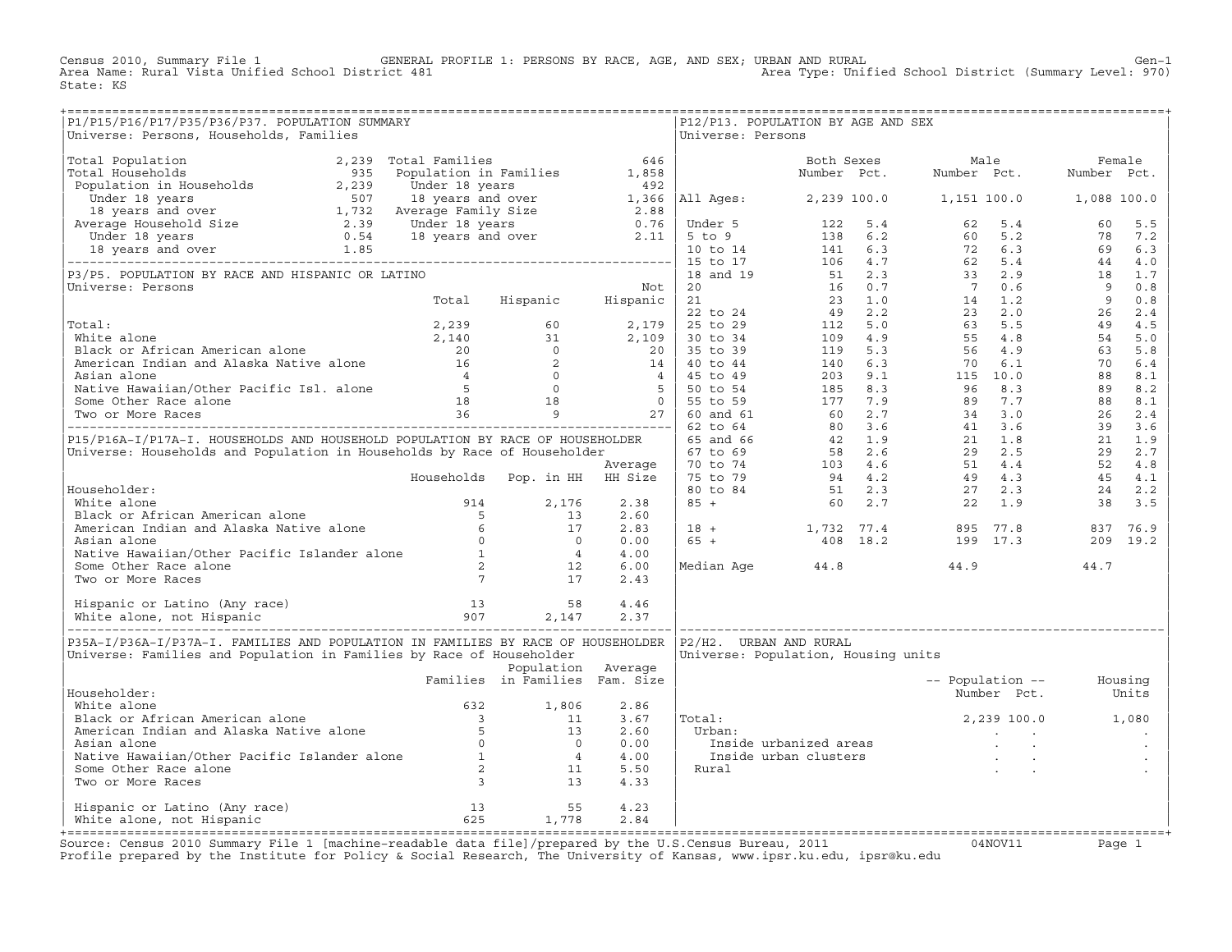Census 2010, Summary File 1 GENERAL PROFILE 1: PERSONS BY RACE, AGE, AND SEX; URBAN AND RURAL Gen-1
Area Name: Rural Vista Unified School District 481 Area Type: Unified School District (Summary Level: 970)
State: KS

## P1/P15/P16/P17/P35/P36/P37. POPULATION SUMMARY
Universe: Persons, Households, Families

| | | | |
|---|---|---|---|
| Total Population | 2,239 | Total Families | 646 |
| Total Households | 935 | Population in Families | 1,858 |
| Population in Households | 2,239 | Under 18 years | 492 |
| Under 18 years | 507 | 18 years and over | 1,366 |
| 18 years and over | 1,732 | Average Family Size | 2.88 |
| Average Household Size | 2.39 | Under 18 years | 0.76 |
| Under 18 years | 0.54 | 18 years and over | 2.11 |
| 18 years and over | 1.85 | | |

## P3/P5. POPULATION BY RACE AND HISPANIC OR LATINO
Universe: Persons

| | Total | Hispanic | Not Hispanic |
|---|---|---|---|
| Total: | 2,239 | 60 | 2,179 |
| White alone | 2,140 | 31 | 2,109 |
| Black or African American alone | 20 | 0 | 20 |
| American Indian and Alaska Native alone | 16 | 2 | 14 |
| Asian alone | 4 | 0 | 4 |
| Native Hawaiian/Other Pacific Isl. alone | 5 | 0 | 5 |
| Some Other Race alone | 18 | 18 | 0 |
| Two or More Races | 36 | 9 | 27 |

## P15/P16A-I/P17A-I. HOUSEHOLDS AND HOUSEHOLD POPULATION BY RACE OF HOUSEHOLDER
Universe: Households and Population in Households by Race of Householder

| | Households | Pop. in HH | Average HH Size |
|---|---|---|---|
| Householder: | | | |
| White alone | 914 | 2,176 | 2.38 |
| Black or African American alone | 5 | 13 | 2.60 |
| American Indian and Alaska Native alone | 6 | 17 | 2.83 |
| Asian alone | 0 | 0 | 0.00 |
| Native Hawaiian/Other Pacific Islander alone | 1 | 4 | 4.00 |
| Some Other Race alone | 2 | 12 | 6.00 |
| Two or More Races | 7 | 17 | 2.43 |
| Hispanic or Latino (Any race) | 13 | 58 | 4.46 |
| White alone, not Hispanic | 907 | 2,147 | 2.37 |

## P35A-I/P36A-I/P37A-I. FAMILIES AND POPULATION IN FAMILIES BY RACE OF HOUSEHOLDER
Universe: Families and Population in Families by Race of Householder

| | Families | Population in Families | Average Fam. Size |
|---|---|---|---|
| Householder: | | | |
| White alone | 632 | 1,806 | 2.86 |
| Black or African American alone | 3 | 11 | 3.67 |
| American Indian and Alaska Native alone | 5 | 13 | 2.60 |
| Asian alone | 0 | 0 | 0.00 |
| Native Hawaiian/Other Pacific Islander alone | 1 | 4 | 4.00 |
| Some Other Race alone | 2 | 11 | 5.50 |
| Two or More Races | 3 | 13 | 4.33 |
| Hispanic or Latino (Any race) | 13 | 55 | 4.23 |
| White alone, not Hispanic | 625 | 1,778 | 2.84 |

## P12/P13. POPULATION BY AGE AND SEX
Universe: Persons

| | Both Sexes Number | Both Sexes Pct. | Male Number | Male Pct. | Female Number | Female Pct. |
|---|---|---|---|---|---|---|
| All Ages: | 2,239 | 100.0 | 1,151 | 100.0 | 1,088 | 100.0 |
| Under 5 | 122 | 5.4 | 62 | 5.4 | 60 | 5.5 |
| 5 to 9 | 138 | 6.2 | 60 | 5.2 | 78 | 7.2 |
| 10 to 14 | 141 | 6.3 | 72 | 6.3 | 69 | 6.3 |
| 15 to 17 | 106 | 4.7 | 62 | 5.4 | 44 | 4.0 |
| 18 and 19 | 51 | 2.3 | 33 | 2.9 | 18 | 1.7 |
| 20 | 16 | 0.7 | 7 | 0.6 | 9 | 0.8 |
| 21 | 23 | 1.0 | 14 | 1.2 | 9 | 0.8 |
| 22 to 24 | 49 | 2.2 | 23 | 2.0 | 26 | 2.4 |
| 25 to 29 | 112 | 5.0 | 63 | 5.5 | 49 | 4.5 |
| 30 to 34 | 109 | 4.9 | 55 | 4.8 | 54 | 5.0 |
| 35 to 39 | 119 | 5.3 | 56 | 4.9 | 63 | 5.8 |
| 40 to 44 | 140 | 6.3 | 70 | 6.1 | 70 | 6.4 |
| 45 to 49 | 203 | 9.1 | 115 | 10.0 | 88 | 8.1 |
| 50 to 54 | 185 | 8.3 | 96 | 8.3 | 89 | 8.2 |
| 55 to 59 | 177 | 7.9 | 89 | 7.7 | 88 | 8.1 |
| 60 and 61 | 60 | 2.7 | 34 | 3.0 | 26 | 2.4 |
| 62 to 64 | 80 | 3.6 | 41 | 3.6 | 39 | 3.6 |
| 65 and 66 | 42 | 1.9 | 21 | 1.8 | 21 | 1.9 |
| 67 to 69 | 58 | 2.6 | 29 | 2.5 | 29 | 2.7 |
| 70 to 74 | 103 | 4.6 | 51 | 4.4 | 52 | 4.8 |
| 75 to 79 | 94 | 4.2 | 49 | 4.3 | 45 | 4.1 |
| 80 to 84 | 51 | 2.3 | 27 | 2.3 | 24 | 2.2 |
| 85 + | 60 | 2.7 | 22 | 1.9 | 38 | 3.5 |
| 18 + | 1,732 | 77.4 | 895 | 77.8 | 837 | 76.9 |
| 65 + | 408 | 18.2 | 199 | 17.3 | 209 | 19.2 |
| Median Age | 44.8 | | 44.9 | | 44.7 | |

## P2/H2. URBAN AND RURAL
Universe: Population, Housing units

| | Population Number | Population Pct. | Housing Units |
|---|---|---|---|
| Total: | 2,239 | 100.0 | 1,080 |
| Urban: | . | . | . |
| Inside urbanized areas | . | . | . |
| Inside urban clusters | . | . | . |
| Rural | . | . | . |

Source: Census 2010 Summary File 1 [machine-readable data file]/prepared by the U.S.Census Bureau, 2011 04NOV11
Profile prepared by the Institute for Policy & Social Research, The University of Kansas, www.ipsr.ku.edu, ipsr@ku.edu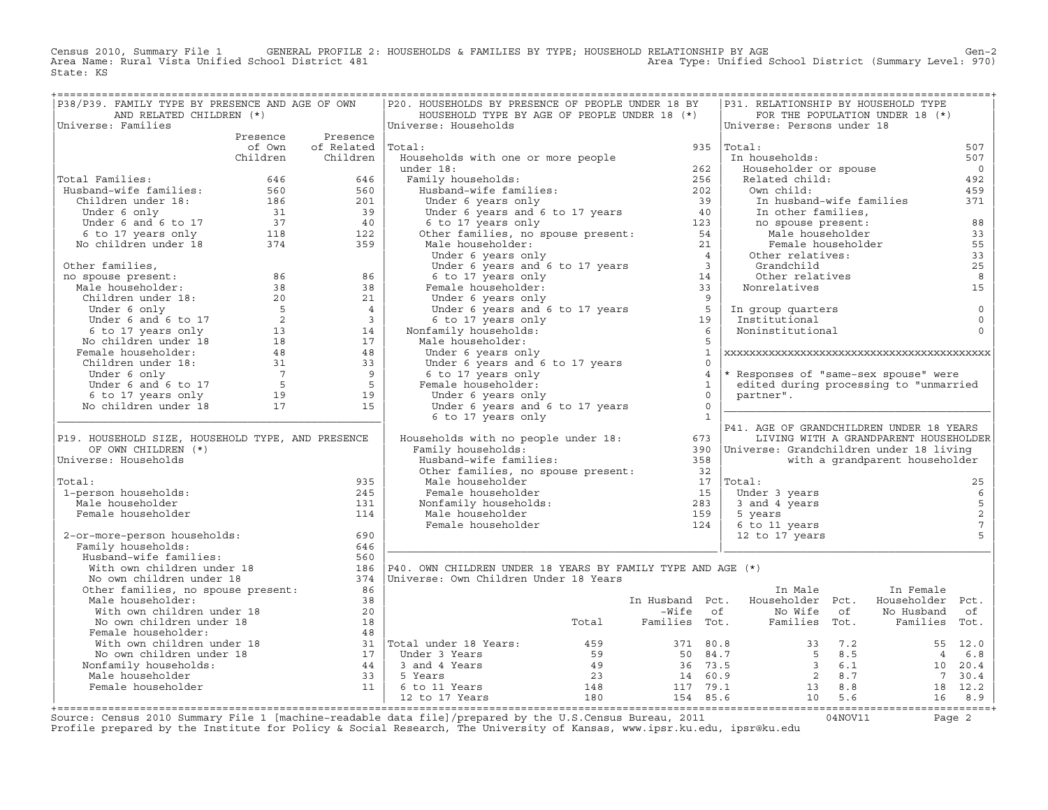Census 2010, Summary File 1 GENERAL PROFILE 2: HOUSEHOLDS & FAMILIES BY TYPE; HOUSEHOLD RELATIONSHIP BY AGE Gen-2
Area Name: Rural Vista Unified School District 481 Area Type: Unified School District (Summary Level: 970)
State: KS

## P38/P39. FAMILY TYPE BY PRESENCE AND AGE OF OWN AND RELATED CHILDREN (*)

Universe: Families

| | Presence of Own Children | Presence of Related Children |
|---|---|---|
| Total Families: | 646 | 646 |
| Husband-wife families: | 560 | 560 |
| Children under 18: | 186 | 201 |
| Under 6 only | 31 | 39 |
| Under 6 and 6 to 17 | 37 | 40 |
| 6 to 17 years only | 118 | 122 |
| No children under 18 | 374 | 359 |
| Other families, no spouse present: | 86 | 86 |
| Male householder: | 38 | 38 |
| Children under 18: | 20 | 21 |
| Under 6 only | 5 | 4 |
| Under 6 and 6 to 17 | 2 | 3 |
| 6 to 17 years only | 13 | 14 |
| No children under 18 | 18 | 17 |
| Female householder: | 48 | 48 |
| Children under 18: | 31 | 33 |
| Under 6 only | 7 | 9 |
| Under 6 and 6 to 17 | 5 | 5 |
| 6 to 17 years only | 19 | 19 |
| No children under 18 | 17 | 15 |

## P19. HOUSEHOLD SIZE, HOUSEHOLD TYPE, AND PRESENCE OF OWN CHILDREN (*)

Universe: Households

| | |
|---|---|
| Total: | 935 |
| 1-person households: | 245 |
| Male householder | 131 |
| Female householder | 114 |
| 2-or-more-person households: | 690 |
| Family households: | 646 |
| Husband-wife families: | 560 |
| With own children under 18 | 186 |
| No own children under 18 | 374 |
| Other families, no spouse present: | 86 |
| Male householder: | 38 |
| With own children under 18 | 20 |
| No own children under 18 | 18 |
| Female householder: | 48 |
| With own children under 18 | 31 |
| No own children under 18 | 17 |
| Nonfamily households: | 44 |
| Male householder | 33 |
| Female householder | 11 |

## P20. HOUSEHOLDS BY PRESENCE OF PEOPLE UNDER 18 BY HOUSEHOLD TYPE BY AGE OF PEOPLE UNDER 18 (*)

Universe: Households

| | |
|---|---|
| Total: | 935 |
| Households with one or more people under 18: | 262 |
| Family households: | 256 |
| Husband-wife families: | 202 |
| Under 6 years only | 39 |
| Under 6 years and 6 to 17 years | 40 |
| 6 to 17 years only | 123 |
| Other families, no spouse present: | 54 |
| Male householder: | 21 |
| Under 6 years only | 4 |
| Under 6 years and 6 to 17 years | 3 |
| 6 to 17 years only | 14 |
| Female householder: | 33 |
| Under 6 years only | 9 |
| Under 6 years and 6 to 17 years | 5 |
| 6 to 17 years only | 19 |
| Nonfamily households: | 6 |
| Male householder: | 5 |
| Under 6 years only | 1 |
| Under 6 years and 6 to 17 years | 0 |
| 6 to 17 years only | 4 |
| Female householder: | 1 |
| Under 6 years only | 0 |
| Under 6 years and 6 to 17 years | 0 |
| 6 to 17 years only | 1 |
| Households with no people under 18: | 673 |
| Family households: | 390 |
| Husband-wife families: | 358 |
| Other families, no spouse present: | 32 |
| Male householder | 17 |
| Female householder | 15 |
| Nonfamily households: | 283 |
| Male householder | 159 |
| Female householder | 124 |

## P31. RELATIONSHIP BY HOUSEHOLD TYPE FOR THE POPULATION UNDER 18 (*)

Universe: Persons under 18

| | |
|---|---|
| Total: | 507 |
| In households: | 507 |
| Householder or spouse | 0 |
| Related child: | 492 |
| Own child: | 459 |
| In husband-wife families | 371 |
| In other families, no spouse present: | 88 |
| Male householder | 33 |
| Female householder | 55 |
| Other relatives: | 33 |
| Grandchild | 25 |
| Other relatives | 8 |
| Nonrelatives | 15 |
| In group quarters | 0 |
| Institutional | 0 |
| Noninstitutional | 0 |

\* Responses of "same-sex spouse" were edited during processing to "unmarried partner".

## P41. AGE OF GRANDCHILDREN UNDER 18 YEARS LIVING WITH A GRANDPARENT HOUSEHOLDER

Universe: Grandchildren under 18 living with a grandparent householder

| | |
|---|---|
| Total: | 25 |
| Under 3 years | 6 |
| 3 and 4 years | 5 |
| 5 years | 2 |
| 6 to 11 years | 7 |
| 12 to 17 years | 5 |

## P40. OWN CHILDREN UNDER 18 YEARS BY FAMILY TYPE AND AGE (*)

Universe: Own Children Under 18 Years

| | Total | In Husband-Wife Families | Pct. of Tot. | In Male Householder No Wife Families | Pct. of Tot. | In Female Householder No Husband Families | Pct. of Tot. |
|---|---|---|---|---|---|---|---|
| Total under 18 Years: | 459 | 371 | 80.8 | 33 | 7.2 | 55 | 12.0 |
| Under 3 Years | 59 | 50 | 84.7 | 5 | 8.5 | 4 | 6.8 |
| 3 and 4 Years | 49 | 36 | 73.5 | 3 | 6.1 | 10 | 20.4 |
| 5 Years | 23 | 14 | 60.9 | 2 | 8.7 | 7 | 30.4 |
| 6 to 11 Years | 148 | 117 | 79.1 | 13 | 8.8 | 18 | 12.2 |
| 12 to 17 Years | 180 | 154 | 85.6 | 10 | 5.6 | 16 | 8.9 |

Source: Census 2010 Summary File 1 [machine-readable data file]/prepared by the U.S.Census Bureau, 2011 04NOV11
Profile prepared by the Institute for Policy & Social Research, The University of Kansas, www.ipsr.ku.edu, ipsr@ku.edu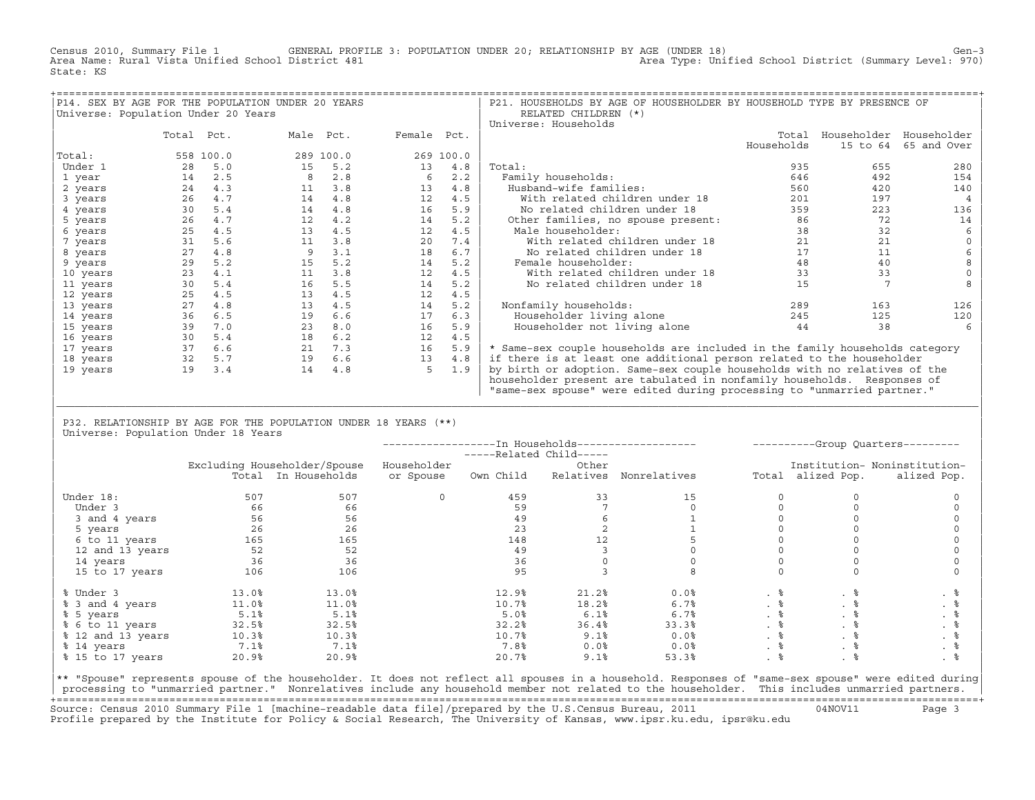Census 2010, Summary File 1 GENERAL PROFILE 3: POPULATION UNDER 20; RELATIONSHIP BY AGE (UNDER 18) Gen-3
Area Name: Rural Vista Unified School District 481 Area Type: Unified School District (Summary Level: 970)
State: KS

## P14. SEX BY AGE FOR THE POPULATION UNDER 20 YEARS

Universe: Population Under 20 Years

| | Total | Pct. | Male | Pct. | Female | Pct. |
|---|---|---|---|---|---|---|
| Total: | 558 | 100.0 | 289 | 100.0 | 269 | 100.0 |
| Under 1 | 28 | 5.0 | 15 | 5.2 | 13 | 4.8 |
| 1 year | 14 | 2.5 | 8 | 2.8 | 6 | 2.2 |
| 2 years | 24 | 4.3 | 11 | 3.8 | 13 | 4.8 |
| 3 years | 26 | 4.7 | 14 | 4.8 | 12 | 4.5 |
| 4 years | 30 | 5.4 | 14 | 4.8 | 16 | 5.9 |
| 5 years | 26 | 4.7 | 12 | 4.2 | 14 | 5.2 |
| 6 years | 25 | 4.5 | 13 | 4.5 | 12 | 4.5 |
| 7 years | 31 | 5.6 | 11 | 3.8 | 20 | 7.4 |
| 8 years | 27 | 4.8 | 9 | 3.1 | 18 | 6.7 |
| 9 years | 29 | 5.2 | 15 | 5.2 | 14 | 5.2 |
| 10 years | 23 | 4.1 | 11 | 3.8 | 12 | 4.5 |
| 11 years | 30 | 5.4 | 16 | 5.5 | 14 | 5.2 |
| 12 years | 25 | 4.5 | 13 | 4.5 | 12 | 4.5 |
| 13 years | 27 | 4.8 | 13 | 4.5 | 14 | 5.2 |
| 14 years | 36 | 6.5 | 19 | 6.6 | 17 | 6.3 |
| 15 years | 39 | 7.0 | 23 | 8.0 | 16 | 5.9 |
| 16 years | 30 | 5.4 | 18 | 6.2 | 12 | 4.5 |
| 17 years | 37 | 6.6 | 21 | 7.3 | 16 | 5.9 |
| 18 years | 32 | 5.7 | 19 | 6.6 | 13 | 4.8 |
| 19 years | 19 | 3.4 | 14 | 4.8 | 5 | 1.9 |

## P21. HOUSEHOLDS BY AGE OF HOUSEHOLDER BY HOUSEHOLD TYPE BY PRESENCE OF RELATED CHILDREN (*)

Universe: Households

| | Total Households | Householder 15 to 64 | Householder 65 and Over |
|---|---|---|---|
| Total: | 935 | 655 | 280 |
| Family households: | 646 | 492 | 154 |
| Husband-wife families: | 560 | 420 | 140 |
| With related children under 18 | 201 | 197 | 4 |
| No related children under 18 | 359 | 223 | 136 |
| Other families, no spouse present: | 86 | 72 | 14 |
| Male householder: | 38 | 32 | 6 |
| With related children under 18 | 21 | 21 | 0 |
| No related children under 18 | 17 | 11 | 6 |
| Female householder: | 48 | 40 | 8 |
| With related children under 18 | 33 | 33 | 0 |
| No related children under 18 | 15 | 7 | 8 |
| Nonfamily households: | 289 | 163 | 126 |
| Householder living alone | 245 | 125 | 120 |
| Householder not living alone | 44 | 38 | 6 |

* Same-sex couple households are included in the family households category if there is at least one additional person related to the householder by birth or adoption. Same-sex couple households with no relatives of the householder present are tabulated in nonfamily households. Responses of "same-sex spouse" were edited during processing to "unmarried partner."

## P32. RELATIONSHIP BY AGE FOR THE POPULATION UNDER 18 YEARS (**)

Universe: Population Under 18 Years

| | Excluding Householder/Spouse Total | Excluding Householder/Spouse In Households | In Households: Householder or Spouse | In Households: Related Child: Own Child | In Households: Related Child: Other Relatives | In Households: Nonrelatives | Group Quarters: Total | Group Quarters: Institutionalized Pop. | Group Quarters: Noninstitutionalized Pop. |
|---|---|---|---|---|---|---|---|---|---|
| Under 18: | 507 | 507 | 0 | 459 | 33 | 15 | 0 | 0 | 0 |
| Under 3 | 66 | 66 | | 59 | 7 | 0 | 0 | 0 | 0 |
| 3 and 4 years | 56 | 56 | | 49 | 6 | 1 | 0 | 0 | 0 |
| 5 years | 26 | 26 | | 23 | 2 | 1 | 0 | 0 | 0 |
| 6 to 11 years | 165 | 165 | | 148 | 12 | 5 | 0 | 0 | 0 |
| 12 and 13 years | 52 | 52 | | 49 | 3 | 0 | 0 | 0 | 0 |
| 14 years | 36 | 36 | | 36 | 0 | 0 | 0 | 0 | 0 |
| 15 to 17 years | 106 | 106 | | 95 | 3 | 8 | 0 | 0 | 0 |
| % Under 3 | 13.0% | 13.0% | | 12.9% | 21.2% | 0.0% | . % | . % | . % |
| % 3 and 4 years | 11.0% | 11.0% | | 10.7% | 18.2% | 6.7% | . % | . % | . % |
| % 5 years | 5.1% | 5.1% | | 5.0% | 6.1% | 6.7% | . % | . % | . % |
| % 6 to 11 years | 32.5% | 32.5% | | 32.2% | 36.4% | 33.3% | . % | . % | . % |
| % 12 and 13 years | 10.3% | 10.3% | | 10.7% | 9.1% | 0.0% | . % | . % | . % |
| % 14 years | 7.1% | 7.1% | | 7.8% | 0.0% | 0.0% | . % | . % | . % |
| % 15 to 17 years | 20.9% | 20.9% | | 20.7% | 9.1% | 53.3% | . % | . % | . % |

** "Spouse" represents spouse of the householder. It does not reflect all spouses in a household. Responses of "same-sex spouse" were edited during processing to "unmarried partner." Nonrelatives include any household member not related to the householder. This includes unmarried partners.

Source: Census 2010 Summary File 1 [machine-readable data file]/prepared by the U.S.Census Bureau, 2011 04NOV11
Profile prepared by the Institute for Policy & Social Research, The University of Kansas, www.ipsr.ku.edu, ipsr@ku.edu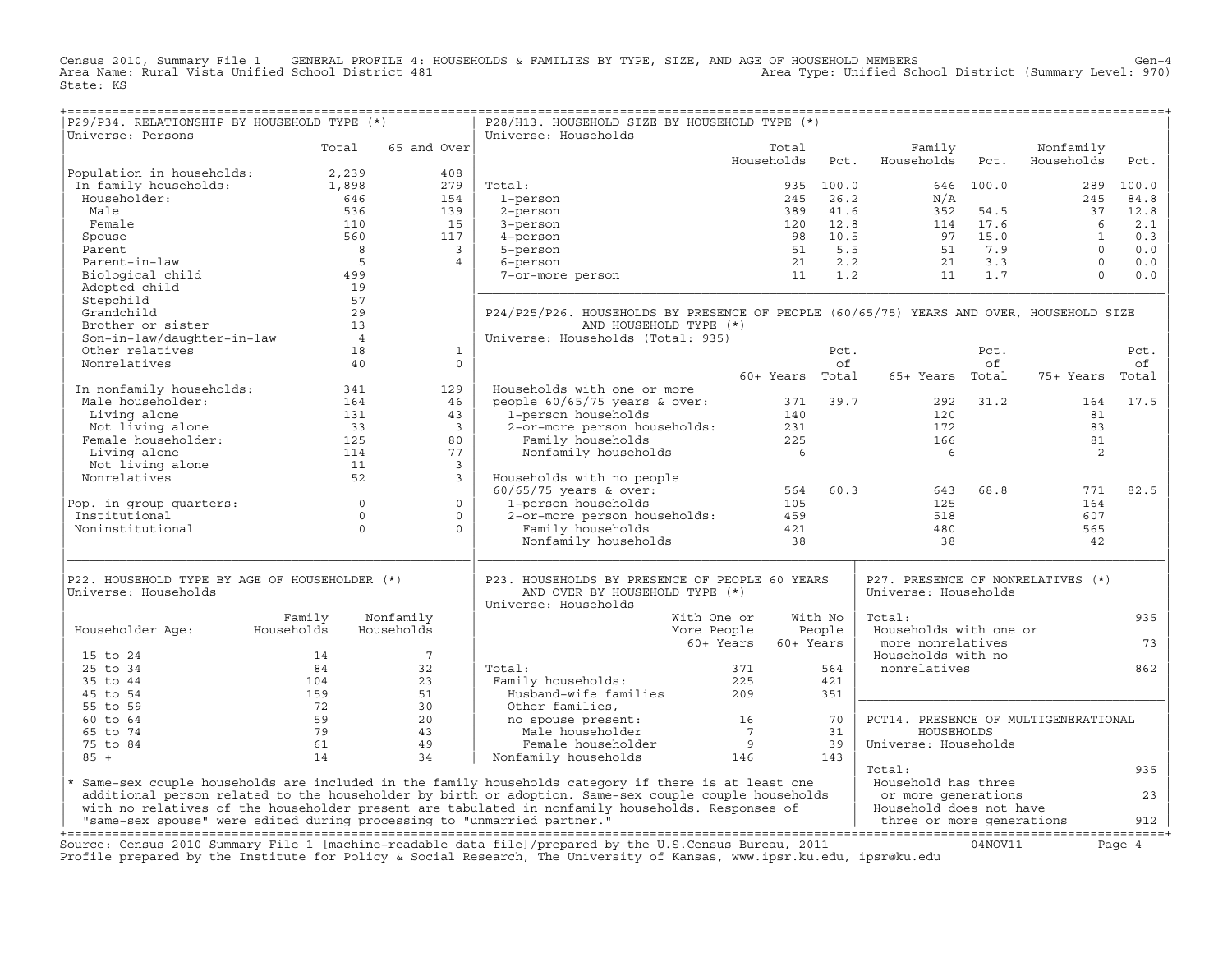Census 2010, Summary File 1 GENERAL PROFILE 4: HOUSEHOLDS & FAMILIES BY TYPE, SIZE, AND AGE OF HOUSEHOLD MEMBERS Gen-4
Area Name: Rural Vista Unified School District 481 Area Type: Unified School District (Summary Level: 970)
State: KS

## P29/P34. RELATIONSHIP BY HOUSEHOLD TYPE (*)

Universe: Persons

| | Total | 65 and Over |
|---|---|---|
| Population in households: | 2,239 | 408 |
| In family households: | 1,898 | 279 |
| Householder: | 646 | 154 |
| Male | 536 | 139 |
| Female | 110 | 15 |
| Spouse | 560 | 117 |
| Parent | 8 | 3 |
| Parent-in-law | 5 | 4 |
| Biological child | 499 | |
| Adopted child | 19 | |
| Stepchild | 57 | |
| Grandchild | 29 | |
| Brother or sister | 13 | |
| Son-in-law/daughter-in-law | 4 | |
| Other relatives | 18 | 1 |
| Nonrelatives | 40 | 0 |
| In nonfamily households: | 341 | 129 |
| Male householder: | 164 | 46 |
| Living alone | 131 | 43 |
| Not living alone | 33 | 3 |
| Female householder: | 125 | 80 |
| Living alone | 114 | 77 |
| Not living alone | 11 | 3 |
| Nonrelatives | 52 | 3 |
| Pop. in group quarters: | 0 | 0 |
| Institutional | 0 | 0 |
| Noninstitutional | 0 | 0 |

## P28/H13. HOUSEHOLD SIZE BY HOUSEHOLD TYPE (*)

Universe: Households

| | Total Households | Pct. | Family Households | Pct. | Nonfamily Households | Pct. |
|---|---|---|---|---|---|---|
| Total: | 935 | 100.0 | 646 | 100.0 | 289 | 100.0 |
| 1-person | 245 | 26.2 | N/A | | 245 | 84.8 |
| 2-person | 389 | 41.6 | 352 | 54.5 | 37 | 12.8 |
| 3-person | 120 | 12.8 | 114 | 17.6 | 6 | 2.1 |
| 4-person | 98 | 10.5 | 97 | 15.0 | 1 | 0.3 |
| 5-person | 51 | 5.5 | 51 | 7.9 | 0 | 0.0 |
| 6-person | 21 | 2.2 | 21 | 3.3 | 0 | 0.0 |
| 7-or-more person | 11 | 1.2 | 11 | 1.7 | 0 | 0.0 |

## P24/P25/P26. HOUSEHOLDS BY PRESENCE OF PEOPLE (60/65/75) YEARS AND OVER, HOUSEHOLD SIZE AND HOUSEHOLD TYPE (*)

Universe: Households (Total: 935)

| | 60+ Years | Pct. of Total | 65+ Years | Pct. of Total | 75+ Years | Pct. of Total |
|---|---|---|---|---|---|---|
| Households with one or more people 60/65/75 years & over: | 371 | 39.7 | 292 | 31.2 | 164 | 17.5 |
| 1-person households | 140 | | 120 | | 81 | |
| 2-or-more person households: | 231 | | 172 | | 83 | |
| Family households | 225 | | 166 | | 81 | |
| Nonfamily households | 6 | | 6 | | 2 | |
| Households with no people 60/65/75 years & over: | 564 | 60.3 | 643 | 68.8 | 771 | 82.5 |
| 1-person households | 105 | | 125 | | 164 | |
| 2-or-more person households: | 459 | | 518 | | 607 | |
| Family households | 421 | | 480 | | 565 | |
| Nonfamily households | 38 | | 38 | | 42 | |

## P22. HOUSEHOLD TYPE BY AGE OF HOUSEHOLDER (*)

Universe: Households

| Householder Age: | Family Households | Nonfamily Households |
|---|---|---|
| 15 to 24 | 14 | 7 |
| 25 to 34 | 84 | 32 |
| 35 to 44 | 104 | 23 |
| 45 to 54 | 159 | 51 |
| 55 to 59 | 72 | 30 |
| 60 to 64 | 59 | 20 |
| 65 to 74 | 79 | 43 |
| 75 to 84 | 61 | 49 |
| 85 + | 14 | 34 |

## P23. HOUSEHOLDS BY PRESENCE OF PEOPLE 60 YEARS AND OVER BY HOUSEHOLD TYPE (*)

Universe: Households

| | With One or More People 60+ Years | With No People 60+ Years |
|---|---|---|
| Total: | 371 | 564 |
| Family households: | 225 | 421 |
| Husband-wife families | 209 | 351 |
| Other families, no spouse present: | 16 | 70 |
| Male householder | 7 | 31 |
| Female householder | 9 | 39 |
| Nonfamily households | 146 | 143 |

## P27. PRESENCE OF NONRELATIVES (*)

Universe: Households

| | |
|---|---|
| Total: | 935 |
| Households with one or more nonrelatives | 73 |
| Households with no nonrelatives | 862 |

## PCT14. PRESENCE OF MULTIGENERATIONAL HOUSEHOLDS

Universe: Households

| | |
|---|---|
| Total: | 935 |
| Household has three or more generations | 23 |
| Household does not have three or more generations | 912 |

* Same-sex couple households are included in the family households category if there is at least one additional person related to the householder by birth or adoption. Same-sex couple couple households with no relatives of the householder present are tabulated in nonfamily households. Responses of "same-sex spouse" were edited during processing to "unmarried partner."

Source: Census 2010 Summary File 1 [machine-readable data file]/prepared by the U.S.Census Bureau, 2011 04NOV11
Profile prepared by the Institute for Policy & Social Research, The University of Kansas, www.ipsr.ku.edu, ipsr@ku.edu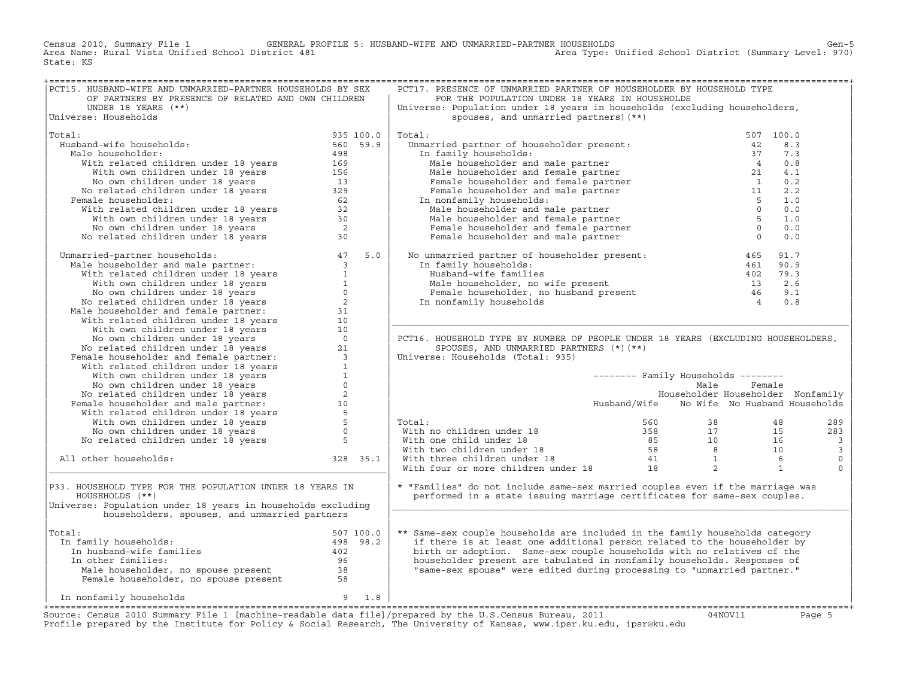Census 2010, Summary File 1 GENERAL PROFILE 5: HUSBAND-WIFE AND UNMARRIED-PARTNER HOUSEHOLDS Gen-5
Area Name: Rural Vista Unified School District 481 Area Type: Unified School District (Summary Level: 970)
State: KS

## PCT15. HUSBAND-WIFE AND UNMARRIED-PARTNER HOUSEHOLDS BY SEX OF PARTNERS BY PRESENCE OF RELATED AND OWN CHILDREN UNDER 18 YEARS (**)

Universe: Households

| | | |
|---|---|---|
| Total: | 935 | 100.0 |
| Husband-wife households: | 560 | 59.9 |
| Male householder: | 498 | |
| With related children under 18 years | 169 | |
| With own children under 18 years | 156 | |
| No own children under 18 years | 13 | |
| No related children under 18 years | 329 | |
| Female householder: | 62 | |
| With related children under 18 years | 32 | |
| With own children under 18 years | 30 | |
| No own children under 18 years | 2 | |
| No related children under 18 years | 30 | |
| Unmarried-partner households: | 47 | 5.0 |
| Male householder and male partner: | 3 | |
| With related children under 18 years | 1 | |
| With own children under 18 years | 1 | |
| No own children under 18 years | 0 | |
| No related children under 18 years | 2 | |
| Male householder and female partner: | 31 | |
| With related children under 18 years | 10 | |
| With own children under 18 years | 10 | |
| No own children under 18 years | 0 | |
| No related children under 18 years | 21 | |
| Female householder and female partner: | 3 | |
| With related children under 18 years | 1 | |
| With own children under 18 years | 1 | |
| No own children under 18 years | 0 | |
| No related children under 18 years | 2 | |
| Female householder and male partner: | 10 | |
| With related children under 18 years | 5 | |
| With own children under 18 years | 5 | |
| No own children under 18 years | 0 | |
| No related children under 18 years | 5 | |
| All other households: | 328 | 35.1 |

## P33. HOUSEHOLD TYPE FOR THE POPULATION UNDER 18 YEARS IN HOUSEHOLDS (**)

Universe: Population under 18 years in households excluding householders, spouses, and unmarried partners

| | | |
|---|---|---|
| Total: | 507 | 100.0 |
| In family households: | 498 | 98.2 |
| In husband-wife families | 402 | |
| In other families: | 96 | |
| Male householder, no spouse present | 38 | |
| Female householder, no spouse present | 58 | |
| In nonfamily households | 9 | 1.8 |

## PCT17. PRESENCE OF UNMARRIED PARTNER OF HOUSEHOLDER BY HOUSEHOLD TYPE FOR THE POPULATION UNDER 18 YEARS IN HOUSEHOLDS

Universe: Population under 18 years in households (excluding householders, spouses, and unmarried partners)(**)

| | | |
|---|---|---|
| Total: | 507 | 100.0 |
| Unmarried partner of householder present: | 42 | 8.3 |
| In family households: | 37 | 7.3 |
| Male householder and male partner | 4 | 0.8 |
| Male householder and female partner | 21 | 4.1 |
| Female householder and female partner | 1 | 0.2 |
| Female householder and male partner | 11 | 2.2 |
| In nonfamily households: | 5 | 1.0 |
| Male householder and male partner | 0 | 0.0 |
| Male householder and female partner | 5 | 1.0 |
| Female householder and female partner | 0 | 0.0 |
| Female householder and male partner | 0 | 0.0 |
| No unmarried partner of householder present: | 465 | 91.7 |
| In family households: | 461 | 90.9 |
| Husband-wife families | 402 | 79.3 |
| Male householder, no wife present | 13 | 2.6 |
| Female householder, no husband present | 46 | 9.1 |
| In nonfamily households | 4 | 0.8 |

## PCT16. HOUSEHOLD TYPE BY NUMBER OF PEOPLE UNDER 18 YEARS (EXCLUDING HOUSEHOLDERS, SPOUSES, AND UNMARRIED PARTNERS (*)(**)

Universe: Households (Total: 935)

| | -------- Family Households -------- | | | |
|---|---|---|---|---|
| | Husband/Wife | Male Householder No Wife | Female Householder No Husband | Nonfamily Households |
| Total: | 560 | 38 | 48 | 289 |
| With no children under 18 | 358 | 17 | 15 | 283 |
| With one child under 18 | 85 | 10 | 16 | 3 |
| With two children under 18 | 58 | 8 | 10 | 3 |
| With three children under 18 | 41 | 1 | 6 | 0 |
| With four or more children under 18 | 18 | 2 | 1 | 0 |

* "Families" do not include same-sex married couples even if the marriage was performed in a state issuing marriage certificates for same-sex couples.

** Same-sex couple households are included in the family households category if there is at least one additional person related to the householder by birth or adoption. Same-sex couple households with no relatives of the householder present are tabulated in nonfamily households. Responses of "same-sex spouse" were edited during processing to "unmarried partner."

Source: Census 2010 Summary File 1 [machine-readable data file]/prepared by the U.S.Census Bureau, 2011 04NOV11
Profile prepared by the Institute for Policy & Social Research, The University of Kansas, www.ipsr.ku.edu, ipsr@ku.edu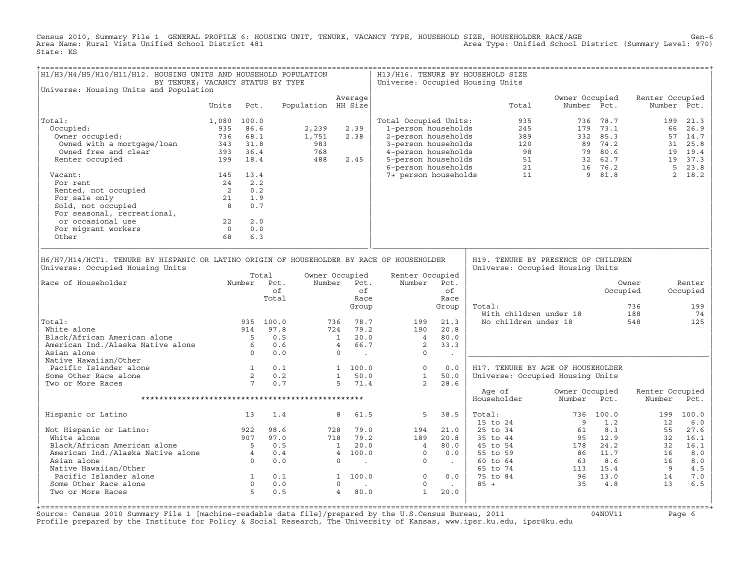Census 2010, Summary File 1 GENERAL PROFILE 6: HOUSING UNIT, TENURE, VACANCY TYPE, HOUSEHOLD SIZE, HOUSEHOLDER RACE/AGE Gen-6
Area Name: Rural Vista Unified School District 481 Area Type: Unified School District (Summary Level: 970)
State: KS

## H1/H3/H4/H5/H10/H11/H12. HOUSING UNITS AND HOUSEHOLD POPULATION BY TENURE; VACANCY STATUS BY TYPE

Universe: Housing Units and Population

| | Units | Pct. | Population | Average HH Size |
|---|---|---|---|---|
| Total: | 1,080 | 100.0 | | |
| Occupied: | 935 | 86.6 | 2,239 | 2.39 |
| Owner occupied: | 736 | 68.1 | 1,751 | 2.38 |
| Owned with a mortgage/loan | 343 | 31.8 | 983 | |
| Owned free and clear | 393 | 36.4 | 768 | |
| Renter occupied | 199 | 18.4 | 488 | 2.45 |
| Vacant: | 145 | 13.4 | | |
| For rent | 24 | 2.2 | | |
| Rented, not occupied | 2 | 0.2 | | |
| For sale only | 21 | 1.9 | | |
| Sold, not occupied | 8 | 0.7 | | |
| For seasonal, recreational, or occasional use | 22 | 2.0 | | |
| For migrant workers | 0 | 0.0 | | |
| Other | 68 | 6.3 | | |

## H13/H16. TENURE BY HOUSEHOLD SIZE

Universe: Occupied Housing Units

| | Total | Owner Occupied Number | Owner Occupied Pct. | Renter Occupied Number | Renter Occupied Pct. |
|---|---|---|---|---|---|
| Total Occupied Units: | 935 | 736 | 78.7 | 199 | 21.3 |
| 1-person households | 245 | 179 | 73.1 | 66 | 26.9 |
| 2-person households | 389 | 332 | 85.3 | 57 | 14.7 |
| 3-person households | 120 | 89 | 74.2 | 31 | 25.8 |
| 4-person households | 98 | 79 | 80.6 | 19 | 19.4 |
| 5-person households | 51 | 32 | 62.7 | 19 | 37.3 |
| 6-person households | 21 | 16 | 76.2 | 5 | 23.8 |
| 7+ person households | 11 | 9 | 81.8 | 2 | 18.2 |

## H6/H7/H14/HCT1. TENURE BY HISPANIC OR LATINO ORIGIN OF HOUSEHOLDER BY RACE OF HOUSEHOLDER

Universe: Occupied Housing Units

| Race of Householder | Total Number | Total Pct. of Total | Owner Occupied Number | Owner Occupied Pct. of Race Group | Renter Occupied Number | Renter Occupied Pct. of Race Group |
|---|---|---|---|---|---|---|
| Total: | 935 | 100.0 | 736 | 78.7 | 199 | 21.3 |
| White alone | 914 | 97.8 | 724 | 79.2 | 190 | 20.8 |
| Black/African American alone | 5 | 0.5 | 1 | 20.0 | 4 | 80.0 |
| American Ind./Alaska Native alone | 6 | 0.6 | 4 | 66.7 | 2 | 33.3 |
| Asian alone | 0 | 0.0 | 0 | . | 0 | . |
| Native Hawaiian/Other Pacific Islander alone | 1 | 0.1 | 1 | 100.0 | 0 | 0.0 |
| Some Other Race alone | 2 | 0.2 | 1 | 50.0 | 1 | 50.0 |
| Two or More Races | 7 | 0.7 | 5 | 71.4 | 2 | 28.6 |
| Hispanic or Latino | 13 | 1.4 | 8 | 61.5 | 5 | 38.5 |
| Not Hispanic or Latino: | 922 | 98.6 | 728 | 79.0 | 194 | 21.0 |
| White alone | 907 | 97.0 | 718 | 79.2 | 189 | 20.8 |
| Black/African American alone | 5 | 0.5 | 1 | 20.0 | 4 | 80.0 |
| American Ind./Alaska Native alone | 4 | 0.4 | 4 | 100.0 | 0 | 0.0 |
| Asian alone | 0 | 0.0 | 0 | . | 0 | . |
| Native Hawaiian/Other Pacific Islander alone | 1 | 0.1 | 1 | 100.0 | 0 | 0.0 |
| Some Other Race alone | 0 | 0.0 | 0 | . | 0 | . |
| Two or More Races | 5 | 0.5 | 4 | 80.0 | 1 | 20.0 |

## H19. TENURE BY PRESENCE OF CHILDREN

Universe: Occupied Housing Units

| | Owner Occupied | Renter Occupied |
|---|---|---|
| Total: | 736 | 199 |
| With children under 18 | 188 | 74 |
| No children under 18 | 548 | 125 |

## H17. TENURE BY AGE OF HOUSEHOLDER

Universe: Occupied Housing Units

| Age of Householder | Owner Occupied Number | Owner Occupied Pct. | Renter Occupied Number | Renter Occupied Pct. |
|---|---|---|---|---|
| Total: | 736 | 100.0 | 199 | 100.0 |
| 15 to 24 | 9 | 1.2 | 12 | 6.0 |
| 25 to 34 | 61 | 8.3 | 55 | 27.6 |
| 35 to 44 | 95 | 12.9 | 32 | 16.1 |
| 45 to 54 | 178 | 24.2 | 32 | 16.1 |
| 55 to 59 | 86 | 11.7 | 16 | 8.0 |
| 60 to 64 | 63 | 8.6 | 16 | 8.0 |
| 65 to 74 | 113 | 15.4 | 9 | 4.5 |
| 75 to 84 | 96 | 13.0 | 14 | 7.0 |
| 85 + | 35 | 4.8 | 13 | 6.5 |

Source: Census 2010 Summary File 1 [machine-readable data file]/prepared by the U.S.Census Bureau, 2011 04NOV11
Profile prepared by the Institute for Policy & Social Research, The University of Kansas, www.ipsr.ku.edu, ipsr@ku.edu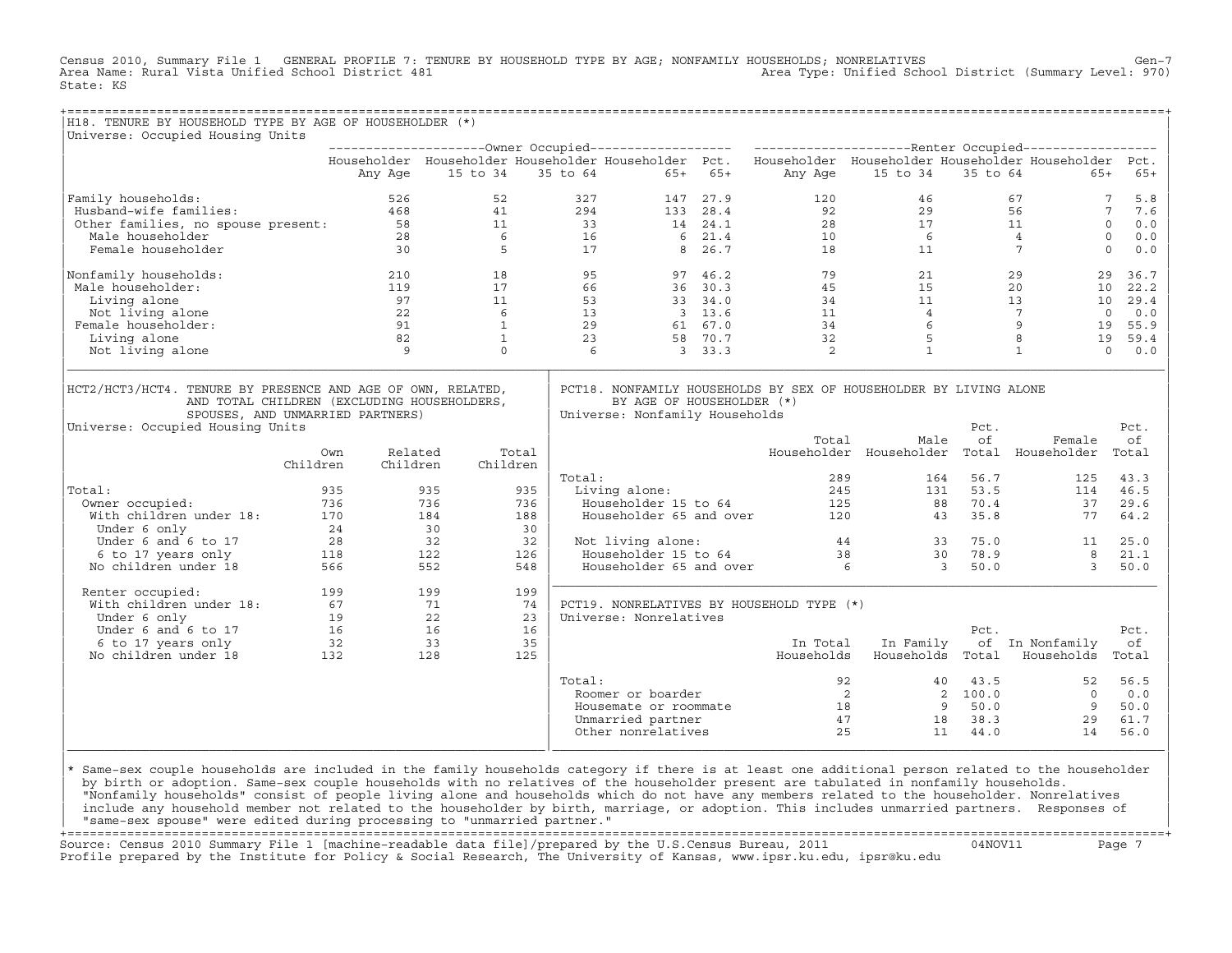Census 2010, Summary File 1 GENERAL PROFILE 7: TENURE BY HOUSEHOLD TYPE BY AGE; NONFAMILY HOUSEHOLDS; NONRELATIVES Gen-7
Area Name: Rural Vista Unified School District 481 Area Type: Unified School District (Summary Level: 970)
State: KS

## H18. TENURE BY HOUSEHOLD TYPE BY AGE OF HOUSEHOLDER (*)

Universe: Occupied Housing Units

| | Owner Occupied | | | | | Renter Occupied | | | | |
|---|---|---|---|---|---|---|---|---|---|---|
| | Householder Any Age | Householder 15 to 34 | Householder 35 to 64 | Householder 65+ | Pct. 65+ | Householder Any Age | Householder 15 to 34 | Householder 35 to 64 | Householder 65+ | Pct. 65+ |
| Family households: | 526 | 52 | 327 | 147 | 27.9 | 120 | 46 | 67 | 7 | 5.8 |
| Husband-wife families: | 468 | 41 | 294 | 133 | 28.4 | 92 | 29 | 56 | 7 | 7.6 |
| Other families, no spouse present: | 58 | 11 | 33 | 14 | 24.1 | 28 | 17 | 11 | 0 | 0.0 |
| Male householder | 28 | 6 | 16 | 6 | 21.4 | 10 | 6 | 4 | 0 | 0.0 |
| Female householder | 30 | 5 | 17 | 8 | 26.7 | 18 | 11 | 7 | 0 | 0.0 |
| Nonfamily households: | 210 | 18 | 95 | 97 | 46.2 | 79 | 21 | 29 | 29 | 36.7 |
| Male householder: | 119 | 17 | 66 | 36 | 30.3 | 45 | 15 | 20 | 10 | 22.2 |
| Living alone | 97 | 11 | 53 | 33 | 34.0 | 34 | 11 | 13 | 10 | 29.4 |
| Not living alone | 22 | 6 | 13 | 3 | 13.6 | 11 | 4 | 7 | 0 | 0.0 |
| Female householder: | 91 | 1 | 29 | 61 | 67.0 | 34 | 6 | 9 | 19 | 55.9 |
| Living alone | 82 | 1 | 23 | 58 | 70.7 | 32 | 5 | 8 | 19 | 59.4 |
| Not living alone | 9 | 0 | 6 | 3 | 33.3 | 2 | 1 | 1 | 0 | 0.0 |

## HCT2/HCT3/HCT4. TENURE BY PRESENCE AND AGE OF OWN, RELATED, AND TOTAL CHILDREN (EXCLUDING HOUSEHOLDERS, SPOUSES, AND UNMARRIED PARTNERS)

Universe: Occupied Housing Units

| | Own Children | Related Children | Total Children |
|---|---|---|---|
| Total: | 935 | 935 | 935 |
| Owner occupied: | 736 | 736 | 736 |
| With children under 18: | 170 | 184 | 188 |
| Under 6 only | 24 | 30 | 30 |
| Under 6 and 6 to 17 | 28 | 32 | 32 |
| 6 to 17 years only | 118 | 122 | 126 |
| No children under 18 | 566 | 552 | 548 |
| Renter occupied: | 199 | 199 | 199 |
| With children under 18: | 67 | 71 | 74 |
| Under 6 only | 19 | 22 | 23 |
| Under 6 and 6 to 17 | 16 | 16 | 16 |
| 6 to 17 years only | 32 | 33 | 35 |
| No children under 18 | 132 | 128 | 125 |

## PCT18. NONFAMILY HOUSEHOLDS BY SEX OF HOUSEHOLDER BY LIVING ALONE BY AGE OF HOUSEHOLDER (*)

Universe: Nonfamily Households

| | Total Householder | Male Householder | Pct. of Total | Female Householder | Pct. of Total |
|---|---|---|---|---|---|
| Total: | 289 | 164 | 56.7 | 125 | 43.3 |
| Living alone: | 245 | 131 | 53.5 | 114 | 46.5 |
| Householder 15 to 64 | 125 | 88 | 70.4 | 37 | 29.6 |
| Householder 65 and over | 120 | 43 | 35.8 | 77 | 64.2 |
| Not living alone: | 44 | 33 | 75.0 | 11 | 25.0 |
| Householder 15 to 64 | 38 | 30 | 78.9 | 8 | 21.1 |
| Householder 65 and over | 6 | 3 | 50.0 | 3 | 50.0 |

## PCT19. NONRELATIVES BY HOUSEHOLD TYPE (*)

Universe: Nonrelatives

| | In Total Households | In Family Households | Pct. of Total | In Nonfamily Households | Pct. of Total |
|---|---|---|---|---|---|
| Total: | 92 | 40 | 43.5 | 52 | 56.5 |
| Roomer or boarder | 2 | 2 | 100.0 | 0 | 0.0 |
| Housemate or roommate | 18 | 9 | 50.0 | 9 | 50.0 |
| Unmarried partner | 47 | 18 | 38.3 | 29 | 61.7 |
| Other nonrelatives | 25 | 11 | 44.0 | 14 | 56.0 |

* Same-sex couple households are included in the family households category if there is at least one additional person related to the householder by birth or adoption. Same-sex couple households with no relatives of the householder present are tabulated in nonfamily households. "Nonfamily households" consist of people living alone and households which do not have any members related to the householder. Nonrelatives include any household member not related to the householder by birth, marriage, or adoption. This includes unmarried partners. Responses of "same-sex spouse" were edited during processing to "unmarried partner."

Source: Census 2010 Summary File 1 [machine-readable data file]/prepared by the U.S.Census Bureau, 2011 04NOV11
Profile prepared by the Institute for Policy & Social Research, The University of Kansas, www.ipsr.ku.edu, ipsr@ku.edu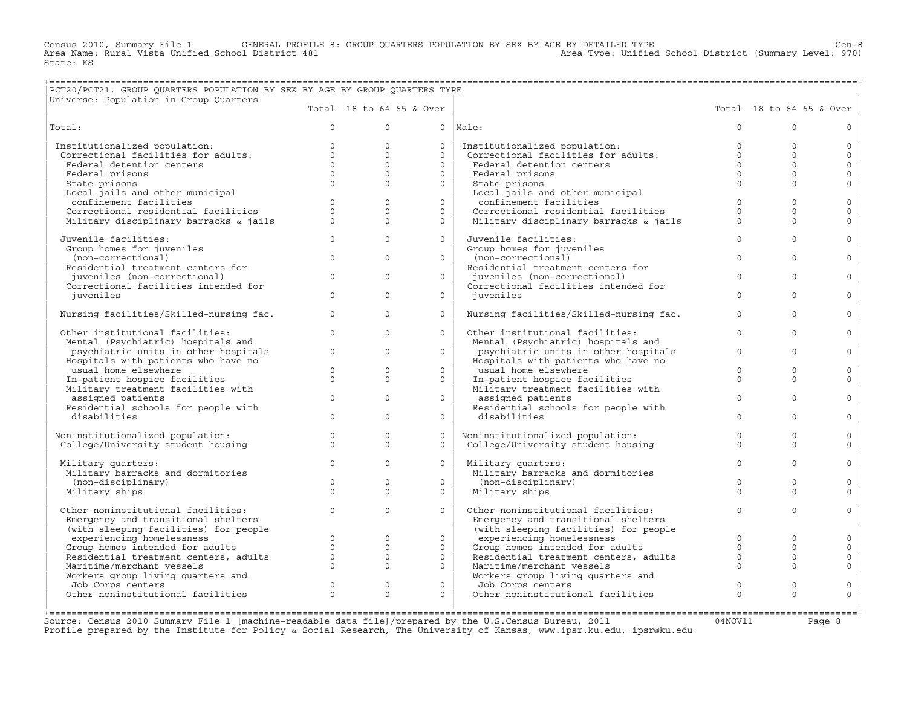Census 2010, Summary File 1 GENERAL PROFILE 8: GROUP QUARTERS POPULATION BY SEX BY AGE BY DETAILED TYPE Gen-8
Area Name: Rural Vista Unified School District 481 Area Type: Unified School District (Summary Level: 970)
State: KS

PCT20/PCT21. GROUP QUARTERS POPULATION BY SEX BY AGE BY GROUP QUARTERS TYPE
Universe: Population in Group Quarters

| | Total | 18 to 64 | 65 & Over | | Total | 18 to 64 | 65 & Over |
|---|---|---|---|---|---|---|---|
| Total: | 0 | 0 | 0 | Male: | 0 | 0 | 0 |
| Institutionalized population: | 0 | 0 | 0 | Institutionalized population: | 0 | 0 | 0 |
| Correctional facilities for adults: | 0 | 0 | 0 | Correctional facilities for adults: | 0 | 0 | 0 |
| Federal detention centers | 0 | 0 | 0 | Federal detention centers | 0 | 0 | 0 |
| Federal prisons | 0 | 0 | 0 | Federal prisons | 0 | 0 | 0 |
| State prisons | 0 | 0 | 0 | State prisons | 0 | 0 | 0 |
| Local jails and other municipal confinement facilities | 0 | 0 | 0 | Local jails and other municipal confinement facilities | 0 | 0 | 0 |
| Correctional residential facilities | 0 | 0 | 0 | Correctional residential facilities | 0 | 0 | 0 |
| Military disciplinary barracks & jails | 0 | 0 | 0 | Military disciplinary barracks & jails | 0 | 0 | 0 |
| Juvenile facilities: | 0 | 0 | 0 | Juvenile facilities: | 0 | 0 | 0 |
| Group homes for juveniles (non-correctional) | 0 | 0 | 0 | Group homes for juveniles (non-correctional) | 0 | 0 | 0 |
| Residential treatment centers for juveniles (non-correctional) | 0 | 0 | 0 | Residential treatment centers for juveniles (non-correctional) | 0 | 0 | 0 |
| Correctional facilities intended for juveniles | 0 | 0 | 0 | Correctional facilities intended for juveniles | 0 | 0 | 0 |
| Nursing facilities/Skilled-nursing fac. | 0 | 0 | 0 | Nursing facilities/Skilled-nursing fac. | 0 | 0 | 0 |
| Other institutional facilities: | 0 | 0 | 0 | Other institutional facilities: | 0 | 0 | 0 |
| Mental (Psychiatric) hospitals and psychiatric units in other hospitals | 0 | 0 | 0 | Mental (Psychiatric) hospitals and psychiatric units in other hospitals | 0 | 0 | 0 |
| Hospitals with patients who have no usual home elsewhere | 0 | 0 | 0 | Hospitals with patients who have no usual home elsewhere | 0 | 0 | 0 |
| In-patient hospice facilities | 0 | 0 | 0 | In-patient hospice facilities | 0 | 0 | 0 |
| Military treatment facilities with assigned patients | 0 | 0 | 0 | Military treatment facilities with assigned patients | 0 | 0 | 0 |
| Residential schools for people with disabilities | 0 | 0 | 0 | Residential schools for people with disabilities | 0 | 0 | 0 |
| Noninstitutionalized population: | 0 | 0 | 0 | Noninstitutionalized population: | 0 | 0 | 0 |
| College/University student housing | 0 | 0 | 0 | College/University student housing | 0 | 0 | 0 |
| Military quarters: | 0 | 0 | 0 | Military quarters: | 0 | 0 | 0 |
| Military barracks and dormitories (non-disciplinary) | 0 | 0 | 0 | Military barracks and dormitories (non-disciplinary) | 0 | 0 | 0 |
| Military ships | 0 | 0 | 0 | Military ships | 0 | 0 | 0 |
| Other noninstitutional facilities: | 0 | 0 | 0 | Other noninstitutional facilities: | 0 | 0 | 0 |
| Emergency and transitional shelters (with sleeping facilities) for people experiencing homelessness | 0 | 0 | 0 | Emergency and transitional shelters (with sleeping facilities) for people experiencing homelessness | 0 | 0 | 0 |
| Group homes intended for adults | 0 | 0 | 0 | Group homes intended for adults | 0 | 0 | 0 |
| Residential treatment centers, adults | 0 | 0 | 0 | Residential treatment centers, adults | 0 | 0 | 0 |
| Maritime/merchant vessels | 0 | 0 | 0 | Maritime/merchant vessels | 0 | 0 | 0 |
| Workers group living quarters and Job Corps centers | 0 | 0 | 0 | Workers group living quarters and Job Corps centers | 0 | 0 | 0 |
| Other noninstitutional facilities | 0 | 0 | 0 | Other noninstitutional facilities | 0 | 0 | 0 |

Source: Census 2010 Summary File 1 [machine-readable data file]/prepared by the U.S.Census Bureau, 2011 04NOV11
Profile prepared by the Institute for Policy & Social Research, The University of Kansas, www.ipsr.ku.edu, ipsr@ku.edu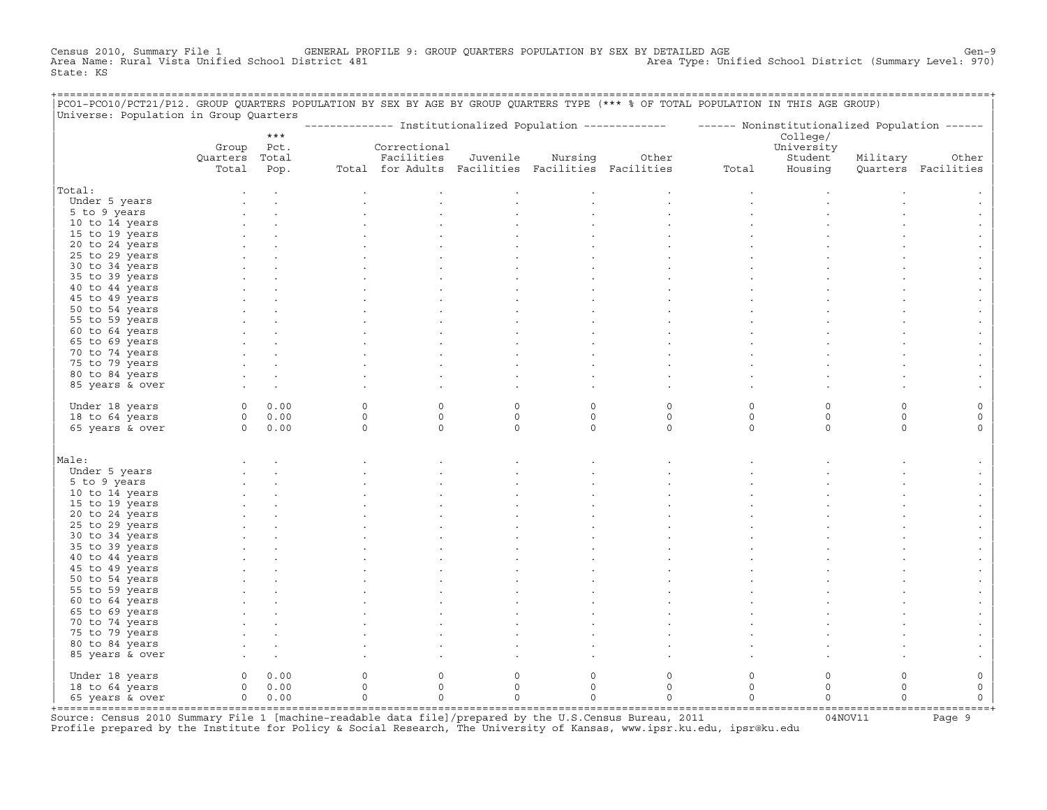Census 2010, Summary File 1 GENERAL PROFILE 9: GROUP QUARTERS POPULATION BY SEX BY DETAILED AGE Gen-9
Area Name: Rural Vista Unified School District 481 Area Type: Unified School District (Summary Level: 970)
State: KS

PCO1-PCO10/PCT21/P12. GROUP QUARTERS POPULATION BY SEX BY AGE BY GROUP QUARTERS TYPE (*** % OF TOTAL POPULATION IN THIS AGE GROUP)
Universe: Population in Group Quarters

| | Group Quarters Total | *** Pct. Total Pop. | Institutionalized Population Total | Correctional Facilities for Adults | Juvenile Facilities | Nursing Facilities | Other Facilities | Noninstitutionalized Population Total | College/ University Student Housing | Military Quarters | Other Facilities |
|---|---|---|---|---|---|---|---|---|---|---|---|
| Total: | . | . | . | . | . | . | . | . | . | . | . |
| Under 5 years | . | . | . | . | . | . | . | . | . | . | . |
| 5 to 9 years | . | . | . | . | . | . | . | . | . | . | . |
| 10 to 14 years | . | . | . | . | . | . | . | . | . | . | . |
| 15 to 19 years | . | . | . | . | . | . | . | . | . | . | . |
| 20 to 24 years | . | . | . | . | . | . | . | . | . | . | . |
| 25 to 29 years | . | . | . | . | . | . | . | . | . | . | . |
| 30 to 34 years | . | . | . | . | . | . | . | . | . | . | . |
| 35 to 39 years | . | . | . | . | . | . | . | . | . | . | . |
| 40 to 44 years | . | . | . | . | . | . | . | . | . | . | . |
| 45 to 49 years | . | . | . | . | . | . | . | . | . | . | . |
| 50 to 54 years | . | . | . | . | . | . | . | . | . | . | . |
| 55 to 59 years | . | . | . | . | . | . | . | . | . | . | . |
| 60 to 64 years | . | . | . | . | . | . | . | . | . | . | . |
| 65 to 69 years | . | . | . | . | . | . | . | . | . | . | . |
| 70 to 74 years | . | . | . | . | . | . | . | . | . | . | . |
| 75 to 79 years | . | . | . | . | . | . | . | . | . | . | . |
| 80 to 84 years | . | . | . | . | . | . | . | . | . | . | . |
| 85 years & over | . | . | . | . | . | . | . | . | . | . | . |
| Under 18 years | 0 | 0.00 | 0 | 0 | 0 | 0 | 0 | 0 | 0 | 0 | 0 |
| 18 to 64 years | 0 | 0.00 | 0 | 0 | 0 | 0 | 0 | 0 | 0 | 0 | 0 |
| 65 years & over | 0 | 0.00 | 0 | 0 | 0 | 0 | 0 | 0 | 0 | 0 | 0 |
| Male: | . | . | . | . | . | . | . | . | . | . | . |
| Under 5 years | . | . | . | . | . | . | . | . | . | . | . |
| 5 to 9 years | . | . | . | . | . | . | . | . | . | . | . |
| 10 to 14 years | . | . | . | . | . | . | . | . | . | . | . |
| 15 to 19 years | . | . | . | . | . | . | . | . | . | . | . |
| 20 to 24 years | . | . | . | . | . | . | . | . | . | . | . |
| 25 to 29 years | . | . | . | . | . | . | . | . | . | . | . |
| 30 to 34 years | . | . | . | . | . | . | . | . | . | . | . |
| 35 to 39 years | . | . | . | . | . | . | . | . | . | . | . |
| 40 to 44 years | . | . | . | . | . | . | . | . | . | . | . |
| 45 to 49 years | . | . | . | . | . | . | . | . | . | . | . |
| 50 to 54 years | . | . | . | . | . | . | . | . | . | . | . |
| 55 to 59 years | . | . | . | . | . | . | . | . | . | . | . |
| 60 to 64 years | . | . | . | . | . | . | . | . | . | . | . |
| 65 to 69 years | . | . | . | . | . | . | . | . | . | . | . |
| 70 to 74 years | . | . | . | . | . | . | . | . | . | . | . |
| 75 to 79 years | . | . | . | . | . | . | . | . | . | . | . |
| 80 to 84 years | . | . | . | . | . | . | . | . | . | . | . |
| 85 years & over | . | . | . | . | . | . | . | . | . | . | . |
| Under 18 years | 0 | 0.00 | 0 | 0 | 0 | 0 | 0 | 0 | 0 | 0 | 0 |
| 18 to 64 years | 0 | 0.00 | 0 | 0 | 0 | 0 | 0 | 0 | 0 | 0 | 0 |
| 65 years & over | 0 | 0.00 | 0 | 0 | 0 | 0 | 0 | 0 | 0 | 0 | 0 |

Source: Census 2010 Summary File 1 [machine-readable data file]/prepared by the U.S.Census Bureau, 2011 04NOV11
Profile prepared by the Institute for Policy & Social Research, The University of Kansas, www.ipsr.ku.edu, ipsr@ku.edu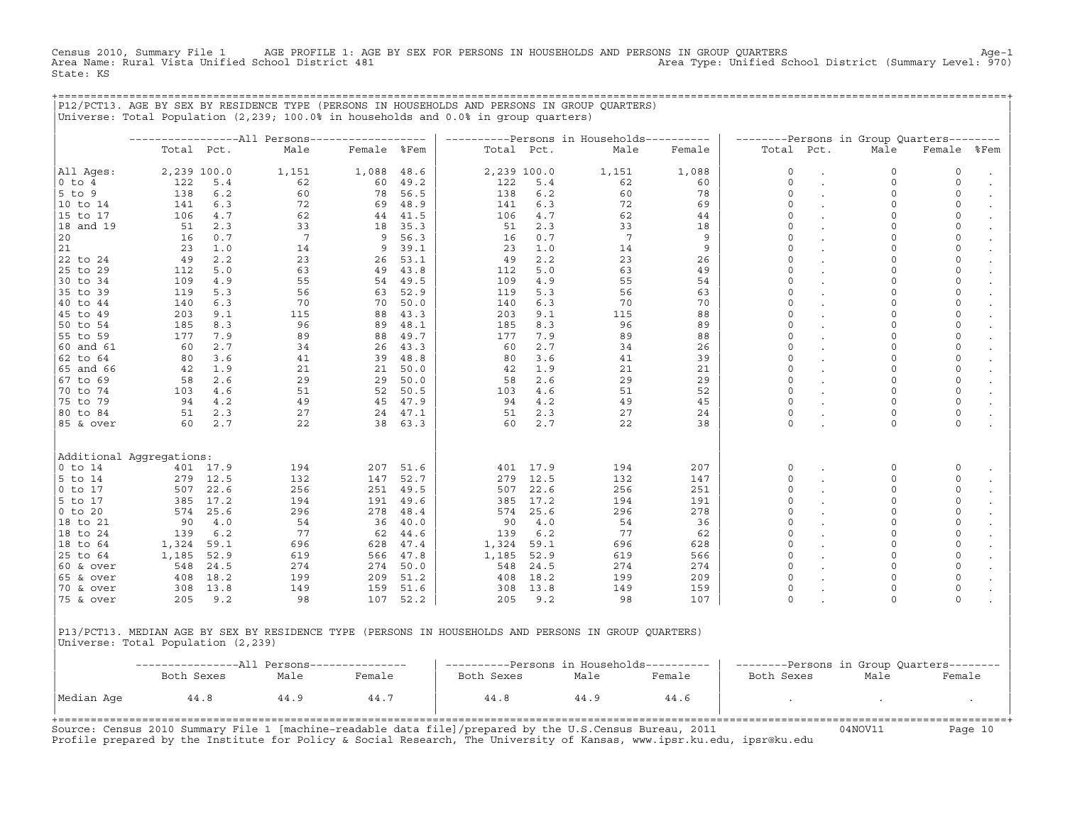Census 2010, Summary File 1 AGE PROFILE 1: AGE BY SEX FOR PERSONS IN HOUSEHOLDS AND PERSONS IN GROUP QUARTERS Age-1
Area Name: Rural Vista Unified School District 481 Area Type: Unified School District (Summary Level: 970)
State: KS

P12/PCT13. AGE BY SEX BY RESIDENCE TYPE (PERSONS IN HOUSEHOLDS AND PERSONS IN GROUP QUARTERS)
Universe: Total Population (2,239; 100.0% in households and 0.0% in group quarters)

| | All Persons | | | | | Persons in Households | | | | Persons in Group Quarters | | | | |
|---|---|---|---|---|---|---|---|---|---|---|---|---|---|---|
| | Total | Pct. | Male | Female | %Fem | Total | Pct. | Male | Female | Total | Pct. | Male | Female | %Fem |
| All Ages: | 2,239 | 100.0 | 1,151 | 1,088 | 48.6 | 2,239 | 100.0 | 1,151 | 1,088 | 0 | . | 0 | 0 | . |
| 0 to 4 | 122 | 5.4 | 62 | 60 | 49.2 | 122 | 5.4 | 62 | 60 | 0 | . | 0 | 0 | . |
| 5 to 9 | 138 | 6.2 | 60 | 78 | 56.5 | 138 | 6.2 | 60 | 78 | 0 | . | 0 | 0 | . |
| 10 to 14 | 141 | 6.3 | 72 | 69 | 48.9 | 141 | 6.3 | 72 | 69 | 0 | . | 0 | 0 | . |
| 15 to 17 | 106 | 4.7 | 62 | 44 | 41.5 | 106 | 4.7 | 62 | 44 | 0 | . | 0 | 0 | . |
| 18 and 19 | 51 | 2.3 | 33 | 18 | 35.3 | 51 | 2.3 | 33 | 18 | 0 | . | 0 | 0 | . |
| 20 | 16 | 0.7 | 7 | 9 | 56.3 | 16 | 0.7 | 7 | 9 | 0 | . | 0 | 0 | . |
| 21 | 23 | 1.0 | 14 | 9 | 39.1 | 23 | 1.0 | 14 | 9 | 0 | . | 0 | 0 | . |
| 22 to 24 | 49 | 2.2 | 23 | 26 | 53.1 | 49 | 2.2 | 23 | 26 | 0 | . | 0 | 0 | . |
| 25 to 29 | 112 | 5.0 | 63 | 49 | 43.8 | 112 | 5.0 | 63 | 49 | 0 | . | 0 | 0 | . |
| 30 to 34 | 109 | 4.9 | 55 | 54 | 49.5 | 109 | 4.9 | 55 | 54 | 0 | . | 0 | 0 | . |
| 35 to 39 | 119 | 5.3 | 56 | 63 | 52.9 | 119 | 5.3 | 56 | 63 | 0 | . | 0 | 0 | . |
| 40 to 44 | 140 | 6.3 | 70 | 70 | 50.0 | 140 | 6.3 | 70 | 70 | 0 | . | 0 | 0 | . |
| 45 to 49 | 203 | 9.1 | 115 | 88 | 43.3 | 203 | 9.1 | 115 | 88 | 0 | . | 0 | 0 | . |
| 50 to 54 | 185 | 8.3 | 96 | 89 | 48.1 | 185 | 8.3 | 96 | 89 | 0 | . | 0 | 0 | . |
| 55 to 59 | 177 | 7.9 | 89 | 88 | 49.7 | 177 | 7.9 | 89 | 88 | 0 | . | 0 | 0 | . |
| 60 and 61 | 60 | 2.7 | 34 | 26 | 43.3 | 60 | 2.7 | 34 | 26 | 0 | . | 0 | 0 | . |
| 62 to 64 | 80 | 3.6 | 41 | 39 | 48.8 | 80 | 3.6 | 41 | 39 | 0 | . | 0 | 0 | . |
| 65 and 66 | 42 | 1.9 | 21 | 21 | 50.0 | 42 | 1.9 | 21 | 21 | 0 | . | 0 | 0 | . |
| 67 to 69 | 58 | 2.6 | 29 | 29 | 50.0 | 58 | 2.6 | 29 | 29 | 0 | . | 0 | 0 | . |
| 70 to 74 | 103 | 4.6 | 51 | 52 | 50.5 | 103 | 4.6 | 51 | 52 | 0 | . | 0 | 0 | . |
| 75 to 79 | 94 | 4.2 | 49 | 45 | 47.9 | 94 | 4.2 | 49 | 45 | 0 | . | 0 | 0 | . |
| 80 to 84 | 51 | 2.3 | 27 | 24 | 47.1 | 51 | 2.3 | 27 | 24 | 0 | . | 0 | 0 | . |
| 85 & over | 60 | 2.7 | 22 | 38 | 63.3 | 60 | 2.7 | 22 | 38 | 0 | . | 0 | 0 | . |
| Additional Aggregations: | | | | | | | | | | | | | | |
| 0 to 14 | 401 | 17.9 | 194 | 207 | 51.6 | 401 | 17.9 | 194 | 207 | 0 | . | 0 | 0 | . |
| 5 to 14 | 279 | 12.5 | 132 | 147 | 52.7 | 279 | 12.5 | 132 | 147 | 0 | . | 0 | 0 | . |
| 0 to 17 | 507 | 22.6 | 256 | 251 | 49.5 | 507 | 22.6 | 256 | 251 | 0 | . | 0 | 0 | . |
| 5 to 17 | 385 | 17.2 | 194 | 191 | 49.6 | 385 | 17.2 | 194 | 191 | 0 | . | 0 | 0 | . |
| 0 to 20 | 574 | 25.6 | 296 | 278 | 48.4 | 574 | 25.6 | 296 | 278 | 0 | . | 0 | 0 | . |
| 18 to 21 | 90 | 4.0 | 54 | 36 | 40.0 | 90 | 4.0 | 54 | 36 | 0 | . | 0 | 0 | . |
| 18 to 24 | 139 | 6.2 | 77 | 62 | 44.6 | 139 | 6.2 | 77 | 62 | 0 | . | 0 | 0 | . |
| 18 to 64 | 1,324 | 59.1 | 696 | 628 | 47.4 | 1,324 | 59.1 | 696 | 628 | 0 | . | 0 | 0 | . |
| 25 to 64 | 1,185 | 52.9 | 619 | 566 | 47.8 | 1,185 | 52.9 | 619 | 566 | 0 | . | 0 | 0 | . |
| 60 & over | 548 | 24.5 | 274 | 274 | 50.0 | 548 | 24.5 | 274 | 274 | 0 | . | 0 | 0 | . |
| 65 & over | 408 | 18.2 | 199 | 209 | 51.2 | 408 | 18.2 | 199 | 209 | 0 | . | 0 | 0 | . |
| 70 & over | 308 | 13.8 | 149 | 159 | 51.6 | 308 | 13.8 | 149 | 159 | 0 | . | 0 | 0 | . |
| 75 & over | 205 | 9.2 | 98 | 107 | 52.2 | 205 | 9.2 | 98 | 107 | 0 | . | 0 | 0 | . |

P13/PCT13. MEDIAN AGE BY SEX BY RESIDENCE TYPE (PERSONS IN HOUSEHOLDS AND PERSONS IN GROUP QUARTERS)
Universe: Total Population (2,239)

| | All Persons | | | Persons in Households | | | Persons in Group Quarters | | |
|---|---|---|---|---|---|---|---|---|---|
| | Both Sexes | Male | Female | Both Sexes | Male | Female | Both Sexes | Male | Female |
| Median Age | 44.8 | 44.9 | 44.7 | 44.8 | 44.9 | 44.6 | . | . | . |

Source: Census 2010 Summary File 1 [machine-readable data file]/prepared by the U.S.Census Bureau, 2011 04NOV11
Profile prepared by the Institute for Policy & Social Research, The University of Kansas, www.ipsr.ku.edu, ipsr@ku.edu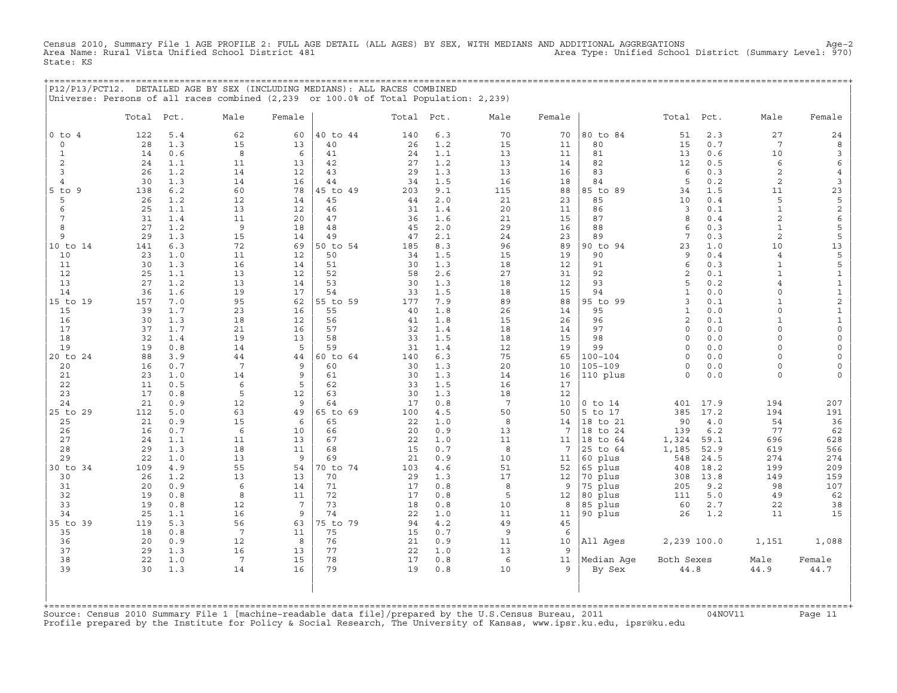Census 2010, Summary File 1 AGE PROFILE 2: FULL AGE DETAIL (ALL AGES) BY SEX, WITH MEDIANS AND ADDITIONAL AGGREGATIONS Age-2
Area Name: Rural Vista Unified School District 481 Area Type: Unified School District (Summary Level: 970)
State: KS

P12/P13/PCT12. DETAILED AGE BY SEX (INCLUDING MEDIANS): ALL RACES COMBINED
Universe: Persons of all races combined (2,239 or 100.0% of Total Population: 2,239)

| | Total | Pct. | Male | Female | | Total | Pct. | Male | Female | | Total | Pct. | Male | Female |
|---|---|---|---|---|---|---|---|---|---|---|---|---|---|---|
| 0 to 4 | 122 | 5.4 | 62 | 60 | 40 to 44 | 140 | 6.3 | 70 | 70 | 80 to 84 | 51 | 2.3 | 27 | 24 |
| 0 | 28 | 1.3 | 15 | 13 | 40 | 26 | 1.2 | 15 | 11 | 80 | 15 | 0.7 | 7 | 8 |
| 1 | 14 | 0.6 | 8 | 6 | 41 | 24 | 1.1 | 13 | 11 | 81 | 13 | 0.6 | 10 | 3 |
| 2 | 24 | 1.1 | 11 | 13 | 42 | 27 | 1.2 | 13 | 14 | 82 | 12 | 0.5 | 6 | 6 |
| 3 | 26 | 1.2 | 14 | 12 | 43 | 29 | 1.3 | 13 | 16 | 83 | 6 | 0.3 | 2 | 4 |
| 4 | 30 | 1.3 | 14 | 16 | 44 | 34 | 1.5 | 16 | 18 | 84 | 5 | 0.2 | 2 | 3 |
| 5 to 9 | 138 | 6.2 | 60 | 78 | 45 to 49 | 203 | 9.1 | 115 | 88 | 85 to 89 | 34 | 1.5 | 11 | 23 |
| 5 | 26 | 1.2 | 12 | 14 | 45 | 44 | 2.0 | 21 | 23 | 85 | 10 | 0.4 | 5 | 5 |
| 6 | 25 | 1.1 | 13 | 12 | 46 | 31 | 1.4 | 20 | 11 | 86 | 3 | 0.1 | 1 | 2 |
| 7 | 31 | 1.4 | 11 | 20 | 47 | 36 | 1.6 | 21 | 15 | 87 | 8 | 0.4 | 2 | 6 |
| 8 | 27 | 1.2 | 9 | 18 | 48 | 45 | 2.0 | 29 | 16 | 88 | 6 | 0.3 | 1 | 5 |
| 9 | 29 | 1.3 | 15 | 14 | 49 | 47 | 2.1 | 24 | 23 | 89 | 7 | 0.3 | 2 | 5 |
| 10 to 14 | 141 | 6.3 | 72 | 69 | 50 to 54 | 185 | 8.3 | 96 | 89 | 90 to 94 | 23 | 1.0 | 10 | 13 |
| 10 | 23 | 1.0 | 11 | 12 | 50 | 34 | 1.5 | 15 | 19 | 90 | 9 | 0.4 | 4 | 5 |
| 11 | 30 | 1.3 | 16 | 14 | 51 | 30 | 1.3 | 18 | 12 | 91 | 6 | 0.3 | 1 | 5 |
| 12 | 25 | 1.1 | 13 | 12 | 52 | 58 | 2.6 | 27 | 31 | 92 | 2 | 0.1 | 1 | 1 |
| 13 | 27 | 1.2 | 13 | 14 | 53 | 30 | 1.3 | 18 | 12 | 93 | 5 | 0.2 | 4 | 1 |
| 14 | 36 | 1.6 | 19 | 17 | 54 | 33 | 1.5 | 18 | 15 | 94 | 1 | 0.0 | 0 | 1 |
| 15 to 19 | 157 | 7.0 | 95 | 62 | 55 to 59 | 177 | 7.9 | 89 | 88 | 95 to 99 | 3 | 0.1 | 1 | 2 |
| 15 | 39 | 1.7 | 23 | 16 | 55 | 40 | 1.8 | 26 | 14 | 95 | 1 | 0.0 | 0 | 1 |
| 16 | 30 | 1.3 | 18 | 12 | 56 | 41 | 1.8 | 15 | 26 | 96 | 2 | 0.1 | 1 | 1 |
| 17 | 37 | 1.7 | 21 | 16 | 57 | 32 | 1.4 | 18 | 14 | 97 | 0 | 0.0 | 0 | 0 |
| 18 | 32 | 1.4 | 19 | 13 | 58 | 33 | 1.5 | 18 | 15 | 98 | 0 | 0.0 | 0 | 0 |
| 19 | 19 | 0.8 | 14 | 5 | 59 | 31 | 1.4 | 12 | 19 | 99 | 0 | 0.0 | 0 | 0 |
| 20 to 24 | 88 | 3.9 | 44 | 44 | 60 to 64 | 140 | 6.3 | 75 | 65 | 100-104 | 0 | 0.0 | 0 | 0 |
| 20 | 16 | 0.7 | 7 | 9 | 60 | 30 | 1.3 | 20 | 10 | 105-109 | 0 | 0.0 | 0 | 0 |
| 21 | 23 | 1.0 | 14 | 9 | 61 | 30 | 1.3 | 14 | 16 | 110 plus | 0 | 0.0 | 0 | 0 |
| 22 | 11 | 0.5 | 6 | 5 | 62 | 33 | 1.5 | 16 | 17 | | | | | |
| 23 | 17 | 0.8 | 5 | 12 | 63 | 30 | 1.3 | 18 | 12 | | | | | |
| 24 | 21 | 0.9 | 12 | 9 | 64 | 17 | 0.8 | 7 | 10 | 0 to 14 | 401 | 17.9 | 194 | 207 |
| 25 to 29 | 112 | 5.0 | 63 | 49 | 65 to 69 | 100 | 4.5 | 50 | 50 | 5 to 17 | 385 | 17.2 | 194 | 191 |
| 25 | 21 | 0.9 | 15 | 6 | 65 | 22 | 1.0 | 8 | 14 | 18 to 21 | 90 | 4.0 | 54 | 36 |
| 26 | 16 | 0.7 | 6 | 10 | 66 | 20 | 0.9 | 13 | 7 | 18 to 24 | 139 | 6.2 | 77 | 62 |
| 27 | 24 | 1.1 | 11 | 13 | 67 | 22 | 1.0 | 11 | 11 | 18 to 64 | 1,324 | 59.1 | 696 | 628 |
| 28 | 29 | 1.3 | 18 | 11 | 68 | 15 | 0.7 | 8 | 7 | 25 to 64 | 1,185 | 52.9 | 619 | 566 |
| 29 | 22 | 1.0 | 13 | 9 | 69 | 21 | 0.9 | 10 | 11 | 60 plus | 548 | 24.5 | 274 | 274 |
| 30 to 34 | 109 | 4.9 | 55 | 54 | 70 to 74 | 103 | 4.6 | 51 | 52 | 65 plus | 408 | 18.2 | 199 | 209 |
| 30 | 26 | 1.2 | 13 | 13 | 70 | 29 | 1.3 | 17 | 12 | 70 plus | 308 | 13.8 | 149 | 159 |
| 31 | 20 | 0.9 | 6 | 14 | 71 | 17 | 0.8 | 8 | 9 | 75 plus | 205 | 9.2 | 98 | 107 |
| 32 | 19 | 0.8 | 8 | 11 | 72 | 17 | 0.8 | 5 | 12 | 80 plus | 111 | 5.0 | 49 | 62 |
| 33 | 19 | 0.8 | 12 | 7 | 73 | 18 | 0.8 | 10 | 8 | 85 plus | 60 | 2.7 | 22 | 38 |
| 34 | 25 | 1.1 | 16 | 9 | 74 | 22 | 1.0 | 11 | 11 | 90 plus | 26 | 1.2 | 11 | 15 |
| 35 to 39 | 119 | 5.3 | 56 | 63 | 75 to 79 | 94 | 4.2 | 49 | 45 | | | | | |
| 35 | 18 | 0.8 | 7 | 11 | 75 | 15 | 0.7 | 9 | 6 | | | | | |
| 36 | 20 | 0.9 | 12 | 8 | 76 | 21 | 0.9 | 11 | 10 | All Ages | 2,239 | 100.0 | 1,151 | 1,088 |
| 37 | 29 | 1.3 | 16 | 13 | 77 | 22 | 1.0 | 13 | 9 | | | | | |
| 38 | 22 | 1.0 | 7 | 15 | 78 | 17 | 0.8 | 6 | 11 | Median Age | Both Sexes | | Male | Female |
| 39 | 30 | 1.3 | 14 | 16 | 79 | 19 | 0.8 | 10 | 9 | By Sex | 44.8 | | 44.9 | 44.7 |

Source: Census 2010 Summary File 1 [machine-readable data file]/prepared by the U.S.Census Bureau, 2011 04NOV11
Profile prepared by the Institute for Policy & Social Research, The University of Kansas, www.ipsr.ku.edu, ipsr@ku.edu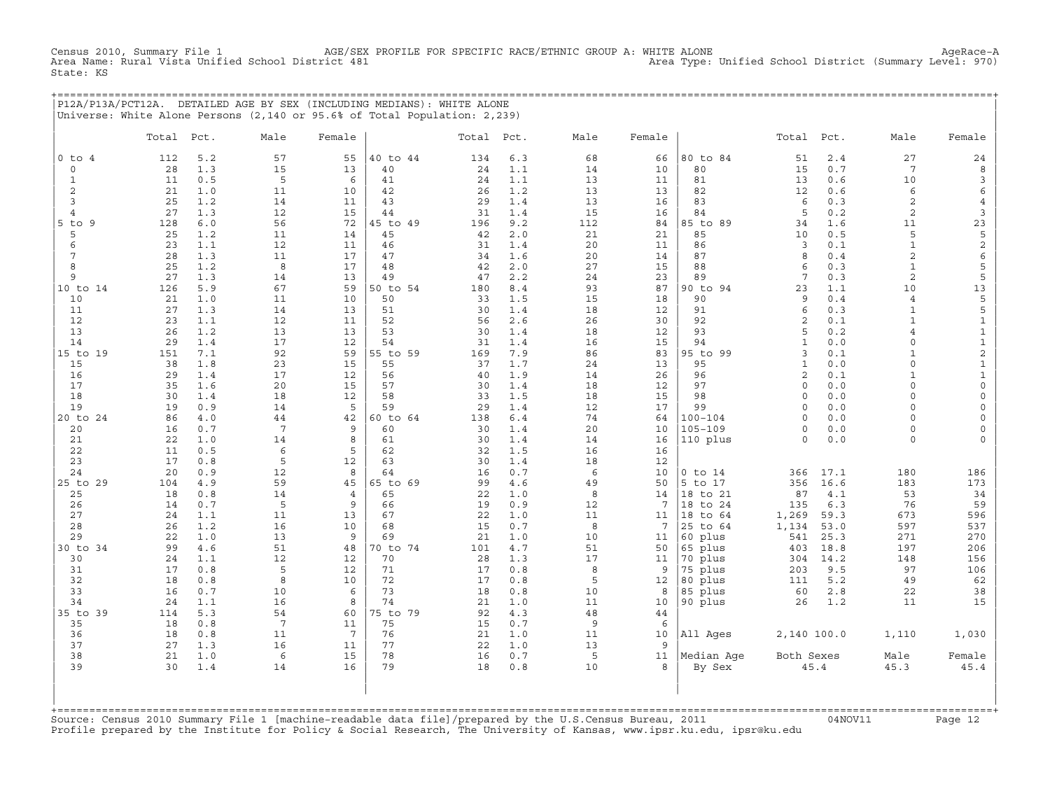Census 2010, Summary File 1 AGE/SEX PROFILE FOR SPECIFIC RACE/ETHNIC GROUP A: WHITE ALONE AgeRace-A
Area Name: Rural Vista Unified School District 481 Area Type: Unified School District (Summary Level: 970)
State: KS

## P12A/P13A/PCT12A. DETAILED AGE BY SEX (INCLUDING MEDIANS): WHITE ALONE

Universe: White Alone Persons (2,140 or 95.6% of Total Population: 2,239)

| | Total | Pct. | Male | Female | | Total | Pct. | Male | Female | | Total | Pct. | Male | Female |
|---|---|---|---|---|---|---|---|---|---|---|---|---|---|---|
| 0 to 4 | 112 | 5.2 | 57 | 55 | 40 to 44 | 134 | 6.3 | 68 | 66 | 80 to 84 | 51 | 2.4 | 27 | 24 |
| 0 | 28 | 1.3 | 15 | 13 | 40 | 24 | 1.1 | 14 | 10 | 80 | 15 | 0.7 | 7 | 8 |
| 1 | 11 | 0.5 | 5 | 6 | 41 | 24 | 1.1 | 13 | 11 | 81 | 13 | 0.6 | 10 | 3 |
| 2 | 21 | 1.0 | 11 | 10 | 42 | 26 | 1.2 | 13 | 13 | 82 | 12 | 0.6 | 6 | 6 |
| 3 | 25 | 1.2 | 14 | 11 | 43 | 29 | 1.4 | 13 | 16 | 83 | 6 | 0.3 | 2 | 4 |
| 4 | 27 | 1.3 | 12 | 15 | 44 | 31 | 1.4 | 15 | 16 | 84 | 5 | 0.2 | 2 | 3 |
| 5 to 9 | 128 | 6.0 | 56 | 72 | 45 to 49 | 196 | 9.2 | 112 | 84 | 85 to 89 | 34 | 1.6 | 11 | 23 |
| 5 | 25 | 1.2 | 11 | 14 | 45 | 42 | 2.0 | 21 | 21 | 85 | 10 | 0.5 | 5 | 5 |
| 6 | 23 | 1.1 | 12 | 11 | 46 | 31 | 1.4 | 20 | 11 | 86 | 3 | 0.1 | 1 | 2 |
| 7 | 28 | 1.3 | 11 | 17 | 47 | 34 | 1.6 | 20 | 14 | 87 | 8 | 0.4 | 2 | 6 |
| 8 | 25 | 1.2 | 8 | 17 | 48 | 42 | 2.0 | 27 | 15 | 88 | 6 | 0.3 | 1 | 5 |
| 9 | 27 | 1.3 | 14 | 13 | 49 | 47 | 2.2 | 24 | 23 | 89 | 7 | 0.3 | 2 | 5 |
| 10 to 14 | 126 | 5.9 | 67 | 59 | 50 to 54 | 180 | 8.4 | 93 | 87 | 90 to 94 | 23 | 1.1 | 10 | 13 |
| 10 | 21 | 1.0 | 11 | 10 | 50 | 33 | 1.5 | 15 | 18 | 90 | 9 | 0.4 | 4 | 5 |
| 11 | 27 | 1.3 | 14 | 13 | 51 | 30 | 1.4 | 18 | 12 | 91 | 6 | 0.3 | 1 | 5 |
| 12 | 23 | 1.1 | 12 | 11 | 52 | 56 | 2.6 | 26 | 30 | 92 | 2 | 0.1 | 1 | 1 |
| 13 | 26 | 1.2 | 13 | 13 | 53 | 30 | 1.4 | 18 | 12 | 93 | 5 | 0.2 | 4 | 1 |
| 14 | 29 | 1.4 | 17 | 12 | 54 | 31 | 1.4 | 16 | 15 | 94 | 1 | 0.0 | 0 | 1 |
| 15 to 19 | 151 | 7.1 | 92 | 59 | 55 to 59 | 169 | 7.9 | 86 | 83 | 95 to 99 | 3 | 0.1 | 1 | 2 |
| 15 | 38 | 1.8 | 23 | 15 | 55 | 37 | 1.7 | 24 | 13 | 95 | 1 | 0.0 | 0 | 1 |
| 16 | 29 | 1.4 | 17 | 12 | 56 | 40 | 1.9 | 14 | 26 | 96 | 2 | 0.1 | 1 | 1 |
| 17 | 35 | 1.6 | 20 | 15 | 57 | 30 | 1.4 | 18 | 12 | 97 | 0 | 0.0 | 0 | 0 |
| 18 | 30 | 1.4 | 18 | 12 | 58 | 33 | 1.5 | 18 | 15 | 98 | 0 | 0.0 | 0 | 0 |
| 19 | 19 | 0.9 | 14 | 5 | 59 | 29 | 1.4 | 12 | 17 | 99 | 0 | 0.0 | 0 | 0 |
| 20 to 24 | 86 | 4.0 | 44 | 42 | 60 to 64 | 138 | 6.4 | 74 | 64 | 100-104 | 0 | 0.0 | 0 | 0 |
| 20 | 16 | 0.7 | 7 | 9 | 60 | 30 | 1.4 | 20 | 10 | 105-109 | 0 | 0.0 | 0 | 0 |
| 21 | 22 | 1.0 | 14 | 8 | 61 | 30 | 1.4 | 14 | 16 | 110 plus | 0 | 0.0 | 0 | 0 |
| 22 | 11 | 0.5 | 6 | 5 | 62 | 32 | 1.5 | 16 | 16 | | | | | |
| 23 | 17 | 0.8 | 5 | 12 | 63 | 30 | 1.4 | 18 | 12 | | | | | |
| 24 | 20 | 0.9 | 12 | 8 | 64 | 16 | 0.7 | 6 | 10 | 0 to 14 | 366 | 17.1 | 180 | 186 |
| 25 to 29 | 104 | 4.9 | 59 | 45 | 65 to 69 | 99 | 4.6 | 49 | 50 | 5 to 17 | 356 | 16.6 | 183 | 173 |
| 25 | 18 | 0.8 | 14 | 4 | 65 | 22 | 1.0 | 8 | 14 | 18 to 21 | 87 | 4.1 | 53 | 34 |
| 26 | 14 | 0.7 | 5 | 9 | 66 | 19 | 0.9 | 12 | 7 | 18 to 24 | 135 | 6.3 | 76 | 59 |
| 27 | 24 | 1.1 | 11 | 13 | 67 | 22 | 1.0 | 11 | 11 | 18 to 64 | 1,269 | 59.3 | 673 | 596 |
| 28 | 26 | 1.2 | 16 | 10 | 68 | 15 | 0.7 | 8 | 7 | 25 to 64 | 1,134 | 53.0 | 597 | 537 |
| 29 | 22 | 1.0 | 13 | 9 | 69 | 21 | 1.0 | 10 | 11 | 60 plus | 541 | 25.3 | 271 | 270 |
| 30 to 34 | 99 | 4.6 | 51 | 48 | 70 to 74 | 101 | 4.7 | 51 | 50 | 65 plus | 403 | 18.8 | 197 | 206 |
| 30 | 24 | 1.1 | 12 | 12 | 70 | 28 | 1.3 | 17 | 11 | 70 plus | 304 | 14.2 | 148 | 156 |
| 31 | 17 | 0.8 | 5 | 12 | 71 | 17 | 0.8 | 8 | 9 | 75 plus | 203 | 9.5 | 97 | 106 |
| 32 | 18 | 0.8 | 8 | 10 | 72 | 17 | 0.8 | 5 | 12 | 80 plus | 111 | 5.2 | 49 | 62 |
| 33 | 16 | 0.7 | 10 | 6 | 73 | 18 | 0.8 | 10 | 8 | 85 plus | 60 | 2.8 | 22 | 38 |
| 34 | 24 | 1.1 | 16 | 8 | 74 | 21 | 1.0 | 11 | 10 | 90 plus | 26 | 1.2 | 11 | 15 |
| 35 to 39 | 114 | 5.3 | 54 | 60 | 75 to 79 | 92 | 4.3 | 48 | 44 | | | | | |
| 35 | 18 | 0.8 | 7 | 11 | 75 | 15 | 0.7 | 9 | 6 | | | | | |
| 36 | 18 | 0.8 | 11 | 7 | 76 | 21 | 1.0 | 11 | 10 | All Ages | 2,140 | 100.0 | 1,110 | 1,030 |
| 37 | 27 | 1.3 | 16 | 11 | 77 | 22 | 1.0 | 13 | 9 | | | | | |
| 38 | 21 | 1.0 | 6 | 15 | 78 | 16 | 0.7 | 5 | 11 | Median Age | Both Sexes | | Male | Female |
| 39 | 30 | 1.4 | 14 | 16 | 79 | 18 | 0.8 | 10 | 8 | By Sex | 45.4 | | 45.3 | 45.4 |

Source: Census 2010 Summary File 1 [machine-readable data file]/prepared by the U.S.Census Bureau, 2011 04NOV11
Profile prepared by the Institute for Policy & Social Research, The University of Kansas, www.ipsr.ku.edu, ipsr@ku.edu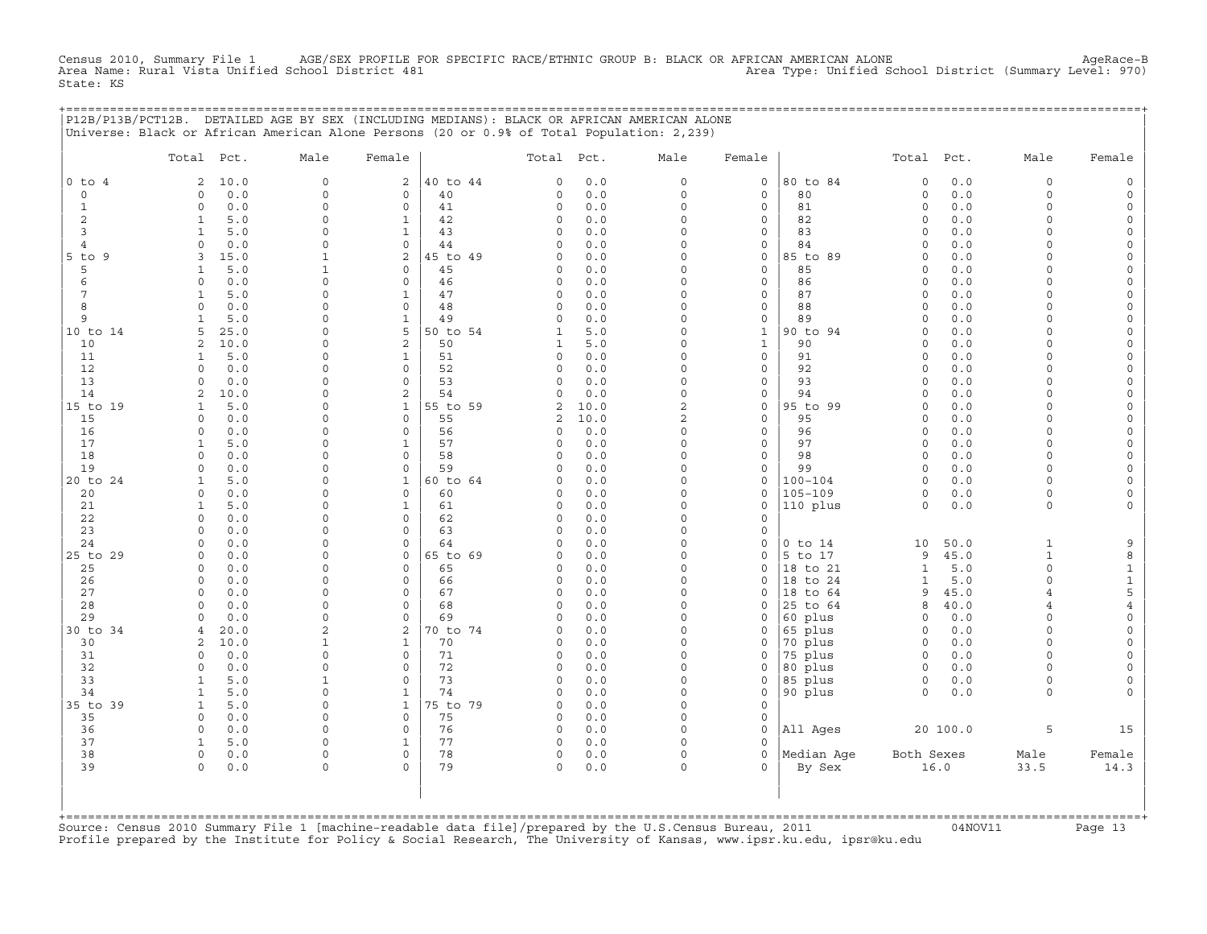Census 2010, Summary File 1 AGE/SEX PROFILE FOR SPECIFIC RACE/ETHNIC GROUP B: BLACK OR AFRICAN AMERICAN ALONE AgeRace-B
Area Name: Rural Vista Unified School District 481 Area Type: Unified School District (Summary Level: 970)
State: KS

P12B/P13B/PCT12B. DETAILED AGE BY SEX (INCLUDING MEDIANS): BLACK OR AFRICAN AMERICAN ALONE
Universe: Black or African American Alone Persons (20 or 0.9% of Total Population: 2,239)

| | Total | Pct. | Male | Female | | Total | Pct. | Male | Female | | Total | Pct. | Male | Female |
|---|---|---|---|---|---|---|---|---|---|---|---|---|---|---|
| 0 to 4 | 2 | 10.0 | 0 | 2 | 40 to 44 | 0 | 0.0 | 0 | 0 | 80 to 84 | 0 | 0.0 | 0 | 0 |
| 0 | 0 | 0.0 | 0 | 0 | 40 | 0 | 0.0 | 0 | 0 | 80 | 0 | 0.0 | 0 | 0 |
| 1 | 0 | 0.0 | 0 | 0 | 41 | 0 | 0.0 | 0 | 0 | 81 | 0 | 0.0 | 0 | 0 |
| 2 | 1 | 5.0 | 0 | 1 | 42 | 0 | 0.0 | 0 | 0 | 82 | 0 | 0.0 | 0 | 0 |
| 3 | 1 | 5.0 | 0 | 1 | 43 | 0 | 0.0 | 0 | 0 | 83 | 0 | 0.0 | 0 | 0 |
| 4 | 0 | 0.0 | 0 | 0 | 44 | 0 | 0.0 | 0 | 0 | 84 | 0 | 0.0 | 0 | 0 |
| 5 to 9 | 3 | 15.0 | 1 | 2 | 45 to 49 | 0 | 0.0 | 0 | 0 | 85 to 89 | 0 | 0.0 | 0 | 0 |
| 5 | 1 | 5.0 | 1 | 0 | 45 | 0 | 0.0 | 0 | 0 | 85 | 0 | 0.0 | 0 | 0 |
| 6 | 0 | 0.0 | 0 | 0 | 46 | 0 | 0.0 | 0 | 0 | 86 | 0 | 0.0 | 0 | 0 |
| 7 | 1 | 5.0 | 0 | 1 | 47 | 0 | 0.0 | 0 | 0 | 87 | 0 | 0.0 | 0 | 0 |
| 8 | 0 | 0.0 | 0 | 0 | 48 | 0 | 0.0 | 0 | 0 | 88 | 0 | 0.0 | 0 | 0 |
| 9 | 1 | 5.0 | 0 | 1 | 49 | 0 | 0.0 | 0 | 0 | 89 | 0 | 0.0 | 0 | 0 |
| 10 to 14 | 5 | 25.0 | 0 | 5 | 50 to 54 | 1 | 5.0 | 0 | 1 | 90 to 94 | 0 | 0.0 | 0 | 0 |
| 10 | 2 | 10.0 | 0 | 2 | 50 | 1 | 5.0 | 0 | 1 | 90 | 0 | 0.0 | 0 | 0 |
| 11 | 1 | 5.0 | 0 | 1 | 51 | 0 | 0.0 | 0 | 0 | 91 | 0 | 0.0 | 0 | 0 |
| 12 | 0 | 0.0 | 0 | 0 | 52 | 0 | 0.0 | 0 | 0 | 92 | 0 | 0.0 | 0 | 0 |
| 13 | 0 | 0.0 | 0 | 0 | 53 | 0 | 0.0 | 0 | 0 | 93 | 0 | 0.0 | 0 | 0 |
| 14 | 2 | 10.0 | 0 | 2 | 54 | 0 | 0.0 | 0 | 0 | 94 | 0 | 0.0 | 0 | 0 |
| 15 to 19 | 1 | 5.0 | 0 | 1 | 55 to 59 | 2 | 10.0 | 2 | 0 | 95 to 99 | 0 | 0.0 | 0 | 0 |
| 15 | 0 | 0.0 | 0 | 0 | 55 | 2 | 10.0 | 2 | 0 | 95 | 0 | 0.0 | 0 | 0 |
| 16 | 0 | 0.0 | 0 | 0 | 56 | 0 | 0.0 | 0 | 0 | 96 | 0 | 0.0 | 0 | 0 |
| 17 | 1 | 5.0 | 0 | 1 | 57 | 0 | 0.0 | 0 | 0 | 97 | 0 | 0.0 | 0 | 0 |
| 18 | 0 | 0.0 | 0 | 0 | 58 | 0 | 0.0 | 0 | 0 | 98 | 0 | 0.0 | 0 | 0 |
| 19 | 0 | 0.0 | 0 | 0 | 59 | 0 | 0.0 | 0 | 0 | 99 | 0 | 0.0 | 0 | 0 |
| 20 to 24 | 1 | 5.0 | 0 | 1 | 60 to 64 | 0 | 0.0 | 0 | 0 | 100-104 | 0 | 0.0 | 0 | 0 |
| 20 | 0 | 0.0 | 0 | 0 | 60 | 0 | 0.0 | 0 | 0 | 105-109 | 0 | 0.0 | 0 | 0 |
| 21 | 1 | 5.0 | 0 | 1 | 61 | 0 | 0.0 | 0 | 0 | 110 plus | 0 | 0.0 | 0 | 0 |
| 22 | 0 | 0.0 | 0 | 0 | 62 | 0 | 0.0 | 0 | 0 | | | | | |
| 23 | 0 | 0.0 | 0 | 0 | 63 | 0 | 0.0 | 0 | 0 | | | | | |
| 24 | 0 | 0.0 | 0 | 0 | 64 | 0 | 0.0 | 0 | 0 | 0 to 14 | 10 | 50.0 | 1 | 9 |
| 25 to 29 | 0 | 0.0 | 0 | 0 | 65 to 69 | 0 | 0.0 | 0 | 0 | 5 to 17 | 9 | 45.0 | 1 | 8 |
| 25 | 0 | 0.0 | 0 | 0 | 65 | 0 | 0.0 | 0 | 0 | 18 to 21 | 1 | 5.0 | 0 | 1 |
| 26 | 0 | 0.0 | 0 | 0 | 66 | 0 | 0.0 | 0 | 0 | 18 to 24 | 1 | 5.0 | 0 | 1 |
| 27 | 0 | 0.0 | 0 | 0 | 67 | 0 | 0.0 | 0 | 0 | 18 to 64 | 9 | 45.0 | 4 | 5 |
| 28 | 0 | 0.0 | 0 | 0 | 68 | 0 | 0.0 | 0 | 0 | 25 to 64 | 8 | 40.0 | 4 | 4 |
| 29 | 0 | 0.0 | 0 | 0 | 69 | 0 | 0.0 | 0 | 0 | 60 plus | 0 | 0.0 | 0 | 0 |
| 30 to 34 | 4 | 20.0 | 2 | 2 | 70 to 74 | 0 | 0.0 | 0 | 0 | 65 plus | 0 | 0.0 | 0 | 0 |
| 30 | 2 | 10.0 | 1 | 1 | 70 | 0 | 0.0 | 0 | 0 | 70 plus | 0 | 0.0 | 0 | 0 |
| 31 | 0 | 0.0 | 0 | 0 | 71 | 0 | 0.0 | 0 | 0 | 75 plus | 0 | 0.0 | 0 | 0 |
| 32 | 0 | 0.0 | 0 | 0 | 72 | 0 | 0.0 | 0 | 0 | 80 plus | 0 | 0.0 | 0 | 0 |
| 33 | 1 | 5.0 | 1 | 0 | 73 | 0 | 0.0 | 0 | 0 | 85 plus | 0 | 0.0 | 0 | 0 |
| 34 | 1 | 5.0 | 0 | 1 | 74 | 0 | 0.0 | 0 | 0 | 90 plus | 0 | 0.0 | 0 | 0 |
| 35 to 39 | 1 | 5.0 | 0 | 1 | 75 to 79 | 0 | 0.0 | 0 | 0 | | | | | |
| 35 | 0 | 0.0 | 0 | 0 | 75 | 0 | 0.0 | 0 | 0 | | | | | |
| 36 | 0 | 0.0 | 0 | 0 | 76 | 0 | 0.0 | 0 | 0 | All Ages | 20 | 100.0 | 5 | 15 |
| 37 | 1 | 5.0 | 0 | 1 | 77 | 0 | 0.0 | 0 | 0 | | | | | |
| 38 | 0 | 0.0 | 0 | 0 | 78 | 0 | 0.0 | 0 | 0 | Median Age | Both Sexes | | Male | Female |
| 39 | 0 | 0.0 | 0 | 0 | 79 | 0 | 0.0 | 0 | 0 | By Sex | 16.0 | | 33.5 | 14.3 |

Source: Census 2010 Summary File 1 [machine-readable data file]/prepared by the U.S.Census Bureau, 2011 04NOV11
Profile prepared by the Institute for Policy & Social Research, The University of Kansas, www.ipsr.ku.edu, ipsr@ku.edu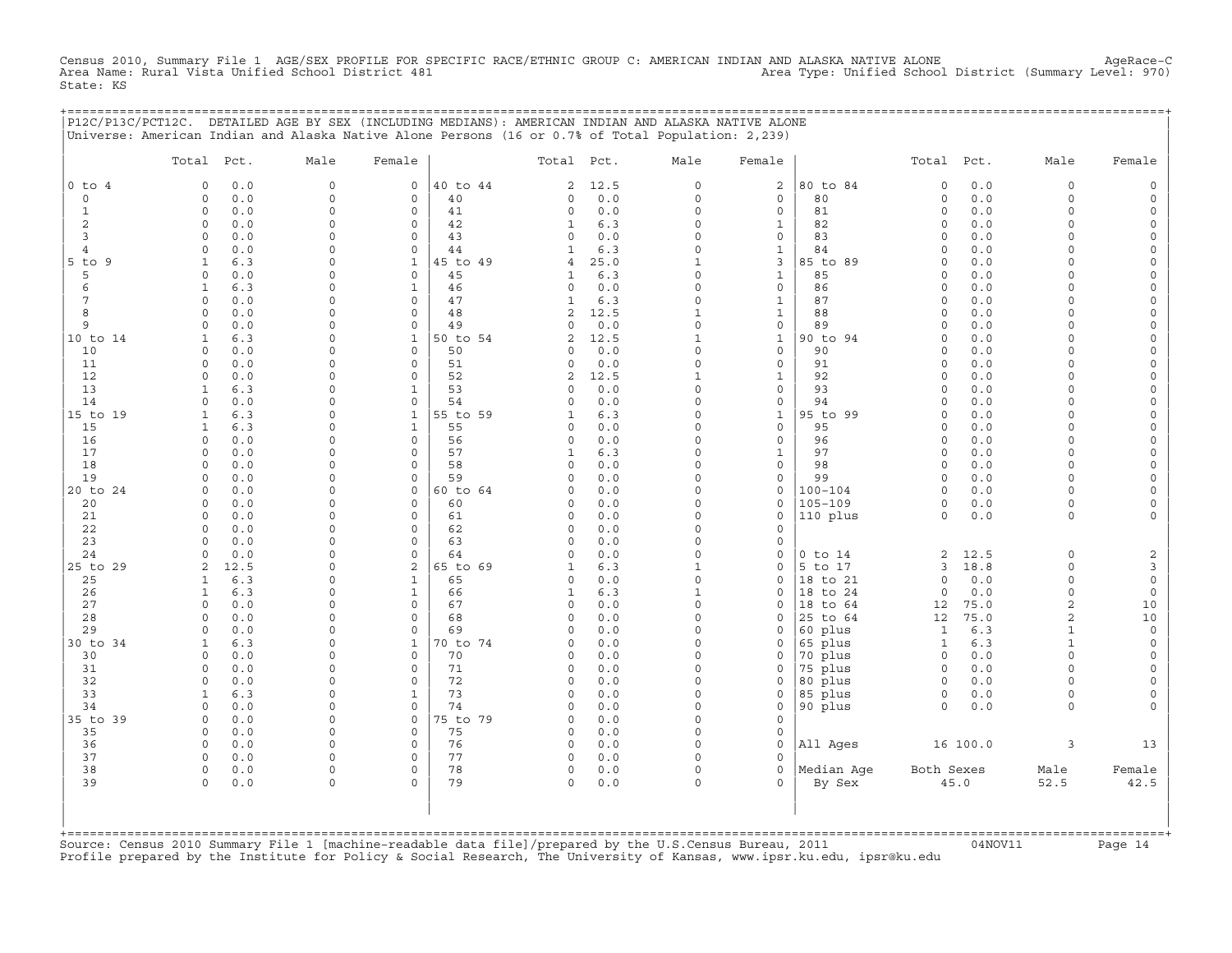Census 2010, Summary File 1 AGE/SEX PROFILE FOR SPECIFIC RACE/ETHNIC GROUP C: AMERICAN INDIAN AND ALASKA NATIVE ALONE AgeRace-C
Area Name: Rural Vista Unified School District 481 Area Type: Unified School District (Summary Level: 970)
State: KS

P12C/P13C/PCT12C. DETAILED AGE BY SEX (INCLUDING MEDIANS): AMERICAN INDIAN AND ALASKA NATIVE ALONE
Universe: American Indian and Alaska Native Alone Persons (16 or 0.7% of Total Population: 2,239)

| | Total | Pct. | Male | Female | | Total | Pct. | Male | Female | | Total | Pct. | Male | Female |
|---|---|---|---|---|---|---|---|---|---|---|---|---|---|---|
| 0 to 4 | 0 | 0.0 | 0 | 0 | 40 to 44 | 2 | 12.5 | 0 | 2 | 80 to 84 | 0 | 0.0 | 0 | 0 |
| 0 | 0 | 0.0 | 0 | 0 | 40 | 0 | 0.0 | 0 | 0 | 80 | 0 | 0.0 | 0 | 0 |
| 1 | 0 | 0.0 | 0 | 0 | 41 | 0 | 0.0 | 0 | 0 | 81 | 0 | 0.0 | 0 | 0 |
| 2 | 0 | 0.0 | 0 | 0 | 42 | 1 | 6.3 | 0 | 1 | 82 | 0 | 0.0 | 0 | 0 |
| 3 | 0 | 0.0 | 0 | 0 | 43 | 0 | 0.0 | 0 | 0 | 83 | 0 | 0.0 | 0 | 0 |
| 4 | 0 | 0.0 | 0 | 0 | 44 | 1 | 6.3 | 0 | 1 | 84 | 0 | 0.0 | 0 | 0 |
| 5 to 9 | 1 | 6.3 | 0 | 1 | 45 to 49 | 4 | 25.0 | 1 | 3 | 85 to 89 | 0 | 0.0 | 0 | 0 |
| 5 | 0 | 0.0 | 0 | 0 | 45 | 1 | 6.3 | 0 | 1 | 85 | 0 | 0.0 | 0 | 0 |
| 6 | 1 | 6.3 | 0 | 1 | 46 | 0 | 0.0 | 0 | 0 | 86 | 0 | 0.0 | 0 | 0 |
| 7 | 0 | 0.0 | 0 | 0 | 47 | 1 | 6.3 | 0 | 1 | 87 | 0 | 0.0 | 0 | 0 |
| 8 | 0 | 0.0 | 0 | 0 | 48 | 2 | 12.5 | 1 | 1 | 88 | 0 | 0.0 | 0 | 0 |
| 9 | 0 | 0.0 | 0 | 0 | 49 | 0 | 0.0 | 0 | 0 | 89 | 0 | 0.0 | 0 | 0 |
| 10 to 14 | 1 | 6.3 | 0 | 1 | 50 to 54 | 2 | 12.5 | 1 | 1 | 90 to 94 | 0 | 0.0 | 0 | 0 |
| 10 | 0 | 0.0 | 0 | 0 | 50 | 0 | 0.0 | 0 | 0 | 90 | 0 | 0.0 | 0 | 0 |
| 11 | 0 | 0.0 | 0 | 0 | 51 | 0 | 0.0 | 0 | 0 | 91 | 0 | 0.0 | 0 | 0 |
| 12 | 0 | 0.0 | 0 | 0 | 52 | 2 | 12.5 | 1 | 1 | 92 | 0 | 0.0 | 0 | 0 |
| 13 | 1 | 6.3 | 0 | 1 | 53 | 0 | 0.0 | 0 | 0 | 93 | 0 | 0.0 | 0 | 0 |
| 14 | 0 | 0.0 | 0 | 0 | 54 | 0 | 0.0 | 0 | 0 | 94 | 0 | 0.0 | 0 | 0 |
| 15 to 19 | 1 | 6.3 | 0 | 1 | 55 to 59 | 1 | 6.3 | 0 | 1 | 95 to 99 | 0 | 0.0 | 0 | 0 |
| 15 | 1 | 6.3 | 0 | 1 | 55 | 0 | 0.0 | 0 | 0 | 95 | 0 | 0.0 | 0 | 0 |
| 16 | 0 | 0.0 | 0 | 0 | 56 | 0 | 0.0 | 0 | 0 | 96 | 0 | 0.0 | 0 | 0 |
| 17 | 0 | 0.0 | 0 | 0 | 57 | 1 | 6.3 | 0 | 1 | 97 | 0 | 0.0 | 0 | 0 |
| 18 | 0 | 0.0 | 0 | 0 | 58 | 0 | 0.0 | 0 | 0 | 98 | 0 | 0.0 | 0 | 0 |
| 19 | 0 | 0.0 | 0 | 0 | 59 | 0 | 0.0 | 0 | 0 | 99 | 0 | 0.0 | 0 | 0 |
| 20 to 24 | 0 | 0.0 | 0 | 0 | 60 to 64 | 0 | 0.0 | 0 | 0 | 100-104 | 0 | 0.0 | 0 | 0 |
| 20 | 0 | 0.0 | 0 | 0 | 60 | 0 | 0.0 | 0 | 0 | 105-109 | 0 | 0.0 | 0 | 0 |
| 21 | 0 | 0.0 | 0 | 0 | 61 | 0 | 0.0 | 0 | 0 | 110 plus | 0 | 0.0 | 0 | 0 |
| 22 | 0 | 0.0 | 0 | 0 | 62 | 0 | 0.0 | 0 | 0 | | | | | |
| 23 | 0 | 0.0 | 0 | 0 | 63 | 0 | 0.0 | 0 | 0 | | | | | |
| 24 | 0 | 0.0 | 0 | 0 | 64 | 0 | 0.0 | 0 | 0 | 0 to 14 | 2 | 12.5 | 0 | 2 |
| 25 to 29 | 2 | 12.5 | 0 | 2 | 65 to 69 | 1 | 6.3 | 1 | 0 | 5 to 17 | 3 | 18.8 | 0 | 3 |
| 25 | 1 | 6.3 | 0 | 1 | 65 | 0 | 0.0 | 0 | 0 | 18 to 21 | 0 | 0.0 | 0 | 0 |
| 26 | 1 | 6.3 | 0 | 1 | 66 | 1 | 6.3 | 1 | 0 | 18 to 24 | 0 | 0.0 | 0 | 0 |
| 27 | 0 | 0.0 | 0 | 0 | 67 | 0 | 0.0 | 0 | 0 | 18 to 64 | 12 | 75.0 | 2 | 10 |
| 28 | 0 | 0.0 | 0 | 0 | 68 | 0 | 0.0 | 0 | 0 | 25 to 64 | 12 | 75.0 | 2 | 10 |
| 29 | 0 | 0.0 | 0 | 0 | 69 | 0 | 0.0 | 0 | 0 | 60 plus | 1 | 6.3 | 1 | 0 |
| 30 to 34 | 1 | 6.3 | 0 | 1 | 70 to 74 | 0 | 0.0 | 0 | 0 | 65 plus | 1 | 6.3 | 1 | 0 |
| 30 | 0 | 0.0 | 0 | 0 | 70 | 0 | 0.0 | 0 | 0 | 70 plus | 0 | 0.0 | 0 | 0 |
| 31 | 0 | 0.0 | 0 | 0 | 71 | 0 | 0.0 | 0 | 0 | 75 plus | 0 | 0.0 | 0 | 0 |
| 32 | 0 | 0.0 | 0 | 0 | 72 | 0 | 0.0 | 0 | 0 | 80 plus | 0 | 0.0 | 0 | 0 |
| 33 | 1 | 6.3 | 0 | 1 | 73 | 0 | 0.0 | 0 | 0 | 85 plus | 0 | 0.0 | 0 | 0 |
| 34 | 0 | 0.0 | 0 | 0 | 74 | 0 | 0.0 | 0 | 0 | 90 plus | 0 | 0.0 | 0 | 0 |
| 35 to 39 | 0 | 0.0 | 0 | 0 | 75 to 79 | 0 | 0.0 | 0 | 0 | | | | | |
| 35 | 0 | 0.0 | 0 | 0 | 75 | 0 | 0.0 | 0 | 0 | | | | | |
| 36 | 0 | 0.0 | 0 | 0 | 76 | 0 | 0.0 | 0 | 0 | All Ages | 16 | 100.0 | 3 | 13 |
| 37 | 0 | 0.0 | 0 | 0 | 77 | 0 | 0.0 | 0 | 0 | | | | | |
| 38 | 0 | 0.0 | 0 | 0 | 78 | 0 | 0.0 | 0 | 0 | Median Age | Both Sexes | | Male | Female |
| 39 | 0 | 0.0 | 0 | 0 | 79 | 0 | 0.0 | 0 | 0 | By Sex | 45.0 | | 52.5 | 42.5 |

Source: Census 2010 Summary File 1 [machine-readable data file]/prepared by the U.S.Census Bureau, 2011 04NOV11
Profile prepared by the Institute for Policy & Social Research, The University of Kansas, www.ipsr.ku.edu, ipsr@ku.edu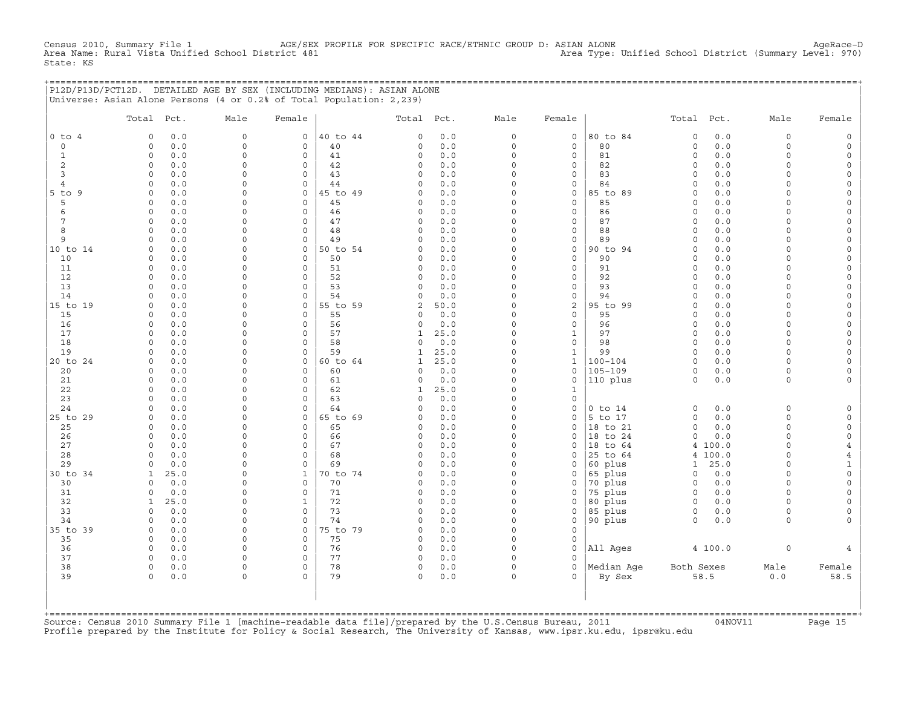Census 2010, Summary File 1 AGE/SEX PROFILE FOR SPECIFIC RACE/ETHNIC GROUP D: ASIAN ALONE AgeRace-D
Area Name: Rural Vista Unified School District 481 Area Type: Unified School District (Summary Level: 970)
State: KS

P12D/P13D/PCT12D. DETAILED AGE BY SEX (INCLUDING MEDIANS): ASIAN ALONE
Universe: Asian Alone Persons (4 or 0.2% of Total Population: 2,239)

| | Total | Pct. | Male | Female | | Total | Pct. | Male | Female | | Total | Pct. | Male | Female |
|---|---|---|---|---|---|---|---|---|---|---|---|---|---|---|
| 0 to 4 | 0 | 0.0 | 0 | 0 | 40 to 44 | 0 | 0.0 | 0 | 0 | 80 to 84 | 0 | 0.0 | 0 | 0 |
| 0 | 0 | 0.0 | 0 | 0 | 40 | 0 | 0.0 | 0 | 0 | 80 | 0 | 0.0 | 0 | 0 |
| 1 | 0 | 0.0 | 0 | 0 | 41 | 0 | 0.0 | 0 | 0 | 81 | 0 | 0.0 | 0 | 0 |
| 2 | 0 | 0.0 | 0 | 0 | 42 | 0 | 0.0 | 0 | 0 | 82 | 0 | 0.0 | 0 | 0 |
| 3 | 0 | 0.0 | 0 | 0 | 43 | 0 | 0.0 | 0 | 0 | 83 | 0 | 0.0 | 0 | 0 |
| 4 | 0 | 0.0 | 0 | 0 | 44 | 0 | 0.0 | 0 | 0 | 84 | 0 | 0.0 | 0 | 0 |
| 5 to 9 | 0 | 0.0 | 0 | 0 | 45 to 49 | 0 | 0.0 | 0 | 0 | 85 to 89 | 0 | 0.0 | 0 | 0 |
| 5 | 0 | 0.0 | 0 | 0 | 45 | 0 | 0.0 | 0 | 0 | 85 | 0 | 0.0 | 0 | 0 |
| 6 | 0 | 0.0 | 0 | 0 | 46 | 0 | 0.0 | 0 | 0 | 86 | 0 | 0.0 | 0 | 0 |
| 7 | 0 | 0.0 | 0 | 0 | 47 | 0 | 0.0 | 0 | 0 | 87 | 0 | 0.0 | 0 | 0 |
| 8 | 0 | 0.0 | 0 | 0 | 48 | 0 | 0.0 | 0 | 0 | 88 | 0 | 0.0 | 0 | 0 |
| 9 | 0 | 0.0 | 0 | 0 | 49 | 0 | 0.0 | 0 | 0 | 89 | 0 | 0.0 | 0 | 0 |
| 10 to 14 | 0 | 0.0 | 0 | 0 | 50 to 54 | 0 | 0.0 | 0 | 0 | 90 to 94 | 0 | 0.0 | 0 | 0 |
| 10 | 0 | 0.0 | 0 | 0 | 50 | 0 | 0.0 | 0 | 0 | 90 | 0 | 0.0 | 0 | 0 |
| 11 | 0 | 0.0 | 0 | 0 | 51 | 0 | 0.0 | 0 | 0 | 91 | 0 | 0.0 | 0 | 0 |
| 12 | 0 | 0.0 | 0 | 0 | 52 | 0 | 0.0 | 0 | 0 | 92 | 0 | 0.0 | 0 | 0 |
| 13 | 0 | 0.0 | 0 | 0 | 53 | 0 | 0.0 | 0 | 0 | 93 | 0 | 0.0 | 0 | 0 |
| 14 | 0 | 0.0 | 0 | 0 | 54 | 0 | 0.0 | 0 | 0 | 94 | 0 | 0.0 | 0 | 0 |
| 15 to 19 | 0 | 0.0 | 0 | 0 | 55 to 59 | 2 | 50.0 | 0 | 2 | 95 to 99 | 0 | 0.0 | 0 | 0 |
| 15 | 0 | 0.0 | 0 | 0 | 55 | 0 | 0.0 | 0 | 0 | 95 | 0 | 0.0 | 0 | 0 |
| 16 | 0 | 0.0 | 0 | 0 | 56 | 0 | 0.0 | 0 | 0 | 96 | 0 | 0.0 | 0 | 0 |
| 17 | 0 | 0.0 | 0 | 0 | 57 | 1 | 25.0 | 0 | 1 | 97 | 0 | 0.0 | 0 | 0 |
| 18 | 0 | 0.0 | 0 | 0 | 58 | 0 | 0.0 | 0 | 0 | 98 | 0 | 0.0 | 0 | 0 |
| 19 | 0 | 0.0 | 0 | 0 | 59 | 1 | 25.0 | 0 | 1 | 99 | 0 | 0.0 | 0 | 0 |
| 20 to 24 | 0 | 0.0 | 0 | 0 | 60 to 64 | 1 | 25.0 | 0 | 1 | 100-104 | 0 | 0.0 | 0 | 0 |
| 20 | 0 | 0.0 | 0 | 0 | 60 | 0 | 0.0 | 0 | 0 | 105-109 | 0 | 0.0 | 0 | 0 |
| 21 | 0 | 0.0 | 0 | 0 | 61 | 0 | 0.0 | 0 | 0 | 110 plus | 0 | 0.0 | 0 | 0 |
| 22 | 0 | 0.0 | 0 | 0 | 62 | 1 | 25.0 | 0 | 1 | | | | | |
| 23 | 0 | 0.0 | 0 | 0 | 63 | 0 | 0.0 | 0 | 0 | | | | | |
| 24 | 0 | 0.0 | 0 | 0 | 64 | 0 | 0.0 | 0 | 0 | 0 to 14 | 0 | 0.0 | 0 | 0 |
| 25 to 29 | 0 | 0.0 | 0 | 0 | 65 to 69 | 0 | 0.0 | 0 | 0 | 5 to 17 | 0 | 0.0 | 0 | 0 |
| 25 | 0 | 0.0 | 0 | 0 | 65 | 0 | 0.0 | 0 | 0 | 18 to 21 | 0 | 0.0 | 0 | 0 |
| 26 | 0 | 0.0 | 0 | 0 | 66 | 0 | 0.0 | 0 | 0 | 18 to 24 | 0 | 0.0 | 0 | 0 |
| 27 | 0 | 0.0 | 0 | 0 | 67 | 0 | 0.0 | 0 | 0 | 18 to 64 | 4 | 100.0 | 0 | 4 |
| 28 | 0 | 0.0 | 0 | 0 | 68 | 0 | 0.0 | 0 | 0 | 25 to 64 | 4 | 100.0 | 0 | 4 |
| 29 | 0 | 0.0 | 0 | 0 | 69 | 0 | 0.0 | 0 | 0 | 60 plus | 1 | 25.0 | 0 | 1 |
| 30 to 34 | 1 | 25.0 | 0 | 1 | 70 to 74 | 0 | 0.0 | 0 | 0 | 65 plus | 0 | 0.0 | 0 | 0 |
| 30 | 0 | 0.0 | 0 | 0 | 70 | 0 | 0.0 | 0 | 0 | 70 plus | 0 | 0.0 | 0 | 0 |
| 31 | 0 | 0.0 | 0 | 0 | 71 | 0 | 0.0 | 0 | 0 | 75 plus | 0 | 0.0 | 0 | 0 |
| 32 | 1 | 25.0 | 0 | 1 | 72 | 0 | 0.0 | 0 | 0 | 80 plus | 0 | 0.0 | 0 | 0 |
| 33 | 0 | 0.0 | 0 | 0 | 73 | 0 | 0.0 | 0 | 0 | 85 plus | 0 | 0.0 | 0 | 0 |
| 34 | 0 | 0.0 | 0 | 0 | 74 | 0 | 0.0 | 0 | 0 | 90 plus | 0 | 0.0 | 0 | 0 |
| 35 to 39 | 0 | 0.0 | 0 | 0 | 75 to 79 | 0 | 0.0 | 0 | 0 | | | | | |
| 35 | 0 | 0.0 | 0 | 0 | 75 | 0 | 0.0 | 0 | 0 | | | | | |
| 36 | 0 | 0.0 | 0 | 0 | 76 | 0 | 0.0 | 0 | 0 | All Ages | 4 | 100.0 | 0 | 4 |
| 37 | 0 | 0.0 | 0 | 0 | 77 | 0 | 0.0 | 0 | 0 | | | | | |
| 38 | 0 | 0.0 | 0 | 0 | 78 | 0 | 0.0 | 0 | 0 | Median Age | Both Sexes | | Male | Female |
| 39 | 0 | 0.0 | 0 | 0 | 79 | 0 | 0.0 | 0 | 0 | By Sex | 58.5 | | 0.0 | 58.5 |

Source: Census 2010 Summary File 1 [machine-readable data file]/prepared by the U.S.Census Bureau, 2011 04NOV11
Profile prepared by the Institute for Policy & Social Research, The University of Kansas, www.ipsr.ku.edu, ipsr@ku.edu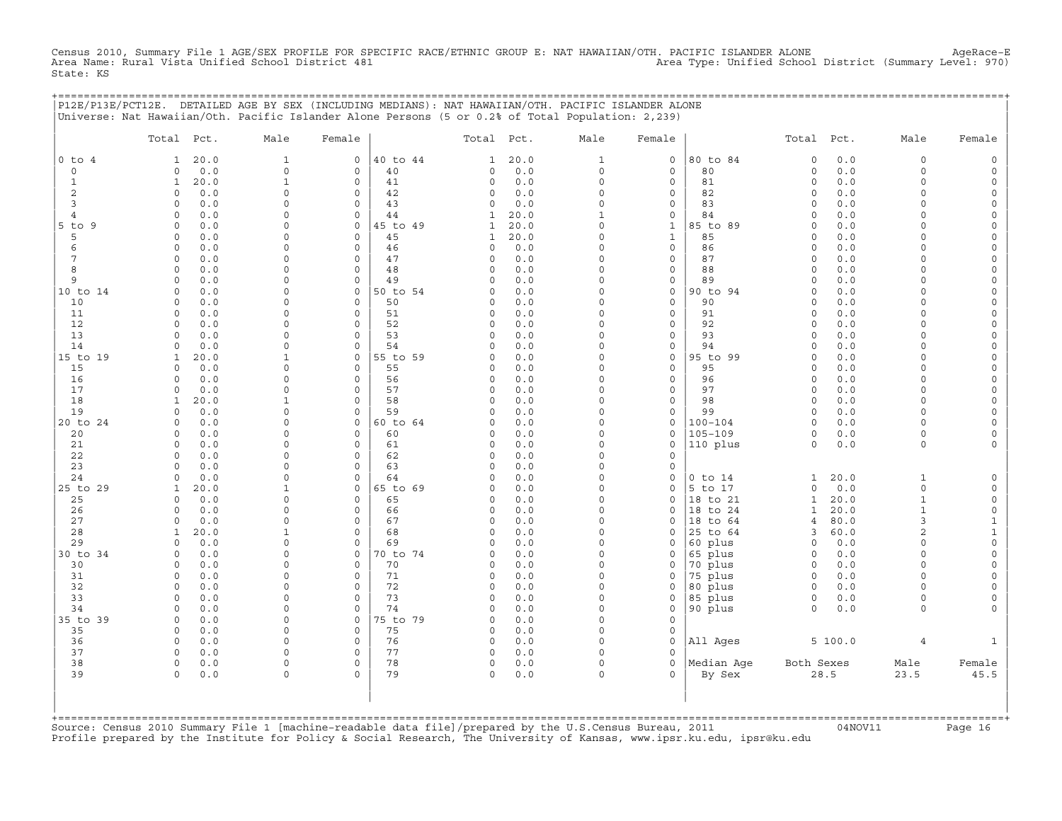Census 2010, Summary File 1 AGE/SEX PROFILE FOR SPECIFIC RACE/ETHNIC GROUP E: NAT HAWAIIAN/OTH. PACIFIC ISLANDER ALONE AgeRace-E
Area Name: Rural Vista Unified School District 481 Area Type: Unified School District (Summary Level: 970)
State: KS

P12E/P13E/PCT12E. DETAILED AGE BY SEX (INCLUDING MEDIANS): NAT HAWAIIAN/OTH. PACIFIC ISLANDER ALONE
Universe: Nat Hawaiian/Oth. Pacific Islander Alone Persons (5 or 0.2% of Total Population: 2,239)

| | Total | Pct. | Male | Female | | Total | Pct. | Male | Female | | Total | Pct. | Male | Female |
|---|---|---|---|---|---|---|---|---|---|---|---|---|---|---|
| 0 to 4 | 1 | 20.0 | 1 | 0 | 40 to 44 | 1 | 20.0 | 1 | 0 | 80 to 84 | 0 | 0.0 | 0 | 0 |
| 0 | 0 | 0.0 | 0 | 0 | 40 | 0 | 0.0 | 0 | 0 | 80 | 0 | 0.0 | 0 | 0 |
| 1 | 1 | 20.0 | 1 | 0 | 41 | 0 | 0.0 | 0 | 0 | 81 | 0 | 0.0 | 0 | 0 |
| 2 | 0 | 0.0 | 0 | 0 | 42 | 0 | 0.0 | 0 | 0 | 82 | 0 | 0.0 | 0 | 0 |
| 3 | 0 | 0.0 | 0 | 0 | 43 | 0 | 0.0 | 0 | 0 | 83 | 0 | 0.0 | 0 | 0 |
| 4 | 0 | 0.0 | 0 | 0 | 44 | 1 | 20.0 | 1 | 0 | 84 | 0 | 0.0 | 0 | 0 |
| 5 to 9 | 0 | 0.0 | 0 | 0 | 45 to 49 | 1 | 20.0 | 0 | 1 | 85 to 89 | 0 | 0.0 | 0 | 0 |
| 5 | 0 | 0.0 | 0 | 0 | 45 | 1 | 20.0 | 0 | 1 | 85 | 0 | 0.0 | 0 | 0 |
| 6 | 0 | 0.0 | 0 | 0 | 46 | 0 | 0.0 | 0 | 0 | 86 | 0 | 0.0 | 0 | 0 |
| 7 | 0 | 0.0 | 0 | 0 | 47 | 0 | 0.0 | 0 | 0 | 87 | 0 | 0.0 | 0 | 0 |
| 8 | 0 | 0.0 | 0 | 0 | 48 | 0 | 0.0 | 0 | 0 | 88 | 0 | 0.0 | 0 | 0 |
| 9 | 0 | 0.0 | 0 | 0 | 49 | 0 | 0.0 | 0 | 0 | 89 | 0 | 0.0 | 0 | 0 |
| 10 to 14 | 0 | 0.0 | 0 | 0 | 50 to 54 | 0 | 0.0 | 0 | 0 | 90 to 94 | 0 | 0.0 | 0 | 0 |
| 10 | 0 | 0.0 | 0 | 0 | 50 | 0 | 0.0 | 0 | 0 | 90 | 0 | 0.0 | 0 | 0 |
| 11 | 0 | 0.0 | 0 | 0 | 51 | 0 | 0.0 | 0 | 0 | 91 | 0 | 0.0 | 0 | 0 |
| 12 | 0 | 0.0 | 0 | 0 | 52 | 0 | 0.0 | 0 | 0 | 92 | 0 | 0.0 | 0 | 0 |
| 13 | 0 | 0.0 | 0 | 0 | 53 | 0 | 0.0 | 0 | 0 | 93 | 0 | 0.0 | 0 | 0 |
| 14 | 0 | 0.0 | 0 | 0 | 54 | 0 | 0.0 | 0 | 0 | 94 | 0 | 0.0 | 0 | 0 |
| 15 to 19 | 1 | 20.0 | 1 | 0 | 55 to 59 | 0 | 0.0 | 0 | 0 | 95 to 99 | 0 | 0.0 | 0 | 0 |
| 15 | 0 | 0.0 | 0 | 0 | 55 | 0 | 0.0 | 0 | 0 | 95 | 0 | 0.0 | 0 | 0 |
| 16 | 0 | 0.0 | 0 | 0 | 56 | 0 | 0.0 | 0 | 0 | 96 | 0 | 0.0 | 0 | 0 |
| 17 | 0 | 0.0 | 0 | 0 | 57 | 0 | 0.0 | 0 | 0 | 97 | 0 | 0.0 | 0 | 0 |
| 18 | 1 | 20.0 | 1 | 0 | 58 | 0 | 0.0 | 0 | 0 | 98 | 0 | 0.0 | 0 | 0 |
| 19 | 0 | 0.0 | 0 | 0 | 59 | 0 | 0.0 | 0 | 0 | 99 | 0 | 0.0 | 0 | 0 |
| 20 to 24 | 0 | 0.0 | 0 | 0 | 60 to 64 | 0 | 0.0 | 0 | 0 | 100-104 | 0 | 0.0 | 0 | 0 |
| 20 | 0 | 0.0 | 0 | 0 | 60 | 0 | 0.0 | 0 | 0 | 105-109 | 0 | 0.0 | 0 | 0 |
| 21 | 0 | 0.0 | 0 | 0 | 61 | 0 | 0.0 | 0 | 0 | 110 plus | 0 | 0.0 | 0 | 0 |
| 22 | 0 | 0.0 | 0 | 0 | 62 | 0 | 0.0 | 0 | 0 | | | | | |
| 23 | 0 | 0.0 | 0 | 0 | 63 | 0 | 0.0 | 0 | 0 | | | | | |
| 24 | 0 | 0.0 | 0 | 0 | 64 | 0 | 0.0 | 0 | 0 | 0 to 14 | 1 | 20.0 | 1 | 0 |
| 25 to 29 | 1 | 20.0 | 1 | 0 | 65 to 69 | 0 | 0.0 | 0 | 0 | 5 to 17 | 0 | 0.0 | 0 | 0 |
| 25 | 0 | 0.0 | 0 | 0 | 65 | 0 | 0.0 | 0 | 0 | 18 to 21 | 1 | 20.0 | 1 | 0 |
| 26 | 0 | 0.0 | 0 | 0 | 66 | 0 | 0.0 | 0 | 0 | 18 to 24 | 1 | 20.0 | 1 | 0 |
| 27 | 0 | 0.0 | 0 | 0 | 67 | 0 | 0.0 | 0 | 0 | 18 to 64 | 4 | 80.0 | 3 | 1 |
| 28 | 1 | 20.0 | 1 | 0 | 68 | 0 | 0.0 | 0 | 0 | 25 to 64 | 3 | 60.0 | 2 | 1 |
| 29 | 0 | 0.0 | 0 | 0 | 69 | 0 | 0.0 | 0 | 0 | 60 plus | 0 | 0.0 | 0 | 0 |
| 30 to 34 | 0 | 0.0 | 0 | 0 | 70 to 74 | 0 | 0.0 | 0 | 0 | 65 plus | 0 | 0.0 | 0 | 0 |
| 30 | 0 | 0.0 | 0 | 0 | 70 | 0 | 0.0 | 0 | 0 | 70 plus | 0 | 0.0 | 0 | 0 |
| 31 | 0 | 0.0 | 0 | 0 | 71 | 0 | 0.0 | 0 | 0 | 75 plus | 0 | 0.0 | 0 | 0 |
| 32 | 0 | 0.0 | 0 | 0 | 72 | 0 | 0.0 | 0 | 0 | 80 plus | 0 | 0.0 | 0 | 0 |
| 33 | 0 | 0.0 | 0 | 0 | 73 | 0 | 0.0 | 0 | 0 | 85 plus | 0 | 0.0 | 0 | 0 |
| 34 | 0 | 0.0 | 0 | 0 | 74 | 0 | 0.0 | 0 | 0 | 90 plus | 0 | 0.0 | 0 | 0 |
| 35 to 39 | 0 | 0.0 | 0 | 0 | 75 to 79 | 0 | 0.0 | 0 | 0 | | | | | |
| 35 | 0 | 0.0 | 0 | 0 | 75 | 0 | 0.0 | 0 | 0 | | | | | |
| 36 | 0 | 0.0 | 0 | 0 | 76 | 0 | 0.0 | 0 | 0 | All Ages | 5 | 100.0 | 4 | 1 |
| 37 | 0 | 0.0 | 0 | 0 | 77 | 0 | 0.0 | 0 | 0 | | | | | |
| 38 | 0 | 0.0 | 0 | 0 | 78 | 0 | 0.0 | 0 | 0 | Median Age | Both Sexes | | Male | Female |
| 39 | 0 | 0.0 | 0 | 0 | 79 | 0 | 0.0 | 0 | 0 | By Sex | 28.5 | | 23.5 | 45.5 |

Source: Census 2010 Summary File 1 [machine-readable data file]/prepared by the U.S.Census Bureau, 2011 04NOV11
Profile prepared by the Institute for Policy & Social Research, The University of Kansas, www.ipsr.ku.edu, ipsr@ku.edu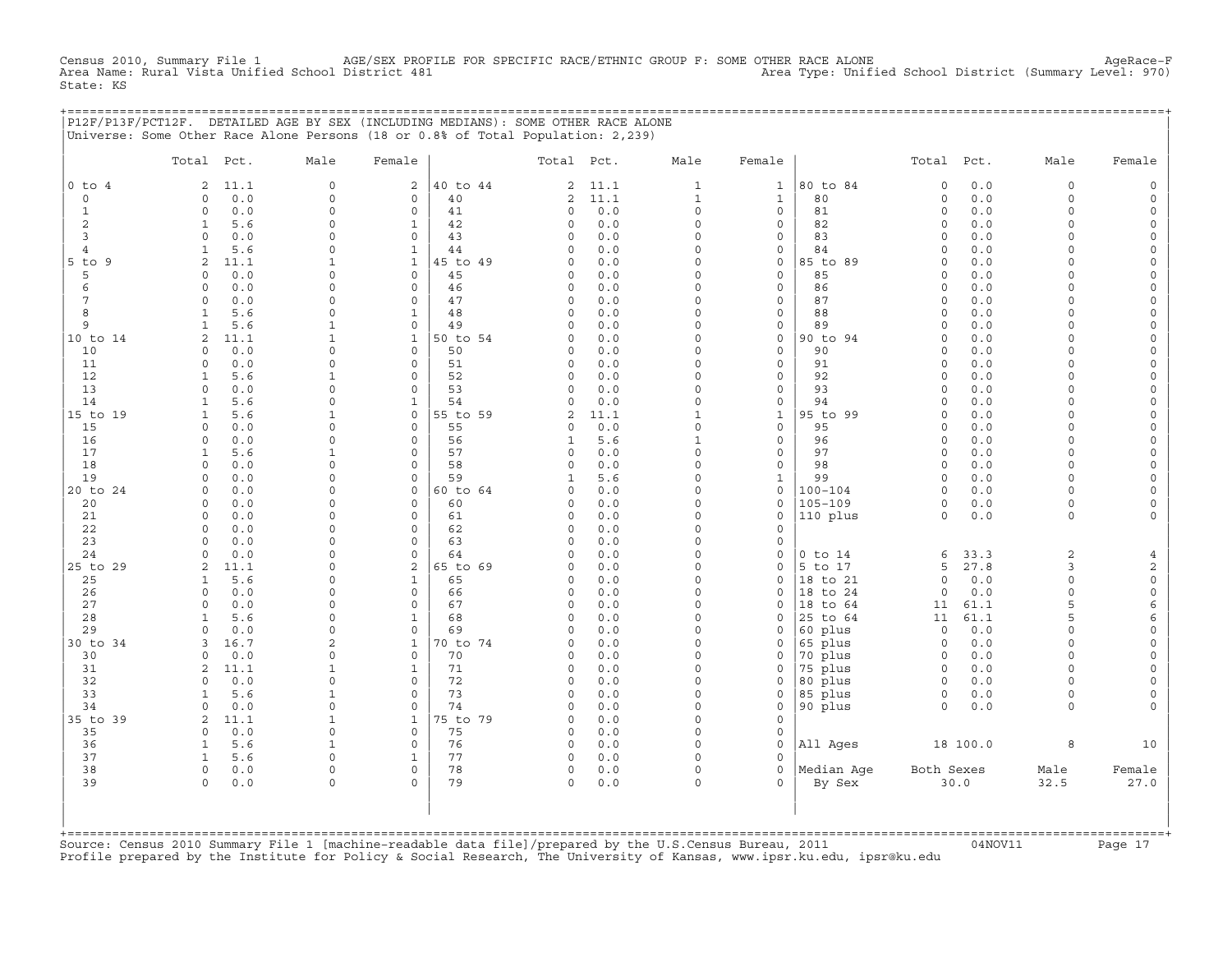Census 2010, Summary File 1 AGE/SEX PROFILE FOR SPECIFIC RACE/ETHNIC GROUP F: SOME OTHER RACE ALONE AgeRace-F
Area Name: Rural Vista Unified School District 481 Area Type: Unified School District (Summary Level: 970)
State: KS

## P12F/P13F/PCT12F. DETAILED AGE BY SEX (INCLUDING MEDIANS): SOME OTHER RACE ALONE

Universe: Some Other Race Alone Persons (18 or 0.8% of Total Population: 2,239)

| | Total | Pct. | Male | Female | | Total | Pct. | Male | Female | | Total | Pct. | Male | Female |
|---|---|---|---|---|---|---|---|---|---|---|---|---|---|---|
| 0 to 4 | 2 | 11.1 | 0 | 2 | 40 to 44 | 2 | 11.1 | 1 | 1 | 80 to 84 | 0 | 0.0 | 0 | 0 |
| 0 | 0 | 0.0 | 0 | 0 | 40 | 2 | 11.1 | 1 | 1 | 80 | 0 | 0.0 | 0 | 0 |
| 1 | 0 | 0.0 | 0 | 0 | 41 | 0 | 0.0 | 0 | 0 | 81 | 0 | 0.0 | 0 | 0 |
| 2 | 1 | 5.6 | 0 | 1 | 42 | 0 | 0.0 | 0 | 0 | 82 | 0 | 0.0 | 0 | 0 |
| 3 | 0 | 0.0 | 0 | 0 | 43 | 0 | 0.0 | 0 | 0 | 83 | 0 | 0.0 | 0 | 0 |
| 4 | 1 | 5.6 | 0 | 1 | 44 | 0 | 0.0 | 0 | 0 | 84 | 0 | 0.0 | 0 | 0 |
| 5 to 9 | 2 | 11.1 | 1 | 1 | 45 to 49 | 0 | 0.0 | 0 | 0 | 85 to 89 | 0 | 0.0 | 0 | 0 |
| 5 | 0 | 0.0 | 0 | 0 | 45 | 0 | 0.0 | 0 | 0 | 85 | 0 | 0.0 | 0 | 0 |
| 6 | 0 | 0.0 | 0 | 0 | 46 | 0 | 0.0 | 0 | 0 | 86 | 0 | 0.0 | 0 | 0 |
| 7 | 0 | 0.0 | 0 | 0 | 47 | 0 | 0.0 | 0 | 0 | 87 | 0 | 0.0 | 0 | 0 |
| 8 | 1 | 5.6 | 0 | 1 | 48 | 0 | 0.0 | 0 | 0 | 88 | 0 | 0.0 | 0 | 0 |
| 9 | 1 | 5.6 | 1 | 0 | 49 | 0 | 0.0 | 0 | 0 | 89 | 0 | 0.0 | 0 | 0 |
| 10 to 14 | 2 | 11.1 | 1 | 1 | 50 to 54 | 0 | 0.0 | 0 | 0 | 90 to 94 | 0 | 0.0 | 0 | 0 |
| 10 | 0 | 0.0 | 0 | 0 | 50 | 0 | 0.0 | 0 | 0 | 90 | 0 | 0.0 | 0 | 0 |
| 11 | 0 | 0.0 | 0 | 0 | 51 | 0 | 0.0 | 0 | 0 | 91 | 0 | 0.0 | 0 | 0 |
| 12 | 1 | 5.6 | 1 | 0 | 52 | 0 | 0.0 | 0 | 0 | 92 | 0 | 0.0 | 0 | 0 |
| 13 | 0 | 0.0 | 0 | 0 | 53 | 0 | 0.0 | 0 | 0 | 93 | 0 | 0.0 | 0 | 0 |
| 14 | 1 | 5.6 | 0 | 1 | 54 | 0 | 0.0 | 0 | 0 | 94 | 0 | 0.0 | 0 | 0 |
| 15 to 19 | 1 | 5.6 | 1 | 0 | 55 to 59 | 2 | 11.1 | 1 | 1 | 95 to 99 | 0 | 0.0 | 0 | 0 |
| 15 | 0 | 0.0 | 0 | 0 | 55 | 0 | 0.0 | 0 | 0 | 95 | 0 | 0.0 | 0 | 0 |
| 16 | 0 | 0.0 | 0 | 0 | 56 | 1 | 5.6 | 1 | 0 | 96 | 0 | 0.0 | 0 | 0 |
| 17 | 1 | 5.6 | 1 | 0 | 57 | 0 | 0.0 | 0 | 0 | 97 | 0 | 0.0 | 0 | 0 |
| 18 | 0 | 0.0 | 0 | 0 | 58 | 0 | 0.0 | 0 | 0 | 98 | 0 | 0.0 | 0 | 0 |
| 19 | 0 | 0.0 | 0 | 0 | 59 | 1 | 5.6 | 0 | 1 | 99 | 0 | 0.0 | 0 | 0 |
| 20 to 24 | 0 | 0.0 | 0 | 0 | 60 to 64 | 0 | 0.0 | 0 | 0 | 100-104 | 0 | 0.0 | 0 | 0 |
| 20 | 0 | 0.0 | 0 | 0 | 60 | 0 | 0.0 | 0 | 0 | 105-109 | 0 | 0.0 | 0 | 0 |
| 21 | 0 | 0.0 | 0 | 0 | 61 | 0 | 0.0 | 0 | 0 | 110 plus | 0 | 0.0 | 0 | 0 |
| 22 | 0 | 0.0 | 0 | 0 | 62 | 0 | 0.0 | 0 | 0 | | | | | |
| 23 | 0 | 0.0 | 0 | 0 | 63 | 0 | 0.0 | 0 | 0 | | | | | |
| 24 | 0 | 0.0 | 0 | 0 | 64 | 0 | 0.0 | 0 | 0 | 0 to 14 | 6 | 33.3 | 2 | 4 |
| 25 to 29 | 2 | 11.1 | 0 | 2 | 65 to 69 | 0 | 0.0 | 0 | 0 | 5 to 17 | 5 | 27.8 | 3 | 2 |
| 25 | 1 | 5.6 | 0 | 1 | 65 | 0 | 0.0 | 0 | 0 | 18 to 21 | 0 | 0.0 | 0 | 0 |
| 26 | 0 | 0.0 | 0 | 0 | 66 | 0 | 0.0 | 0 | 0 | 18 to 24 | 0 | 0.0 | 0 | 0 |
| 27 | 0 | 0.0 | 0 | 0 | 67 | 0 | 0.0 | 0 | 0 | 18 to 64 | 11 | 61.1 | 5 | 6 |
| 28 | 1 | 5.6 | 0 | 1 | 68 | 0 | 0.0 | 0 | 0 | 25 to 64 | 11 | 61.1 | 5 | 6 |
| 29 | 0 | 0.0 | 0 | 0 | 69 | 0 | 0.0 | 0 | 0 | 60 plus | 0 | 0.0 | 0 | 0 |
| 30 to 34 | 3 | 16.7 | 2 | 1 | 70 to 74 | 0 | 0.0 | 0 | 0 | 65 plus | 0 | 0.0 | 0 | 0 |
| 30 | 0 | 0.0 | 0 | 0 | 70 | 0 | 0.0 | 0 | 0 | 70 plus | 0 | 0.0 | 0 | 0 |
| 31 | 2 | 11.1 | 1 | 1 | 71 | 0 | 0.0 | 0 | 0 | 75 plus | 0 | 0.0 | 0 | 0 |
| 32 | 0 | 0.0 | 0 | 0 | 72 | 0 | 0.0 | 0 | 0 | 80 plus | 0 | 0.0 | 0 | 0 |
| 33 | 1 | 5.6 | 1 | 0 | 73 | 0 | 0.0 | 0 | 0 | 85 plus | 0 | 0.0 | 0 | 0 |
| 34 | 0 | 0.0 | 0 | 0 | 74 | 0 | 0.0 | 0 | 0 | 90 plus | 0 | 0.0 | 0 | 0 |
| 35 to 39 | 2 | 11.1 | 1 | 1 | 75 to 79 | 0 | 0.0 | 0 | 0 | | | | | |
| 35 | 0 | 0.0 | 0 | 0 | 75 | 0 | 0.0 | 0 | 0 | | | | | |
| 36 | 1 | 5.6 | 1 | 0 | 76 | 0 | 0.0 | 0 | 0 | All Ages | 18 | 100.0 | 8 | 10 |
| 37 | 1 | 5.6 | 0 | 1 | 77 | 0 | 0.0 | 0 | 0 | | | | | |
| 38 | 0 | 0.0 | 0 | 0 | 78 | 0 | 0.0 | 0 | 0 | Median Age | Both Sexes | | Male | Female |
| 39 | 0 | 0.0 | 0 | 0 | 79 | 0 | 0.0 | 0 | 0 | By Sex | 30.0 | | 32.5 | 27.0 |

Source: Census 2010 Summary File 1 [machine-readable data file]/prepared by the U.S.Census Bureau, 2011 04NOV11
Profile prepared by the Institute for Policy & Social Research, The University of Kansas, www.ipsr.ku.edu, ipsr@ku.edu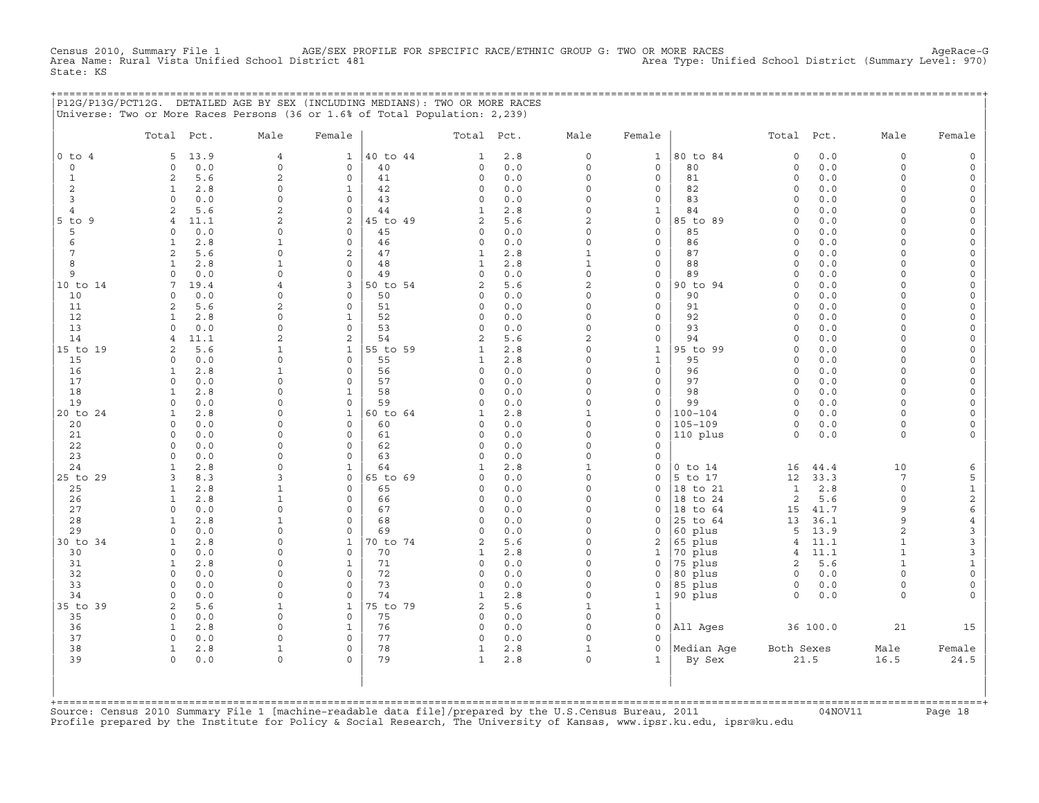Census 2010, Summary File 1 AGE/SEX PROFILE FOR SPECIFIC RACE/ETHNIC GROUP G: TWO OR MORE RACES AgeRace-G
Area Name: Rural Vista Unified School District 481 Area Type: Unified School District (Summary Level: 970)
State: KS

P12G/P13G/PCT12G. DETAILED AGE BY SEX (INCLUDING MEDIANS): TWO OR MORE RACES
Universe: Two or More Races Persons (36 or 1.6% of Total Population: 2,239)

| | Total | Pct. | Male | Female | | Total | Pct. | Male | Female | | Total | Pct. | Male | Female |
|---|---|---|---|---|---|---|---|---|---|---|---|---|---|---|
| 0 to 4 | 5 | 13.9 | 4 | 1 | 40 to 44 | 1 | 2.8 | 0 | 1 | 80 to 84 | 0 | 0.0 | 0 | 0 |
| 0 | 0 | 0.0 | 0 | 0 | 40 | 0 | 0.0 | 0 | 0 | 80 | 0 | 0.0 | 0 | 0 |
| 1 | 2 | 5.6 | 2 | 0 | 41 | 0 | 0.0 | 0 | 0 | 81 | 0 | 0.0 | 0 | 0 |
| 2 | 1 | 2.8 | 0 | 1 | 42 | 0 | 0.0 | 0 | 0 | 82 | 0 | 0.0 | 0 | 0 |
| 3 | 0 | 0.0 | 0 | 0 | 43 | 0 | 0.0 | 0 | 0 | 83 | 0 | 0.0 | 0 | 0 |
| 4 | 2 | 5.6 | 2 | 0 | 44 | 1 | 2.8 | 0 | 1 | 84 | 0 | 0.0 | 0 | 0 |
| 5 to 9 | 4 | 11.1 | 2 | 2 | 45 to 49 | 2 | 5.6 | 2 | 0 | 85 to 89 | 0 | 0.0 | 0 | 0 |
| 5 | 0 | 0.0 | 0 | 0 | 45 | 0 | 0.0 | 0 | 0 | 85 | 0 | 0.0 | 0 | 0 |
| 6 | 1 | 2.8 | 1 | 0 | 46 | 0 | 0.0 | 0 | 0 | 86 | 0 | 0.0 | 0 | 0 |
| 7 | 2 | 5.6 | 0 | 2 | 47 | 1 | 2.8 | 1 | 0 | 87 | 0 | 0.0 | 0 | 0 |
| 8 | 1 | 2.8 | 1 | 0 | 48 | 1 | 2.8 | 1 | 0 | 88 | 0 | 0.0 | 0 | 0 |
| 9 | 0 | 0.0 | 0 | 0 | 49 | 0 | 0.0 | 0 | 0 | 89 | 0 | 0.0 | 0 | 0 |
| 10 to 14 | 7 | 19.4 | 4 | 3 | 50 to 54 | 2 | 5.6 | 2 | 0 | 90 to 94 | 0 | 0.0 | 0 | 0 |
| 10 | 0 | 0.0 | 0 | 0 | 50 | 0 | 0.0 | 0 | 0 | 90 | 0 | 0.0 | 0 | 0 |
| 11 | 2 | 5.6 | 2 | 0 | 51 | 0 | 0.0 | 0 | 0 | 91 | 0 | 0.0 | 0 | 0 |
| 12 | 1 | 2.8 | 0 | 1 | 52 | 0 | 0.0 | 0 | 0 | 92 | 0 | 0.0 | 0 | 0 |
| 13 | 0 | 0.0 | 0 | 0 | 53 | 0 | 0.0 | 0 | 0 | 93 | 0 | 0.0 | 0 | 0 |
| 14 | 4 | 11.1 | 2 | 2 | 54 | 2 | 5.6 | 2 | 0 | 94 | 0 | 0.0 | 0 | 0 |
| 15 to 19 | 2 | 5.6 | 1 | 1 | 55 to 59 | 1 | 2.8 | 0 | 1 | 95 to 99 | 0 | 0.0 | 0 | 0 |
| 15 | 0 | 0.0 | 0 | 0 | 55 | 1 | 2.8 | 0 | 1 | 95 | 0 | 0.0 | 0 | 0 |
| 16 | 1 | 2.8 | 1 | 0 | 56 | 0 | 0.0 | 0 | 0 | 96 | 0 | 0.0 | 0 | 0 |
| 17 | 0 | 0.0 | 0 | 0 | 57 | 0 | 0.0 | 0 | 0 | 97 | 0 | 0.0 | 0 | 0 |
| 18 | 1 | 2.8 | 0 | 1 | 58 | 0 | 0.0 | 0 | 0 | 98 | 0 | 0.0 | 0 | 0 |
| 19 | 0 | 0.0 | 0 | 0 | 59 | 0 | 0.0 | 0 | 0 | 99 | 0 | 0.0 | 0 | 0 |
| 20 to 24 | 1 | 2.8 | 0 | 1 | 60 to 64 | 1 | 2.8 | 1 | 0 | 100-104 | 0 | 0.0 | 0 | 0 |
| 20 | 0 | 0.0 | 0 | 0 | 60 | 0 | 0.0 | 0 | 0 | 105-109 | 0 | 0.0 | 0 | 0 |
| 21 | 0 | 0.0 | 0 | 0 | 61 | 0 | 0.0 | 0 | 0 | 110 plus | 0 | 0.0 | 0 | 0 |
| 22 | 0 | 0.0 | 0 | 0 | 62 | 0 | 0.0 | 0 | 0 | | | | | |
| 23 | 0 | 0.0 | 0 | 0 | 63 | 0 | 0.0 | 0 | 0 | | | | | |
| 24 | 1 | 2.8 | 0 | 1 | 64 | 1 | 2.8 | 1 | 0 | 0 to 14 | 16 | 44.4 | 10 | 6 |
| 25 to 29 | 3 | 8.3 | 3 | 0 | 65 to 69 | 0 | 0.0 | 0 | 0 | 5 to 17 | 12 | 33.3 | 7 | 5 |
| 25 | 1 | 2.8 | 1 | 0 | 65 | 0 | 0.0 | 0 | 0 | 18 to 21 | 1 | 2.8 | 0 | 1 |
| 26 | 1 | 2.8 | 1 | 0 | 66 | 0 | 0.0 | 0 | 0 | 18 to 24 | 2 | 5.6 | 0 | 2 |
| 27 | 0 | 0.0 | 0 | 0 | 67 | 0 | 0.0 | 0 | 0 | 18 to 64 | 15 | 41.7 | 9 | 6 |
| 28 | 1 | 2.8 | 1 | 0 | 68 | 0 | 0.0 | 0 | 0 | 25 to 64 | 13 | 36.1 | 9 | 4 |
| 29 | 0 | 0.0 | 0 | 0 | 69 | 0 | 0.0 | 0 | 0 | 60 plus | 5 | 13.9 | 2 | 3 |
| 30 to 34 | 1 | 2.8 | 0 | 1 | 70 to 74 | 2 | 5.6 | 0 | 2 | 65 plus | 4 | 11.1 | 1 | 3 |
| 30 | 0 | 0.0 | 0 | 0 | 70 | 1 | 2.8 | 0 | 1 | 70 plus | 4 | 11.1 | 1 | 3 |
| 31 | 1 | 2.8 | 0 | 1 | 71 | 0 | 0.0 | 0 | 0 | 75 plus | 2 | 5.6 | 1 | 1 |
| 32 | 0 | 0.0 | 0 | 0 | 72 | 0 | 0.0 | 0 | 0 | 80 plus | 0 | 0.0 | 0 | 0 |
| 33 | 0 | 0.0 | 0 | 0 | 73 | 0 | 0.0 | 0 | 0 | 85 plus | 0 | 0.0 | 0 | 0 |
| 34 | 0 | 0.0 | 0 | 0 | 74 | 1 | 2.8 | 0 | 1 | 90 plus | 0 | 0.0 | 0 | 0 |
| 35 to 39 | 2 | 5.6 | 1 | 1 | 75 to 79 | 2 | 5.6 | 1 | 1 | | | | | |
| 35 | 0 | 0.0 | 0 | 0 | 75 | 0 | 0.0 | 0 | 0 | | | | | |
| 36 | 1 | 2.8 | 0 | 1 | 76 | 0 | 0.0 | 0 | 0 | All Ages | 36 | 100.0 | 21 | 15 |
| 37 | 0 | 0.0 | 0 | 0 | 77 | 0 | 0.0 | 0 | 0 | | | | | |
| 38 | 1 | 2.8 | 1 | 0 | 78 | 1 | 2.8 | 1 | 0 | Median Age | Both Sexes | | Male | Female |
| 39 | 0 | 0.0 | 0 | 0 | 79 | 1 | 2.8 | 0 | 1 | By Sex | 21.5 | | 16.5 | 24.5 |

Source: Census 2010 Summary File 1 [machine-readable data file]/prepared by the U.S.Census Bureau, 2011 04NOV11
Profile prepared by the Institute for Policy & Social Research, The University of Kansas, www.ipsr.ku.edu, ipsr@ku.edu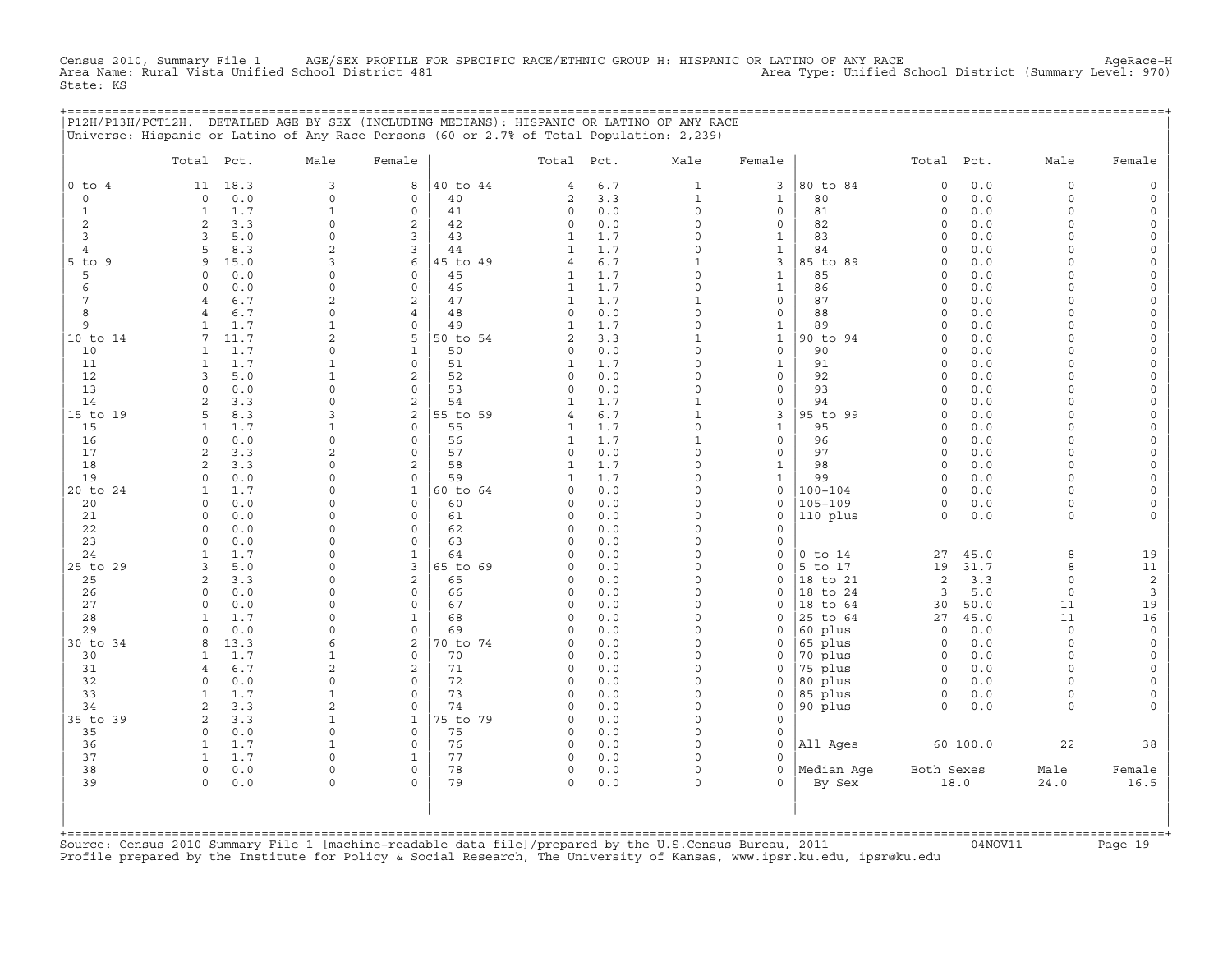Census 2010, Summary File 1 AGE/SEX PROFILE FOR SPECIFIC RACE/ETHNIC GROUP H: HISPANIC OR LATINO OF ANY RACE AgeRace-H
Area Name: Rural Vista Unified School District 481 Area Type: Unified School District (Summary Level: 970)
State: KS

P12H/P13H/PCT12H. DETAILED AGE BY SEX (INCLUDING MEDIANS): HISPANIC OR LATINO OF ANY RACE
Universe: Hispanic or Latino of Any Race Persons (60 or 2.7% of Total Population: 2,239)

| | Total | Pct. | Male | Female | | Total | Pct. | Male | Female | | Total | Pct. | Male | Female |
|---|---|---|---|---|---|---|---|---|---|---|---|---|---|---|
| 0 to 4 | 11 | 18.3 | 3 | 8 | 40 to 44 | 4 | 6.7 | 1 | 3 | 80 to 84 | 0 | 0.0 | 0 | 0 |
| 0 | 0 | 0.0 | 0 | 0 | 40 | 2 | 3.3 | 1 | 1 | 80 | 0 | 0.0 | 0 | 0 |
| 1 | 1 | 1.7 | 1 | 0 | 41 | 0 | 0.0 | 0 | 0 | 81 | 0 | 0.0 | 0 | 0 |
| 2 | 2 | 3.3 | 0 | 2 | 42 | 0 | 0.0 | 0 | 0 | 82 | 0 | 0.0 | 0 | 0 |
| 3 | 3 | 5.0 | 0 | 3 | 43 | 1 | 1.7 | 0 | 1 | 83 | 0 | 0.0 | 0 | 0 |
| 4 | 5 | 8.3 | 2 | 3 | 44 | 1 | 1.7 | 0 | 1 | 84 | 0 | 0.0 | 0 | 0 |
| 5 to 9 | 9 | 15.0 | 3 | 6 | 45 to 49 | 4 | 6.7 | 1 | 3 | 85 to 89 | 0 | 0.0 | 0 | 0 |
| 5 | 0 | 0.0 | 0 | 0 | 45 | 1 | 1.7 | 0 | 1 | 85 | 0 | 0.0 | 0 | 0 |
| 6 | 0 | 0.0 | 0 | 0 | 46 | 1 | 1.7 | 0 | 1 | 86 | 0 | 0.0 | 0 | 0 |
| 7 | 4 | 6.7 | 2 | 2 | 47 | 1 | 1.7 | 1 | 0 | 87 | 0 | 0.0 | 0 | 0 |
| 8 | 4 | 6.7 | 0 | 4 | 48 | 0 | 0.0 | 0 | 0 | 88 | 0 | 0.0 | 0 | 0 |
| 9 | 1 | 1.7 | 1 | 0 | 49 | 1 | 1.7 | 0 | 1 | 89 | 0 | 0.0 | 0 | 0 |
| 10 to 14 | 7 | 11.7 | 2 | 5 | 50 to 54 | 2 | 3.3 | 1 | 1 | 90 to 94 | 0 | 0.0 | 0 | 0 |
| 10 | 1 | 1.7 | 0 | 1 | 50 | 0 | 0.0 | 0 | 0 | 90 | 0 | 0.0 | 0 | 0 |
| 11 | 1 | 1.7 | 1 | 0 | 51 | 1 | 1.7 | 0 | 1 | 91 | 0 | 0.0 | 0 | 0 |
| 12 | 3 | 5.0 | 1 | 2 | 52 | 0 | 0.0 | 0 | 0 | 92 | 0 | 0.0 | 0 | 0 |
| 13 | 0 | 0.0 | 0 | 0 | 53 | 0 | 0.0 | 0 | 0 | 93 | 0 | 0.0 | 0 | 0 |
| 14 | 2 | 3.3 | 0 | 2 | 54 | 1 | 1.7 | 1 | 0 | 94 | 0 | 0.0 | 0 | 0 |
| 15 to 19 | 5 | 8.3 | 3 | 2 | 55 to 59 | 4 | 6.7 | 1 | 3 | 95 to 99 | 0 | 0.0 | 0 | 0 |
| 15 | 1 | 1.7 | 1 | 0 | 55 | 1 | 1.7 | 0 | 1 | 95 | 0 | 0.0 | 0 | 0 |
| 16 | 0 | 0.0 | 0 | 0 | 56 | 1 | 1.7 | 1 | 0 | 96 | 0 | 0.0 | 0 | 0 |
| 17 | 2 | 3.3 | 2 | 0 | 57 | 0 | 0.0 | 0 | 0 | 97 | 0 | 0.0 | 0 | 0 |
| 18 | 2 | 3.3 | 0 | 2 | 58 | 1 | 1.7 | 0 | 1 | 98 | 0 | 0.0 | 0 | 0 |
| 19 | 0 | 0.0 | 0 | 0 | 59 | 1 | 1.7 | 0 | 1 | 99 | 0 | 0.0 | 0 | 0 |
| 20 to 24 | 1 | 1.7 | 0 | 1 | 60 to 64 | 0 | 0.0 | 0 | 0 | 100-104 | 0 | 0.0 | 0 | 0 |
| 20 | 0 | 0.0 | 0 | 0 | 60 | 0 | 0.0 | 0 | 0 | 105-109 | 0 | 0.0 | 0 | 0 |
| 21 | 0 | 0.0 | 0 | 0 | 61 | 0 | 0.0 | 0 | 0 | 110 plus | 0 | 0.0 | 0 | 0 |
| 22 | 0 | 0.0 | 0 | 0 | 62 | 0 | 0.0 | 0 | 0 | | | | | |
| 23 | 0 | 0.0 | 0 | 0 | 63 | 0 | 0.0 | 0 | 0 | | | | | |
| 24 | 1 | 1.7 | 0 | 1 | 64 | 0 | 0.0 | 0 | 0 | 0 to 14 | 27 | 45.0 | 8 | 19 |
| 25 to 29 | 3 | 5.0 | 0 | 3 | 65 to 69 | 0 | 0.0 | 0 | 0 | 5 to 17 | 19 | 31.7 | 8 | 11 |
| 25 | 2 | 3.3 | 0 | 2 | 65 | 0 | 0.0 | 0 | 0 | 18 to 21 | 2 | 3.3 | 0 | 2 |
| 26 | 0 | 0.0 | 0 | 0 | 66 | 0 | 0.0 | 0 | 0 | 18 to 24 | 3 | 5.0 | 0 | 3 |
| 27 | 0 | 0.0 | 0 | 0 | 67 | 0 | 0.0 | 0 | 0 | 18 to 64 | 30 | 50.0 | 11 | 19 |
| 28 | 1 | 1.7 | 0 | 1 | 68 | 0 | 0.0 | 0 | 0 | 25 to 64 | 27 | 45.0 | 11 | 16 |
| 29 | 0 | 0.0 | 0 | 0 | 69 | 0 | 0.0 | 0 | 0 | 60 plus | 0 | 0.0 | 0 | 0 |
| 30 to 34 | 8 | 13.3 | 6 | 2 | 70 to 74 | 0 | 0.0 | 0 | 0 | 65 plus | 0 | 0.0 | 0 | 0 |
| 30 | 1 | 1.7 | 1 | 0 | 70 | 0 | 0.0 | 0 | 0 | 70 plus | 0 | 0.0 | 0 | 0 |
| 31 | 4 | 6.7 | 2 | 2 | 71 | 0 | 0.0 | 0 | 0 | 75 plus | 0 | 0.0 | 0 | 0 |
| 32 | 0 | 0.0 | 0 | 0 | 72 | 0 | 0.0 | 0 | 0 | 80 plus | 0 | 0.0 | 0 | 0 |
| 33 | 1 | 1.7 | 1 | 0 | 73 | 0 | 0.0 | 0 | 0 | 85 plus | 0 | 0.0 | 0 | 0 |
| 34 | 2 | 3.3 | 2 | 0 | 74 | 0 | 0.0 | 0 | 0 | 90 plus | 0 | 0.0 | 0 | 0 |
| 35 to 39 | 2 | 3.3 | 1 | 1 | 75 to 79 | 0 | 0.0 | 0 | 0 | | | | | |
| 35 | 0 | 0.0 | 0 | 0 | 75 | 0 | 0.0 | 0 | 0 | | | | | |
| 36 | 1 | 1.7 | 1 | 0 | 76 | 0 | 0.0 | 0 | 0 | All Ages | 60 | 100.0 | 22 | 38 |
| 37 | 1 | 1.7 | 0 | 1 | 77 | 0 | 0.0 | 0 | 0 | | | | | |
| 38 | 0 | 0.0 | 0 | 0 | 78 | 0 | 0.0 | 0 | 0 | Median Age | Both Sexes | | Male | Female |
| 39 | 0 | 0.0 | 0 | 0 | 79 | 0 | 0.0 | 0 | 0 | By Sex | 18.0 | | 24.0 | 16.5 |

Source: Census 2010 Summary File 1 [machine-readable data file]/prepared by the U.S.Census Bureau, 2011 04NOV11
Profile prepared by the Institute for Policy & Social Research, The University of Kansas, www.ipsr.ku.edu, ipsr@ku.edu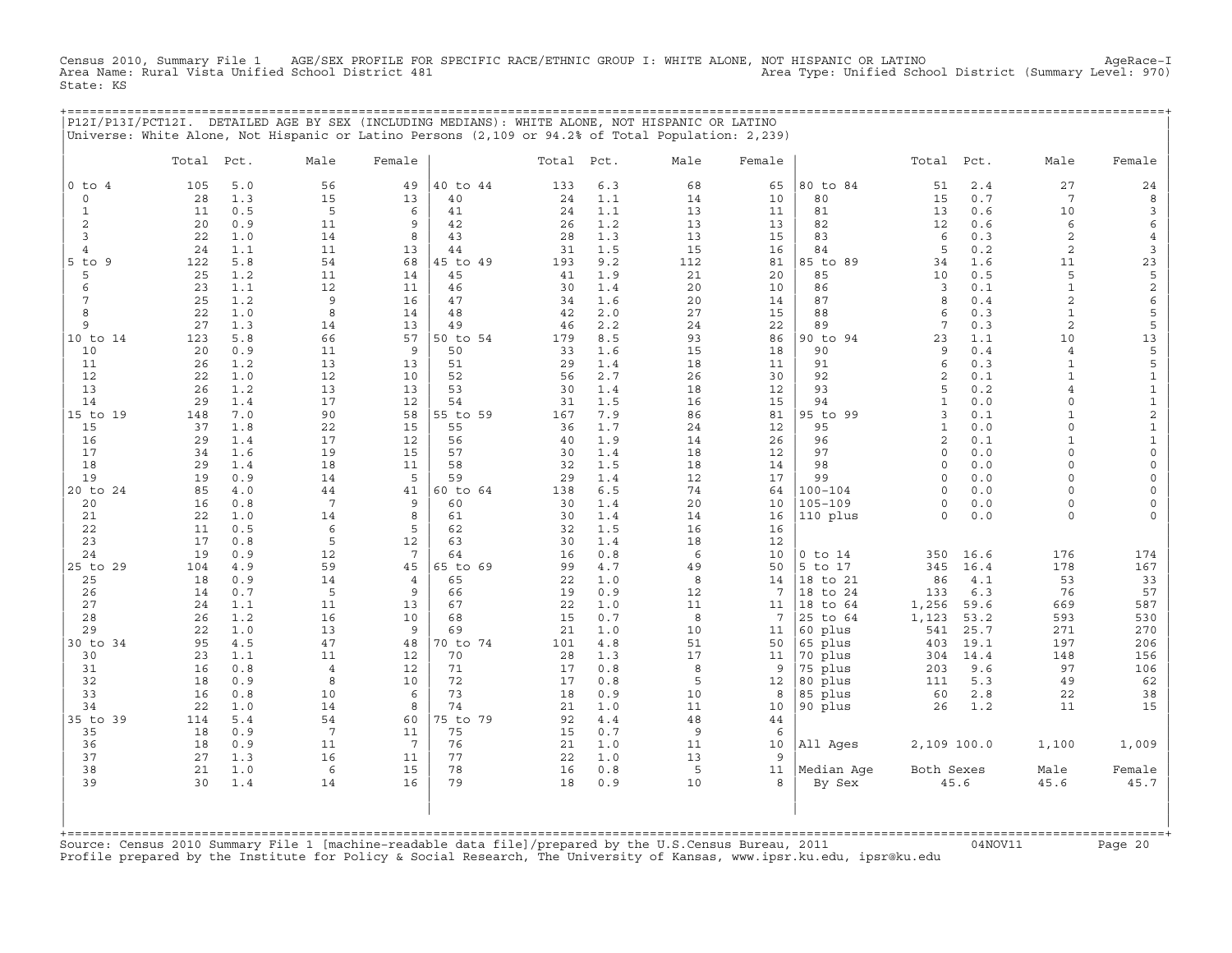Census 2010, Summary File 1 AGE/SEX PROFILE FOR SPECIFIC RACE/ETHNIC GROUP I: WHITE ALONE, NOT HISPANIC OR LATINO AgeRace-I
Area Name: Rural Vista Unified School District 481 Area Type: Unified School District (Summary Level: 970)
State: KS

P12I/P13I/PCT12I. DETAILED AGE BY SEX (INCLUDING MEDIANS): WHITE ALONE, NOT HISPANIC OR LATINO
Universe: White Alone, Not Hispanic or Latino Persons (2,109 or 94.2% of Total Population: 2,239)

| | Total | Pct. | Male | Female | | Total | Pct. | Male | Female | | Total | Pct. | Male | Female |
|---|---|---|---|---|---|---|---|---|---|---|---|---|---|---|
| 0 to 4 | 105 | 5.0 | 56 | 49 | 40 to 44 | 133 | 6.3 | 68 | 65 | 80 to 84 | 51 | 2.4 | 27 | 24 |
| 0 | 28 | 1.3 | 15 | 13 | 40 | 24 | 1.1 | 14 | 10 | 80 | 15 | 0.7 | 7 | 8 |
| 1 | 11 | 0.5 | 5 | 6 | 41 | 24 | 1.1 | 13 | 11 | 81 | 13 | 0.6 | 10 | 3 |
| 2 | 20 | 0.9 | 11 | 9 | 42 | 26 | 1.2 | 13 | 13 | 82 | 12 | 0.6 | 6 | 6 |
| 3 | 22 | 1.0 | 14 | 8 | 43 | 28 | 1.3 | 13 | 15 | 83 | 6 | 0.3 | 2 | 4 |
| 4 | 24 | 1.1 | 11 | 13 | 44 | 31 | 1.5 | 15 | 16 | 84 | 5 | 0.2 | 2 | 3 |
| 5 to 9 | 122 | 5.8 | 54 | 68 | 45 to 49 | 193 | 9.2 | 112 | 81 | 85 to 89 | 34 | 1.6 | 11 | 23 |
| 5 | 25 | 1.2 | 11 | 14 | 45 | 41 | 1.9 | 21 | 20 | 85 | 10 | 0.5 | 5 | 5 |
| 6 | 23 | 1.1 | 12 | 11 | 46 | 30 | 1.4 | 20 | 10 | 86 | 3 | 0.1 | 1 | 2 |
| 7 | 25 | 1.2 | 9 | 16 | 47 | 34 | 1.6 | 20 | 14 | 87 | 8 | 0.4 | 2 | 6 |
| 8 | 22 | 1.0 | 8 | 14 | 48 | 42 | 2.0 | 27 | 15 | 88 | 6 | 0.3 | 1 | 5 |
| 9 | 27 | 1.3 | 14 | 13 | 49 | 46 | 2.2 | 24 | 22 | 89 | 7 | 0.3 | 2 | 5 |
| 10 to 14 | 123 | 5.8 | 66 | 57 | 50 to 54 | 179 | 8.5 | 93 | 86 | 90 to 94 | 23 | 1.1 | 10 | 13 |
| 10 | 20 | 0.9 | 11 | 9 | 50 | 33 | 1.6 | 15 | 18 | 90 | 9 | 0.4 | 4 | 5 |
| 11 | 26 | 1.2 | 13 | 13 | 51 | 29 | 1.4 | 18 | 11 | 91 | 6 | 0.3 | 1 | 5 |
| 12 | 22 | 1.0 | 12 | 10 | 52 | 56 | 2.7 | 26 | 30 | 92 | 2 | 0.1 | 1 | 1 |
| 13 | 26 | 1.2 | 13 | 13 | 53 | 30 | 1.4 | 18 | 12 | 93 | 5 | 0.2 | 4 | 1 |
| 14 | 29 | 1.4 | 17 | 12 | 54 | 31 | 1.5 | 16 | 15 | 94 | 1 | 0.0 | 0 | 1 |
| 15 to 19 | 148 | 7.0 | 90 | 58 | 55 to 59 | 167 | 7.9 | 86 | 81 | 95 to 99 | 3 | 0.1 | 1 | 2 |
| 15 | 37 | 1.8 | 22 | 15 | 55 | 36 | 1.7 | 24 | 12 | 95 | 1 | 0.0 | 0 | 1 |
| 16 | 29 | 1.4 | 17 | 12 | 56 | 40 | 1.9 | 14 | 26 | 96 | 2 | 0.1 | 1 | 1 |
| 17 | 34 | 1.6 | 19 | 15 | 57 | 30 | 1.4 | 18 | 12 | 97 | 0 | 0.0 | 0 | 0 |
| 18 | 29 | 1.4 | 18 | 11 | 58 | 32 | 1.5 | 18 | 14 | 98 | 0 | 0.0 | 0 | 0 |
| 19 | 19 | 0.9 | 14 | 5 | 59 | 29 | 1.4 | 12 | 17 | 99 | 0 | 0.0 | 0 | 0 |
| 20 to 24 | 85 | 4.0 | 44 | 41 | 60 to 64 | 138 | 6.5 | 74 | 64 | 100-104 | 0 | 0.0 | 0 | 0 |
| 20 | 16 | 0.8 | 7 | 9 | 60 | 30 | 1.4 | 20 | 10 | 105-109 | 0 | 0.0 | 0 | 0 |
| 21 | 22 | 1.0 | 14 | 8 | 61 | 30 | 1.4 | 14 | 16 | 110 plus | 0 | 0.0 | 0 | 0 |
| 22 | 11 | 0.5 | 6 | 5 | 62 | 32 | 1.5 | 16 | 16 | | | | | |
| 23 | 17 | 0.8 | 5 | 12 | 63 | 30 | 1.4 | 18 | 12 | | | | | |
| 24 | 19 | 0.9 | 12 | 7 | 64 | 16 | 0.8 | 6 | 10 | 0 to 14 | 350 | 16.6 | 176 | 174 |
| 25 to 29 | 104 | 4.9 | 59 | 45 | 65 to 69 | 99 | 4.7 | 49 | 50 | 5 to 17 | 345 | 16.4 | 178 | 167 |
| 25 | 18 | 0.9 | 14 | 4 | 65 | 22 | 1.0 | 8 | 14 | 18 to 21 | 86 | 4.1 | 53 | 33 |
| 26 | 14 | 0.7 | 5 | 9 | 66 | 19 | 0.9 | 12 | 7 | 18 to 24 | 133 | 6.3 | 76 | 57 |
| 27 | 24 | 1.1 | 11 | 13 | 67 | 22 | 1.0 | 11 | 11 | 18 to 64 | 1,256 | 59.6 | 669 | 587 |
| 28 | 26 | 1.2 | 16 | 10 | 68 | 15 | 0.7 | 8 | 7 | 25 to 64 | 1,123 | 53.2 | 593 | 530 |
| 29 | 22 | 1.0 | 13 | 9 | 69 | 21 | 1.0 | 10 | 11 | 60 plus | 541 | 25.7 | 271 | 270 |
| 30 to 34 | 95 | 4.5 | 47 | 48 | 70 to 74 | 101 | 4.8 | 51 | 50 | 65 plus | 403 | 19.1 | 197 | 206 |
| 30 | 23 | 1.1 | 11 | 12 | 70 | 28 | 1.3 | 17 | 11 | 70 plus | 304 | 14.4 | 148 | 156 |
| 31 | 16 | 0.8 | 4 | 12 | 71 | 17 | 0.8 | 8 | 9 | 75 plus | 203 | 9.6 | 97 | 106 |
| 32 | 18 | 0.9 | 8 | 10 | 72 | 17 | 0.8 | 5 | 12 | 80 plus | 111 | 5.3 | 49 | 62 |
| 33 | 16 | 0.8 | 10 | 6 | 73 | 18 | 0.9 | 10 | 8 | 85 plus | 60 | 2.8 | 22 | 38 |
| 34 | 22 | 1.0 | 14 | 8 | 74 | 21 | 1.0 | 11 | 10 | 90 plus | 26 | 1.2 | 11 | 15 |
| 35 to 39 | 114 | 5.4 | 54 | 60 | 75 to 79 | 92 | 4.4 | 48 | 44 | | | | | |
| 35 | 18 | 0.9 | 7 | 11 | 75 | 15 | 0.7 | 9 | 6 | | | | | |
| 36 | 18 | 0.9 | 11 | 7 | 76 | 21 | 1.0 | 11 | 10 | All Ages | 2,109 | 100.0 | 1,100 | 1,009 |
| 37 | 27 | 1.3 | 16 | 11 | 77 | 22 | 1.0 | 13 | 9 | | | | | |
| 38 | 21 | 1.0 | 6 | 15 | 78 | 16 | 0.8 | 5 | 11 | Median Age | Both Sexes | | Male | Female |
| 39 | 30 | 1.4 | 14 | 16 | 79 | 18 | 0.9 | 10 | 8 | By Sex | 45.6 | | 45.6 | 45.7 |

Source: Census 2010 Summary File 1 [machine-readable data file]/prepared by the U.S.Census Bureau, 2011 04NOV11
Profile prepared by the Institute for Policy & Social Research, The University of Kansas, www.ipsr.ku.edu, ipsr@ku.edu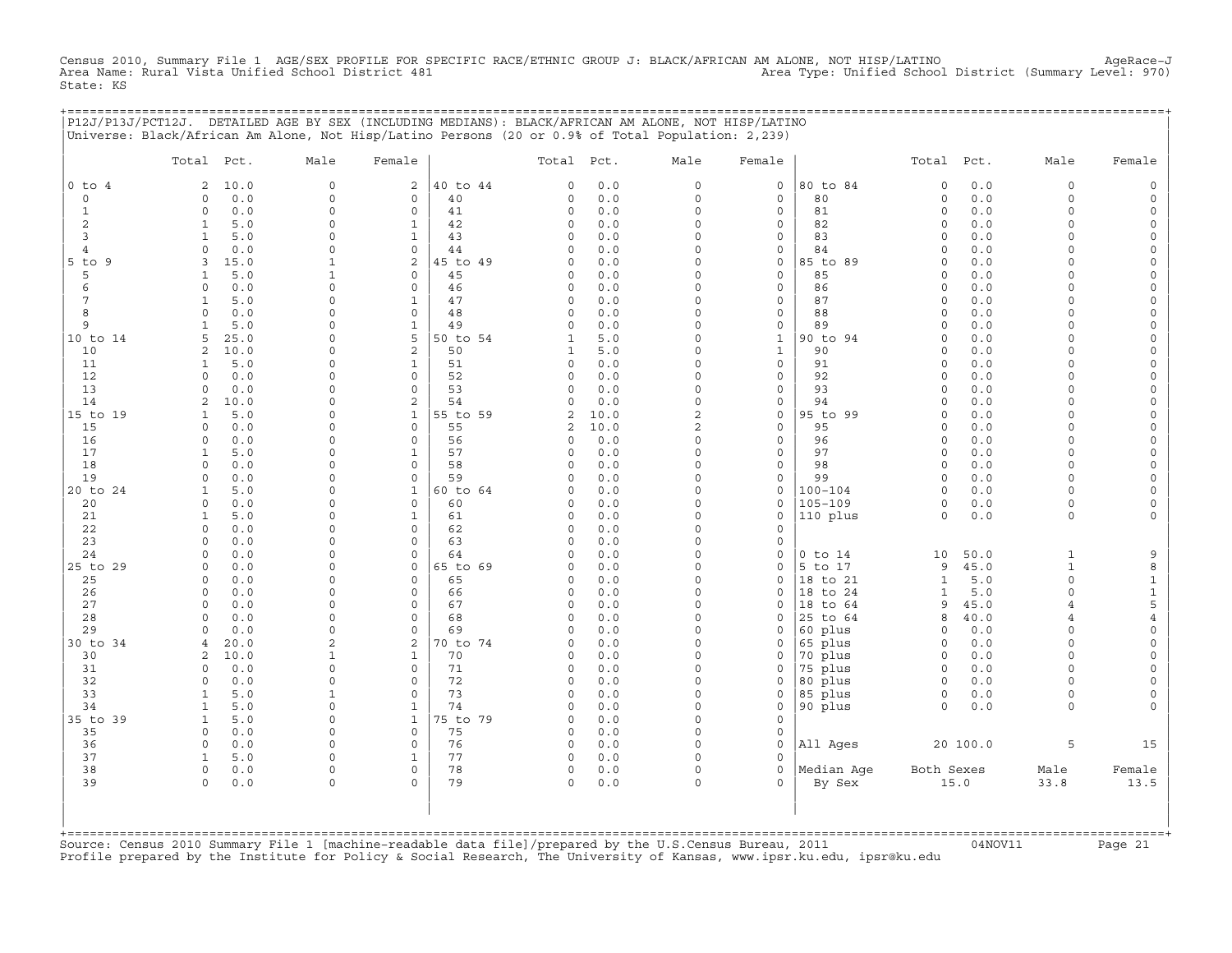Census 2010, Summary File 1 AGE/SEX PROFILE FOR SPECIFIC RACE/ETHNIC GROUP J: BLACK/AFRICAN AM ALONE, NOT HISP/LATINO AgeRace-J
Area Name: Rural Vista Unified School District 481 Area Type: Unified School District (Summary Level: 970)
State: KS

P12J/P13J/PCT12J. DETAILED AGE BY SEX (INCLUDING MEDIANS): BLACK/AFRICAN AM ALONE, NOT HISP/LATINO
Universe: Black/African Am Alone, Not Hisp/Latino Persons (20 or 0.9% of Total Population: 2,239)

| | Total | Pct. | Male | Female | | Total | Pct. | Male | Female | | Total | Pct. | Male | Female |
|---|---|---|---|---|---|---|---|---|---|---|---|---|---|---|
| 0 to 4 | 2 | 10.0 | 0 | 2 | 40 to 44 | 0 | 0.0 | 0 | 0 | 80 to 84 | 0 | 0.0 | 0 | 0 |
| 0 | 0 | 0.0 | 0 | 0 | 40 | 0 | 0.0 | 0 | 0 | 80 | 0 | 0.0 | 0 | 0 |
| 1 | 0 | 0.0 | 0 | 0 | 41 | 0 | 0.0 | 0 | 0 | 81 | 0 | 0.0 | 0 | 0 |
| 2 | 1 | 5.0 | 0 | 1 | 42 | 0 | 0.0 | 0 | 0 | 82 | 0 | 0.0 | 0 | 0 |
| 3 | 1 | 5.0 | 0 | 1 | 43 | 0 | 0.0 | 0 | 0 | 83 | 0 | 0.0 | 0 | 0 |
| 4 | 0 | 0.0 | 0 | 0 | 44 | 0 | 0.0 | 0 | 0 | 84 | 0 | 0.0 | 0 | 0 |
| 5 to 9 | 3 | 15.0 | 1 | 2 | 45 to 49 | 0 | 0.0 | 0 | 0 | 85 to 89 | 0 | 0.0 | 0 | 0 |
| 5 | 1 | 5.0 | 1 | 0 | 45 | 0 | 0.0 | 0 | 0 | 85 | 0 | 0.0 | 0 | 0 |
| 6 | 0 | 0.0 | 0 | 0 | 46 | 0 | 0.0 | 0 | 0 | 86 | 0 | 0.0 | 0 | 0 |
| 7 | 1 | 5.0 | 0 | 1 | 47 | 0 | 0.0 | 0 | 0 | 87 | 0 | 0.0 | 0 | 0 |
| 8 | 0 | 0.0 | 0 | 0 | 48 | 0 | 0.0 | 0 | 0 | 88 | 0 | 0.0 | 0 | 0 |
| 9 | 1 | 5.0 | 0 | 1 | 49 | 0 | 0.0 | 0 | 0 | 89 | 0 | 0.0 | 0 | 0 |
| 10 to 14 | 5 | 25.0 | 0 | 5 | 50 to 54 | 1 | 5.0 | 0 | 1 | 90 to 94 | 0 | 0.0 | 0 | 0 |
| 10 | 2 | 10.0 | 0 | 2 | 50 | 1 | 5.0 | 0 | 1 | 90 | 0 | 0.0 | 0 | 0 |
| 11 | 1 | 5.0 | 0 | 1 | 51 | 0 | 0.0 | 0 | 0 | 91 | 0 | 0.0 | 0 | 0 |
| 12 | 0 | 0.0 | 0 | 0 | 52 | 0 | 0.0 | 0 | 0 | 92 | 0 | 0.0 | 0 | 0 |
| 13 | 0 | 0.0 | 0 | 0 | 53 | 0 | 0.0 | 0 | 0 | 93 | 0 | 0.0 | 0 | 0 |
| 14 | 2 | 10.0 | 0 | 2 | 54 | 0 | 0.0 | 0 | 0 | 94 | 0 | 0.0 | 0 | 0 |
| 15 to 19 | 1 | 5.0 | 0 | 1 | 55 to 59 | 2 | 10.0 | 2 | 0 | 95 to 99 | 0 | 0.0 | 0 | 0 |
| 15 | 0 | 0.0 | 0 | 0 | 55 | 2 | 10.0 | 2 | 0 | 95 | 0 | 0.0 | 0 | 0 |
| 16 | 0 | 0.0 | 0 | 0 | 56 | 0 | 0.0 | 0 | 0 | 96 | 0 | 0.0 | 0 | 0 |
| 17 | 1 | 5.0 | 0 | 1 | 57 | 0 | 0.0 | 0 | 0 | 97 | 0 | 0.0 | 0 | 0 |
| 18 | 0 | 0.0 | 0 | 0 | 58 | 0 | 0.0 | 0 | 0 | 98 | 0 | 0.0 | 0 | 0 |
| 19 | 0 | 0.0 | 0 | 0 | 59 | 0 | 0.0 | 0 | 0 | 99 | 0 | 0.0 | 0 | 0 |
| 20 to 24 | 1 | 5.0 | 0 | 1 | 60 to 64 | 0 | 0.0 | 0 | 0 | 100-104 | 0 | 0.0 | 0 | 0 |
| 20 | 0 | 0.0 | 0 | 0 | 60 | 0 | 0.0 | 0 | 0 | 105-109 | 0 | 0.0 | 0 | 0 |
| 21 | 1 | 5.0 | 0 | 1 | 61 | 0 | 0.0 | 0 | 0 | 110 plus | 0 | 0.0 | 0 | 0 |
| 22 | 0 | 0.0 | 0 | 0 | 62 | 0 | 0.0 | 0 | 0 | | | | | |
| 23 | 0 | 0.0 | 0 | 0 | 63 | 0 | 0.0 | 0 | 0 | | | | | |
| 24 | 0 | 0.0 | 0 | 0 | 64 | 0 | 0.0 | 0 | 0 | 0 to 14 | 10 | 50.0 | 1 | 9 |
| 25 to 29 | 0 | 0.0 | 0 | 0 | 65 to 69 | 0 | 0.0 | 0 | 0 | 5 to 17 | 9 | 45.0 | 1 | 8 |
| 25 | 0 | 0.0 | 0 | 0 | 65 | 0 | 0.0 | 0 | 0 | 18 to 21 | 1 | 5.0 | 0 | 1 |
| 26 | 0 | 0.0 | 0 | 0 | 66 | 0 | 0.0 | 0 | 0 | 18 to 24 | 1 | 5.0 | 0 | 1 |
| 27 | 0 | 0.0 | 0 | 0 | 67 | 0 | 0.0 | 0 | 0 | 18 to 64 | 9 | 45.0 | 4 | 5 |
| 28 | 0 | 0.0 | 0 | 0 | 68 | 0 | 0.0 | 0 | 0 | 25 to 64 | 8 | 40.0 | 4 | 4 |
| 29 | 0 | 0.0 | 0 | 0 | 69 | 0 | 0.0 | 0 | 0 | 60 plus | 0 | 0.0 | 0 | 0 |
| 30 to 34 | 4 | 20.0 | 2 | 2 | 70 to 74 | 0 | 0.0 | 0 | 0 | 65 plus | 0 | 0.0 | 0 | 0 |
| 30 | 2 | 10.0 | 1 | 1 | 70 | 0 | 0.0 | 0 | 0 | 70 plus | 0 | 0.0 | 0 | 0 |
| 31 | 0 | 0.0 | 0 | 0 | 71 | 0 | 0.0 | 0 | 0 | 75 plus | 0 | 0.0 | 0 | 0 |
| 32 | 0 | 0.0 | 0 | 0 | 72 | 0 | 0.0 | 0 | 0 | 80 plus | 0 | 0.0 | 0 | 0 |
| 33 | 1 | 5.0 | 1 | 0 | 73 | 0 | 0.0 | 0 | 0 | 85 plus | 0 | 0.0 | 0 | 0 |
| 34 | 1 | 5.0 | 0 | 1 | 74 | 0 | 0.0 | 0 | 0 | 90 plus | 0 | 0.0 | 0 | 0 |
| 35 to 39 | 1 | 5.0 | 0 | 1 | 75 to 79 | 0 | 0.0 | 0 | 0 | | | | | |
| 35 | 0 | 0.0 | 0 | 0 | 75 | 0 | 0.0 | 0 | 0 | | | | | |
| 36 | 0 | 0.0 | 0 | 0 | 76 | 0 | 0.0 | 0 | 0 | All Ages | 20 | 100.0 | 5 | 15 |
| 37 | 1 | 5.0 | 0 | 1 | 77 | 0 | 0.0 | 0 | 0 | | | | | |
| 38 | 0 | 0.0 | 0 | 0 | 78 | 0 | 0.0 | 0 | 0 | Median Age | Both Sexes | | Male | Female |
| 39 | 0 | 0.0 | 0 | 0 | 79 | 0 | 0.0 | 0 | 0 | By Sex | 15.0 | | 33.8 | 13.5 |

Source: Census 2010 Summary File 1 [machine-readable data file]/prepared by the U.S.Census Bureau, 2011 04NOV11
Profile prepared by the Institute for Policy & Social Research, The University of Kansas, www.ipsr.ku.edu, ipsr@ku.edu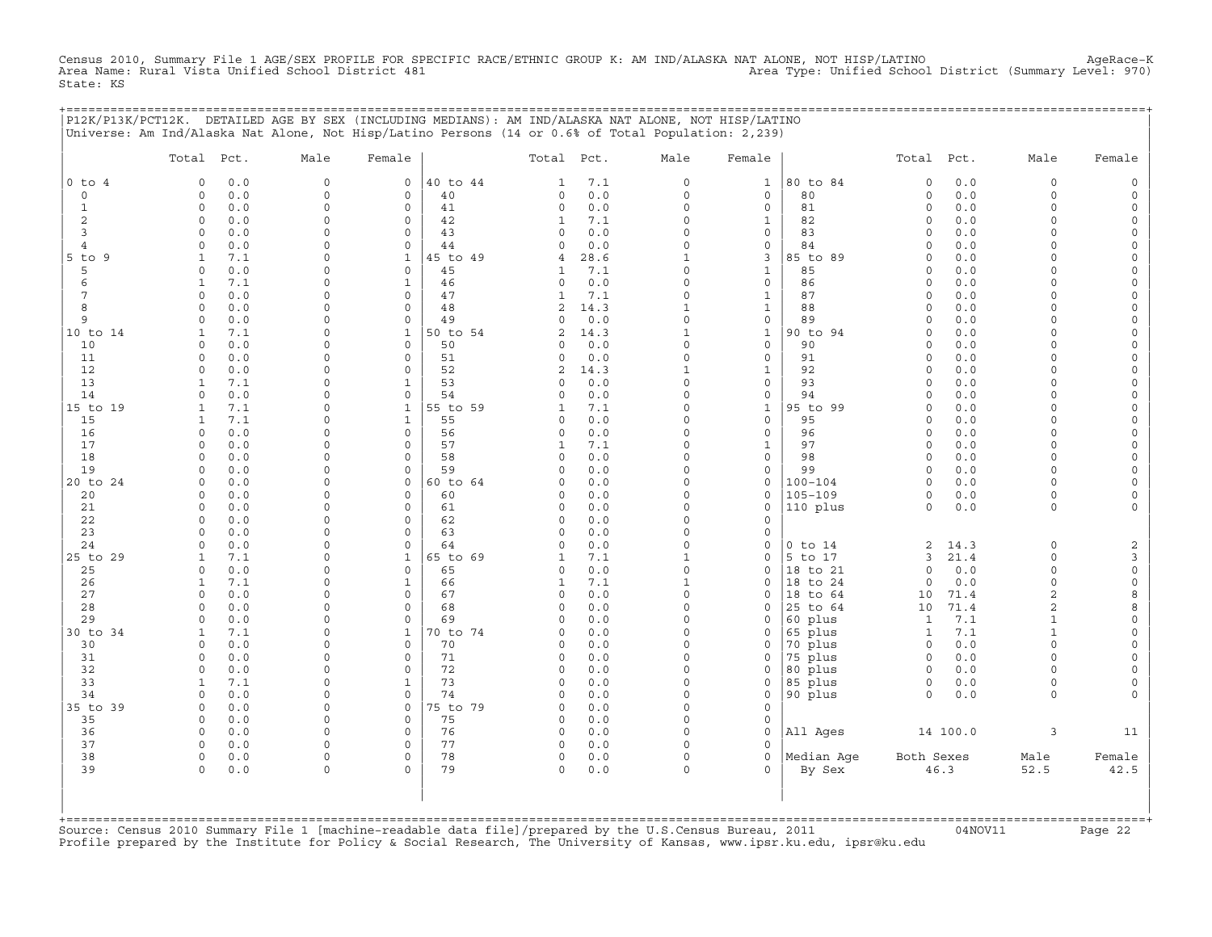Census 2010, Summary File 1 AGE/SEX PROFILE FOR SPECIFIC RACE/ETHNIC GROUP K: AM IND/ALASKA NAT ALONE, NOT HISP/LATINO AgeRace-K
Area Name: Rural Vista Unified School District 481 Area Type: Unified School District (Summary Level: 970)
State: KS

P12K/P13K/PCT12K. DETAILED AGE BY SEX (INCLUDING MEDIANS): AM IND/ALASKA NAT ALONE, NOT HISP/LATINO
Universe: Am Ind/Alaska Nat Alone, Not Hisp/Latino Persons (14 or 0.6% of Total Population: 2,239)

| | Total | Pct. | Male | Female | | Total | Pct. | Male | Female | | Total | Pct. | Male | Female |
|---|---|---|---|---|---|---|---|---|---|---|---|---|---|---|
| 0 to 4 | 0 | 0.0 | 0 | 0 | 40 to 44 | 1 | 7.1 | 0 | 1 | 80 to 84 | 0 | 0.0 | 0 | 0 |
| 0 | 0 | 0.0 | 0 | 0 | 40 | 0 | 0.0 | 0 | 0 | 80 | 0 | 0.0 | 0 | 0 |
| 1 | 0 | 0.0 | 0 | 0 | 41 | 0 | 0.0 | 0 | 0 | 81 | 0 | 0.0 | 0 | 0 |
| 2 | 0 | 0.0 | 0 | 0 | 42 | 1 | 7.1 | 0 | 1 | 82 | 0 | 0.0 | 0 | 0 |
| 3 | 0 | 0.0 | 0 | 0 | 43 | 0 | 0.0 | 0 | 0 | 83 | 0 | 0.0 | 0 | 0 |
| 4 | 0 | 0.0 | 0 | 0 | 44 | 0 | 0.0 | 0 | 0 | 84 | 0 | 0.0 | 0 | 0 |
| 5 to 9 | 1 | 7.1 | 0 | 1 | 45 to 49 | 4 | 28.6 | 1 | 3 | 85 to 89 | 0 | 0.0 | 0 | 0 |
| 5 | 0 | 0.0 | 0 | 0 | 45 | 1 | 7.1 | 0 | 1 | 85 | 0 | 0.0 | 0 | 0 |
| 6 | 1 | 7.1 | 0 | 1 | 46 | 0 | 0.0 | 0 | 0 | 86 | 0 | 0.0 | 0 | 0 |
| 7 | 0 | 0.0 | 0 | 0 | 47 | 1 | 7.1 | 0 | 1 | 87 | 0 | 0.0 | 0 | 0 |
| 8 | 0 | 0.0 | 0 | 0 | 48 | 2 | 14.3 | 1 | 1 | 88 | 0 | 0.0 | 0 | 0 |
| 9 | 0 | 0.0 | 0 | 0 | 49 | 0 | 0.0 | 0 | 0 | 89 | 0 | 0.0 | 0 | 0 |
| 10 to 14 | 1 | 7.1 | 0 | 1 | 50 to 54 | 2 | 14.3 | 1 | 1 | 90 to 94 | 0 | 0.0 | 0 | 0 |
| 10 | 0 | 0.0 | 0 | 0 | 50 | 0 | 0.0 | 0 | 0 | 90 | 0 | 0.0 | 0 | 0 |
| 11 | 0 | 0.0 | 0 | 0 | 51 | 0 | 0.0 | 0 | 0 | 91 | 0 | 0.0 | 0 | 0 |
| 12 | 0 | 0.0 | 0 | 0 | 52 | 2 | 14.3 | 1 | 1 | 92 | 0 | 0.0 | 0 | 0 |
| 13 | 1 | 7.1 | 0 | 1 | 53 | 0 | 0.0 | 0 | 0 | 93 | 0 | 0.0 | 0 | 0 |
| 14 | 0 | 0.0 | 0 | 0 | 54 | 0 | 0.0 | 0 | 0 | 94 | 0 | 0.0 | 0 | 0 |
| 15 to 19 | 1 | 7.1 | 0 | 1 | 55 to 59 | 1 | 7.1 | 0 | 1 | 95 to 99 | 0 | 0.0 | 0 | 0 |
| 15 | 1 | 7.1 | 0 | 1 | 55 | 0 | 0.0 | 0 | 0 | 95 | 0 | 0.0 | 0 | 0 |
| 16 | 0 | 0.0 | 0 | 0 | 56 | 0 | 0.0 | 0 | 0 | 96 | 0 | 0.0 | 0 | 0 |
| 17 | 0 | 0.0 | 0 | 0 | 57 | 1 | 7.1 | 0 | 1 | 97 | 0 | 0.0 | 0 | 0 |
| 18 | 0 | 0.0 | 0 | 0 | 58 | 0 | 0.0 | 0 | 0 | 98 | 0 | 0.0 | 0 | 0 |
| 19 | 0 | 0.0 | 0 | 0 | 59 | 0 | 0.0 | 0 | 0 | 99 | 0 | 0.0 | 0 | 0 |
| 20 to 24 | 0 | 0.0 | 0 | 0 | 60 to 64 | 0 | 0.0 | 0 | 0 | 100-104 | 0 | 0.0 | 0 | 0 |
| 20 | 0 | 0.0 | 0 | 0 | 60 | 0 | 0.0 | 0 | 0 | 105-109 | 0 | 0.0 | 0 | 0 |
| 21 | 0 | 0.0 | 0 | 0 | 61 | 0 | 0.0 | 0 | 0 | 110 plus | 0 | 0.0 | 0 | 0 |
| 22 | 0 | 0.0 | 0 | 0 | 62 | 0 | 0.0 | 0 | 0 | | | | | |
| 23 | 0 | 0.0 | 0 | 0 | 63 | 0 | 0.0 | 0 | 0 | | | | | |
| 24 | 0 | 0.0 | 0 | 0 | 64 | 0 | 0.0 | 0 | 0 | 0 to 14 | 2 | 14.3 | 0 | 2 |
| 25 to 29 | 1 | 7.1 | 0 | 1 | 65 to 69 | 1 | 7.1 | 1 | 0 | 5 to 17 | 3 | 21.4 | 0 | 3 |
| 25 | 0 | 0.0 | 0 | 0 | 65 | 0 | 0.0 | 0 | 0 | 18 to 21 | 0 | 0.0 | 0 | 0 |
| 26 | 1 | 7.1 | 0 | 1 | 66 | 1 | 7.1 | 1 | 0 | 18 to 24 | 0 | 0.0 | 0 | 0 |
| 27 | 0 | 0.0 | 0 | 0 | 67 | 0 | 0.0 | 0 | 0 | 18 to 64 | 10 | 71.4 | 2 | 8 |
| 28 | 0 | 0.0 | 0 | 0 | 68 | 0 | 0.0 | 0 | 0 | 25 to 64 | 10 | 71.4 | 2 | 8 |
| 29 | 0 | 0.0 | 0 | 0 | 69 | 0 | 0.0 | 0 | 0 | 60 plus | 1 | 7.1 | 1 | 0 |
| 30 to 34 | 1 | 7.1 | 0 | 1 | 70 to 74 | 0 | 0.0 | 0 | 0 | 65 plus | 1 | 7.1 | 1 | 0 |
| 30 | 0 | 0.0 | 0 | 0 | 70 | 0 | 0.0 | 0 | 0 | 70 plus | 0 | 0.0 | 0 | 0 |
| 31 | 0 | 0.0 | 0 | 0 | 71 | 0 | 0.0 | 0 | 0 | 75 plus | 0 | 0.0 | 0 | 0 |
| 32 | 0 | 0.0 | 0 | 0 | 72 | 0 | 0.0 | 0 | 0 | 80 plus | 0 | 0.0 | 0 | 0 |
| 33 | 1 | 7.1 | 0 | 1 | 73 | 0 | 0.0 | 0 | 0 | 85 plus | 0 | 0.0 | 0 | 0 |
| 34 | 0 | 0.0 | 0 | 0 | 74 | 0 | 0.0 | 0 | 0 | 90 plus | 0 | 0.0 | 0 | 0 |
| 35 to 39 | 0 | 0.0 | 0 | 0 | 75 to 79 | 0 | 0.0 | 0 | 0 | | | | | |
| 35 | 0 | 0.0 | 0 | 0 | 75 | 0 | 0.0 | 0 | 0 | | | | | |
| 36 | 0 | 0.0 | 0 | 0 | 76 | 0 | 0.0 | 0 | 0 | All Ages | 14 | 100.0 | 3 | 11 |
| 37 | 0 | 0.0 | 0 | 0 | 77 | 0 | 0.0 | 0 | 0 | | | | | |
| 38 | 0 | 0.0 | 0 | 0 | 78 | 0 | 0.0 | 0 | 0 | Median Age | Both Sexes | | Male | Female |
| 39 | 0 | 0.0 | 0 | 0 | 79 | 0 | 0.0 | 0 | 0 | By Sex | 46.3 | | 52.5 | 42.5 |

Source: Census 2010 Summary File 1 [machine-readable data file]/prepared by the U.S.Census Bureau, 2011 04NOV11
Profile prepared by the Institute for Policy & Social Research, The University of Kansas, www.ipsr.ku.edu, ipsr@ku.edu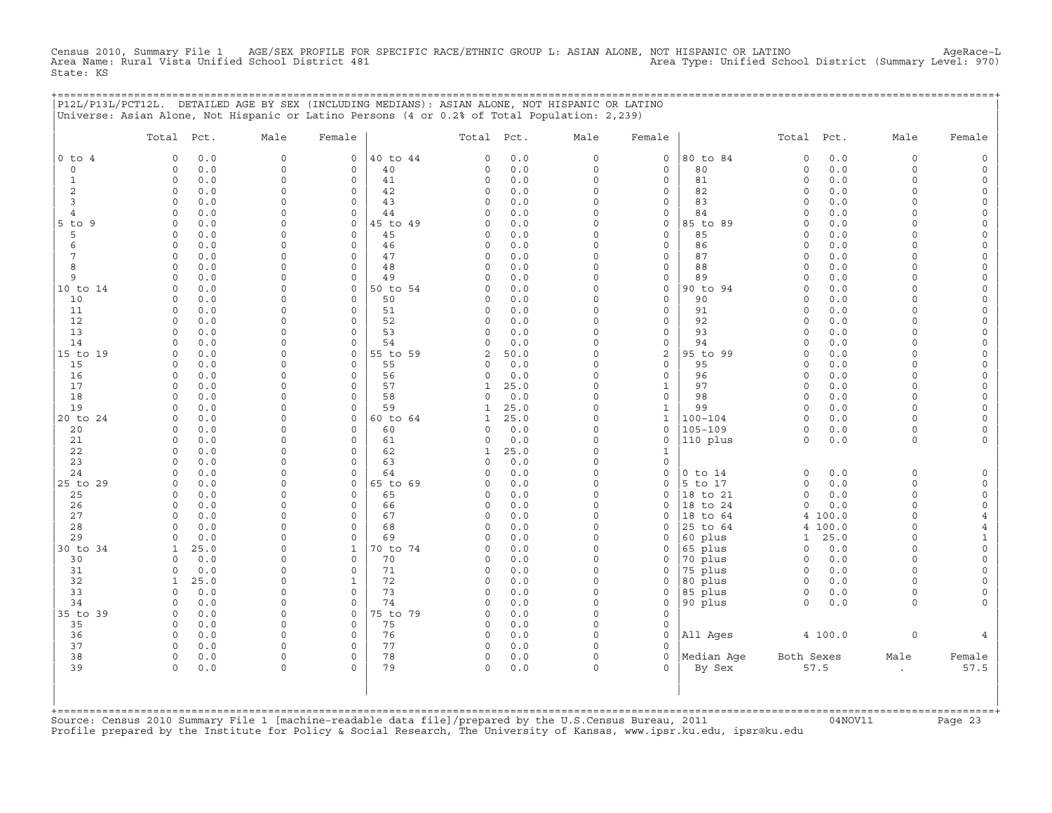Census 2010, Summary File 1 AGE/SEX PROFILE FOR SPECIFIC RACE/ETHNIC GROUP L: ASIAN ALONE, NOT HISPANIC OR LATINO AgeRace-L
Area Name: Rural Vista Unified School District 481 Area Type: Unified School District (Summary Level: 970)
State: KS

P12L/P13L/PCT12L. DETAILED AGE BY SEX (INCLUDING MEDIANS): ASIAN ALONE, NOT HISPANIC OR LATINO
Universe: Asian Alone, Not Hispanic or Latino Persons (4 or 0.2% of Total Population: 2,239)

| | Total | Pct. | Male | Female | | Total | Pct. | Male | Female | | Total | Pct. | Male | Female |
|---|---|---|---|---|---|---|---|---|---|---|---|---|---|---|
| 0 to 4 | 0 | 0.0 | 0 | 0 | 40 to 44 | 0 | 0.0 | 0 | 0 | 80 to 84 | 0 | 0.0 | 0 | 0 |
| 0 | 0 | 0.0 | 0 | 0 | 40 | 0 | 0.0 | 0 | 0 | 80 | 0 | 0.0 | 0 | 0 |
| 1 | 0 | 0.0 | 0 | 0 | 41 | 0 | 0.0 | 0 | 0 | 81 | 0 | 0.0 | 0 | 0 |
| 2 | 0 | 0.0 | 0 | 0 | 42 | 0 | 0.0 | 0 | 0 | 82 | 0 | 0.0 | 0 | 0 |
| 3 | 0 | 0.0 | 0 | 0 | 43 | 0 | 0.0 | 0 | 0 | 83 | 0 | 0.0 | 0 | 0 |
| 4 | 0 | 0.0 | 0 | 0 | 44 | 0 | 0.0 | 0 | 0 | 84 | 0 | 0.0 | 0 | 0 |
| 5 to 9 | 0 | 0.0 | 0 | 0 | 45 to 49 | 0 | 0.0 | 0 | 0 | 85 to 89 | 0 | 0.0 | 0 | 0 |
| 5 | 0 | 0.0 | 0 | 0 | 45 | 0 | 0.0 | 0 | 0 | 85 | 0 | 0.0 | 0 | 0 |
| 6 | 0 | 0.0 | 0 | 0 | 46 | 0 | 0.0 | 0 | 0 | 86 | 0 | 0.0 | 0 | 0 |
| 7 | 0 | 0.0 | 0 | 0 | 47 | 0 | 0.0 | 0 | 0 | 87 | 0 | 0.0 | 0 | 0 |
| 8 | 0 | 0.0 | 0 | 0 | 48 | 0 | 0.0 | 0 | 0 | 88 | 0 | 0.0 | 0 | 0 |
| 9 | 0 | 0.0 | 0 | 0 | 49 | 0 | 0.0 | 0 | 0 | 89 | 0 | 0.0 | 0 | 0 |
| 10 to 14 | 0 | 0.0 | 0 | 0 | 50 to 54 | 0 | 0.0 | 0 | 0 | 90 to 94 | 0 | 0.0 | 0 | 0 |
| 10 | 0 | 0.0 | 0 | 0 | 50 | 0 | 0.0 | 0 | 0 | 90 | 0 | 0.0 | 0 | 0 |
| 11 | 0 | 0.0 | 0 | 0 | 51 | 0 | 0.0 | 0 | 0 | 91 | 0 | 0.0 | 0 | 0 |
| 12 | 0 | 0.0 | 0 | 0 | 52 | 0 | 0.0 | 0 | 0 | 92 | 0 | 0.0 | 0 | 0 |
| 13 | 0 | 0.0 | 0 | 0 | 53 | 0 | 0.0 | 0 | 0 | 93 | 0 | 0.0 | 0 | 0 |
| 14 | 0 | 0.0 | 0 | 0 | 54 | 0 | 0.0 | 0 | 0 | 94 | 0 | 0.0 | 0 | 0 |
| 15 to 19 | 0 | 0.0 | 0 | 0 | 55 to 59 | 2 | 50.0 | 0 | 2 | 95 to 99 | 0 | 0.0 | 0 | 0 |
| 15 | 0 | 0.0 | 0 | 0 | 55 | 0 | 0.0 | 0 | 0 | 95 | 0 | 0.0 | 0 | 0 |
| 16 | 0 | 0.0 | 0 | 0 | 56 | 0 | 0.0 | 0 | 0 | 96 | 0 | 0.0 | 0 | 0 |
| 17 | 0 | 0.0 | 0 | 0 | 57 | 1 | 25.0 | 0 | 1 | 97 | 0 | 0.0 | 0 | 0 |
| 18 | 0 | 0.0 | 0 | 0 | 58 | 0 | 0.0 | 0 | 0 | 98 | 0 | 0.0 | 0 | 0 |
| 19 | 0 | 0.0 | 0 | 0 | 59 | 1 | 25.0 | 0 | 1 | 99 | 0 | 0.0 | 0 | 0 |
| 20 to 24 | 0 | 0.0 | 0 | 0 | 60 to 64 | 1 | 25.0 | 0 | 1 | 100-104 | 0 | 0.0 | 0 | 0 |
| 20 | 0 | 0.0 | 0 | 0 | 60 | 0 | 0.0 | 0 | 0 | 105-109 | 0 | 0.0 | 0 | 0 |
| 21 | 0 | 0.0 | 0 | 0 | 61 | 0 | 0.0 | 0 | 0 | 110 plus | 0 | 0.0 | 0 | 0 |
| 22 | 0 | 0.0 | 0 | 0 | 62 | 1 | 25.0 | 0 | 1 | | | | | |
| 23 | 0 | 0.0 | 0 | 0 | 63 | 0 | 0.0 | 0 | 0 | | | | | |
| 24 | 0 | 0.0 | 0 | 0 | 64 | 0 | 0.0 | 0 | 0 | 0 to 14 | 0 | 0.0 | 0 | 0 |
| 25 to 29 | 0 | 0.0 | 0 | 0 | 65 to 69 | 0 | 0.0 | 0 | 0 | 5 to 17 | 0 | 0.0 | 0 | 0 |
| 25 | 0 | 0.0 | 0 | 0 | 65 | 0 | 0.0 | 0 | 0 | 18 to 21 | 0 | 0.0 | 0 | 0 |
| 26 | 0 | 0.0 | 0 | 0 | 66 | 0 | 0.0 | 0 | 0 | 18 to 24 | 0 | 0.0 | 0 | 0 |
| 27 | 0 | 0.0 | 0 | 0 | 67 | 0 | 0.0 | 0 | 0 | 18 to 64 | 4 | 100.0 | 0 | 4 |
| 28 | 0 | 0.0 | 0 | 0 | 68 | 0 | 0.0 | 0 | 0 | 25 to 64 | 4 | 100.0 | 0 | 4 |
| 29 | 0 | 0.0 | 0 | 0 | 69 | 0 | 0.0 | 0 | 0 | 60 plus | 1 | 25.0 | 0 | 1 |
| 30 to 34 | 1 | 25.0 | 0 | 1 | 70 to 74 | 0 | 0.0 | 0 | 0 | 65 plus | 0 | 0.0 | 0 | 0 |
| 30 | 0 | 0.0 | 0 | 0 | 70 | 0 | 0.0 | 0 | 0 | 70 plus | 0 | 0.0 | 0 | 0 |
| 31 | 0 | 0.0 | 0 | 0 | 71 | 0 | 0.0 | 0 | 0 | 75 plus | 0 | 0.0 | 0 | 0 |
| 32 | 1 | 25.0 | 0 | 1 | 72 | 0 | 0.0 | 0 | 0 | 80 plus | 0 | 0.0 | 0 | 0 |
| 33 | 0 | 0.0 | 0 | 0 | 73 | 0 | 0.0 | 0 | 0 | 85 plus | 0 | 0.0 | 0 | 0 |
| 34 | 0 | 0.0 | 0 | 0 | 74 | 0 | 0.0 | 0 | 0 | 90 plus | 0 | 0.0 | 0 | 0 |
| 35 to 39 | 0 | 0.0 | 0 | 0 | 75 to 79 | 0 | 0.0 | 0 | 0 | | | | | |
| 35 | 0 | 0.0 | 0 | 0 | 75 | 0 | 0.0 | 0 | 0 | | | | | |
| 36 | 0 | 0.0 | 0 | 0 | 76 | 0 | 0.0 | 0 | 0 | All Ages | 4 | 100.0 | 0 | 4 |
| 37 | 0 | 0.0 | 0 | 0 | 77 | 0 | 0.0 | 0 | 0 | | | | | |
| 38 | 0 | 0.0 | 0 | 0 | 78 | 0 | 0.0 | 0 | 0 | Median Age | Both Sexes | | Male | Female |
| 39 | 0 | 0.0 | 0 | 0 | 79 | 0 | 0.0 | 0 | 0 | By Sex | 57.5 | | . | 57.5 |

Source: Census 2010 Summary File 1 [machine-readable data file]/prepared by the U.S.Census Bureau, 2011 04NOV11
Profile prepared by the Institute for Policy & Social Research, The University of Kansas, www.ipsr.ku.edu, ipsr@ku.edu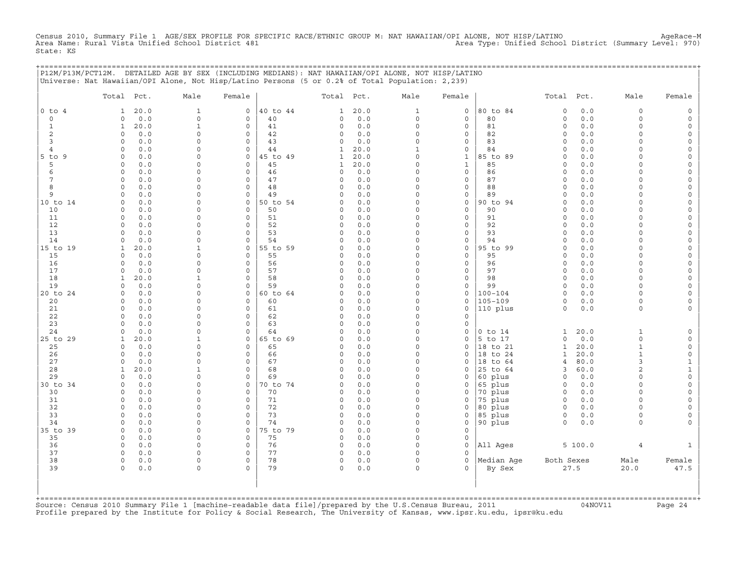Census 2010, Summary File 1 AGE/SEX PROFILE FOR SPECIFIC RACE/ETHNIC GROUP M: NAT HAWAIIAN/OPI ALONE, NOT HISP/LATINO AgeRace-M
Area Name: Rural Vista Unified School District 481 Area Type: Unified School District (Summary Level: 970)
State: KS

P12M/P13M/PCT12M. DETAILED AGE BY SEX (INCLUDING MEDIANS): NAT HAWAIIAN/OPI ALONE, NOT HISP/LATINO
Universe: Nat Hawaiian/OPI Alone, Not Hisp/Latino Persons (5 or 0.2% of Total Population: 2,239)

| | Total | Pct. | Male | Female | | Total | Pct. | Male | Female | | Total | Pct. | Male | Female |
|---|---|---|---|---|---|---|---|---|---|---|---|---|---|---|
| 0 to 4 | 1 | 20.0 | 1 | 0 | 40 to 44 | 1 | 20.0 | 1 | 0 | 80 to 84 | 0 | 0.0 | 0 | 0 |
| 0 | 0 | 0.0 | 0 | 0 | 40 | 0 | 0.0 | 0 | 0 | 80 | 0 | 0.0 | 0 | 0 |
| 1 | 1 | 20.0 | 1 | 0 | 41 | 0 | 0.0 | 0 | 0 | 81 | 0 | 0.0 | 0 | 0 |
| 2 | 0 | 0.0 | 0 | 0 | 42 | 0 | 0.0 | 0 | 0 | 82 | 0 | 0.0 | 0 | 0 |
| 3 | 0 | 0.0 | 0 | 0 | 43 | 0 | 0.0 | 0 | 0 | 83 | 0 | 0.0 | 0 | 0 |
| 4 | 0 | 0.0 | 0 | 0 | 44 | 1 | 20.0 | 1 | 0 | 84 | 0 | 0.0 | 0 | 0 |
| 5 to 9 | 0 | 0.0 | 0 | 0 | 45 to 49 | 1 | 20.0 | 0 | 1 | 85 to 89 | 0 | 0.0 | 0 | 0 |
| 5 | 0 | 0.0 | 0 | 0 | 45 | 1 | 20.0 | 0 | 1 | 85 | 0 | 0.0 | 0 | 0 |
| 6 | 0 | 0.0 | 0 | 0 | 46 | 0 | 0.0 | 0 | 0 | 86 | 0 | 0.0 | 0 | 0 |
| 7 | 0 | 0.0 | 0 | 0 | 47 | 0 | 0.0 | 0 | 0 | 87 | 0 | 0.0 | 0 | 0 |
| 8 | 0 | 0.0 | 0 | 0 | 48 | 0 | 0.0 | 0 | 0 | 88 | 0 | 0.0 | 0 | 0 |
| 9 | 0 | 0.0 | 0 | 0 | 49 | 0 | 0.0 | 0 | 0 | 89 | 0 | 0.0 | 0 | 0 |
| 10 to 14 | 0 | 0.0 | 0 | 0 | 50 to 54 | 0 | 0.0 | 0 | 0 | 90 to 94 | 0 | 0.0 | 0 | 0 |
| 10 | 0 | 0.0 | 0 | 0 | 50 | 0 | 0.0 | 0 | 0 | 90 | 0 | 0.0 | 0 | 0 |
| 11 | 0 | 0.0 | 0 | 0 | 51 | 0 | 0.0 | 0 | 0 | 91 | 0 | 0.0 | 0 | 0 |
| 12 | 0 | 0.0 | 0 | 0 | 52 | 0 | 0.0 | 0 | 0 | 92 | 0 | 0.0 | 0 | 0 |
| 13 | 0 | 0.0 | 0 | 0 | 53 | 0 | 0.0 | 0 | 0 | 93 | 0 | 0.0 | 0 | 0 |
| 14 | 0 | 0.0 | 0 | 0 | 54 | 0 | 0.0 | 0 | 0 | 94 | 0 | 0.0 | 0 | 0 |
| 15 to 19 | 1 | 20.0 | 1 | 0 | 55 to 59 | 0 | 0.0 | 0 | 0 | 95 to 99 | 0 | 0.0 | 0 | 0 |
| 15 | 0 | 0.0 | 0 | 0 | 55 | 0 | 0.0 | 0 | 0 | 95 | 0 | 0.0 | 0 | 0 |
| 16 | 0 | 0.0 | 0 | 0 | 56 | 0 | 0.0 | 0 | 0 | 96 | 0 | 0.0 | 0 | 0 |
| 17 | 0 | 0.0 | 0 | 0 | 57 | 0 | 0.0 | 0 | 0 | 97 | 0 | 0.0 | 0 | 0 |
| 18 | 1 | 20.0 | 1 | 0 | 58 | 0 | 0.0 | 0 | 0 | 98 | 0 | 0.0 | 0 | 0 |
| 19 | 0 | 0.0 | 0 | 0 | 59 | 0 | 0.0 | 0 | 0 | 99 | 0 | 0.0 | 0 | 0 |
| 20 to 24 | 0 | 0.0 | 0 | 0 | 60 to 64 | 0 | 0.0 | 0 | 0 | 100-104 | 0 | 0.0 | 0 | 0 |
| 20 | 0 | 0.0 | 0 | 0 | 60 | 0 | 0.0 | 0 | 0 | 105-109 | 0 | 0.0 | 0 | 0 |
| 21 | 0 | 0.0 | 0 | 0 | 61 | 0 | 0.0 | 0 | 0 | 110 plus | 0 | 0.0 | 0 | 0 |
| 22 | 0 | 0.0 | 0 | 0 | 62 | 0 | 0.0 | 0 | 0 | | | | | |
| 23 | 0 | 0.0 | 0 | 0 | 63 | 0 | 0.0 | 0 | 0 | | | | | |
| 24 | 0 | 0.0 | 0 | 0 | 64 | 0 | 0.0 | 0 | 0 | 0 to 14 | 1 | 20.0 | 1 | 0 |
| 25 to 29 | 1 | 20.0 | 1 | 0 | 65 to 69 | 0 | 0.0 | 0 | 0 | 5 to 17 | 0 | 0.0 | 0 | 0 |
| 25 | 0 | 0.0 | 0 | 0 | 65 | 0 | 0.0 | 0 | 0 | 18 to 21 | 1 | 20.0 | 1 | 0 |
| 26 | 0 | 0.0 | 0 | 0 | 66 | 0 | 0.0 | 0 | 0 | 18 to 24 | 1 | 20.0 | 1 | 0 |
| 27 | 0 | 0.0 | 0 | 0 | 67 | 0 | 0.0 | 0 | 0 | 18 to 64 | 4 | 80.0 | 3 | 1 |
| 28 | 1 | 20.0 | 1 | 0 | 68 | 0 | 0.0 | 0 | 0 | 25 to 64 | 3 | 60.0 | 2 | 1 |
| 29 | 0 | 0.0 | 0 | 0 | 69 | 0 | 0.0 | 0 | 0 | 60 plus | 0 | 0.0 | 0 | 0 |
| 30 to 34 | 0 | 0.0 | 0 | 0 | 70 to 74 | 0 | 0.0 | 0 | 0 | 65 plus | 0 | 0.0 | 0 | 0 |
| 30 | 0 | 0.0 | 0 | 0 | 70 | 0 | 0.0 | 0 | 0 | 70 plus | 0 | 0.0 | 0 | 0 |
| 31 | 0 | 0.0 | 0 | 0 | 71 | 0 | 0.0 | 0 | 0 | 75 plus | 0 | 0.0 | 0 | 0 |
| 32 | 0 | 0.0 | 0 | 0 | 72 | 0 | 0.0 | 0 | 0 | 80 plus | 0 | 0.0 | 0 | 0 |
| 33 | 0 | 0.0 | 0 | 0 | 73 | 0 | 0.0 | 0 | 0 | 85 plus | 0 | 0.0 | 0 | 0 |
| 34 | 0 | 0.0 | 0 | 0 | 74 | 0 | 0.0 | 0 | 0 | 90 plus | 0 | 0.0 | 0 | 0 |
| 35 to 39 | 0 | 0.0 | 0 | 0 | 75 to 79 | 0 | 0.0 | 0 | 0 | | | | | |
| 35 | 0 | 0.0 | 0 | 0 | 75 | 0 | 0.0 | 0 | 0 | | | | | |
| 36 | 0 | 0.0 | 0 | 0 | 76 | 0 | 0.0 | 0 | 0 | All Ages | 5 | 100.0 | 4 | 1 |
| 37 | 0 | 0.0 | 0 | 0 | 77 | 0 | 0.0 | 0 | 0 | | | | | |
| 38 | 0 | 0.0 | 0 | 0 | 78 | 0 | 0.0 | 0 | 0 | Median Age | Both Sexes | | Male | Female |
| 39 | 0 | 0.0 | 0 | 0 | 79 | 0 | 0.0 | 0 | 0 | By Sex | 27.5 | | 20.0 | 47.5 |

Source: Census 2010 Summary File 1 [machine-readable data file]/prepared by the U.S.Census Bureau, 2011 04NOV11
Profile prepared by the Institute for Policy & Social Research, The University of Kansas, www.ipsr.ku.edu, ipsr@ku.edu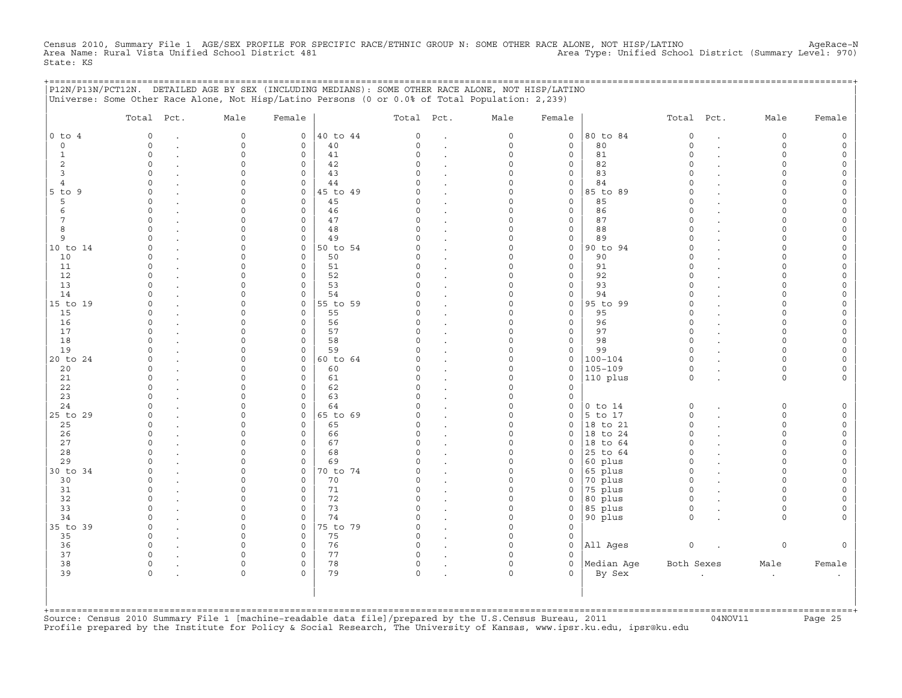Census 2010, Summary File 1 AGE/SEX PROFILE FOR SPECIFIC RACE/ETHNIC GROUP N: SOME OTHER RACE ALONE, NOT HISP/LATINO AgeRace-N
Area Name: Rural Vista Unified School District 481 Area Type: Unified School District (Summary Level: 970)
State: KS

P12N/P13N/PCT12N. DETAILED AGE BY SEX (INCLUDING MEDIANS): SOME OTHER RACE ALONE, NOT HISP/LATINO
Universe: Some Other Race Alone, Not Hisp/Latino Persons (0 or 0.0% of Total Population: 2,239)

| | Total | Pct. | Male | Female | | Total | Pct. | Male | Female | | Total | Pct. | Male | Female |
|---|---|---|---|---|---|---|---|---|---|---|---|---|---|---|
| 0 to 4 | 0 | . | 0 | 0 | 40 to 44 | 0 | . | 0 | 0 | 80 to 84 | 0 | . | 0 | 0 |
| 0 | 0 | . | 0 | 0 | 40 | 0 | . | 0 | 0 | 80 | 0 | . | 0 | 0 |
| 1 | 0 | . | 0 | 0 | 41 | 0 | . | 0 | 0 | 81 | 0 | . | 0 | 0 |
| 2 | 0 | . | 0 | 0 | 42 | 0 | . | 0 | 0 | 82 | 0 | . | 0 | 0 |
| 3 | 0 | . | 0 | 0 | 43 | 0 | . | 0 | 0 | 83 | 0 | . | 0 | 0 |
| 4 | 0 | . | 0 | 0 | 44 | 0 | . | 0 | 0 | 84 | 0 | . | 0 | 0 |
| 5 to 9 | 0 | . | 0 | 0 | 45 to 49 | 0 | . | 0 | 0 | 85 to 89 | 0 | . | 0 | 0 |
| 5 | 0 | . | 0 | 0 | 45 | 0 | . | 0 | 0 | 85 | 0 | . | 0 | 0 |
| 6 | 0 | . | 0 | 0 | 46 | 0 | . | 0 | 0 | 86 | 0 | . | 0 | 0 |
| 7 | 0 | . | 0 | 0 | 47 | 0 | . | 0 | 0 | 87 | 0 | . | 0 | 0 |
| 8 | 0 | . | 0 | 0 | 48 | 0 | . | 0 | 0 | 88 | 0 | . | 0 | 0 |
| 9 | 0 | . | 0 | 0 | 49 | 0 | . | 0 | 0 | 89 | 0 | . | 0 | 0 |
| 10 to 14 | 0 | . | 0 | 0 | 50 to 54 | 0 | . | 0 | 0 | 90 to 94 | 0 | . | 0 | 0 |
| 10 | 0 | . | 0 | 0 | 50 | 0 | . | 0 | 0 | 90 | 0 | . | 0 | 0 |
| 11 | 0 | . | 0 | 0 | 51 | 0 | . | 0 | 0 | 91 | 0 | . | 0 | 0 |
| 12 | 0 | . | 0 | 0 | 52 | 0 | . | 0 | 0 | 92 | 0 | . | 0 | 0 |
| 13 | 0 | . | 0 | 0 | 53 | 0 | . | 0 | 0 | 93 | 0 | . | 0 | 0 |
| 14 | 0 | . | 0 | 0 | 54 | 0 | . | 0 | 0 | 94 | 0 | . | 0 | 0 |
| 15 to 19 | 0 | . | 0 | 0 | 55 to 59 | 0 | . | 0 | 0 | 95 to 99 | 0 | . | 0 | 0 |
| 15 | 0 | . | 0 | 0 | 55 | 0 | . | 0 | 0 | 95 | 0 | . | 0 | 0 |
| 16 | 0 | . | 0 | 0 | 56 | 0 | . | 0 | 0 | 96 | 0 | . | 0 | 0 |
| 17 | 0 | . | 0 | 0 | 57 | 0 | . | 0 | 0 | 97 | 0 | . | 0 | 0 |
| 18 | 0 | . | 0 | 0 | 58 | 0 | . | 0 | 0 | 98 | 0 | . | 0 | 0 |
| 19 | 0 | . | 0 | 0 | 59 | 0 | . | 0 | 0 | 99 | 0 | . | 0 | 0 |
| 20 to 24 | 0 | . | 0 | 0 | 60 to 64 | 0 | . | 0 | 0 | 100-104 | 0 | . | 0 | 0 |
| 20 | 0 | . | 0 | 0 | 60 | 0 | . | 0 | 0 | 105-109 | 0 | . | 0 | 0 |
| 21 | 0 | . | 0 | 0 | 61 | 0 | . | 0 | 0 | 110 plus | 0 | . | 0 | 0 |
| 22 | 0 | . | 0 | 0 | 62 | 0 | . | 0 | 0 | | | | | |
| 23 | 0 | . | 0 | 0 | 63 | 0 | . | 0 | 0 | | | | | |
| 24 | 0 | . | 0 | 0 | 64 | 0 | . | 0 | 0 | 0 to 14 | 0 | . | 0 | 0 |
| 25 to 29 | 0 | . | 0 | 0 | 65 to 69 | 0 | . | 0 | 0 | 5 to 17 | 0 | . | 0 | 0 |
| 25 | 0 | . | 0 | 0 | 65 | 0 | . | 0 | 0 | 18 to 21 | 0 | . | 0 | 0 |
| 26 | 0 | . | 0 | 0 | 66 | 0 | . | 0 | 0 | 18 to 24 | 0 | . | 0 | 0 |
| 27 | 0 | . | 0 | 0 | 67 | 0 | . | 0 | 0 | 18 to 64 | 0 | . | 0 | 0 |
| 28 | 0 | . | 0 | 0 | 68 | 0 | . | 0 | 0 | 25 to 64 | 0 | . | 0 | 0 |
| 29 | 0 | . | 0 | 0 | 69 | 0 | . | 0 | 0 | 60 plus | 0 | . | 0 | 0 |
| 30 to 34 | 0 | . | 0 | 0 | 70 to 74 | 0 | . | 0 | 0 | 65 plus | 0 | . | 0 | 0 |
| 30 | 0 | . | 0 | 0 | 70 | 0 | . | 0 | 0 | 70 plus | 0 | . | 0 | 0 |
| 31 | 0 | . | 0 | 0 | 71 | 0 | . | 0 | 0 | 75 plus | 0 | . | 0 | 0 |
| 32 | 0 | . | 0 | 0 | 72 | 0 | . | 0 | 0 | 80 plus | 0 | . | 0 | 0 |
| 33 | 0 | . | 0 | 0 | 73 | 0 | . | 0 | 0 | 85 plus | 0 | . | 0 | 0 |
| 34 | 0 | . | 0 | 0 | 74 | 0 | . | 0 | 0 | 90 plus | 0 | . | 0 | 0 |
| 35 to 39 | 0 | . | 0 | 0 | 75 to 79 | 0 | . | 0 | 0 | | | | | |
| 35 | 0 | . | 0 | 0 | 75 | 0 | . | 0 | 0 | | | | | |
| 36 | 0 | . | 0 | 0 | 76 | 0 | . | 0 | 0 | All Ages | 0 | . | 0 | 0 |
| 37 | 0 | . | 0 | 0 | 77 | 0 | . | 0 | 0 | | | | | |
| 38 | 0 | . | 0 | 0 | 78 | 0 | . | 0 | 0 | Median Age | Both Sexes | | Male | Female |
| 39 | 0 | . | 0 | 0 | 79 | 0 | . | 0 | 0 | By Sex | . | | . | . |

Source: Census 2010 Summary File 1 [machine-readable data file]/prepared by the U.S.Census Bureau, 2011 04NOV11
Profile prepared by the Institute for Policy & Social Research, The University of Kansas, www.ipsr.ku.edu, ipsr@ku.edu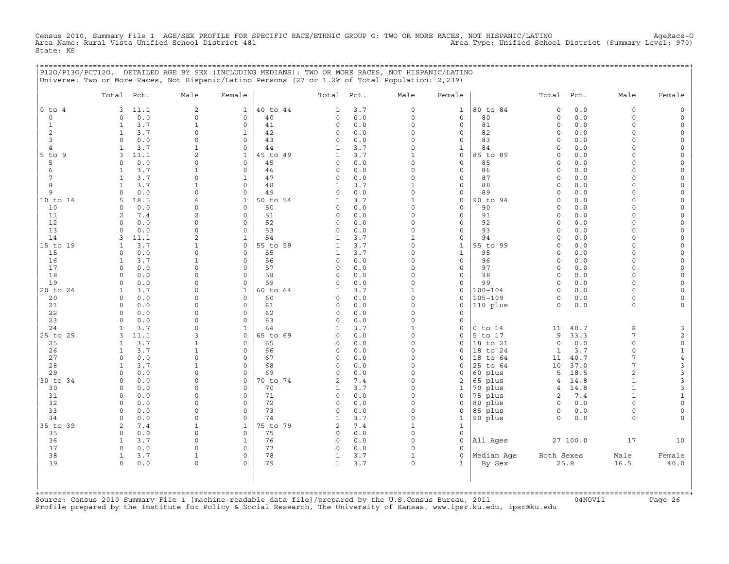Census 2010, Summary File 1 AGE/SEX PROFILE FOR SPECIFIC RACE/ETHNIC GROUP O: TWO OR MORE RACES, NOT HISPANIC/LATINO AgeRace-O
Area Name: Rural Vista Unified School District 481 Area Type: Unified School District (Summary Level: 970)
State: KS

P12O/P13O/PCT12O. DETAILED AGE BY SEX (INCLUDING MEDIANS): TWO OR MORE RACES, NOT HISPANIC/LATINO
Universe: Two or More Races, Not Hispanic/Latino Persons (27 or 1.2% of Total Population: 2,239)

| | Total | Pct. | Male | Female | | Total | Pct. | Male | Female | | Total | Pct. | Male | Female |
|---|---|---|---|---|---|---|---|---|---|---|---|---|---|---|
| 0 to 4 | 3 | 11.1 | 2 | 1 | 40 to 44 | 1 | 3.7 | 0 | 1 | 80 to 84 | 0 | 0.0 | 0 | 0 |
| 0 | 0 | 0.0 | 0 | 0 | 40 | 0 | 0.0 | 0 | 0 | 80 | 0 | 0.0 | 0 | 0 |
| 1 | 1 | 3.7 | 1 | 0 | 41 | 0 | 0.0 | 0 | 0 | 81 | 0 | 0.0 | 0 | 0 |
| 2 | 1 | 3.7 | 0 | 1 | 42 | 0 | 0.0 | 0 | 0 | 82 | 0 | 0.0 | 0 | 0 |
| 3 | 0 | 0.0 | 0 | 0 | 43 | 0 | 0.0 | 0 | 0 | 83 | 0 | 0.0 | 0 | 0 |
| 4 | 1 | 3.7 | 1 | 0 | 44 | 1 | 3.7 | 0 | 1 | 84 | 0 | 0.0 | 0 | 0 |
| 5 to 9 | 3 | 11.1 | 2 | 1 | 45 to 49 | 1 | 3.7 | 1 | 0 | 85 to 89 | 0 | 0.0 | 0 | 0 |
| 5 | 0 | 0.0 | 0 | 0 | 45 | 0 | 0.0 | 0 | 0 | 85 | 0 | 0.0 | 0 | 0 |
| 6 | 1 | 3.7 | 1 | 0 | 46 | 0 | 0.0 | 0 | 0 | 86 | 0 | 0.0 | 0 | 0 |
| 7 | 1 | 3.7 | 0 | 1 | 47 | 0 | 0.0 | 0 | 0 | 87 | 0 | 0.0 | 0 | 0 |
| 8 | 1 | 3.7 | 1 | 0 | 48 | 1 | 3.7 | 1 | 0 | 88 | 0 | 0.0 | 0 | 0 |
| 9 | 0 | 0.0 | 0 | 0 | 49 | 0 | 0.0 | 0 | 0 | 89 | 0 | 0.0 | 0 | 0 |
| 10 to 14 | 5 | 18.5 | 4 | 1 | 50 to 54 | 1 | 3.7 | 1 | 0 | 90 to 94 | 0 | 0.0 | 0 | 0 |
| 10 | 0 | 0.0 | 0 | 0 | 50 | 0 | 0.0 | 0 | 0 | 90 | 0 | 0.0 | 0 | 0 |
| 11 | 2 | 7.4 | 2 | 0 | 51 | 0 | 0.0 | 0 | 0 | 91 | 0 | 0.0 | 0 | 0 |
| 12 | 0 | 0.0 | 0 | 0 | 52 | 0 | 0.0 | 0 | 0 | 92 | 0 | 0.0 | 0 | 0 |
| 13 | 0 | 0.0 | 0 | 0 | 53 | 0 | 0.0 | 0 | 0 | 93 | 0 | 0.0 | 0 | 0 |
| 14 | 3 | 11.1 | 2 | 1 | 54 | 1 | 3.7 | 1 | 0 | 94 | 0 | 0.0 | 0 | 0 |
| 15 to 19 | 1 | 3.7 | 1 | 0 | 55 to 59 | 1 | 3.7 | 0 | 1 | 95 to 99 | 0 | 0.0 | 0 | 0 |
| 15 | 0 | 0.0 | 0 | 0 | 55 | 1 | 3.7 | 0 | 1 | 95 | 0 | 0.0 | 0 | 0 |
| 16 | 1 | 3.7 | 1 | 0 | 56 | 0 | 0.0 | 0 | 0 | 96 | 0 | 0.0 | 0 | 0 |
| 17 | 0 | 0.0 | 0 | 0 | 57 | 0 | 0.0 | 0 | 0 | 97 | 0 | 0.0 | 0 | 0 |
| 18 | 0 | 0.0 | 0 | 0 | 58 | 0 | 0.0 | 0 | 0 | 98 | 0 | 0.0 | 0 | 0 |
| 19 | 0 | 0.0 | 0 | 0 | 59 | 0 | 0.0 | 0 | 0 | 99 | 0 | 0.0 | 0 | 0 |
| 20 to 24 | 1 | 3.7 | 0 | 1 | 60 to 64 | 1 | 3.7 | 1 | 0 | 100-104 | 0 | 0.0 | 0 | 0 |
| 20 | 0 | 0.0 | 0 | 0 | 60 | 0 | 0.0 | 0 | 0 | 105-109 | 0 | 0.0 | 0 | 0 |
| 21 | 0 | 0.0 | 0 | 0 | 61 | 0 | 0.0 | 0 | 0 | 110 plus | 0 | 0.0 | 0 | 0 |
| 22 | 0 | 0.0 | 0 | 0 | 62 | 0 | 0.0 | 0 | 0 | | | | | |
| 23 | 0 | 0.0 | 0 | 0 | 63 | 0 | 0.0 | 0 | 0 | | | | | |
| 24 | 1 | 3.7 | 0 | 1 | 64 | 1 | 3.7 | 1 | 0 | 0 to 14 | 11 | 40.7 | 8 | 3 |
| 25 to 29 | 3 | 11.1 | 3 | 0 | 65 to 69 | 0 | 0.0 | 0 | 0 | 5 to 17 | 9 | 33.3 | 7 | 2 |
| 25 | 1 | 3.7 | 1 | 0 | 65 | 0 | 0.0 | 0 | 0 | 18 to 21 | 0 | 0.0 | 0 | 0 |
| 26 | 1 | 3.7 | 1 | 0 | 66 | 0 | 0.0 | 0 | 0 | 18 to 24 | 1 | 3.7 | 0 | 1 |
| 27 | 0 | 0.0 | 0 | 0 | 67 | 0 | 0.0 | 0 | 0 | 18 to 64 | 11 | 40.7 | 7 | 4 |
| 28 | 1 | 3.7 | 1 | 0 | 68 | 0 | 0.0 | 0 | 0 | 25 to 64 | 10 | 37.0 | 7 | 3 |
| 29 | 0 | 0.0 | 0 | 0 | 69 | 0 | 0.0 | 0 | 0 | 60 plus | 5 | 18.5 | 2 | 3 |
| 30 to 34 | 0 | 0.0 | 0 | 0 | 70 to 74 | 2 | 7.4 | 0 | 2 | 65 plus | 4 | 14.8 | 1 | 3 |
| 30 | 0 | 0.0 | 0 | 0 | 70 | 1 | 3.7 | 0 | 1 | 70 plus | 4 | 14.8 | 1 | 3 |
| 31 | 0 | 0.0 | 0 | 0 | 71 | 0 | 0.0 | 0 | 0 | 75 plus | 2 | 7.4 | 1 | 1 |
| 32 | 0 | 0.0 | 0 | 0 | 72 | 0 | 0.0 | 0 | 0 | 80 plus | 0 | 0.0 | 0 | 0 |
| 33 | 0 | 0.0 | 0 | 0 | 73 | 0 | 0.0 | 0 | 0 | 85 plus | 0 | 0.0 | 0 | 0 |
| 34 | 0 | 0.0 | 0 | 0 | 74 | 1 | 3.7 | 0 | 1 | 90 plus | 0 | 0.0 | 0 | 0 |
| 35 to 39 | 2 | 7.4 | 1 | 1 | 75 to 79 | 2 | 7.4 | 1 | 1 | | | | | |
| 35 | 0 | 0.0 | 0 | 0 | 75 | 0 | 0.0 | 0 | 0 | | | | | |
| 36 | 1 | 3.7 | 0 | 1 | 76 | 0 | 0.0 | 0 | 0 | All Ages | 27 | 100.0 | 17 | 10 |
| 37 | 0 | 0.0 | 0 | 0 | 77 | 0 | 0.0 | 0 | 0 | | | | | |
| 38 | 1 | 3.7 | 1 | 0 | 78 | 1 | 3.7 | 1 | 0 | Median Age | Both Sexes | | Male | Female |
| 39 | 0 | 0.0 | 0 | 0 | 79 | 1 | 3.7 | 0 | 1 | By Sex | 25.8 | | 16.5 | 40.0 |

Source: Census 2010 Summary File 1 [machine-readable data file]/prepared by the U.S.Census Bureau, 2011 04NOV11
Profile prepared by the Institute for Policy & Social Research, The University of Kansas, www.ipsr.ku.edu, ipsr@ku.edu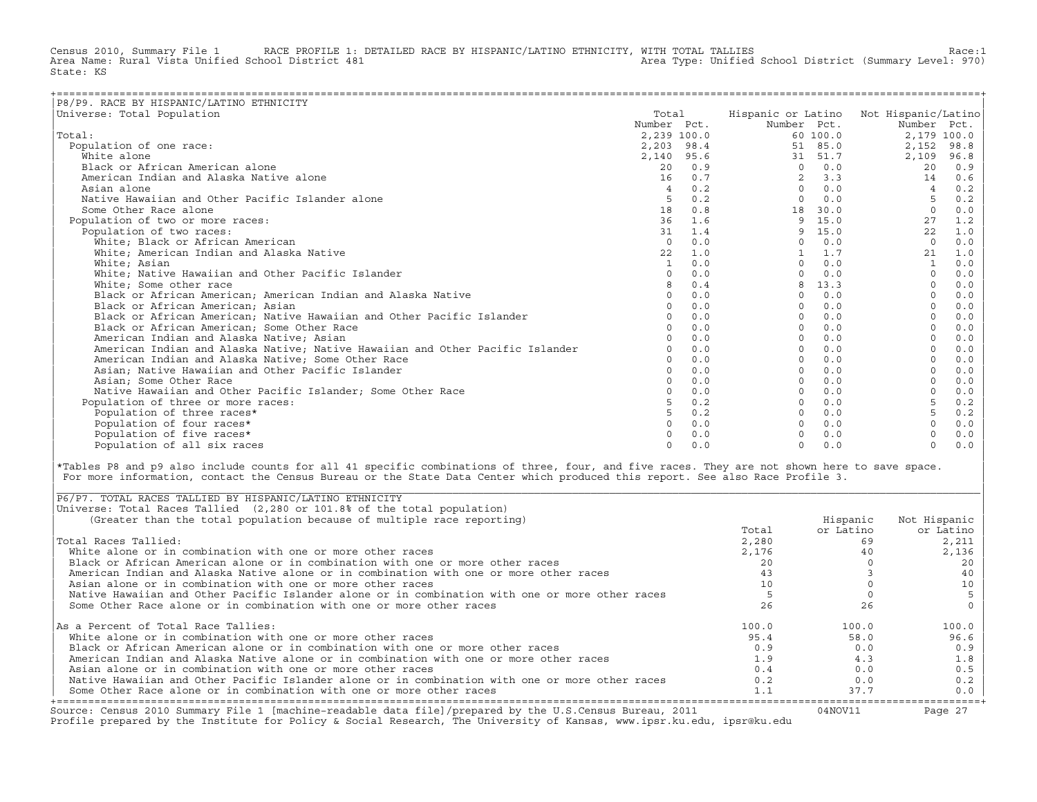Census 2010, Summary File 1 RACE PROFILE 1: DETAILED RACE BY HISPANIC/LATINO ETHNICITY, WITH TOTAL TALLIES Race:1
Area Name: Rural Vista Unified School District 481 Area Type: Unified School District (Summary Level: 970)
State: KS

## P8/P9. RACE BY HISPANIC/LATINO ETHNICITY

Universe: Total Population

| | Total Number | Total Pct. | Hispanic or Latino Number | Hispanic or Latino Pct. | Not Hispanic/Latino Number | Not Hispanic/Latino Pct. |
|---|---|---|---|---|---|---|
| Total: | 2,239 | 100.0 | 60 | 100.0 | 2,179 | 100.0 |
| Population of one race: | 2,203 | 98.4 | 51 | 85.0 | 2,152 | 98.8 |
| White alone | 2,140 | 95.6 | 31 | 51.7 | 2,109 | 96.8 |
| Black or African American alone | 20 | 0.9 | 0 | 0.0 | 20 | 0.9 |
| American Indian and Alaska Native alone | 16 | 0.7 | 2 | 3.3 | 14 | 0.6 |
| Asian alone | 4 | 0.2 | 0 | 0.0 | 4 | 0.2 |
| Native Hawaiian and Other Pacific Islander alone | 5 | 0.2 | 0 | 0.0 | 5 | 0.2 |
| Some Other Race alone | 18 | 0.8 | 18 | 30.0 | 0 | 0.0 |
| Population of two or more races: | 36 | 1.6 | 9 | 15.0 | 27 | 1.2 |
| Population of two races: | 31 | 1.4 | 9 | 15.0 | 22 | 1.0 |
| White; Black or African American | 0 | 0.0 | 0 | 0.0 | 0 | 0.0 |
| White; American Indian and Alaska Native | 22 | 1.0 | 1 | 1.7 | 21 | 1.0 |
| White; Asian | 1 | 0.0 | 0 | 0.0 | 1 | 0.0 |
| White; Native Hawaiian and Other Pacific Islander | 0 | 0.0 | 0 | 0.0 | 0 | 0.0 |
| White; Some other race | 8 | 0.4 | 8 | 13.3 | 0 | 0.0 |
| Black or African American; American Indian and Alaska Native | 0 | 0.0 | 0 | 0.0 | 0 | 0.0 |
| Black or African American; Asian | 0 | 0.0 | 0 | 0.0 | 0 | 0.0 |
| Black or African American; Native Hawaiian and Other Pacific Islander | 0 | 0.0 | 0 | 0.0 | 0 | 0.0 |
| Black or African American; Some Other Race | 0 | 0.0 | 0 | 0.0 | 0 | 0.0 |
| American Indian and Alaska Native; Asian | 0 | 0.0 | 0 | 0.0 | 0 | 0.0 |
| American Indian and Alaska Native; Native Hawaiian and Other Pacific Islander | 0 | 0.0 | 0 | 0.0 | 0 | 0.0 |
| American Indian and Alaska Native; Some Other Race | 0 | 0.0 | 0 | 0.0 | 0 | 0.0 |
| Asian; Native Hawaiian and Other Pacific Islander | 0 | 0.0 | 0 | 0.0 | 0 | 0.0 |
| Asian; Some Other Race | 0 | 0.0 | 0 | 0.0 | 0 | 0.0 |
| Native Hawaiian and Other Pacific Islander; Some Other Race | 0 | 0.0 | 0 | 0.0 | 0 | 0.0 |
| Population of three or more races: | 5 | 0.2 | 0 | 0.0 | 5 | 0.2 |
| Population of three races* | 5 | 0.2 | 0 | 0.0 | 5 | 0.2 |
| Population of four races* | 0 | 0.0 | 0 | 0.0 | 0 | 0.0 |
| Population of five races* | 0 | 0.0 | 0 | 0.0 | 0 | 0.0 |
| Population of all six races | 0 | 0.0 | 0 | 0.0 | 0 | 0.0 |

*Tables P8 and p9 also include counts for all 41 specific combinations of three, four, and five races. They are not shown here to save space. For more information, contact the Census Bureau or the State Data Center which produced this report. See also Race Profile 3.

## P6/P7. TOTAL RACES TALLIED BY HISPANIC/LATINO ETHNICITY

Universe: Total Races Tallied (2,280 or 101.8% of the total population)
(Greater than the total population because of multiple race reporting)

| | Total | Hispanic or Latino | Not Hispanic or Latino |
|---|---|---|---|
| Total Races Tallied: | 2,280 | 69 | 2,211 |
| White alone or in combination with one or more other races | 2,176 | 40 | 2,136 |
| Black or African American alone or in combination with one or more other races | 20 | 0 | 20 |
| American Indian and Alaska Native alone or in combination with one or more other races | 43 | 3 | 40 |
| Asian alone or in combination with one or more other races | 10 | 0 | 10 |
| Native Hawaiian and Other Pacific Islander alone or in combination with one or more other races | 5 | 0 | 5 |
| Some Other Race alone or in combination with one or more other races | 26 | 26 | 0 |
| As a Percent of Total Race Tallies: | 100.0 | 100.0 | 100.0 |
| White alone or in combination with one or more other races | 95.4 | 58.0 | 96.6 |
| Black or African American alone or in combination with one or more other races | 0.9 | 0.0 | 0.9 |
| American Indian and Alaska Native alone or in combination with one or more other races | 1.9 | 4.3 | 1.8 |
| Asian alone or in combination with one or more other races | 0.4 | 0.0 | 0.5 |
| Native Hawaiian and Other Pacific Islander alone or in combination with one or more other races | 0.2 | 0.0 | 0.2 |
| Some Other Race alone or in combination with one or more other races | 1.1 | 37.7 | 0.0 |

Source: Census 2010 Summary File 1 [machine-readable data file]/prepared by the U.S.Census Bureau, 2011 04NOV11
Profile prepared by the Institute for Policy & Social Research, The University of Kansas, www.ipsr.ku.edu, ipsr@ku.edu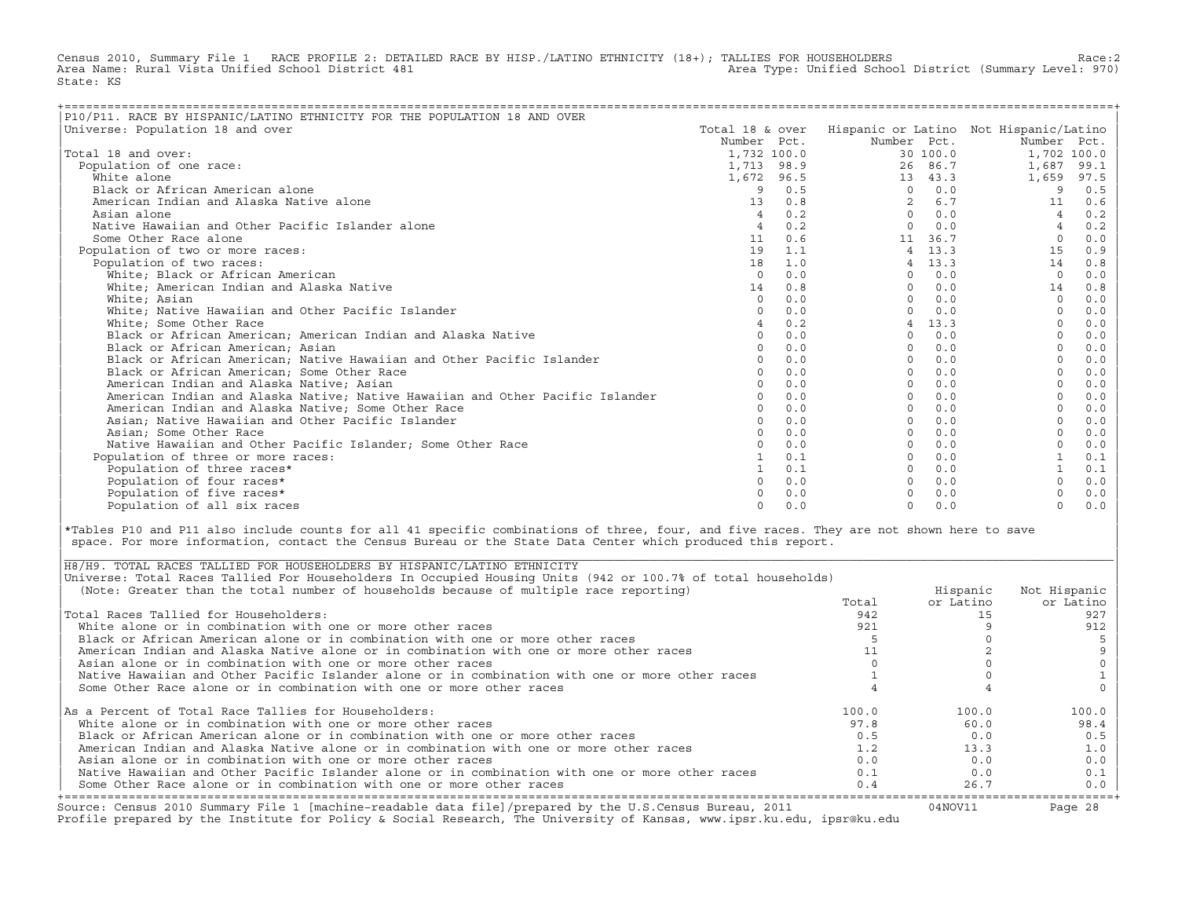Census 2010, Summary File 1 RACE PROFILE 2: DETAILED RACE BY HISP./LATINO ETHNICITY (18+); TALLIES FOR HOUSEHOLDERS Race:2
Area Name: Rural Vista Unified School District 481 Area Type: Unified School District (Summary Level: 970)
State: KS

## P10/P11. RACE BY HISPANIC/LATINO ETHNICITY FOR THE POPULATION 18 AND OVER

Universe: Population 18 and over

| | Total 18 & over Number | Pct. | Hispanic or Latino Number | Pct. | Not Hispanic/Latino Number | Pct. |
|---|---|---|---|---|---|---|
| Total 18 and over: | 1,732 | 100.0 | 30 | 100.0 | 1,702 | 100.0 |
| Population of one race: | 1,713 | 98.9 | 26 | 86.7 | 1,687 | 99.1 |
| White alone | 1,672 | 96.5 | 13 | 43.3 | 1,659 | 97.5 |
| Black or African American alone | 9 | 0.5 | 0 | 0.0 | 9 | 0.5 |
| American Indian and Alaska Native alone | 13 | 0.8 | 2 | 6.7 | 11 | 0.6 |
| Asian alone | 4 | 0.2 | 0 | 0.0 | 4 | 0.2 |
| Native Hawaiian and Other Pacific Islander alone | 4 | 0.2 | 0 | 0.0 | 4 | 0.2 |
| Some Other Race alone | 11 | 0.6 | 11 | 36.7 | 0 | 0.0 |
| Population of two or more races: | 19 | 1.1 | 4 | 13.3 | 15 | 0.9 |
| Population of two races: | 18 | 1.0 | 4 | 13.3 | 14 | 0.8 |
| White; Black or African American | 0 | 0.0 | 0 | 0.0 | 0 | 0.0 |
| White; American Indian and Alaska Native | 14 | 0.8 | 0 | 0.0 | 14 | 0.8 |
| White; Asian | 0 | 0.0 | 0 | 0.0 | 0 | 0.0 |
| White; Native Hawaiian and Other Pacific Islander | 0 | 0.0 | 0 | 0.0 | 0 | 0.0 |
| White; Some Other Race | 4 | 0.2 | 4 | 13.3 | 0 | 0.0 |
| Black or African American; American Indian and Alaska Native | 0 | 0.0 | 0 | 0.0 | 0 | 0.0 |
| Black or African American; Asian | 0 | 0.0 | 0 | 0.0 | 0 | 0.0 |
| Black or African American; Native Hawaiian and Other Pacific Islander | 0 | 0.0 | 0 | 0.0 | 0 | 0.0 |
| Black or African American; Some Other Race | 0 | 0.0 | 0 | 0.0 | 0 | 0.0 |
| American Indian and Alaska Native; Asian | 0 | 0.0 | 0 | 0.0 | 0 | 0.0 |
| American Indian and Alaska Native; Native Hawaiian and Other Pacific Islander | 0 | 0.0 | 0 | 0.0 | 0 | 0.0 |
| American Indian and Alaska Native; Some Other Race | 0 | 0.0 | 0 | 0.0 | 0 | 0.0 |
| Asian; Native Hawaiian and Other Pacific Islander | 0 | 0.0 | 0 | 0.0 | 0 | 0.0 |
| Asian; Some Other Race | 0 | 0.0 | 0 | 0.0 | 0 | 0.0 |
| Native Hawaiian and Other Pacific Islander; Some Other Race | 0 | 0.0 | 0 | 0.0 | 0 | 0.0 |
| Population of three or more races: | 1 | 0.1 | 0 | 0.0 | 1 | 0.1 |
| Population of three races* | 1 | 0.1 | 0 | 0.0 | 1 | 0.1 |
| Population of four races* | 0 | 0.0 | 0 | 0.0 | 0 | 0.0 |
| Population of five races* | 0 | 0.0 | 0 | 0.0 | 0 | 0.0 |
| Population of all six races | 0 | 0.0 | 0 | 0.0 | 0 | 0.0 |

*Tables P10 and P11 also include counts for all 41 specific combinations of three, four, and five races. They are not shown here to save space. For more information, contact the Census Bureau or the State Data Center which produced this report.

## H8/H9. TOTAL RACES TALLIED FOR HOUSEHOLDERS BY HISPANIC/LATINO ETHNICITY

Universe: Total Races Tallied For Householders In Occupied Housing Units (942 or 100.7% of total households)
(Note: Greater than the total number of households because of multiple race reporting)

| | Total | Hispanic or Latino | Not Hispanic or Latino |
|---|---|---|---|
| Total Races Tallied for Householders: | 942 | 15 | 927 |
| White alone or in combination with one or more other races | 921 | 9 | 912 |
| Black or African American alone or in combination with one or more other races | 5 | 0 | 5 |
| American Indian and Alaska Native alone or in combination with one or more other races | 11 | 2 | 9 |
| Asian alone or in combination with one or more other races | 0 | 0 | 0 |
| Native Hawaiian and Other Pacific Islander alone or in combination with one or more other races | 1 | 0 | 1 |
| Some Other Race alone or in combination with one or more other races | 4 | 4 | 0 |
| As a Percent of Total Race Tallies for Householders: | 100.0 | 100.0 | 100.0 |
| White alone or in combination with one or more other races | 97.8 | 60.0 | 98.4 |
| Black or African American alone or in combination with one or more other races | 0.5 | 0.0 | 0.5 |
| American Indian and Alaska Native alone or in combination with one or more other races | 1.2 | 13.3 | 1.0 |
| Asian alone or in combination with one or more other races | 0.0 | 0.0 | 0.0 |
| Native Hawaiian and Other Pacific Islander alone or in combination with one or more other races | 0.1 | 0.0 | 0.1 |
| Some Other Race alone or in combination with one or more other races | 0.4 | 26.7 | 0.0 |

Source: Census 2010 Summary File 1 [machine-readable data file]/prepared by the U.S.Census Bureau, 2011 04NOV11
Profile prepared by the Institute for Policy & Social Research, The University of Kansas, www.ipsr.ku.edu, ipsr@ku.edu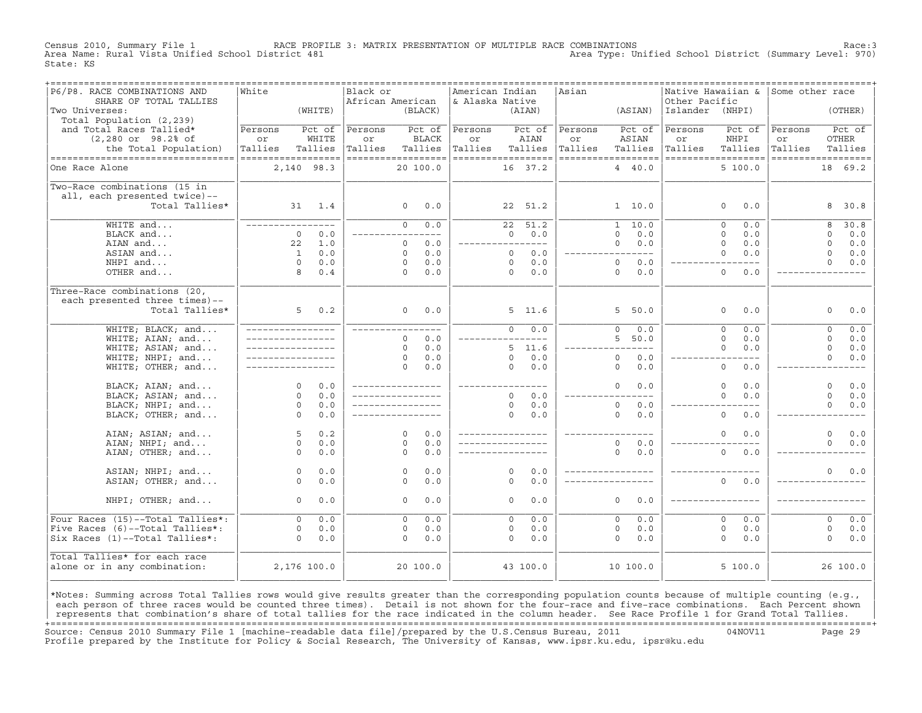Census 2010, Summary File 1 — RACE PROFILE 3: MATRIX PRESENTATION OF MULTIPLE RACE COMBINATIONS — Race:3

Area Name: Rural Vista Unified School District 481 — Area Type: Unified School District (Summary Level: 970)

State: KS

| P6/P8. RACE COMBINATIONS AND SHARE OF TOTAL TALLIES<br>Two Universes: Total Population (2,239) and Total Races Tallied* (2,280 or 98.2% of the Total Population) | White (WHITE) | | Black or African American (BLACK) | | American Indian & Alaska Native (AIAN) | | Asian (ASIAN) | | Native Hawaiian & Other Pacific Islander (NHPI) | | Some other race (OTHER) | |
|---|---|---|---|---|---|---|---|---|---|---|---|---|
| | Persons or Tallies | Pct of WHITE Tallies | Persons or Tallies | Pct of BLACK Tallies | Persons or Tallies | Pct of AIAN Tallies | Persons or Tallies | Pct of ASIAN Tallies | Persons or Tallies | Pct of NHPI Tallies | Persons or Tallies | Pct of OTHER Tallies |
| One Race Alone | 2,140 | 98.3 | 20 | 100.0 | 16 | 37.2 | 4 | 40.0 | 5 | 100.0 | 18 | 69.2 |
| Two-Race combinations (15 in all, each presented twice)--Total Tallies* | 31 | 1.4 | 0 | 0.0 | 22 | 51.2 | 1 | 10.0 | 0 | 0.0 | 8 | 30.8 |
| WHITE and... | ---- | ---- | 0 | 0.0 | 22 | 51.2 | 1 | 10.0 | 0 | 0.0 | 8 | 30.8 |
| BLACK and... | 0 | 0.0 | ---- | ---- | 0 | 0.0 | 0 | 0.0 | 0 | 0.0 | 0 | 0.0 |
| AIAN and... | 22 | 1.0 | 0 | 0.0 | ---- | ---- | 0 | 0.0 | 0 | 0.0 | 0 | 0.0 |
| ASIAN and... | 1 | 0.0 | 0 | 0.0 | 0 | 0.0 | ---- | ---- | 0 | 0.0 | 0 | 0.0 |
| NHPI and... | 0 | 0.0 | 0 | 0.0 | 0 | 0.0 | 0 | 0.0 | ---- | ---- | 0 | 0.0 |
| OTHER and... | 8 | 0.4 | 0 | 0.0 | 0 | 0.0 | 0 | 0.0 | 0 | 0.0 | ---- | ---- |
| Three-Race combinations (20, each presented three times)--Total Tallies* | 5 | 0.2 | 0 | 0.0 | 5 | 11.6 | 5 | 50.0 | 0 | 0.0 | 0 | 0.0 |
| WHITE; BLACK; and... | ---- | ---- | ---- | ---- | 0 | 0.0 | 0 | 0.0 | 0 | 0.0 | 0 | 0.0 |
| WHITE; AIAN; and... | ---- | ---- | 0 | 0.0 | ---- | ---- | 5 | 50.0 | 0 | 0.0 | 0 | 0.0 |
| WHITE; ASIAN; and... | ---- | ---- | 0 | 0.0 | 5 | 11.6 | ---- | ---- | 0 | 0.0 | 0 | 0.0 |
| WHITE; NHPI; and... | ---- | ---- | 0 | 0.0 | 0 | 0.0 | 0 | 0.0 | ---- | ---- | 0 | 0.0 |
| WHITE; OTHER; and... | ---- | ---- | 0 | 0.0 | 0 | 0.0 | 0 | 0.0 | 0 | 0.0 | ---- | ---- |
| BLACK; AIAN; and... | 0 | 0.0 | ---- | ---- | ---- | ---- | 0 | 0.0 | 0 | 0.0 | 0 | 0.0 |
| BLACK; ASIAN; and... | 0 | 0.0 | ---- | ---- | 0 | 0.0 | ---- | ---- | 0 | 0.0 | 0 | 0.0 |
| BLACK; NHPI; and... | 0 | 0.0 | ---- | ---- | 0 | 0.0 | 0 | 0.0 | ---- | ---- | 0 | 0.0 |
| BLACK; OTHER; and... | 0 | 0.0 | ---- | ---- | 0 | 0.0 | 0 | 0.0 | 0 | 0.0 | ---- | ---- |
| AIAN; ASIAN; and... | 5 | 0.2 | 0 | 0.0 | ---- | ---- | ---- | ---- | 0 | 0.0 | 0 | 0.0 |
| AIAN; NHPI; and... | 0 | 0.0 | 0 | 0.0 | ---- | ---- | 0 | 0.0 | ---- | ---- | 0 | 0.0 |
| AIAN; OTHER; and... | 0 | 0.0 | 0 | 0.0 | ---- | ---- | 0 | 0.0 | 0 | 0.0 | ---- | ---- |
| ASIAN; NHPI; and... | 0 | 0.0 | 0 | 0.0 | 0 | 0.0 | ---- | ---- | ---- | ---- | 0 | 0.0 |
| ASIAN; OTHER; and... | 0 | 0.0 | 0 | 0.0 | 0 | 0.0 | ---- | ---- | 0 | 0.0 | ---- | ---- |
| NHPI; OTHER; and... | 0 | 0.0 | 0 | 0.0 | 0 | 0.0 | 0 | 0.0 | ---- | ---- | ---- | ---- |
| Four Races (15)--Total Tallies*: | 0 | 0.0 | 0 | 0.0 | 0 | 0.0 | 0 | 0.0 | 0 | 0.0 | 0 | 0.0 |
| Five Races (6)--Total Tallies*: | 0 | 0.0 | 0 | 0.0 | 0 | 0.0 | 0 | 0.0 | 0 | 0.0 | 0 | 0.0 |
| Six Races (1)--Total Tallies*: | 0 | 0.0 | 0 | 0.0 | 0 | 0.0 | 0 | 0.0 | 0 | 0.0 | 0 | 0.0 |
| Total Tallies* for each race alone or in any combination: | 2,176 | 100.0 | 20 | 100.0 | 43 | 100.0 | 10 | 100.0 | 5 | 100.0 | 26 | 100.0 |

*Notes: Summing across Total Tallies rows would give results greater than the corresponding population counts because of multiple counting (e.g., each person of three races would be counted three times). Detail is not shown for the four-race and five-race combinations. Each Percent shown represents that combination's share of total tallies for the race indicated in the column header. See Race Profile 1 for Grand Total Tallies.

Source: Census 2010 Summary File 1 [machine-readable data file]/prepared by the U.S.Census Bureau, 2011 — 04NOV11

Profile prepared by the Institute for Policy & Social Research, The University of Kansas, www.ipsr.ku.edu, ipsr@ku.edu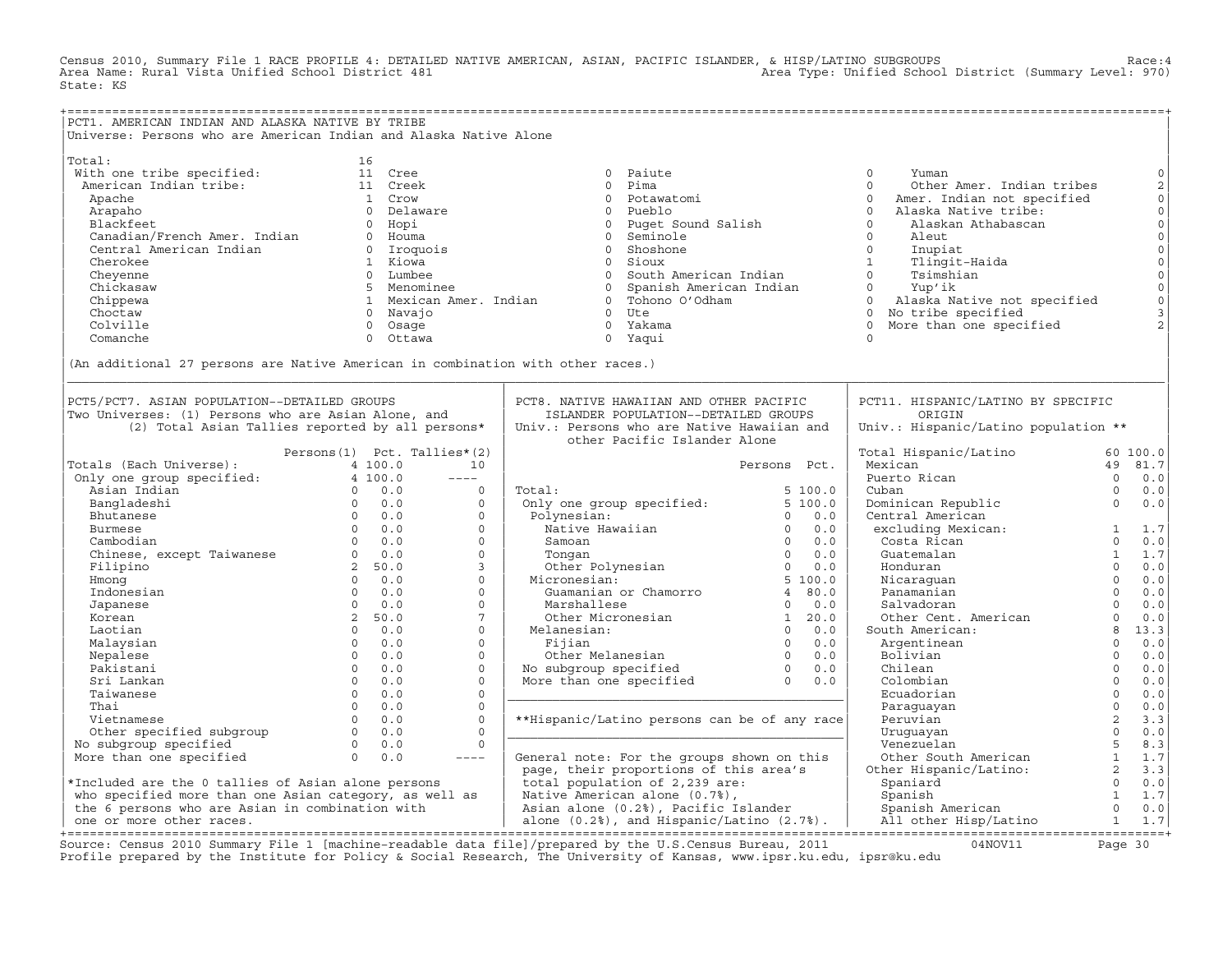Census 2010, Summary File 1 RACE PROFILE 4: DETAILED NATIVE AMERICAN, ASIAN, PACIFIC ISLANDER, & HISP/LATINO SUBGROUPS Race:4
Area Name: Rural Vista Unified School District 481 Area Type: Unified School District (Summary Level: 970)
State: KS

## PCT1. AMERICAN INDIAN AND ALASKA NATIVE BY TRIBE

Universe: Persons who are American Indian and Alaska Native Alone

| | | | | | | | |
|---|---|---|---|---|---|---|---|
| Total: | 16 | | | | | | |
| With one tribe specified: | 11 | Cree | 0 | Paiute | 0 | Yuman | 0 |
| American Indian tribe: | 11 | Creek | 0 | Pima | 0 | Other Amer. Indian tribes | 2 |
| Apache | 1 | Crow | 0 | Potawatomi | 0 | Amer. Indian not specified | 0 |
| Arapaho | 0 | Delaware | 0 | Pueblo | 0 | Alaska Native tribe: | 0 |
| Blackfeet | 0 | Hopi | 0 | Puget Sound Salish | 0 | Alaskan Athabascan | 0 |
| Canadian/French Amer. Indian | 0 | Houma | 0 | Seminole | 0 | Aleut | 0 |
| Central American Indian | 0 | Iroquois | 0 | Shoshone | 0 | Inupiat | 0 |
| Cherokee | 1 | Kiowa | 0 | Sioux | 1 | Tlingit-Haida | 0 |
| Cheyenne | 0 | Lumbee | 0 | South American Indian | 0 | Tsimshian | 0 |
| Chickasaw | 5 | Menominee | 0 | Spanish American Indian | 0 | Yup'ik | 0 |
| Chippewa | 1 | Mexican Amer. Indian | 0 | Tohono O'Odham | 0 | Alaska Native not specified | 0 |
| Choctaw | 0 | Navajo | 0 | Ute | 0 | No tribe specified | 3 |
| Colville | 0 | Osage | 0 | Yakama | 0 | More than one specified | 2 |
| Comanche | 0 | Ottawa | 0 | Yaqui | 0 | | |

(An additional 27 persons are Native American in combination with other races.)

## PCT5/PCT7. ASIAN POPULATION--DETAILED GROUPS

Two Universes: (1) Persons who are Asian Alone, and (2) Total Asian Tallies reported by all persons*

| | Persons(1) | Pct. | Tallies*(2) |
|---|---|---|---|
| Totals (Each Universe): | 4 | 100.0 | 10 |
| Only one group specified: | 4 | 100.0 | ---- |
| Asian Indian | 0 | 0.0 | 0 |
| Bangladeshi | 0 | 0.0 | 0 |
| Bhutanese | 0 | 0.0 | 0 |
| Burmese | 0 | 0.0 | 0 |
| Cambodian | 0 | 0.0 | 0 |
| Chinese, except Taiwanese | 0 | 0.0 | 0 |
| Filipino | 2 | 50.0 | 3 |
| Hmong | 0 | 0.0 | 0 |
| Indonesian | 0 | 0.0 | 0 |
| Japanese | 0 | 0.0 | 0 |
| Korean | 2 | 50.0 | 7 |
| Laotian | 0 | 0.0 | 0 |
| Malaysian | 0 | 0.0 | 0 |
| Nepalese | 0 | 0.0 | 0 |
| Pakistani | 0 | 0.0 | 0 |
| Sri Lankan | 0 | 0.0 | 0 |
| Taiwanese | 0 | 0.0 | 0 |
| Thai | 0 | 0.0 | 0 |
| Vietnamese | 0 | 0.0 | 0 |
| Other specified subgroup | 0 | 0.0 | 0 |
| No subgroup specified | 0 | 0.0 | 0 |
| More than one specified | 0 | 0.0 | ---- |

*Included are the 0 tallies of Asian alone persons who specified more than one Asian category, as well as the 6 persons who are Asian in combination with one or more other races.

## PCT8. NATIVE HAWAIIAN AND OTHER PACIFIC ISLANDER POPULATION--DETAILED GROUPS

Univ.: Persons who are Native Hawaiian and other Pacific Islander Alone

| | Persons | Pct. |
|---|---|---|
| Total: | 5 | 100.0 |
| Only one group specified: | 5 | 100.0 |
| Polynesian: | 0 | 0.0 |
| Native Hawaiian | 0 | 0.0 |
| Samoan | 0 | 0.0 |
| Tongan | 0 | 0.0 |
| Other Polynesian | 0 | 0.0 |
| Micronesian: | 5 | 100.0 |
| Guamanian or Chamorro | 4 | 80.0 |
| Marshallese | 0 | 0.0 |
| Other Micronesian | 1 | 20.0 |
| Melanesian: | 0 | 0.0 |
| Fijian | 0 | 0.0 |
| Other Melanesian | 0 | 0.0 |
| No subgroup specified | 0 | 0.0 |
| More than one specified | 0 | 0.0 |

**Hispanic/Latino persons can be of any race

General note: For the groups shown on this page, their proportions of this area's total population of 2,239 are: Native American alone (0.7%), Asian alone (0.2%), Pacific Islander alone (0.2%), and Hispanic/Latino (2.7%).

## PCT11. HISPANIC/LATINO BY SPECIFIC ORIGIN

Univ.: Hispanic/Latino population **

| | Persons | Pct. |
|---|---|---|
| Total Hispanic/Latino | 60 | 100.0 |
| Mexican | 49 | 81.7 |
| Puerto Rican | 0 | 0.0 |
| Cuban | 0 | 0.0 |
| Dominican Republic | 0 | 0.0 |
| Central American excluding Mexican: | 1 | 1.7 |
| Costa Rican | 0 | 0.0 |
| Guatemalan | 1 | 1.7 |
| Honduran | 0 | 0.0 |
| Nicaraguan | 0 | 0.0 |
| Panamanian | 0 | 0.0 |
| Salvadoran | 0 | 0.0 |
| Other Cent. American | 0 | 0.0 |
| South American: | 8 | 13.3 |
| Argentinean | 0 | 0.0 |
| Bolivian | 0 | 0.0 |
| Chilean | 0 | 0.0 |
| Colombian | 0 | 0.0 |
| Ecuadorian | 0 | 0.0 |
| Paraguayan | 0 | 0.0 |
| Peruvian | 2 | 3.3 |
| Uruguayan | 0 | 0.0 |
| Venezuelan | 5 | 8.3 |
| Other South American | 1 | 1.7 |
| Other Hispanic/Latino: | 2 | 3.3 |
| Spaniard | 0 | 0.0 |
| Spanish | 1 | 1.7 |
| Spanish American | 0 | 0.0 |
| All other Hisp/Latino | 1 | 1.7 |

Source: Census 2010 Summary File 1 [machine-readable data file]/prepared by the U.S.Census Bureau, 2011 04NOV11
Profile prepared by the Institute for Policy & Social Research, The University of Kansas, www.ipsr.ku.edu, ipsr@ku.edu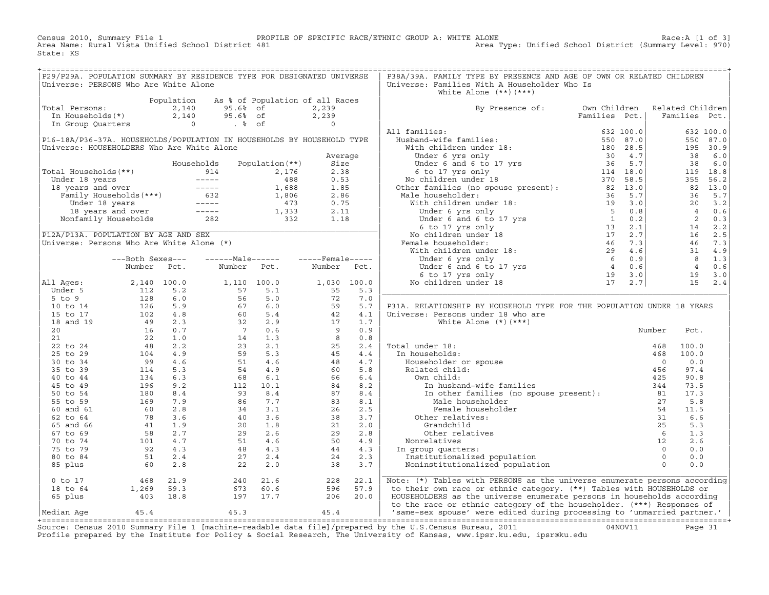Census 2010, Summary File 1 PROFILE OF SPECIFIC RACE/ETHNIC GROUP A: WHITE ALONE Race:A [1 of 3]
Area Name: Rural Vista Unified School District 481 Area Type: Unified School District (Summary Level: 970)
State: KS

## P29/P29A. POPULATION SUMMARY BY RESIDENCE TYPE FOR DESIGNATED UNIVERSE

Universe: PERSONS Who Are White Alone

| | Population | As % of Population of all Races | | |
|---|---|---|---|---|
| Total Persons: | 2,140 | 95.6% | of | 2,239 |
| In Households(*) | 2,140 | 95.6% | of | 2,239 |
| In Group Quarters | 0 | . % | of | 0 |

## P16-18A/P36-37A. HOUSEHOLDS/POPULATION IN HOUSEHOLDS BY HOUSEHOLD TYPE

Universe: HOUSEHOLDERS Who Are White Alone

| | Households | Population(**) | Average Size |
|---|---|---|---|
| Total Households(**) | 914 | 2,176 | 2.38 |
| Under 18 years | ----- | 488 | 0.53 |
| 18 years and over | ----- | 1,688 | 1.85 |
| Family Households(***) | 632 | 1,806 | 2.86 |
| Under 18 years | ----- | 473 | 0.75 |
| 18 years and over | ----- | 1,333 | 2.11 |
| Nonfamily Households | 282 | 332 | 1.18 |

## P12A/P13A. POPULATION BY AGE AND SEX

Universe: Persons Who Are White Alone (*)

| | Both Sexes Number | Both Sexes Pct. | Male Number | Male Pct. | Female Number | Female Pct. |
|---|---|---|---|---|---|---|
| All Ages: | 2,140 | 100.0 | 1,110 | 100.0 | 1,030 | 100.0 |
| Under 5 | 112 | 5.2 | 57 | 5.1 | 55 | 5.3 |
| 5 to 9 | 128 | 6.0 | 56 | 5.0 | 72 | 7.0 |
| 10 to 14 | 126 | 5.9 | 67 | 6.0 | 59 | 5.7 |
| 15 to 17 | 102 | 4.8 | 60 | 5.4 | 42 | 4.1 |
| 18 and 19 | 49 | 2.3 | 32 | 2.9 | 17 | 1.7 |
| 20 | 16 | 0.7 | 7 | 0.6 | 9 | 0.9 |
| 21 | 22 | 1.0 | 14 | 1.3 | 8 | 0.8 |
| 22 to 24 | 48 | 2.2 | 23 | 2.1 | 25 | 2.4 |
| 25 to 29 | 104 | 4.9 | 59 | 5.3 | 45 | 4.4 |
| 30 to 34 | 99 | 4.6 | 51 | 4.6 | 48 | 4.7 |
| 35 to 39 | 114 | 5.3 | 54 | 4.9 | 60 | 5.8 |
| 40 to 44 | 134 | 6.3 | 68 | 6.1 | 66 | 6.4 |
| 45 to 49 | 196 | 9.2 | 112 | 10.1 | 84 | 8.2 |
| 50 to 54 | 180 | 8.4 | 93 | 8.4 | 87 | 8.4 |
| 55 to 59 | 169 | 7.9 | 86 | 7.7 | 83 | 8.1 |
| 60 and 61 | 60 | 2.8 | 34 | 3.1 | 26 | 2.5 |
| 62 to 64 | 78 | 3.6 | 40 | 3.6 | 38 | 3.7 |
| 65 and 66 | 41 | 1.9 | 20 | 1.8 | 21 | 2.0 |
| 67 to 69 | 58 | 2.7 | 29 | 2.6 | 29 | 2.8 |
| 70 to 74 | 101 | 4.7 | 51 | 4.6 | 50 | 4.9 |
| 75 to 79 | 92 | 4.3 | 48 | 4.3 | 44 | 4.3 |
| 80 to 84 | 51 | 2.4 | 27 | 2.4 | 24 | 2.3 |
| 85 plus | 60 | 2.8 | 22 | 2.0 | 38 | 3.7 |
| 0 to 17 | 468 | 21.9 | 240 | 21.6 | 228 | 22.1 |
| 18 to 64 | 1,269 | 59.3 | 673 | 60.6 | 596 | 57.9 |
| 65 plus | 403 | 18.8 | 197 | 17.7 | 206 | 20.0 |
| Median Age | 45.4 | | 45.3 | | 45.4 | |

## P38A/39A. FAMILY TYPE BY PRESENCE AND AGE OF OWN OR RELATED CHILDREN

Universe: Families With A Householder Who Is White Alone (**)(***)

| By Presence of: | Own Children Families | Own Children Pct. | Related Children Families | Related Children Pct. |
|---|---|---|---|---|
| All families: | 632 | 100.0 | 632 | 100.0 |
| Husband-wife families: | 550 | 87.0 | 550 | 87.0 |
| With children under 18: | 180 | 28.5 | 195 | 30.9 |
| Under 6 yrs only | 30 | 4.7 | 38 | 6.0 |
| Under 6 and 6 to 17 yrs | 36 | 5.7 | 38 | 6.0 |
| 6 to 17 yrs only | 114 | 18.0 | 119 | 18.8 |
| No children under 18 | 370 | 58.5 | 355 | 56.2 |
| Other families (no spouse present): | 82 | 13.0 | 82 | 13.0 |
| Male householder: | 36 | 5.7 | 36 | 5.7 |
| With children under 18: | 19 | 3.0 | 20 | 3.2 |
| Under 6 yrs only | 5 | 0.8 | 4 | 0.6 |
| Under 6 and 6 to 17 yrs | 1 | 0.2 | 2 | 0.3 |
| 6 to 17 yrs only | 13 | 2.1 | 14 | 2.2 |
| No children under 18 | 17 | 2.7 | 16 | 2.5 |
| Female householder: | 46 | 7.3 | 46 | 7.3 |
| With children under 18: | 29 | 4.6 | 31 | 4.9 |
| Under 6 yrs only | 6 | 0.9 | 8 | 1.3 |
| Under 6 and 6 to 17 yrs | 4 | 0.6 | 4 | 0.6 |
| 6 to 17 yrs only | 19 | 3.0 | 19 | 3.0 |
| No children under 18 | 17 | 2.7 | 15 | 2.4 |

## P31A. RELATIONSHIP BY HOUSEHOLD TYPE FOR THE POPULATION UNDER 18 YEARS

Universe: Persons under 18 who are White Alone (*)(***)

| | Number | Pct. |
|---|---|---|
| Total under 18: | 468 | 100.0 |
| In households: | 468 | 100.0 |
| Householder or spouse | 0 | 0.0 |
| Related child: | 456 | 97.4 |
| Own child: | 425 | 90.8 |
| In husband-wife families | 344 | 73.5 |
| In other families (no spouse present): | 81 | 17.3 |
| Male householder | 27 | 5.8 |
| Female householder | 54 | 11.5 |
| Other relatives: | 31 | 6.6 |
| Grandchild | 25 | 5.3 |
| Other relatives | 6 | 1.3 |
| Nonrelatives | 12 | 2.6 |
| In group quarters: | 0 | 0.0 |
| Institutionalized population | 0 | 0.0 |
| Noninstitutionalized population | 0 | 0.0 |

Note: (*) Tables with PERSONS as the universe enumerate persons according to their own race or ethnic category. (**) Tables with HOUSEHOLDS or HOUSEHOLDERS as the universe enumerate persons in households according to the race or ethnic category of the householder. (***) Responses of 'same-sex spouse' were edited during processing to 'unmarried partner.'

Source: Census 2010 Summary File 1 [machine-readable data file]/prepared by the U.S.Census Bureau, 2011 04NOV11
Profile prepared by the Institute for Policy & Social Research, The University of Kansas, www.ipsr.ku.edu, ipsr@ku.edu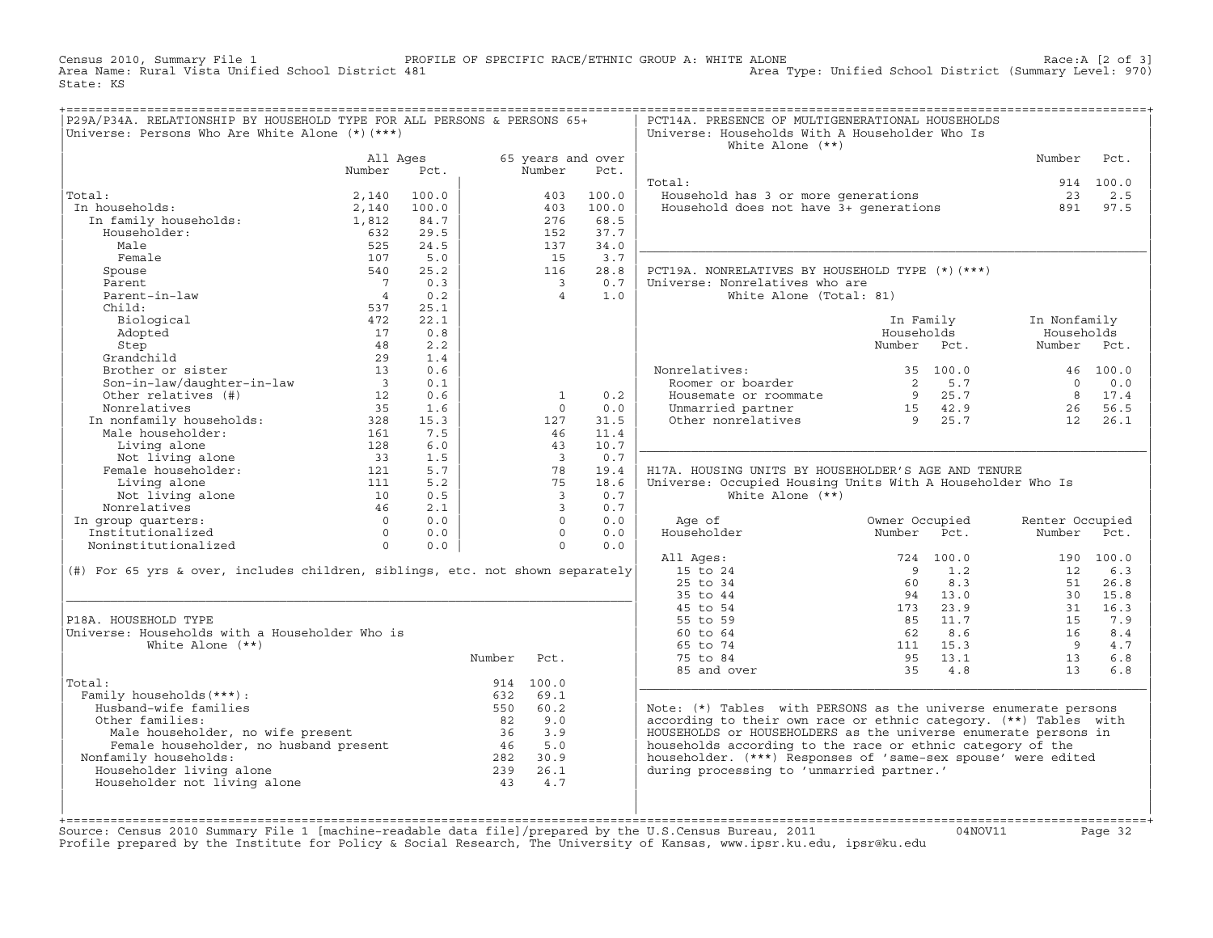Census 2010, Summary File 1 PROFILE OF SPECIFIC RACE/ETHNIC GROUP A: WHITE ALONE Race:A [2 of 3]
Area Name: Rural Vista Unified School District 481 Area Type: Unified School District (Summary Level: 970)
State: KS

## P29A/P34A. RELATIONSHIP BY HOUSEHOLD TYPE FOR ALL PERSONS & PERSONS 65+

Universe: Persons Who Are White Alone (*)(***)

| | All Ages Number | All Ages Pct. | 65 years and over Number | 65 years and over Pct. |
|---|---|---|---|---|
| Total: | 2,140 | 100.0 | 403 | 100.0 |
| In households: | 2,140 | 100.0 | 403 | 100.0 |
| In family households: | 1,812 | 84.7 | 276 | 68.5 |
| Householder: | 632 | 29.5 | 152 | 37.7 |
| Male | 525 | 24.5 | 137 | 34.0 |
| Female | 107 | 5.0 | 15 | 3.7 |
| Spouse | 540 | 25.2 | 116 | 28.8 |
| Parent | 7 | 0.3 | 3 | 0.7 |
| Parent-in-law | 4 | 0.2 | 4 | 1.0 |
| Child: | 537 | 25.1 | | |
| Biological | 472 | 22.1 | | |
| Adopted | 17 | 0.8 | | |
| Step | 48 | 2.2 | | |
| Grandchild | 29 | 1.4 | | |
| Brother or sister | 13 | 0.6 | | |
| Son-in-law/daughter-in-law | 3 | 0.1 | | |
| Other relatives (#) | 12 | 0.6 | 1 | 0.2 |
| Nonrelatives | 35 | 1.6 | 0 | 0.0 |
| In nonfamily households: | 328 | 15.3 | 127 | 31.5 |
| Male householder: | 161 | 7.5 | 46 | 11.4 |
| Living alone | 128 | 6.0 | 43 | 10.7 |
| Not living alone | 33 | 1.5 | 3 | 0.7 |
| Female householder: | 121 | 5.7 | 78 | 19.4 |
| Living alone | 111 | 5.2 | 75 | 18.6 |
| Not living alone | 10 | 0.5 | 3 | 0.7 |
| Nonrelatives | 46 | 2.1 | 3 | 0.7 |
| In group quarters: | 0 | 0.0 | 0 | 0.0 |
| Institutionalized | 0 | 0.0 | 0 | 0.0 |
| Noninstitutionalized | 0 | 0.0 | 0 | 0.0 |

(#) For 65 yrs & over, includes children, siblings, etc. not shown separately

## P18A. HOUSEHOLD TYPE

Universe: Households with a Householder Who is White Alone (**)

| | Number | Pct. |
|---|---|---|
| Total: | 914 | 100.0 |
| Family households(***): | 632 | 69.1 |
| Husband-wife families | 550 | 60.2 |
| Other families: | 82 | 9.0 |
| Male householder, no wife present | 36 | 3.9 |
| Female householder, no husband present | 46 | 5.0 |
| Nonfamily households: | 282 | 30.9 |
| Householder living alone | 239 | 26.1 |
| Householder not living alone | 43 | 4.7 |

## PCT14A. PRESENCE OF MULTIGENERATIONAL HOUSEHOLDS

Universe: Households With A Householder Who Is White Alone (**)

| | Number | Pct. |
|---|---|---|
| Total: | 914 | 100.0 |
| Household has 3 or more generations | 23 | 2.5 |
| Household does not have 3+ generations | 891 | 97.5 |

## PCT19A. NONRELATIVES BY HOUSEHOLD TYPE (*)(***)

Universe: Nonrelatives who are White Alone (Total: 81)

| | In Family Households Number | In Family Households Pct. | In Nonfamily Households Number | In Nonfamily Households Pct. |
|---|---|---|---|---|
| Nonrelatives: | 35 | 100.0 | 46 | 100.0 |
| Roomer or boarder | 2 | 5.7 | 0 | 0.0 |
| Housemate or roommate | 9 | 25.7 | 8 | 17.4 |
| Unmarried partner | 15 | 42.9 | 26 | 56.5 |
| Other nonrelatives | 9 | 25.7 | 12 | 26.1 |

## H17A. HOUSING UNITS BY HOUSEHOLDER'S AGE AND TENURE

Universe: Occupied Housing Units With A Householder Who Is White Alone (**)

| Age of Householder | Owner Occupied Number | Owner Occupied Pct. | Renter Occupied Number | Renter Occupied Pct. |
|---|---|---|---|---|
| All Ages: | 724 | 100.0 | 190 | 100.0 |
| 15 to 24 | 9 | 1.2 | 12 | 6.3 |
| 25 to 34 | 60 | 8.3 | 51 | 26.8 |
| 35 to 44 | 94 | 13.0 | 30 | 15.8 |
| 45 to 54 | 173 | 23.9 | 31 | 16.3 |
| 55 to 59 | 85 | 11.7 | 15 | 7.9 |
| 60 to 64 | 62 | 8.6 | 16 | 8.4 |
| 65 to 74 | 111 | 15.3 | 9 | 4.7 |
| 75 to 84 | 95 | 13.1 | 13 | 6.8 |
| 85 and over | 35 | 4.8 | 13 | 6.8 |

Note: (*) Tables with PERSONS as the universe enumerate persons according to their own race or ethnic category. (**) Tables with HOUSEHOLDS or HOUSEHOLDERS as the universe enumerate persons in households according to the race or ethnic category of the householder. (***) Responses of 'same-sex spouse' were edited during processing to 'unmarried partner.'

Source: Census 2010 Summary File 1 [machine-readable data file]/prepared by the U.S.Census Bureau, 2011 04NOV11
Profile prepared by the Institute for Policy & Social Research, The University of Kansas, www.ipsr.ku.edu, ipsr@ku.edu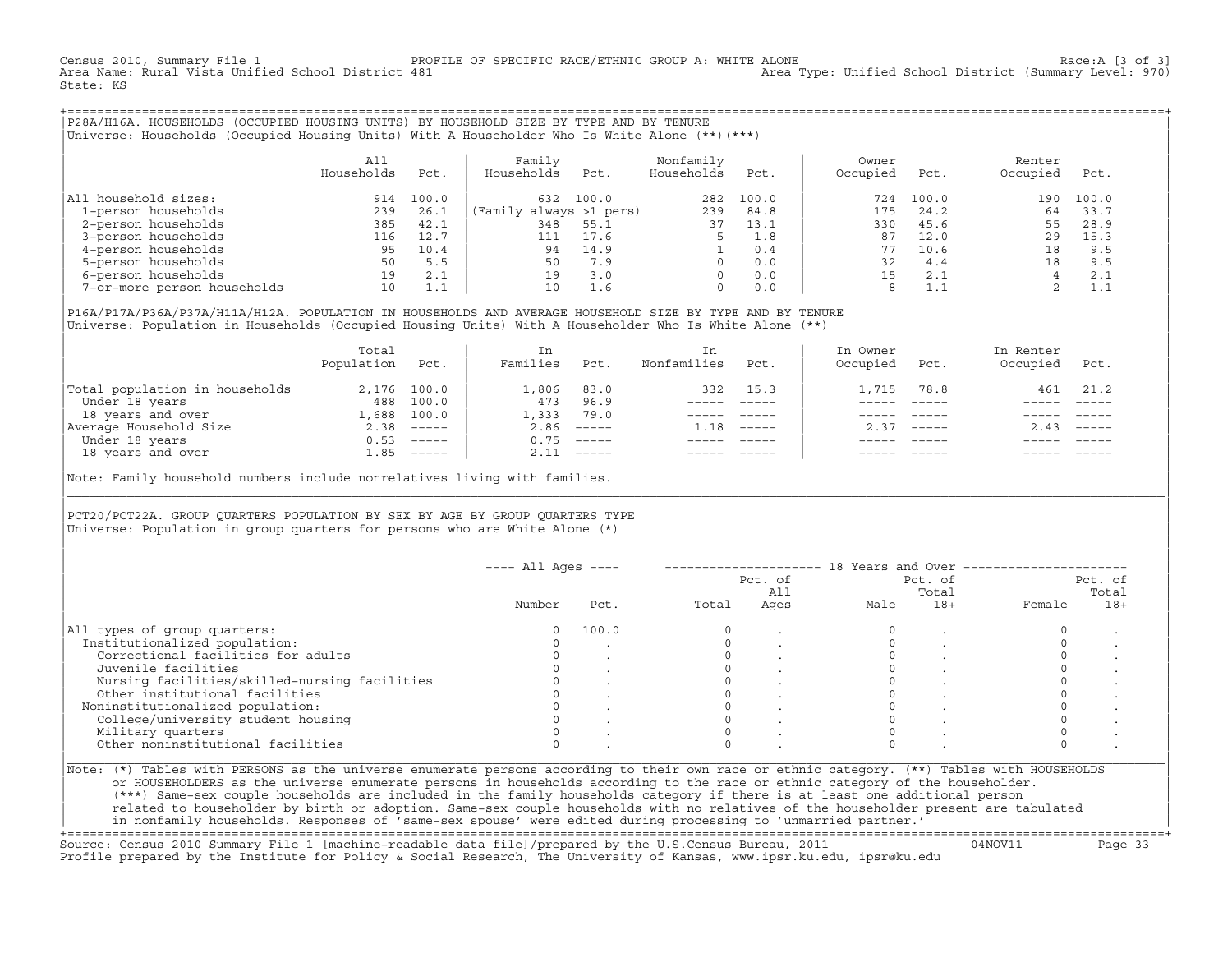Census 2010, Summary File 1 — PROFILE OF SPECIFIC RACE/ETHNIC GROUP A: WHITE ALONE — Race:A [3 of 3]
Area Name: Rural Vista Unified School District 481 — Area Type: Unified School District (Summary Level: 970)
State: KS

## P28A/H16A. HOUSEHOLDS (OCCUPIED HOUSING UNITS) BY HOUSEHOLD SIZE BY TYPE AND BY TENURE

Universe: Households (Occupied Housing Units) With A Householder Who Is White Alone (**)(***)

| | All Households | Pct. | Family Households | Pct. | Nonfamily Households | Pct. | Owner Occupied | Pct. | Renter Occupied | Pct. |
|---|---|---|---|---|---|---|---|---|---|---|
| All household sizes: | 914 | 100.0 | 632 | 100.0 | 282 | 100.0 | 724 | 100.0 | 190 | 100.0 |
| 1-person households | 239 | 26.1 | (Family always >1 pers) | | 239 | 84.8 | 175 | 24.2 | 64 | 33.7 |
| 2-person households | 385 | 42.1 | 348 | 55.1 | 37 | 13.1 | 330 | 45.6 | 55 | 28.9 |
| 3-person households | 116 | 12.7 | 111 | 17.6 | 5 | 1.8 | 87 | 12.0 | 29 | 15.3 |
| 4-person households | 95 | 10.4 | 94 | 14.9 | 1 | 0.4 | 77 | 10.6 | 18 | 9.5 |
| 5-person households | 50 | 5.5 | 50 | 7.9 | 0 | 0.0 | 32 | 4.4 | 18 | 9.5 |
| 6-person households | 19 | 2.1 | 19 | 3.0 | 0 | 0.0 | 15 | 2.1 | 4 | 2.1 |
| 7-or-more person households | 10 | 1.1 | 10 | 1.6 | 0 | 0.0 | 8 | 1.1 | 2 | 1.1 |

## P16A/P17A/P36A/P37A/H11A/H12A. POPULATION IN HOUSEHOLDS AND AVERAGE HOUSEHOLD SIZE BY TYPE AND BY TENURE

Universe: Population in Households (Occupied Housing Units) With A Householder Who Is White Alone (**)

| | Total Population | Pct. | In Families | Pct. | In Nonfamilies | Pct. | In Owner Occupied | Pct. | In Renter Occupied | Pct. |
|---|---|---|---|---|---|---|---|---|---|---|
| Total population in households | 2,176 | 100.0 | 1,806 | 83.0 | 332 | 15.3 | 1,715 | 78.8 | 461 | 21.2 |
| Under 18 years | 488 | 100.0 | 473 | 96.9 | ----- | ----- | ----- | ----- | ----- | ----- |
| 18 years and over | 1,688 | 100.0 | 1,333 | 79.0 | ----- | ----- | ----- | ----- | ----- | ----- |
| Average Household Size | 2.38 | ----- | 2.86 | ----- | 1.18 | ----- | 2.37 | ----- | 2.43 | ----- |
| Under 18 years | 0.53 | ----- | 0.75 | ----- | ----- | ----- | ----- | ----- | ----- | ----- |
| 18 years and over | 1.85 | ----- | 2.11 | ----- | ----- | ----- | ----- | ----- | ----- | ----- |

Note: Family household numbers include nonrelatives living with families.

## PCT20/PCT22A. GROUP QUARTERS POPULATION BY SEX BY AGE BY GROUP QUARTERS TYPE

Universe: Population in group quarters for persons who are White Alone (*)

| | All Ages | | 18 Years and Over | | | | | |
|---|---|---|---|---|---|---|---|---|
| | Number | Pct. | Total | Pct. of All Ages | Male | Pct. of Total 18+ | Female | Pct. of Total 18+ |
| All types of group quarters: | 0 | 100.0 | 0 | . | 0 | . | 0 | . |
| Institutionalized population: | 0 | . | 0 | . | 0 | . | 0 | . |
| Correctional facilities for adults | 0 | . | 0 | . | 0 | . | 0 | . |
| Juvenile facilities | 0 | . | 0 | . | 0 | . | 0 | . |
| Nursing facilities/skilled-nursing facilities | 0 | . | 0 | . | 0 | . | 0 | . |
| Other institutional facilities | 0 | . | 0 | . | 0 | . | 0 | . |
| Noninstitutionalized population: | 0 | . | 0 | . | 0 | . | 0 | . |
| College/university student housing | 0 | . | 0 | . | 0 | . | 0 | . |
| Military quarters | 0 | . | 0 | . | 0 | . | 0 | . |
| Other noninstitutional facilities | 0 | . | 0 | . | 0 | . | 0 | . |

Note: (*) Tables with PERSONS as the universe enumerate persons according to their own race or ethnic category. (**) Tables with HOUSEHOLDS or HOUSEHOLDERS as the universe enumerate persons in households according to the race or ethnic category of the householder. (***) Same-sex couple households are included in the family households category if there is at least one additional person related to householder by birth or adoption. Same-sex couple households with no relatives of the householder present are tabulated in nonfamily households. Responses of 'same-sex spouse' were edited during processing to 'unmarried partner.'

Source: Census 2010 Summary File 1 [machine-readable data file]/prepared by the U.S.Census Bureau, 2011 — 04NOV11
Profile prepared by the Institute for Policy & Social Research, The University of Kansas, www.ipsr.ku.edu, ipsr@ku.edu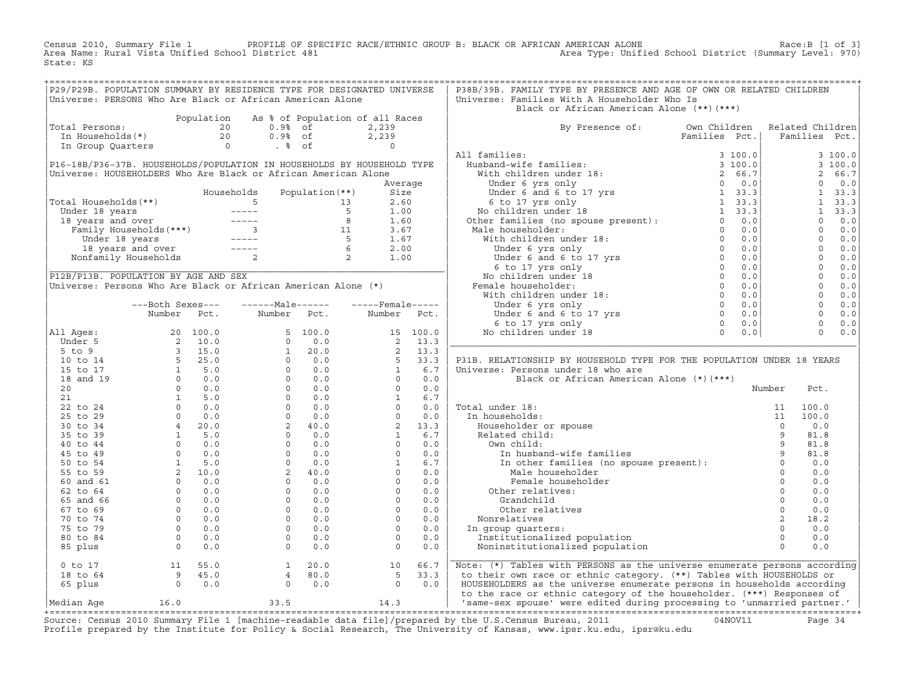Census 2010, Summary File 1 PROFILE OF SPECIFIC RACE/ETHNIC GROUP B: BLACK OR AFRICAN AMERICAN ALONE Race:B [1 of 3]
Area Name: Rural Vista Unified School District 481 Area Type: Unified School District (Summary Level: 970)
State: KS

## P29/P29B. POPULATION SUMMARY BY RESIDENCE TYPE FOR DESIGNATED UNIVERSE

Universe: PERSONS Who Are Black or African American Alone

| | Population | As % of Population of all Races | |
|---|---|---|---|
| Total Persons: | 20 | 0.9% of | 2,239 |
| In Households(*) | 20 | 0.9% of | 2,239 |
| In Group Quarters | 0 | . % of | 0 |

## P16-18B/P36-37B. HOUSEHOLDS/POPULATION IN HOUSEHOLDS BY HOUSEHOLD TYPE

Universe: HOUSEHOLDERS Who Are Black or African American Alone

| | Households | Population(**) | Average Size |
|---|---|---|---|
| Total Households(**) | 5 | 13 | 2.60 |
| Under 18 years | ----- | 5 | 1.00 |
| 18 years and over | ----- | 8 | 1.60 |
| Family Households(***) | 3 | 11 | 3.67 |
| Under 18 years | ----- | 5 | 1.67 |
| 18 years and over | ----- | 6 | 2.00 |
| Nonfamily Households | 2 | 2 | 1.00 |

## P12B/P13B. POPULATION BY AGE AND SEX

Universe: Persons Who Are Black or African American Alone (*)

| | Both Sexes Number | Both Sexes Pct. | Male Number | Male Pct. | Female Number | Female Pct. |
|---|---|---|---|---|---|---|
| All Ages: | 20 | 100.0 | 5 | 100.0 | 15 | 100.0 |
| Under 5 | 2 | 10.0 | 0 | 0.0 | 2 | 13.3 |
| 5 to 9 | 3 | 15.0 | 1 | 20.0 | 2 | 13.3 |
| 10 to 14 | 5 | 25.0 | 0 | 0.0 | 5 | 33.3 |
| 15 to 17 | 1 | 5.0 | 0 | 0.0 | 1 | 6.7 |
| 18 and 19 | 0 | 0.0 | 0 | 0.0 | 0 | 0.0 |
| 20 | 0 | 0.0 | 0 | 0.0 | 0 | 0.0 |
| 21 | 1 | 5.0 | 0 | 0.0 | 1 | 6.7 |
| 22 to 24 | 0 | 0.0 | 0 | 0.0 | 0 | 0.0 |
| 25 to 29 | 0 | 0.0 | 0 | 0.0 | 0 | 0.0 |
| 30 to 34 | 4 | 20.0 | 2 | 40.0 | 2 | 13.3 |
| 35 to 39 | 1 | 5.0 | 0 | 0.0 | 1 | 6.7 |
| 40 to 44 | 0 | 0.0 | 0 | 0.0 | 0 | 0.0 |
| 45 to 49 | 0 | 0.0 | 0 | 0.0 | 0 | 0.0 |
| 50 to 54 | 1 | 5.0 | 0 | 0.0 | 1 | 6.7 |
| 55 to 59 | 2 | 10.0 | 2 | 40.0 | 0 | 0.0 |
| 60 and 61 | 0 | 0.0 | 0 | 0.0 | 0 | 0.0 |
| 62 to 64 | 0 | 0.0 | 0 | 0.0 | 0 | 0.0 |
| 65 and 66 | 0 | 0.0 | 0 | 0.0 | 0 | 0.0 |
| 67 to 69 | 0 | 0.0 | 0 | 0.0 | 0 | 0.0 |
| 70 to 74 | 0 | 0.0 | 0 | 0.0 | 0 | 0.0 |
| 75 to 79 | 0 | 0.0 | 0 | 0.0 | 0 | 0.0 |
| 80 to 84 | 0 | 0.0 | 0 | 0.0 | 0 | 0.0 |
| 85 plus | 0 | 0.0 | 0 | 0.0 | 0 | 0.0 |
| 0 to 17 | 11 | 55.0 | 1 | 20.0 | 10 | 66.7 |
| 18 to 64 | 9 | 45.0 | 4 | 80.0 | 5 | 33.3 |
| 65 plus | 0 | 0.0 | 0 | 0.0 | 0 | 0.0 |
| Median Age | 16.0 | | 33.5 | | 14.3 | |

## P38B/39B. FAMILY TYPE BY PRESENCE AND AGE OF OWN OR RELATED CHILDREN

Universe: Families With A Householder Who Is Black or African American Alone (**)(***)

| By Presence of: | Own Children Families | Own Children Pct. | Related Children Families | Related Children Pct. |
|---|---|---|---|---|
| All families: | 3 | 100.0 | 3 | 100.0 |
| Husband-wife families: | 3 | 100.0 | 3 | 100.0 |
| With children under 18: | 2 | 66.7 | 2 | 66.7 |
| Under 6 yrs only | 0 | 0.0 | 0 | 0.0 |
| Under 6 and 6 to 17 yrs | 1 | 33.3 | 1 | 33.3 |
| 6 to 17 yrs only | 1 | 33.3 | 1 | 33.3 |
| No children under 18 | 1 | 33.3 | 1 | 33.3 |
| Other families (no spouse present): | 0 | 0.0 | 0 | 0.0 |
| Male householder: | 0 | 0.0 | 0 | 0.0 |
| With children under 18: | 0 | 0.0 | 0 | 0.0 |
| Under 6 yrs only | 0 | 0.0 | 0 | 0.0 |
| Under 6 and 6 to 17 yrs | 0 | 0.0 | 0 | 0.0 |
| 6 to 17 yrs only | 0 | 0.0 | 0 | 0.0 |
| No children under 18 | 0 | 0.0 | 0 | 0.0 |
| Female householder: | 0 | 0.0 | 0 | 0.0 |
| With children under 18: | 0 | 0.0 | 0 | 0.0 |
| Under 6 yrs only | 0 | 0.0 | 0 | 0.0 |
| Under 6 and 6 to 17 yrs | 0 | 0.0 | 0 | 0.0 |
| 6 to 17 yrs only | 0 | 0.0 | 0 | 0.0 |
| No children under 18 | 0 | 0.0 | 0 | 0.0 |

## P31B. RELATIONSHIP BY HOUSEHOLD TYPE FOR THE POPULATION UNDER 18 YEARS

Universe: Persons under 18 who are Black or African American Alone (*)(***)

| | Number | Pct. |
|---|---|---|
| Total under 18: | 11 | 100.0 |
| In households: | 11 | 100.0 |
| Householder or spouse | 0 | 0.0 |
| Related child: | 9 | 81.8 |
| Own child: | 9 | 81.8 |
| In husband-wife families | 9 | 81.8 |
| In other families (no spouse present): | 0 | 0.0 |
| Male householder | 0 | 0.0 |
| Female householder | 0 | 0.0 |
| Other relatives: | 0 | 0.0 |
| Grandchild | 0 | 0.0 |
| Other relatives | 0 | 0.0 |
| Nonrelatives | 2 | 18.2 |
| In group quarters: | 0 | 0.0 |
| Institutionalized population | 0 | 0.0 |
| Noninstitutionalized population | 0 | 0.0 |

Note: (*) Tables with PERSONS as the universe enumerate persons according to their own race or ethnic category. (**) Tables with HOUSEHOLDS or HOUSEHOLDERS as the universe enumerate persons in households according to the race or ethnic category of the householder. (***) Responses of 'same-sex spouse' were edited during processing to 'unmarried partner.'

Source: Census 2010 Summary File 1 [machine-readable data file]/prepared by the U.S.Census Bureau, 2011 04NOV11
Profile prepared by the Institute for Policy & Social Research, The University of Kansas, www.ipsr.ku.edu, ipsr@ku.edu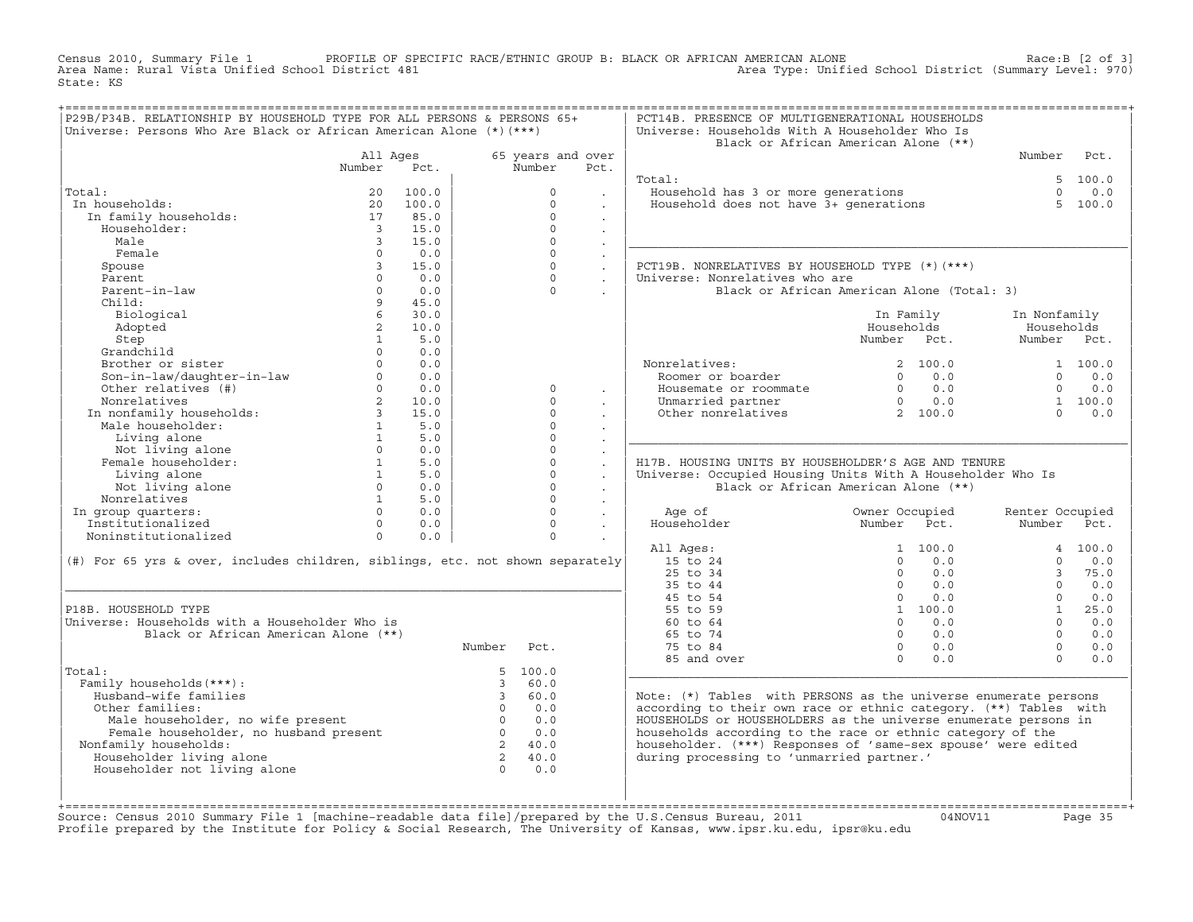Census 2010, Summary File 1 PROFILE OF SPECIFIC RACE/ETHNIC GROUP B: BLACK OR AFRICAN AMERICAN ALONE Race:B [2 of 3]
Area Name: Rural Vista Unified School District 481 Area Type: Unified School District (Summary Level: 970)
State: KS

## P29B/P34B. RELATIONSHIP BY HOUSEHOLD TYPE FOR ALL PERSONS & PERSONS 65+

Universe: Persons Who Are Black or African American Alone (*)(***)

| | All Ages Number | All Ages Pct. | 65 years and over Number | 65 years and over Pct. |
|---|---|---|---|---|
| Total: | 20 | 100.0 | 0 | . |
| In households: | 20 | 100.0 | 0 | . |
| In family households: | 17 | 85.0 | 0 | . |
| Householder: | 3 | 15.0 | 0 | . |
| Male | 3 | 15.0 | 0 | . |
| Female | 0 | 0.0 | 0 | . |
| Spouse | 3 | 15.0 | 0 | . |
| Parent | 0 | 0.0 | 0 | . |
| Parent-in-law | 0 | 0.0 | 0 | . |
| Child: | 9 | 45.0 | | |
| Biological | 6 | 30.0 | | |
| Adopted | 2 | 10.0 | | |
| Step | 1 | 5.0 | | |
| Grandchild | 0 | 0.0 | | |
| Brother or sister | 0 | 0.0 | | |
| Son-in-law/daughter-in-law | 0 | 0.0 | | |
| Other relatives (#) | 0 | 0.0 | 0 | . |
| Nonrelatives | 2 | 10.0 | 0 | . |
| In nonfamily households: | 3 | 15.0 | 0 | . |
| Male householder: | 1 | 5.0 | 0 | . |
| Living alone | 1 | 5.0 | 0 | . |
| Not living alone | 0 | 0.0 | 0 | . |
| Female householder: | 1 | 5.0 | 0 | . |
| Living alone | 1 | 5.0 | 0 | . |
| Not living alone | 0 | 0.0 | 0 | . |
| Nonrelatives | 1 | 5.0 | 0 | . |
| In group quarters: | 0 | 0.0 | 0 | . |
| Institutionalized | 0 | 0.0 | 0 | . |
| Noninstitutionalized | 0 | 0.0 | 0 | . |

(#) For 65 yrs & over, includes children, siblings, etc. not shown separately

## P18B. HOUSEHOLD TYPE

Universe: Households with a Householder Who is Black or African American Alone (**)

| | Number | Pct. |
|---|---|---|
| Total: | 5 | 100.0 |
| Family households(***): | 3 | 60.0 |
| Husband-wife families | 3 | 60.0 |
| Other families: | 0 | 0.0 |
| Male householder, no wife present | 0 | 0.0 |
| Female householder, no husband present | 0 | 0.0 |
| Nonfamily households: | 2 | 40.0 |
| Householder living alone | 2 | 40.0 |
| Householder not living alone | 0 | 0.0 |

## PCT14B. PRESENCE OF MULTIGENERATIONAL HOUSEHOLDS

Universe: Households With A Householder Who Is Black or African American Alone (**)

| | Number | Pct. |
|---|---|---|
| Total: | 5 | 100.0 |
| Household has 3 or more generations | 0 | 0.0 |
| Household does not have 3+ generations | 5 | 100.0 |

## PCT19B. NONRELATIVES BY HOUSEHOLD TYPE (*)(***)

Universe: Nonrelatives who are Black or African American Alone (Total: 3)

| | In Family Households Number | In Family Households Pct. | In Nonfamily Households Number | In Nonfamily Households Pct. |
|---|---|---|---|---|
| Nonrelatives: | 2 | 100.0 | 1 | 100.0 |
| Roomer or boarder | 0 | 0.0 | 0 | 0.0 |
| Housemate or roommate | 0 | 0.0 | 0 | 0.0 |
| Unmarried partner | 0 | 0.0 | 1 | 100.0 |
| Other nonrelatives | 2 | 100.0 | 0 | 0.0 |

## H17B. HOUSING UNITS BY HOUSEHOLDER'S AGE AND TENURE

Universe: Occupied Housing Units With A Householder Who Is Black or African American Alone (**)

| Age of Householder | Owner Occupied Number | Owner Occupied Pct. | Renter Occupied Number | Renter Occupied Pct. |
|---|---|---|---|---|
| All Ages: | 1 | 100.0 | 4 | 100.0 |
| 15 to 24 | 0 | 0.0 | 0 | 0.0 |
| 25 to 34 | 0 | 0.0 | 3 | 75.0 |
| 35 to 44 | 0 | 0.0 | 0 | 0.0 |
| 45 to 54 | 0 | 0.0 | 0 | 0.0 |
| 55 to 59 | 1 | 100.0 | 1 | 25.0 |
| 60 to 64 | 0 | 0.0 | 0 | 0.0 |
| 65 to 74 | 0 | 0.0 | 0 | 0.0 |
| 75 to 84 | 0 | 0.0 | 0 | 0.0 |
| 85 and over | 0 | 0.0 | 0 | 0.0 |

Note: (*) Tables with PERSONS as the universe enumerate persons according to their own race or ethnic category. (**) Tables with HOUSEHOLDS or HOUSEHOLDERS as the universe enumerate persons in households according to the race or ethnic category of the householder. (***) Responses of 'same-sex spouse' were edited during processing to 'unmarried partner.'

Source: Census 2010 Summary File 1 [machine-readable data file]/prepared by the U.S.Census Bureau, 2011 04NOV11
Profile prepared by the Institute for Policy & Social Research, The University of Kansas, www.ipsr.ku.edu, ipsr@ku.edu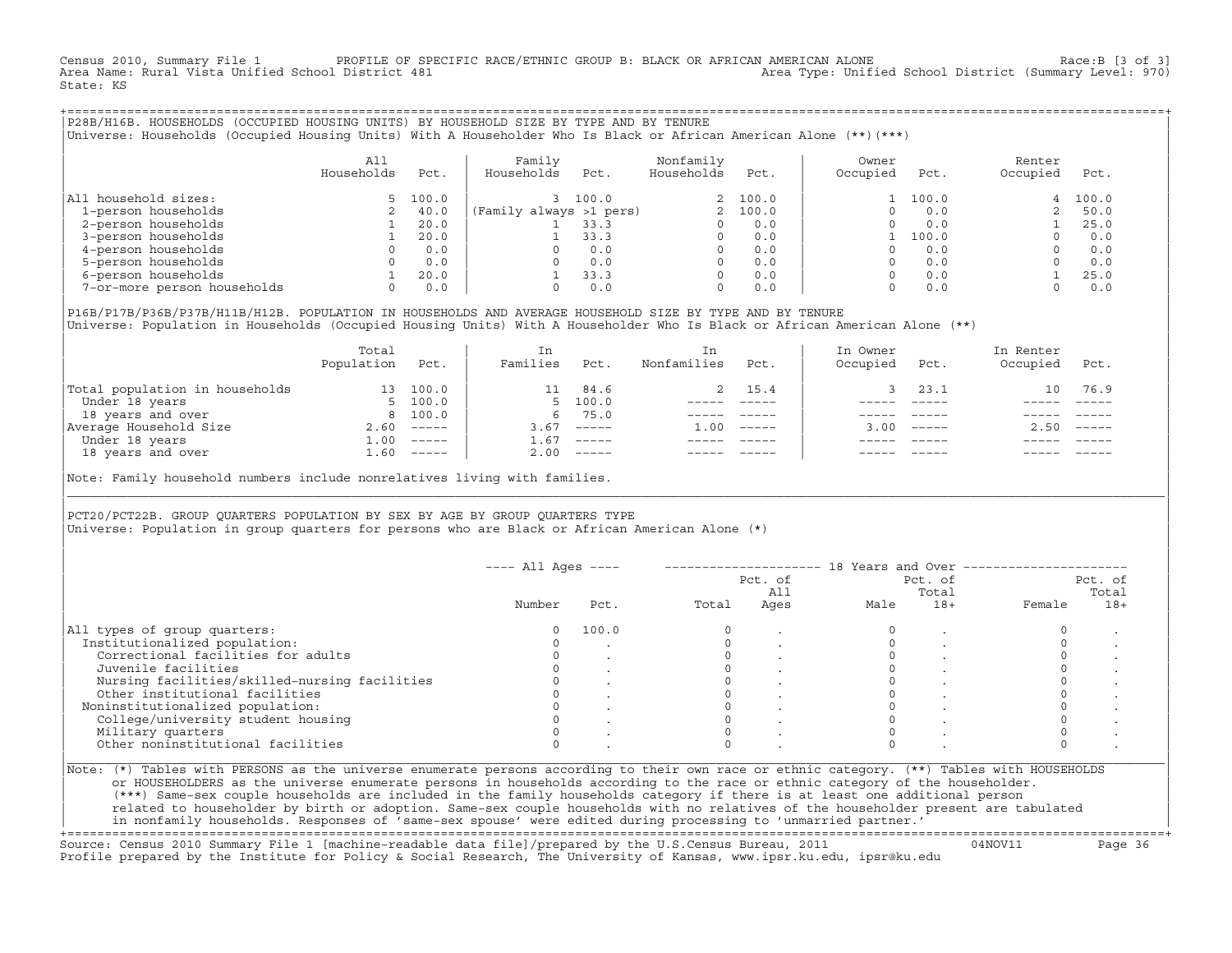Census 2010, Summary File 1 PROFILE OF SPECIFIC RACE/ETHNIC GROUP B: BLACK OR AFRICAN AMERICAN ALONE Race:B [3 of 3]
Area Name: Rural Vista Unified School District 481 Area Type: Unified School District (Summary Level: 970)
State: KS

## P28B/H16B. HOUSEHOLDS (OCCUPIED HOUSING UNITS) BY HOUSEHOLD SIZE BY TYPE AND BY TENURE

Universe: Households (Occupied Housing Units) With A Householder Who Is Black or African American Alone (**)(***)

| | All Households | Pct. | Family Households | Pct. | Nonfamily Households | Pct. | Owner Occupied | Pct. | Renter Occupied | Pct. |
|---|---|---|---|---|---|---|---|---|---|---|
| All household sizes: | 5 | 100.0 | 3 | 100.0 | 2 | 100.0 | 1 | 100.0 | 4 | 100.0 |
| 1-person households | 2 | 40.0 | (Family always >1 pers) | | 2 | 100.0 | 0 | 0.0 | 2 | 50.0 |
| 2-person households | 1 | 20.0 | 1 | 33.3 | 0 | 0.0 | 0 | 0.0 | 1 | 25.0 |
| 3-person households | 1 | 20.0 | 1 | 33.3 | 0 | 0.0 | 1 | 100.0 | 0 | 0.0 |
| 4-person households | 0 | 0.0 | 0 | 0.0 | 0 | 0.0 | 0 | 0.0 | 0 | 0.0 |
| 5-person households | 0 | 0.0 | 0 | 0.0 | 0 | 0.0 | 0 | 0.0 | 0 | 0.0 |
| 6-person households | 1 | 20.0 | 1 | 33.3 | 0 | 0.0 | 0 | 0.0 | 1 | 25.0 |
| 7-or-more person households | 0 | 0.0 | 0 | 0.0 | 0 | 0.0 | 0 | 0.0 | 0 | 0.0 |

## P16B/P17B/P36B/P37B/H11B/H12B. POPULATION IN HOUSEHOLDS AND AVERAGE HOUSEHOLD SIZE BY TYPE AND BY TENURE

Universe: Population in Households (Occupied Housing Units) With A Householder Who Is Black or African American Alone (**)

| | Total Population | Pct. | In Families | Pct. | In Nonfamilies | Pct. | In Owner Occupied | Pct. | In Renter Occupied | Pct. |
|---|---|---|---|---|---|---|---|---|---|---|
| Total population in households | 13 | 100.0 | 11 | 84.6 | 2 | 15.4 | 3 | 23.1 | 10 | 76.9 |
| Under 18 years | 5 | 100.0 | 5 | 100.0 | ----- | ----- | ----- | ----- | ----- | ----- |
| 18 years and over | 8 | 100.0 | 6 | 75.0 | ----- | ----- | ----- | ----- | ----- | ----- |
| Average Household Size | 2.60 | ----- | 3.67 | ----- | 1.00 | ----- | 3.00 | ----- | 2.50 | ----- |
| Under 18 years | 1.00 | ----- | 1.67 | ----- | ----- | ----- | ----- | ----- | ----- | ----- |
| 18 years and over | 1.60 | ----- | 2.00 | ----- | ----- | ----- | ----- | ----- | ----- | ----- |

Note: Family household numbers include nonrelatives living with families.

## PCT20/PCT22B. GROUP QUARTERS POPULATION BY SEX BY AGE BY GROUP QUARTERS TYPE

Universe: Population in group quarters for persons who are Black or African American Alone (*)

| | All Ages | | 18 Years and Over | | | | | |
|---|---|---|---|---|---|---|---|---|
| | Number | Pct. | Total | Pct. of All Ages | Male | Pct. of Total 18+ | Female | Pct. of Total 18+ |
| All types of group quarters: | 0 | 100.0 | 0 | . | 0 | . | 0 | . |
| Institutionalized population: | 0 | . | 0 | . | 0 | . | 0 | . |
| Correctional facilities for adults | 0 | . | 0 | . | 0 | . | 0 | . |
| Juvenile facilities | 0 | . | 0 | . | 0 | . | 0 | . |
| Nursing facilities/skilled-nursing facilities | 0 | . | 0 | . | 0 | . | 0 | . |
| Other institutional facilities | 0 | . | 0 | . | 0 | . | 0 | . |
| Noninstitutionalized population: | 0 | . | 0 | . | 0 | . | 0 | . |
| College/university student housing | 0 | . | 0 | . | 0 | . | 0 | . |
| Military quarters | 0 | . | 0 | . | 0 | . | 0 | . |
| Other noninstitutional facilities | 0 | . | 0 | . | 0 | . | 0 | . |

Note: (*) Tables with PERSONS as the universe enumerate persons according to their own race or ethnic category. (**) Tables with HOUSEHOLDS or HOUSEHOLDERS as the universe enumerate persons in households according to the race or ethnic category of the householder. (***) Same-sex couple households are included in the family households category if there is at least one additional person related to householder by birth or adoption. Same-sex couple households with no relatives of the householder present are tabulated in nonfamily households. Responses of 'same-sex spouse' were edited during processing to 'unmarried partner.'

Source: Census 2010 Summary File 1 [machine-readable data file]/prepared by the U.S.Census Bureau, 2011 04NOV11
Profile prepared by the Institute for Policy & Social Research, The University of Kansas, www.ipsr.ku.edu, ipsr@ku.edu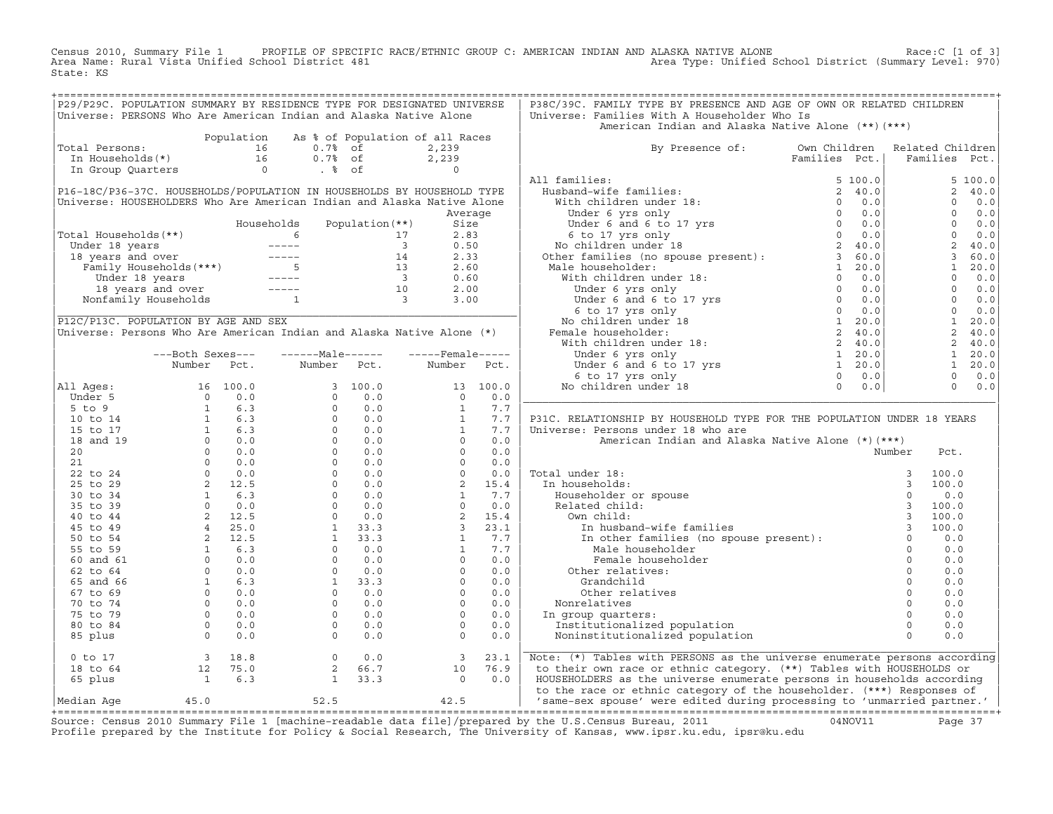Census 2010, Summary File 1 PROFILE OF SPECIFIC RACE/ETHNIC GROUP C: AMERICAN INDIAN AND ALASKA NATIVE ALONE Race:C [1 of 3]
Area Name: Rural Vista Unified School District 481 Area Type: Unified School District (Summary Level: 970)
State: KS

## P29/P29C. POPULATION SUMMARY BY RESIDENCE TYPE FOR DESIGNATED UNIVERSE

Universe: PERSONS Who Are American Indian and Alaska Native Alone

| | Population | As % of Population of all Races | |
|---|---|---|---|
| Total Persons: | 16 | 0.7% of | 2,239 |
| In Households(*) | 16 | 0.7% of | 2,239 |
| In Group Quarters | 0 | . % of | 0 |

## P16-18C/P36-37C. HOUSEHOLDS/POPULATION IN HOUSEHOLDS BY HOUSEHOLD TYPE

Universe: HOUSEHOLDERS Who Are American Indian and Alaska Native Alone

| | Households | Population(**) | Average Size |
|---|---|---|---|
| Total Households(**) | 6 | 17 | 2.83 |
| Under 18 years | ----- | 3 | 0.50 |
| 18 years and over | ----- | 14 | 2.33 |
| Family Households(***) | 5 | 13 | 2.60 |
| Under 18 years | ----- | 3 | 0.60 |
| 18 years and over | ----- | 10 | 2.00 |
| Nonfamily Households | 1 | 3 | 3.00 |

## P12C/P13C. POPULATION BY AGE AND SEX

Universe: Persons Who Are American Indian and Alaska Native Alone (*)

| | Both Sexes Number | Both Sexes Pct. | Male Number | Male Pct. | Female Number | Female Pct. |
|---|---|---|---|---|---|---|
| All Ages: | 16 | 100.0 | 3 | 100.0 | 13 | 100.0 |
| Under 5 | 0 | 0.0 | 0 | 0.0 | 0 | 0.0 |
| 5 to 9 | 1 | 6.3 | 0 | 0.0 | 1 | 7.7 |
| 10 to 14 | 1 | 6.3 | 0 | 0.0 | 1 | 7.7 |
| 15 to 17 | 1 | 6.3 | 0 | 0.0 | 1 | 7.7 |
| 18 and 19 | 0 | 0.0 | 0 | 0.0 | 0 | 0.0 |
| 20 | 0 | 0.0 | 0 | 0.0 | 0 | 0.0 |
| 21 | 0 | 0.0 | 0 | 0.0 | 0 | 0.0 |
| 22 to 24 | 0 | 0.0 | 0 | 0.0 | 0 | 0.0 |
| 25 to 29 | 2 | 12.5 | 0 | 0.0 | 2 | 15.4 |
| 30 to 34 | 1 | 6.3 | 0 | 0.0 | 1 | 7.7 |
| 35 to 39 | 0 | 0.0 | 0 | 0.0 | 0 | 0.0 |
| 40 to 44 | 2 | 12.5 | 0 | 0.0 | 2 | 15.4 |
| 45 to 49 | 4 | 25.0 | 1 | 33.3 | 3 | 23.1 |
| 50 to 54 | 2 | 12.5 | 1 | 33.3 | 1 | 7.7 |
| 55 to 59 | 1 | 6.3 | 0 | 0.0 | 1 | 7.7 |
| 60 and 61 | 0 | 0.0 | 0 | 0.0 | 0 | 0.0 |
| 62 to 64 | 0 | 0.0 | 0 | 0.0 | 0 | 0.0 |
| 65 and 66 | 1 | 6.3 | 1 | 33.3 | 0 | 0.0 |
| 67 to 69 | 0 | 0.0 | 0 | 0.0 | 0 | 0.0 |
| 70 to 74 | 0 | 0.0 | 0 | 0.0 | 0 | 0.0 |
| 75 to 79 | 0 | 0.0 | 0 | 0.0 | 0 | 0.0 |
| 80 to 84 | 0 | 0.0 | 0 | 0.0 | 0 | 0.0 |
| 85 plus | 0 | 0.0 | 0 | 0.0 | 0 | 0.0 |
| 0 to 17 | 3 | 18.8 | 0 | 0.0 | 3 | 23.1 |
| 18 to 64 | 12 | 75.0 | 2 | 66.7 | 10 | 76.9 |
| 65 plus | 1 | 6.3 | 1 | 33.3 | 0 | 0.0 |
| Median Age | 45.0 | | 52.5 | | 42.5 | |

## P38C/39C. FAMILY TYPE BY PRESENCE AND AGE OF OWN OR RELATED CHILDREN

Universe: Families With A Householder Who Is American Indian and Alaska Native Alone (**)(***)

| By Presence of: | Own Children Families | Own Children Pct. | Related Children Families | Related Children Pct. |
|---|---|---|---|---|
| All families: | 5 | 100.0 | 5 | 100.0 |
| Husband-wife families: | 2 | 40.0 | 2 | 40.0 |
| With children under 18: | 0 | 0.0 | 0 | 0.0 |
| Under 6 yrs only | 0 | 0.0 | 0 | 0.0 |
| Under 6 and 6 to 17 yrs | 0 | 0.0 | 0 | 0.0 |
| 6 to 17 yrs only | 0 | 0.0 | 0 | 0.0 |
| No children under 18 | 2 | 40.0 | 2 | 40.0 |
| Other families (no spouse present): | 3 | 60.0 | 3 | 60.0 |
| Male householder: | 1 | 20.0 | 1 | 20.0 |
| With children under 18: | 0 | 0.0 | 0 | 0.0 |
| Under 6 yrs only | 0 | 0.0 | 0 | 0.0 |
| Under 6 and 6 to 17 yrs | 0 | 0.0 | 0 | 0.0 |
| 6 to 17 yrs only | 0 | 0.0 | 0 | 0.0 |
| No children under 18 | 1 | 20.0 | 1 | 20.0 |
| Female householder: | 2 | 40.0 | 2 | 40.0 |
| With children under 18: | 2 | 40.0 | 2 | 40.0 |
| Under 6 yrs only | 1 | 20.0 | 1 | 20.0 |
| Under 6 and 6 to 17 yrs | 1 | 20.0 | 1 | 20.0 |
| 6 to 17 yrs only | 0 | 0.0 | 0 | 0.0 |
| No children under 18 | 0 | 0.0 | 0 | 0.0 |

## P31C. RELATIONSHIP BY HOUSEHOLD TYPE FOR THE POPULATION UNDER 18 YEARS

Universe: Persons under 18 who are American Indian and Alaska Native Alone (*)(***)

| | Number | Pct. |
|---|---|---|
| Total under 18: | 3 | 100.0 |
| In households: | 3 | 100.0 |
| Householder or spouse | 0 | 0.0 |
| Related child: | 3 | 100.0 |
| Own child: | 3 | 100.0 |
| In husband-wife families | 3 | 100.0 |
| In other families (no spouse present): | 0 | 0.0 |
| Male householder | 0 | 0.0 |
| Female householder | 0 | 0.0 |
| Other relatives: | 0 | 0.0 |
| Grandchild | 0 | 0.0 |
| Other relatives | 0 | 0.0 |
| Nonrelatives | 0 | 0.0 |
| In group quarters: | 0 | 0.0 |
| Institutionalized population | 0 | 0.0 |
| Noninstitutionalized population | 0 | 0.0 |

Note: (*) Tables with PERSONS as the universe enumerate persons according to their own race or ethnic category. (**) Tables with HOUSEHOLDS or HOUSEHOLDERS as the universe enumerate persons in households according to the race or ethnic category of the householder. (***) Responses of 'same-sex spouse' were edited during processing to 'unmarried partner.'

Source: Census 2010 Summary File 1 [machine-readable data file]/prepared by the U.S.Census Bureau, 2011 04NOV11
Profile prepared by the Institute for Policy & Social Research, The University of Kansas, www.ipsr.ku.edu, ipsr@ku.edu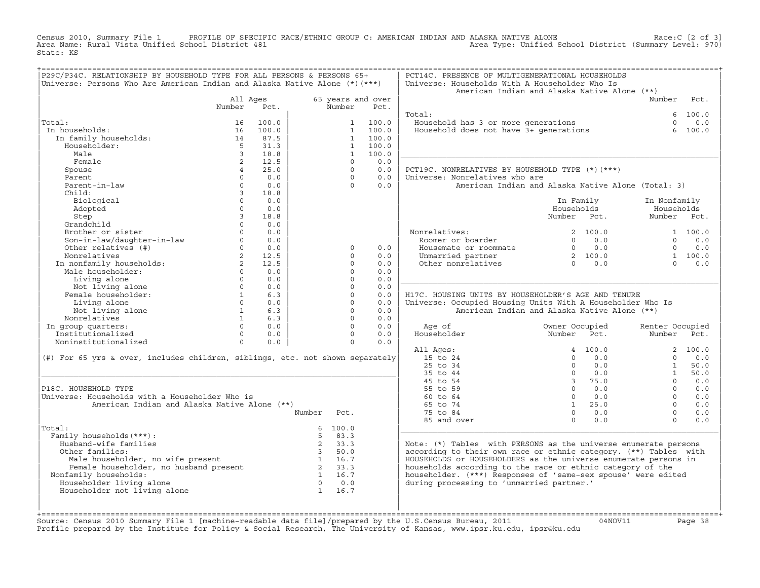Census 2010, Summary File 1 PROFILE OF SPECIFIC RACE/ETHNIC GROUP C: AMERICAN INDIAN AND ALASKA NATIVE ALONE Race:C [2 of 3]
Area Name: Rural Vista Unified School District 481 Area Type: Unified School District (Summary Level: 970)
State: KS

## P29C/P34C. RELATIONSHIP BY HOUSEHOLD TYPE FOR ALL PERSONS & PERSONS 65+
Universe: Persons Who Are American Indian and Alaska Native Alone (*)(***)

| | All Ages Number | All Ages Pct. | 65 years and over Number | 65 years and over Pct. |
|---|---|---|---|---|
| Total: | 16 | 100.0 | 1 | 100.0 |
| In households: | 16 | 100.0 | 1 | 100.0 |
| In family households: | 14 | 87.5 | 1 | 100.0 |
| Householder: | 5 | 31.3 | 1 | 100.0 |
| Male | 3 | 18.8 | 1 | 100.0 |
| Female | 2 | 12.5 | 0 | 0.0 |
| Spouse | 4 | 25.0 | 0 | 0.0 |
| Parent | 0 | 0.0 | 0 | 0.0 |
| Parent-in-law | 0 | 0.0 | 0 | 0.0 |
| Child: | 3 | 18.8 | | |
| Biological | 0 | 0.0 | | |
| Adopted | 0 | 0.0 | | |
| Step | 3 | 18.8 | | |
| Grandchild | 0 | 0.0 | | |
| Brother or sister | 0 | 0.0 | | |
| Son-in-law/daughter-in-law | 0 | 0.0 | | |
| Other relatives (#) | 0 | 0.0 | 0 | 0.0 |
| Nonrelatives | 2 | 12.5 | 0 | 0.0 |
| In nonfamily households: | 2 | 12.5 | 0 | 0.0 |
| Male householder: | 0 | 0.0 | 0 | 0.0 |
| Living alone | 0 | 0.0 | 0 | 0.0 |
| Not living alone | 0 | 0.0 | 0 | 0.0 |
| Female householder: | 1 | 6.3 | 0 | 0.0 |
| Living alone | 0 | 0.0 | 0 | 0.0 |
| Not living alone | 1 | 6.3 | 0 | 0.0 |
| Nonrelatives | 1 | 6.3 | 0 | 0.0 |
| In group quarters: | 0 | 0.0 | 0 | 0.0 |
| Institutionalized | 0 | 0.0 | 0 | 0.0 |
| Noninstitutionalized | 0 | 0.0 | 0 | 0.0 |

(#) For 65 yrs & over, includes children, siblings, etc. not shown separately

## P18C. HOUSEHOLD TYPE
Universe: Households with a Householder Who is American Indian and Alaska Native Alone (**)

| | Number | Pct. |
|---|---|---|
| Total: | 6 | 100.0 |
| Family households(***): | 5 | 83.3 |
| Husband-wife families | 2 | 33.3 |
| Other families: | 3 | 50.0 |
| Male householder, no wife present | 1 | 16.7 |
| Female householder, no husband present | 2 | 33.3 |
| Nonfamily households: | 1 | 16.7 |
| Householder living alone | 0 | 0.0 |
| Householder not living alone | 1 | 16.7 |

## PCT14C. PRESENCE OF MULTIGENERATIONAL HOUSEHOLDS
Universe: Households With A Householder Who Is American Indian and Alaska Native Alone (**)

| | Number | Pct. |
|---|---|---|
| Total: | 6 | 100.0 |
| Household has 3 or more generations | 0 | 0.0 |
| Household does not have 3+ generations | 6 | 100.0 |

## PCT19C. NONRELATIVES BY HOUSEHOLD TYPE (*)(***)
Universe: Nonrelatives who are American Indian and Alaska Native Alone (Total: 3)

| | In Family Households Number | In Family Households Pct. | In Nonfamily Households Number | In Nonfamily Households Pct. |
|---|---|---|---|---|
| Nonrelatives: | 2 | 100.0 | 1 | 100.0 |
| Roomer or boarder | 0 | 0.0 | 0 | 0.0 |
| Housemate or roommate | 0 | 0.0 | 0 | 0.0 |
| Unmarried partner | 2 | 100.0 | 1 | 100.0 |
| Other nonrelatives | 0 | 0.0 | 0 | 0.0 |

## H17C. HOUSING UNITS BY HOUSEHOLDER'S AGE AND TENURE
Universe: Occupied Housing Units With A Householder Who Is American Indian and Alaska Native Alone (**)

| Age of Householder | Owner Occupied Number | Owner Occupied Pct. | Renter Occupied Number | Renter Occupied Pct. |
|---|---|---|---|---|
| All Ages: | 4 | 100.0 | 2 | 100.0 |
| 15 to 24 | 0 | 0.0 | 0 | 0.0 |
| 25 to 34 | 0 | 0.0 | 1 | 50.0 |
| 35 to 44 | 0 | 0.0 | 1 | 50.0 |
| 45 to 54 | 3 | 75.0 | 0 | 0.0 |
| 55 to 59 | 0 | 0.0 | 0 | 0.0 |
| 60 to 64 | 0 | 0.0 | 0 | 0.0 |
| 65 to 74 | 1 | 25.0 | 0 | 0.0 |
| 75 to 84 | 0 | 0.0 | 0 | 0.0 |
| 85 and over | 0 | 0.0 | 0 | 0.0 |

Note: (*) Tables with PERSONS as the universe enumerate persons according to their own race or ethnic category. (**) Tables with HOUSEHOLDS or HOUSEHOLDERS as the universe enumerate persons in households according to the race or ethnic category of the householder. (***) Responses of 'same-sex spouse' were edited during processing to 'unmarried partner.'

Source: Census 2010 Summary File 1 [machine-readable data file]/prepared by the U.S.Census Bureau, 2011 04NOV11
Profile prepared by the Institute for Policy & Social Research, The University of Kansas, www.ipsr.ku.edu, ipsr@ku.edu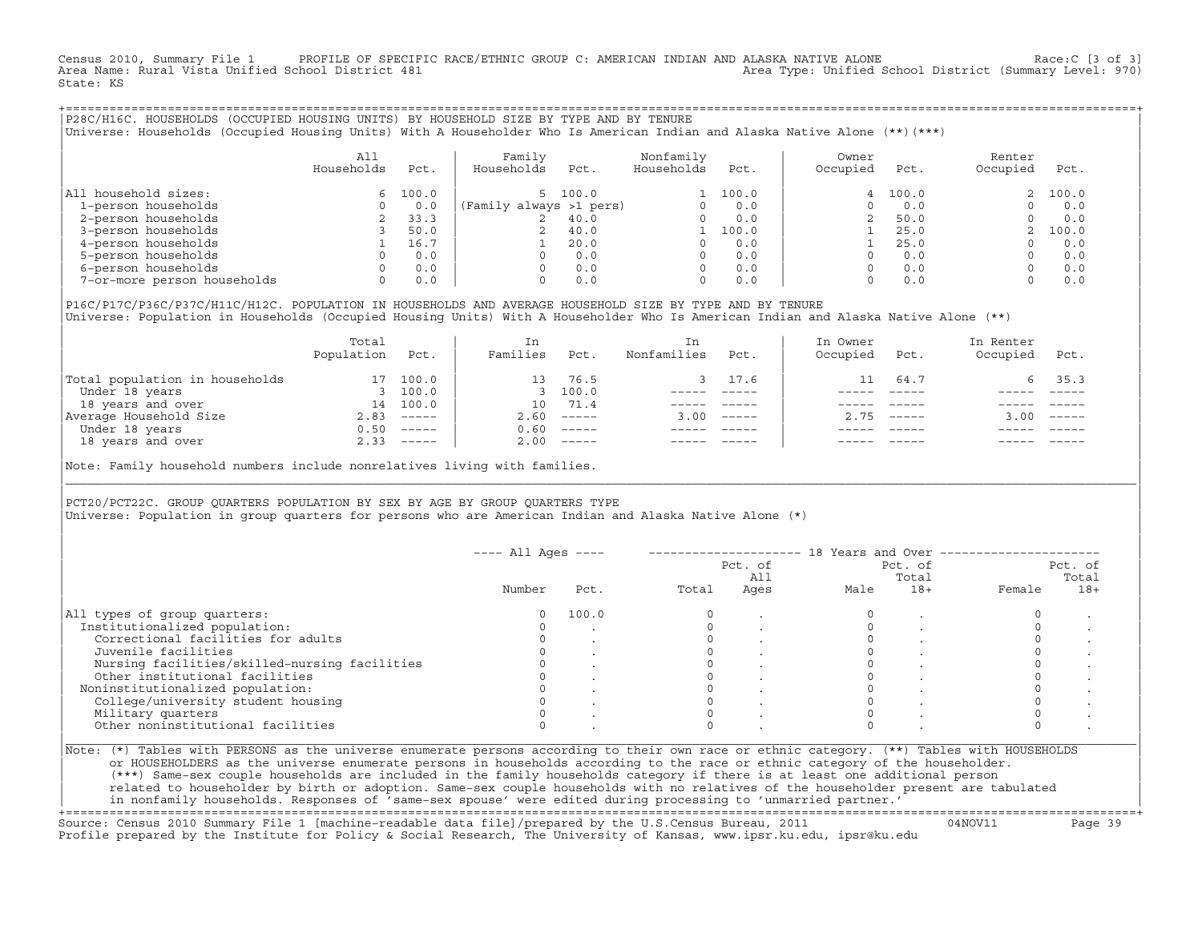Census 2010, Summary File 1 PROFILE OF SPECIFIC RACE/ETHNIC GROUP C: AMERICAN INDIAN AND ALASKA NATIVE ALONE Race:C [3 of 3]
Area Name: Rural Vista Unified School District 481 Area Type: Unified School District (Summary Level: 970)
State: KS

## P28C/H16C. HOUSEHOLDS (OCCUPIED HOUSING UNITS) BY HOUSEHOLD SIZE BY TYPE AND BY TENURE

Universe: Households (Occupied Housing Units) With A Householder Who Is American Indian and Alaska Native Alone (**)(***)

| | All Households | Pct. | Family Households | Pct. | Nonfamily Households | Pct. | Owner Occupied | Pct. | Renter Occupied | Pct. |
|---|---|---|---|---|---|---|---|---|---|---|
| All household sizes: | 6 | 100.0 | 5 | 100.0 | 1 | 100.0 | 4 | 100.0 | 2 | 100.0 |
| 1-person households | 0 | 0.0 | (Family always >1 pers) | | 0 | 0.0 | 0 | 0.0 | 0 | 0.0 |
| 2-person households | 2 | 33.3 | 2 | 40.0 | 0 | 0.0 | 2 | 50.0 | 0 | 0.0 |
| 3-person households | 3 | 50.0 | 2 | 40.0 | 1 | 100.0 | 1 | 25.0 | 2 | 100.0 |
| 4-person households | 1 | 16.7 | 1 | 20.0 | 0 | 0.0 | 1 | 25.0 | 0 | 0.0 |
| 5-person households | 0 | 0.0 | 0 | 0.0 | 0 | 0.0 | 0 | 0.0 | 0 | 0.0 |
| 6-person households | 0 | 0.0 | 0 | 0.0 | 0 | 0.0 | 0 | 0.0 | 0 | 0.0 |
| 7-or-more person households | 0 | 0.0 | 0 | 0.0 | 0 | 0.0 | 0 | 0.0 | 0 | 0.0 |

## P16C/P17C/P36C/P37C/H11C/H12C. POPULATION IN HOUSEHOLDS AND AVERAGE HOUSEHOLD SIZE BY TYPE AND BY TENURE

Universe: Population in Households (Occupied Housing Units) With A Householder Who Is American Indian and Alaska Native Alone (**)

| | Total Population | Pct. | In Families | Pct. | In Nonfamilies | Pct. | In Owner Occupied | Pct. | In Renter Occupied | Pct. |
|---|---|---|---|---|---|---|---|---|---|---|
| Total population in households | 17 | 100.0 | 13 | 76.5 | 3 | 17.6 | 11 | 64.7 | 6 | 35.3 |
| Under 18 years | 3 | 100.0 | 3 | 100.0 | ----- | ----- | ----- | ----- | ----- | ----- |
| 18 years and over | 14 | 100.0 | 10 | 71.4 | ----- | ----- | ----- | ----- | ----- | ----- |
| Average Household Size | 2.83 | ----- | 2.60 | ----- | 3.00 | ----- | 2.75 | ----- | 3.00 | ----- |
| Under 18 years | 0.50 | ----- | 0.60 | ----- | ----- | ----- | ----- | ----- | ----- | ----- |
| 18 years and over | 2.33 | ----- | 2.00 | ----- | ----- | ----- | ----- | ----- | ----- | ----- |

Note: Family household numbers include nonrelatives living with families.

## PCT20/PCT22C. GROUP QUARTERS POPULATION BY SEX BY AGE BY GROUP QUARTERS TYPE

Universe: Population in group quarters for persons who are American Indian and Alaska Native Alone (*)

| | All Ages | | 18 Years and Over | | | | | |
|---|---|---|---|---|---|---|---|---|
| | Number | Pct. | Total | Pct. of All Ages | Male | Pct. of Total 18+ | Female | Pct. of Total 18+ |
| All types of group quarters: | 0 | 100.0 | 0 | . | 0 | . | 0 | . |
| Institutionalized population: | 0 | . | 0 | . | 0 | . | 0 | . |
| Correctional facilities for adults | 0 | . | 0 | . | 0 | . | 0 | . |
| Juvenile facilities | 0 | . | 0 | . | 0 | . | 0 | . |
| Nursing facilities/skilled-nursing facilities | 0 | . | 0 | . | 0 | . | 0 | . |
| Other institutional facilities | 0 | . | 0 | . | 0 | . | 0 | . |
| Noninstitutionalized population: | 0 | . | 0 | . | 0 | . | 0 | . |
| College/university student housing | 0 | . | 0 | . | 0 | . | 0 | . |
| Military quarters | 0 | . | 0 | . | 0 | . | 0 | . |
| Other noninstitutional facilities | 0 | . | 0 | . | 0 | . | 0 | . |

Note: (*) Tables with PERSONS as the universe enumerate persons according to their own race or ethnic category. (**) Tables with HOUSEHOLDS or HOUSEHOLDERS as the universe enumerate persons in households according to the race or ethnic category of the householder. (***) Same-sex couple households are included in the family households category if there is at least one additional person related to householder by birth or adoption. Same-sex couple households with no relatives of the householder present are tabulated in nonfamily households. Responses of 'same-sex spouse' were edited during processing to 'unmarried partner.'

Source: Census 2010 Summary File 1 [machine-readable data file]/prepared by the U.S.Census Bureau, 2011 04NOV11
Profile prepared by the Institute for Policy & Social Research, The University of Kansas, www.ipsr.ku.edu, ipsr@ku.edu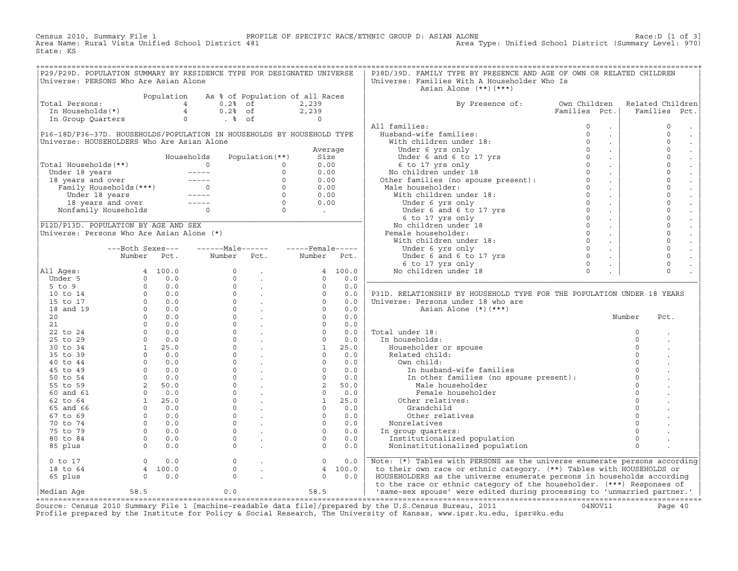Census 2010, Summary File 1 PROFILE OF SPECIFIC RACE/ETHNIC GROUP D: ASIAN ALONE Race:D [1 of 3]
Area Name: Rural Vista Unified School District 481 Area Type: Unified School District (Summary Level: 970)
State: KS

## P29/P29D. POPULATION SUMMARY BY RESIDENCE TYPE FOR DESIGNATED UNIVERSE
Universe: PERSONS Who Are Asian Alone

| | Population | As % of Population of all Races | |
|---|---|---|---|
| Total Persons: | 4 | 0.2% of | 2,239 |
| In Households(*) | 4 | 0.2% of | 2,239 |
| In Group Quarters | 0 | . % of | 0 |

## P16-18D/P36-37D. HOUSEHOLDS/POPULATION IN HOUSEHOLDS BY HOUSEHOLD TYPE
Universe: HOUSEHOLDERS Who Are Asian Alone

| | Households | Population(**) | Average Size |
|---|---|---|---|
| Total Households(**) | 0 | 0 | 0.00 |
| Under 18 years | ----- | 0 | 0.00 |
| 18 years and over | ----- | 0 | 0.00 |
| Family Households(***) | 0 | 0 | 0.00 |
| Under 18 years | ----- | 0 | 0.00 |
| 18 years and over | ----- | 0 | 0.00 |
| Nonfamily Households | 0 | 0 | . |

## P12D/P13D. POPULATION BY AGE AND SEX
Universe: Persons Who Are Asian Alone (*)

| | Both Sexes Number | Both Sexes Pct. | Male Number | Male Pct. | Female Number | Female Pct. |
|---|---|---|---|---|---|---|
| All Ages: | 4 | 100.0 | 0 | . | 4 | 100.0 |
| Under 5 | 0 | 0.0 | 0 | . | 0 | 0.0 |
| 5 to 9 | 0 | 0.0 | 0 | . | 0 | 0.0 |
| 10 to 14 | 0 | 0.0 | 0 | . | 0 | 0.0 |
| 15 to 17 | 0 | 0.0 | 0 | . | 0 | 0.0 |
| 18 and 19 | 0 | 0.0 | 0 | . | 0 | 0.0 |
| 20 | 0 | 0.0 | 0 | . | 0 | 0.0 |
| 21 | 0 | 0.0 | 0 | . | 0 | 0.0 |
| 22 to 24 | 0 | 0.0 | 0 | . | 0 | 0.0 |
| 25 to 29 | 0 | 0.0 | 0 | . | 0 | 0.0 |
| 30 to 34 | 1 | 25.0 | 0 | . | 1 | 25.0 |
| 35 to 39 | 0 | 0.0 | 0 | . | 0 | 0.0 |
| 40 to 44 | 0 | 0.0 | 0 | . | 0 | 0.0 |
| 45 to 49 | 0 | 0.0 | 0 | . | 0 | 0.0 |
| 50 to 54 | 0 | 0.0 | 0 | . | 0 | 0.0 |
| 55 to 59 | 2 | 50.0 | 0 | . | 2 | 50.0 |
| 60 and 61 | 0 | 0.0 | 0 | . | 0 | 0.0 |
| 62 to 64 | 1 | 25.0 | 0 | . | 1 | 25.0 |
| 65 and 66 | 0 | 0.0 | 0 | . | 0 | 0.0 |
| 67 to 69 | 0 | 0.0 | 0 | . | 0 | 0.0 |
| 70 to 74 | 0 | 0.0 | 0 | . | 0 | 0.0 |
| 75 to 79 | 0 | 0.0 | 0 | . | 0 | 0.0 |
| 80 to 84 | 0 | 0.0 | 0 | . | 0 | 0.0 |
| 85 plus | 0 | 0.0 | 0 | . | 0 | 0.0 |
| 0 to 17 | 0 | 0.0 | 0 | . | 0 | 0.0 |
| 18 to 64 | 4 | 100.0 | 0 | . | 4 | 100.0 |
| 65 plus | 0 | 0.0 | 0 | . | 0 | 0.0 |
| Median Age | 58.5 | | 0.0 | | 58.5 | |

## P38D/39D. FAMILY TYPE BY PRESENCE AND AGE OF OWN OR RELATED CHILDREN
Universe: Families With A Householder Who Is Asian Alone (**)(***)

| By Presence of: | Own Children Families | Own Children Pct. | Related Children Families | Related Children Pct. |
|---|---|---|---|---|
| All families: | 0 | . | 0 | . |
| Husband-wife families: | 0 | . | 0 | . |
| With children under 18: | 0 | . | 0 | . |
| Under 6 yrs only | 0 | . | 0 | . |
| Under 6 and 6 to 17 yrs | 0 | . | 0 | . |
| 6 to 17 yrs only | 0 | . | 0 | . |
| No children under 18 | 0 | . | 0 | . |
| Other families (no spouse present): | 0 | . | 0 | . |
| Male householder: | 0 | . | 0 | . |
| With children under 18: | 0 | . | 0 | . |
| Under 6 yrs only | 0 | . | 0 | . |
| Under 6 and 6 to 17 yrs | 0 | . | 0 | . |
| 6 to 17 yrs only | 0 | . | 0 | . |
| No children under 18 | 0 | . | 0 | . |
| Female householder: | 0 | . | 0 | . |
| With children under 18: | 0 | . | 0 | . |
| Under 6 yrs only | 0 | . | 0 | . |
| Under 6 and 6 to 17 yrs | 0 | . | 0 | . |
| 6 to 17 yrs only | 0 | . | 0 | . |
| No children under 18 | 0 | . | 0 | . |

## P31D. RELATIONSHIP BY HOUSEHOLD TYPE FOR THE POPULATION UNDER 18 YEARS
Universe: Persons under 18 who are Asian Alone (*)(***)

| | Number | Pct. |
|---|---|---|
| Total under 18: | 0 | . |
| In households: | 0 | . |
| Householder or spouse | 0 | . |
| Related child: | 0 | . |
| Own child: | 0 | . |
| In husband-wife families | 0 | . |
| In other families (no spouse present): | 0 | . |
| Male householder | 0 | . |
| Female householder | 0 | . |
| Other relatives: | 0 | . |
| Grandchild | 0 | . |
| Other relatives | 0 | . |
| Nonrelatives | 0 | . |
| In group quarters: | 0 | . |
| Institutionalized population | 0 | . |
| Noninstitutionalized population | 0 | . |

Note: (*) Tables with PERSONS as the universe enumerate persons according to their own race or ethnic category. (**) Tables with HOUSEHOLDS or HOUSEHOLDERS as the universe enumerate persons in households according to the race or ethnic category of the householder. (***) Responses of 'same-sex spouse' were edited during processing to 'unmarried partner.'

Source: Census 2010 Summary File 1 [machine-readable data file]/prepared by the U.S.Census Bureau, 2011 04NOV11
Profile prepared by the Institute for Policy & Social Research, The University of Kansas, www.ipsr.ku.edu, ipsr@ku.edu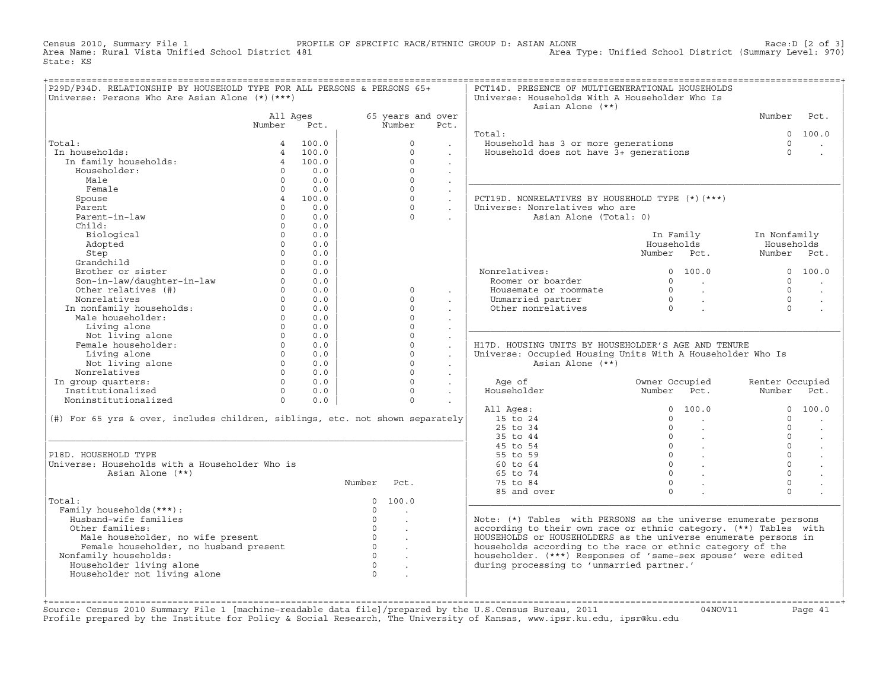Census 2010, Summary File 1 — PROFILE OF SPECIFIC RACE/ETHNIC GROUP D: ASIAN ALONE — Race:D [2 of 3]
Area Name: Rural Vista Unified School District 481 — Area Type: Unified School District (Summary Level: 970)
State: KS

## P29D/P34D. RELATIONSHIP BY HOUSEHOLD TYPE FOR ALL PERSONS & PERSONS 65+

Universe: Persons Who Are Asian Alone (*)(***)

| | All Ages Number | All Ages Pct. | 65 years and over Number | 65 years and over Pct. |
|---|---|---|---|---|
| Total: | 4 | 100.0 | 0 | . |
| In households: | 4 | 100.0 | 0 | . |
| In family households: | 4 | 100.0 | 0 | . |
| Householder: | 0 | 0.0 | 0 | . |
| Male | 0 | 0.0 | 0 | . |
| Female | 0 | 0.0 | 0 | . |
| Spouse | 4 | 100.0 | 0 | . |
| Parent | 0 | 0.0 | 0 | . |
| Parent-in-law | 0 | 0.0 | 0 | . |
| Child: | 0 | 0.0 | | |
| Biological | 0 | 0.0 | | |
| Adopted | 0 | 0.0 | | |
| Step | 0 | 0.0 | | |
| Grandchild | 0 | 0.0 | | |
| Brother or sister | 0 | 0.0 | | |
| Son-in-law/daughter-in-law | 0 | 0.0 | | |
| Other relatives (#) | 0 | 0.0 | 0 | . |
| Nonrelatives | 0 | 0.0 | 0 | . |
| In nonfamily households: | 0 | 0.0 | 0 | . |
| Male householder: | 0 | 0.0 | 0 | . |
| Living alone | 0 | 0.0 | 0 | . |
| Not living alone | 0 | 0.0 | 0 | . |
| Female householder: | 0 | 0.0 | 0 | . |
| Living alone | 0 | 0.0 | 0 | . |
| Not living alone | 0 | 0.0 | 0 | . |
| Nonrelatives | 0 | 0.0 | 0 | . |
| In group quarters: | 0 | 0.0 | 0 | . |
| Institutionalized | 0 | 0.0 | 0 | . |
| Noninstitutionalized | 0 | 0.0 | 0 | . |

(#) For 65 yrs & over, includes children, siblings, etc. not shown separately

## P18D. HOUSEHOLD TYPE

Universe: Households with a Householder Who is Asian Alone (**)

| | Number | Pct. |
|---|---|---|
| Total: | 0 | 100.0 |
| Family households(***): | 0 | . |
| Husband-wife families | 0 | . |
| Other families: | 0 | . |
| Male householder, no wife present | 0 | . |
| Female householder, no husband present | 0 | . |
| Nonfamily households: | 0 | . |
| Householder living alone | 0 | . |
| Householder not living alone | 0 | . |

## PCT14D. PRESENCE OF MULTIGENERATIONAL HOUSEHOLDS

Universe: Households With A Householder Who Is Asian Alone (**)

| | Number | Pct. |
|---|---|---|
| Total: | 0 | 100.0 |
| Household has 3 or more generations | 0 | . |
| Household does not have 3+ generations | 0 | . |

## PCT19D. NONRELATIVES BY HOUSEHOLD TYPE (*)(***)

Universe: Nonrelatives who are Asian Alone (Total: 0)

| | In Family Households Number | In Family Households Pct. | In Nonfamily Households Number | In Nonfamily Households Pct. |
|---|---|---|---|---|
| Nonrelatives: | 0 | 100.0 | 0 | 100.0 |
| Roomer or boarder | 0 | . | 0 | . |
| Housemate or roommate | 0 | . | 0 | . |
| Unmarried partner | 0 | . | 0 | . |
| Other nonrelatives | 0 | . | 0 | . |

## H17D. HOUSING UNITS BY HOUSEHOLDER'S AGE AND TENURE

Universe: Occupied Housing Units With A Householder Who Is Asian Alone (**)

| Age of Householder | Owner Occupied Number | Owner Occupied Pct. | Renter Occupied Number | Renter Occupied Pct. |
|---|---|---|---|---|
| All Ages: | 0 | 100.0 | 0 | 100.0 |
| 15 to 24 | 0 | . | 0 | . |
| 25 to 34 | 0 | . | 0 | . |
| 35 to 44 | 0 | . | 0 | . |
| 45 to 54 | 0 | . | 0 | . |
| 55 to 59 | 0 | . | 0 | . |
| 60 to 64 | 0 | . | 0 | . |
| 65 to 74 | 0 | . | 0 | . |
| 75 to 84 | 0 | . | 0 | . |
| 85 and over | 0 | . | 0 | . |

Note: (*) Tables with PERSONS as the universe enumerate persons according to their own race or ethnic category. (**) Tables with HOUSEHOLDS or HOUSEHOLDERS as the universe enumerate persons in households according to the race or ethnic category of the householder. (***) Responses of 'same-sex spouse' were edited during processing to 'unmarried partner.'

Source: Census 2010 Summary File 1 [machine-readable data file]/prepared by the U.S.Census Bureau, 2011 04NOV11
Profile prepared by the Institute for Policy & Social Research, The University of Kansas, www.ipsr.ku.edu, ipsr@ku.edu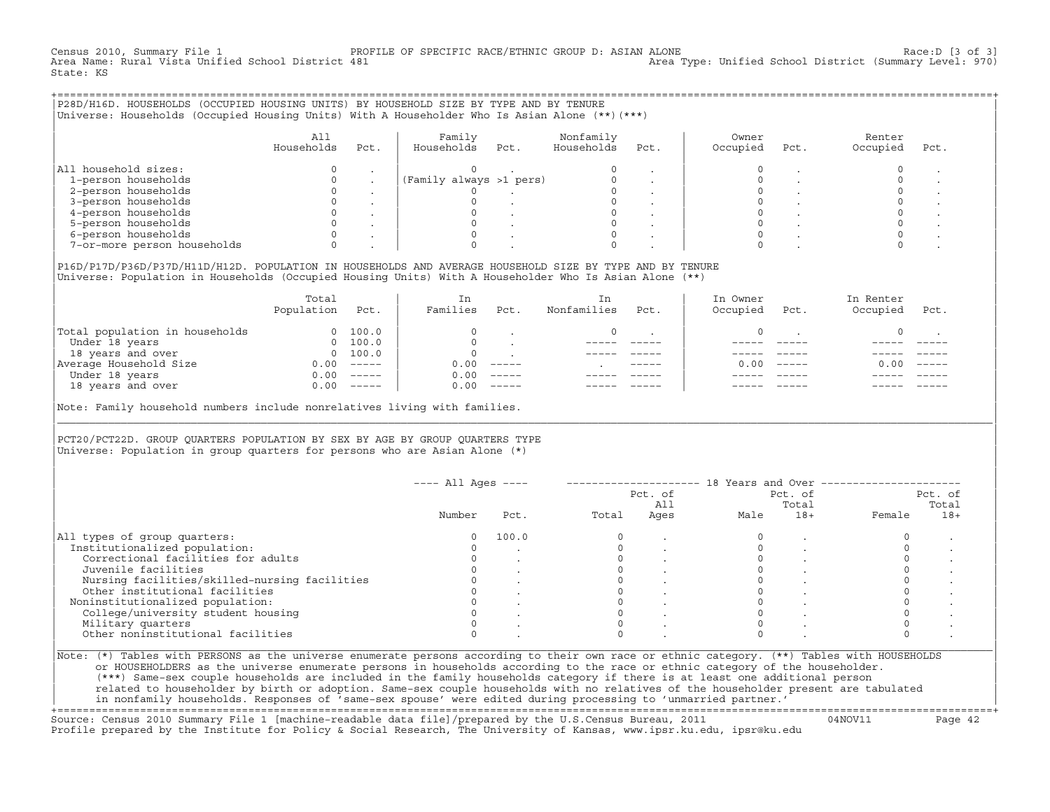Census 2010, Summary File 1 PROFILE OF SPECIFIC RACE/ETHNIC GROUP D: ASIAN ALONE Race:D [3 of 3]
Area Name: Rural Vista Unified School District 481 Area Type: Unified School District (Summary Level: 970)
State: KS

## P28D/H16D. HOUSEHOLDS (OCCUPIED HOUSING UNITS) BY HOUSEHOLD SIZE BY TYPE AND BY TENURE

Universe: Households (Occupied Housing Units) With A Householder Who Is Asian Alone (**)(***)

| | All Households | Pct. | Family Households | Pct. | Nonfamily Households | Pct. | Owner Occupied | Pct. | Renter Occupied | Pct. |
|---|---|---|---|---|---|---|---|---|---|---|
| All household sizes: | 0 | . | 0 | . | 0 | . | 0 | . | 0 | . |
| 1-person households | 0 | . | (Family always >1 pers) | | 0 | . | 0 | . | 0 | . |
| 2-person households | 0 | . | 0 | . | 0 | . | 0 | . | 0 | . |
| 3-person households | 0 | . | 0 | . | 0 | . | 0 | . | 0 | . |
| 4-person households | 0 | . | 0 | . | 0 | . | 0 | . | 0 | . |
| 5-person households | 0 | . | 0 | . | 0 | . | 0 | . | 0 | . |
| 6-person households | 0 | . | 0 | . | 0 | . | 0 | . | 0 | . |
| 7-or-more person households | 0 | . | 0 | . | 0 | . | 0 | . | 0 | . |

## P16D/P17D/P36D/P37D/H11D/H12D. POPULATION IN HOUSEHOLDS AND AVERAGE HOUSEHOLD SIZE BY TYPE AND BY TENURE

Universe: Population in Households (Occupied Housing Units) With A Householder Who Is Asian Alone (**)

| | Total Population | Pct. | In Families | Pct. | In Nonfamilies | Pct. | In Owner Occupied | Pct. | In Renter Occupied | Pct. |
|---|---|---|---|---|---|---|---|---|---|---|
| Total population in households | 0 | 100.0 | 0 | . | 0 | . | 0 | . | 0 | . |
| Under 18 years | 0 | 100.0 | 0 | . | ----- | ----- | ----- | ----- | ----- | ----- |
| 18 years and over | 0 | 100.0 | 0 | . | ----- | ----- | ----- | ----- | ----- | ----- |
| Average Household Size | 0.00 | ----- | 0.00 | ----- | . | ----- | 0.00 | ----- | 0.00 | ----- |
| Under 18 years | 0.00 | ----- | 0.00 | ----- | ----- | ----- | ----- | ----- | ----- | ----- |
| 18 years and over | 0.00 | ----- | 0.00 | ----- | ----- | ----- | ----- | ----- | ----- | ----- |

Note: Family household numbers include nonrelatives living with families.

## PCT20/PCT22D. GROUP QUARTERS POPULATION BY SEX BY AGE BY GROUP QUARTERS TYPE

Universe: Population in group quarters for persons who are Asian Alone (*)

| | ---- All Ages ---- | | 18 Years and Over | | | | | |
|---|---|---|---|---|---|---|---|---|
| | Number | Pct. | Total | Pct. of All Ages | Male | Pct. of Total 18+ | Female | Pct. of Total 18+ |
| All types of group quarters: | 0 | 100.0 | 0 | . | 0 | . | 0 | . |
| Institutionalized population: | 0 | . | 0 | . | 0 | . | 0 | . |
| Correctional facilities for adults | 0 | . | 0 | . | 0 | . | 0 | . |
| Juvenile facilities | 0 | . | 0 | . | 0 | . | 0 | . |
| Nursing facilities/skilled-nursing facilities | 0 | . | 0 | . | 0 | . | 0 | . |
| Other institutional facilities | 0 | . | 0 | . | 0 | . | 0 | . |
| Noninstitutionalized population: | 0 | . | 0 | . | 0 | . | 0 | . |
| College/university student housing | 0 | . | 0 | . | 0 | . | 0 | . |
| Military quarters | 0 | . | 0 | . | 0 | . | 0 | . |
| Other noninstitutional facilities | 0 | . | 0 | . | 0 | . | 0 | . |

Note: (*) Tables with PERSONS as the universe enumerate persons according to their own race or ethnic category. (**) Tables with HOUSEHOLDS or HOUSEHOLDERS as the universe enumerate persons in households according to the race or ethnic category of the householder. (***) Same-sex couple households are included in the family households category if there is at least one additional person related to householder by birth or adoption. Same-sex couple households with no relatives of the householder present are tabulated in nonfamily households. Responses of 'same-sex spouse' were edited during processing to 'unmarried partner.'

Source: Census 2010 Summary File 1 [machine-readable data file]/prepared by the U.S.Census Bureau, 2011 04NOV11
Profile prepared by the Institute for Policy & Social Research, The University of Kansas, www.ipsr.ku.edu, ipsr@ku.edu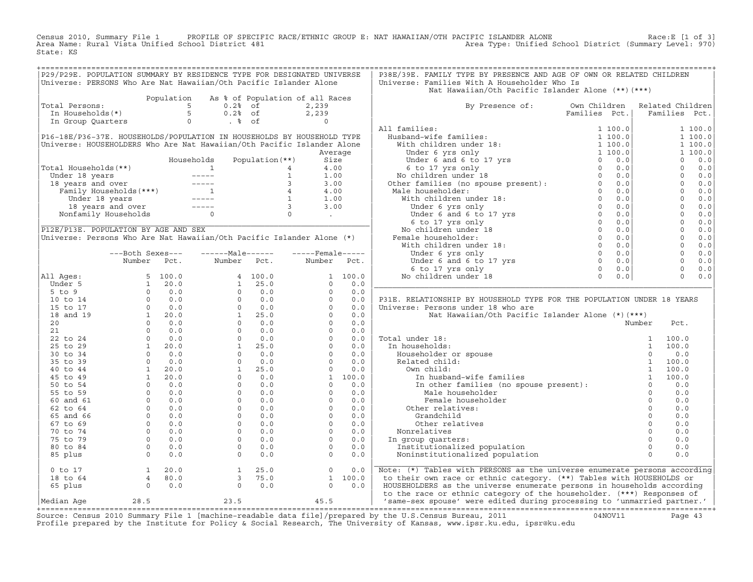Census 2010, Summary File 1 PROFILE OF SPECIFIC RACE/ETHNIC GROUP E: NAT HAWAIIAN/OTH PACIFIC ISLANDER ALONE Race:E [1 of 3]
Area Name: Rural Vista Unified School District 481 Area Type: Unified School District (Summary Level: 970)
State: KS

## P29/P29E. POPULATION SUMMARY BY RESIDENCE TYPE FOR DESIGNATED UNIVERSE

Universe: PERSONS Who Are Nat Hawaiian/Oth Pacific Islander Alone

| | Population | As % of Population of all Races | |
|---|---|---|---|
| Total Persons: | 5 | 0.2% of | 2,239 |
| In Households(*) | 5 | 0.2% of | 2,239 |
| In Group Quarters | 0 | . % of | 0 |

## P16-18E/P36-37E. HOUSEHOLDS/POPULATION IN HOUSEHOLDS BY HOUSEHOLD TYPE

Universe: HOUSEHOLDERS Who Are Nat Hawaiian/Oth Pacific Islander Alone

| | Households | Population(**) | Average Size |
|---|---|---|---|
| Total Households(**) | 1 | 4 | 4.00 |
| Under 18 years | ----- | 1 | 1.00 |
| 18 years and over | ----- | 3 | 3.00 |
| Family Households(***) | 1 | 4 | 4.00 |
| Under 18 years | ----- | 1 | 1.00 |
| 18 years and over | ----- | 3 | 3.00 |
| Nonfamily Households | 0 | 0 | . |

## P12E/P13E. POPULATION BY AGE AND SEX

Universe: Persons Who Are Nat Hawaiian/Oth Pacific Islander Alone (*)

| | Both Sexes Number | Both Sexes Pct. | Male Number | Male Pct. | Female Number | Female Pct. |
|---|---|---|---|---|---|---|
| All Ages: | 5 | 100.0 | 4 | 100.0 | 1 | 100.0 |
| Under 5 | 1 | 20.0 | 1 | 25.0 | 0 | 0.0 |
| 5 to 9 | 0 | 0.0 | 0 | 0.0 | 0 | 0.0 |
| 10 to 14 | 0 | 0.0 | 0 | 0.0 | 0 | 0.0 |
| 15 to 17 | 0 | 0.0 | 0 | 0.0 | 0 | 0.0 |
| 18 and 19 | 1 | 20.0 | 1 | 25.0 | 0 | 0.0 |
| 20 | 0 | 0.0 | 0 | 0.0 | 0 | 0.0 |
| 21 | 0 | 0.0 | 0 | 0.0 | 0 | 0.0 |
| 22 to 24 | 0 | 0.0 | 0 | 0.0 | 0 | 0.0 |
| 25 to 29 | 1 | 20.0 | 1 | 25.0 | 0 | 0.0 |
| 30 to 34 | 0 | 0.0 | 0 | 0.0 | 0 | 0.0 |
| 35 to 39 | 0 | 0.0 | 0 | 0.0 | 0 | 0.0 |
| 40 to 44 | 1 | 20.0 | 1 | 25.0 | 0 | 0.0 |
| 45 to 49 | 1 | 20.0 | 0 | 0.0 | 1 | 100.0 |
| 50 to 54 | 0 | 0.0 | 0 | 0.0 | 0 | 0.0 |
| 55 to 59 | 0 | 0.0 | 0 | 0.0 | 0 | 0.0 |
| 60 and 61 | 0 | 0.0 | 0 | 0.0 | 0 | 0.0 |
| 62 to 64 | 0 | 0.0 | 0 | 0.0 | 0 | 0.0 |
| 65 and 66 | 0 | 0.0 | 0 | 0.0 | 0 | 0.0 |
| 67 to 69 | 0 | 0.0 | 0 | 0.0 | 0 | 0.0 |
| 70 to 74 | 0 | 0.0 | 0 | 0.0 | 0 | 0.0 |
| 75 to 79 | 0 | 0.0 | 0 | 0.0 | 0 | 0.0 |
| 80 to 84 | 0 | 0.0 | 0 | 0.0 | 0 | 0.0 |
| 85 plus | 0 | 0.0 | 0 | 0.0 | 0 | 0.0 |
| 0 to 17 | 1 | 20.0 | 1 | 25.0 | 0 | 0.0 |
| 18 to 64 | 4 | 80.0 | 3 | 75.0 | 1 | 100.0 |
| 65 plus | 0 | 0.0 | 0 | 0.0 | 0 | 0.0 |
| Median Age | 28.5 | | 23.5 | | 45.5 | |

## P38E/39E. FAMILY TYPE BY PRESENCE AND AGE OF OWN OR RELATED CHILDREN

Universe: Families With A Householder Who Is Nat Hawaiian/Oth Pacific Islander Alone (**)(***)

| By Presence of: | Own Children Families | Own Children Pct. | Related Children Families | Related Children Pct. |
|---|---|---|---|---|
| All families: | 1 | 100.0 | 1 | 100.0 |
| Husband-wife families: | 1 | 100.0 | 1 | 100.0 |
| With children under 18: | 1 | 100.0 | 1 | 100.0 |
| Under 6 yrs only | 1 | 100.0 | 1 | 100.0 |
| Under 6 and 6 to 17 yrs | 0 | 0.0 | 0 | 0.0 |
| 6 to 17 yrs only | 0 | 0.0 | 0 | 0.0 |
| No children under 18 | 0 | 0.0 | 0 | 0.0 |
| Other families (no spouse present): | 0 | 0.0 | 0 | 0.0 |
| Male householder: | 0 | 0.0 | 0 | 0.0 |
| With children under 18: | 0 | 0.0 | 0 | 0.0 |
| Under 6 yrs only | 0 | 0.0 | 0 | 0.0 |
| Under 6 and 6 to 17 yrs | 0 | 0.0 | 0 | 0.0 |
| 6 to 17 yrs only | 0 | 0.0 | 0 | 0.0 |
| No children under 18 | 0 | 0.0 | 0 | 0.0 |
| Female householder: | 0 | 0.0 | 0 | 0.0 |
| With children under 18: | 0 | 0.0 | 0 | 0.0 |
| Under 6 yrs only | 0 | 0.0 | 0 | 0.0 |
| Under 6 and 6 to 17 yrs | 0 | 0.0 | 0 | 0.0 |
| 6 to 17 yrs only | 0 | 0.0 | 0 | 0.0 |
| No children under 18 | 0 | 0.0 | 0 | 0.0 |

## P31E. RELATIONSHIP BY HOUSEHOLD TYPE FOR THE POPULATION UNDER 18 YEARS

Universe: Persons under 18 who are Nat Hawaiian/Oth Pacific Islander Alone (*)(***)

| | Number | Pct. |
|---|---|---|
| Total under 18: | 1 | 100.0 |
| In households: | 1 | 100.0 |
| Householder or spouse | 0 | 0.0 |
| Related child: | 1 | 100.0 |
| Own child: | 1 | 100.0 |
| In husband-wife families | 1 | 100.0 |
| In other families (no spouse present): | 0 | 0.0 |
| Male householder | 0 | 0.0 |
| Female householder | 0 | 0.0 |
| Other relatives: | 0 | 0.0 |
| Grandchild | 0 | 0.0 |
| Other relatives | 0 | 0.0 |
| Nonrelatives | 0 | 0.0 |
| In group quarters: | 0 | 0.0 |
| Institutionalized population | 0 | 0.0 |
| Noninstitutionalized population | 0 | 0.0 |

Note: (*) Tables with PERSONS as the universe enumerate persons according to their own race or ethnic category. (**) Tables with HOUSEHOLDS or HOUSEHOLDERS as the universe enumerate persons in households according to the race or ethnic category of the householder. (***) Responses of 'same-sex spouse' were edited during processing to 'unmarried partner.'

Source: Census 2010 Summary File 1 [machine-readable data file]/prepared by the U.S.Census Bureau, 2011 04NOV11
Profile prepared by the Institute for Policy & Social Research, The University of Kansas, www.ipsr.ku.edu, ipsr@ku.edu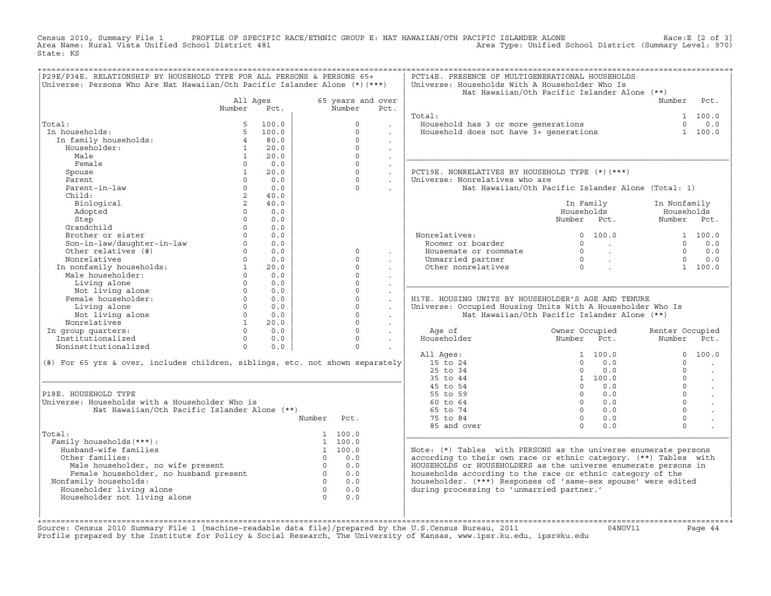Census 2010, Summary File 1 PROFILE OF SPECIFIC RACE/ETHNIC GROUP E: NAT HAWAIIAN/OTH PACIFIC ISLANDER ALONE Race:E [2 of 3]
Area Name: Rural Vista Unified School District 481 Area Type: Unified School District (Summary Level: 970)
State: KS

## P29E/P34E. RELATIONSHIP BY HOUSEHOLD TYPE FOR ALL PERSONS & PERSONS 65+

Universe: Persons Who Are Nat Hawaiian/Oth Pacific Islander Alone (*)(***)

| | All Ages Number | All Ages Pct. | 65 years and over Number | 65 years and over Pct. |
|---|---|---|---|---|
| Total: | 5 | 100.0 | 0 | . |
| In households: | 5 | 100.0 | 0 | . |
| In family households: | 4 | 80.0 | 0 | . |
| Householder: | 1 | 20.0 | 0 | . |
| Male | 1 | 20.0 | 0 | . |
| Female | 0 | 0.0 | 0 | . |
| Spouse | 1 | 20.0 | 0 | . |
| Parent | 0 | 0.0 | 0 | . |
| Parent-in-law | 0 | 0.0 | 0 | . |
| Child: | 2 | 40.0 | | |
| Biological | 2 | 40.0 | | |
| Adopted | 0 | 0.0 | | |
| Step | 0 | 0.0 | | |
| Grandchild | 0 | 0.0 | | |
| Brother or sister | 0 | 0.0 | | |
| Son-in-law/daughter-in-law | 0 | 0.0 | | |
| Other relatives (#) | 0 | 0.0 | 0 | . |
| Nonrelatives | 0 | 0.0 | 0 | . |
| In nonfamily households: | 1 | 20.0 | 0 | . |
| Male householder: | 0 | 0.0 | 0 | . |
| Living alone | 0 | 0.0 | 0 | . |
| Not living alone | 0 | 0.0 | 0 | . |
| Female householder: | 0 | 0.0 | 0 | . |
| Living alone | 0 | 0.0 | 0 | . |
| Not living alone | 0 | 0.0 | 0 | . |
| Nonrelatives | 1 | 20.0 | 0 | . |
| In group quarters: | 0 | 0.0 | 0 | . |
| Institutionalized | 0 | 0.0 | 0 | . |
| Noninstitutionalized | 0 | 0.0 | 0 | . |

(#) For 65 yrs & over, includes children, siblings, etc. not shown separately

## P18E. HOUSEHOLD TYPE

Universe: Households with a Householder Who is Nat Hawaiian/Oth Pacific Islander Alone (**)

| | Number | Pct. |
|---|---|---|
| Total: | 1 | 100.0 |
| Family households(***): | 1 | 100.0 |
| Husband-wife families | 1 | 100.0 |
| Other families: | 0 | 0.0 |
| Male householder, no wife present | 0 | 0.0 |
| Female householder, no husband present | 0 | 0.0 |
| Nonfamily households: | 0 | 0.0 |
| Householder living alone | 0 | 0.0 |
| Householder not living alone | 0 | 0.0 |

## PCT14E. PRESENCE OF MULTIGENERATIONAL HOUSEHOLDS

Universe: Households With A Householder Who Is Nat Hawaiian/Oth Pacific Islander Alone (**)

| | Number | Pct. |
|---|---|---|
| Total: | 1 | 100.0 |
| Household has 3 or more generations | 0 | 0.0 |
| Household does not have 3+ generations | 1 | 100.0 |

## PCT19E. NONRELATIVES BY HOUSEHOLD TYPE (*)(***)

Universe: Nonrelatives who are Nat Hawaiian/Oth Pacific Islander Alone (Total: 1)

| | In Family Households Number | In Family Households Pct. | In Nonfamily Households Number | In Nonfamily Households Pct. |
|---|---|---|---|---|
| Nonrelatives: | 0 | 100.0 | 1 | 100.0 |
| Roomer or boarder | 0 | . | 0 | 0.0 |
| Housemate or roommate | 0 | . | 0 | 0.0 |
| Unmarried partner | 0 | . | 0 | 0.0 |
| Other nonrelatives | 0 | . | 1 | 100.0 |

## H17E. HOUSING UNITS BY HOUSEHOLDER'S AGE AND TENURE

Universe: Occupied Housing Units With A Householder Who Is Nat Hawaiian/Oth Pacific Islander Alone (**)

| Age of Householder | Owner Occupied Number | Owner Occupied Pct. | Renter Occupied Number | Renter Occupied Pct. |
|---|---|---|---|---|
| All Ages: | 1 | 100.0 | 0 | 100.0 |
| 15 to 24 | 0 | 0.0 | 0 | . |
| 25 to 34 | 0 | 0.0 | 0 | . |
| 35 to 44 | 1 | 100.0 | 0 | . |
| 45 to 54 | 0 | 0.0 | 0 | . |
| 55 to 59 | 0 | 0.0 | 0 | . |
| 60 to 64 | 0 | 0.0 | 0 | . |
| 65 to 74 | 0 | 0.0 | 0 | . |
| 75 to 84 | 0 | 0.0 | 0 | . |
| 85 and over | 0 | 0.0 | 0 | . |

Note: (*) Tables with PERSONS as the universe enumerate persons according to their own race or ethnic category. (**) Tables with HOUSEHOLDS or HOUSEHOLDERS as the universe enumerate persons in households according to the race or ethnic category of the householder. (***) Responses of 'same-sex spouse' were edited during processing to 'unmarried partner.'

Source: Census 2010 Summary File 1 [machine-readable data file]/prepared by the U.S.Census Bureau, 2011 04NOV11
Profile prepared by the Institute for Policy & Social Research, The University of Kansas, www.ipsr.ku.edu, ipsr@ku.edu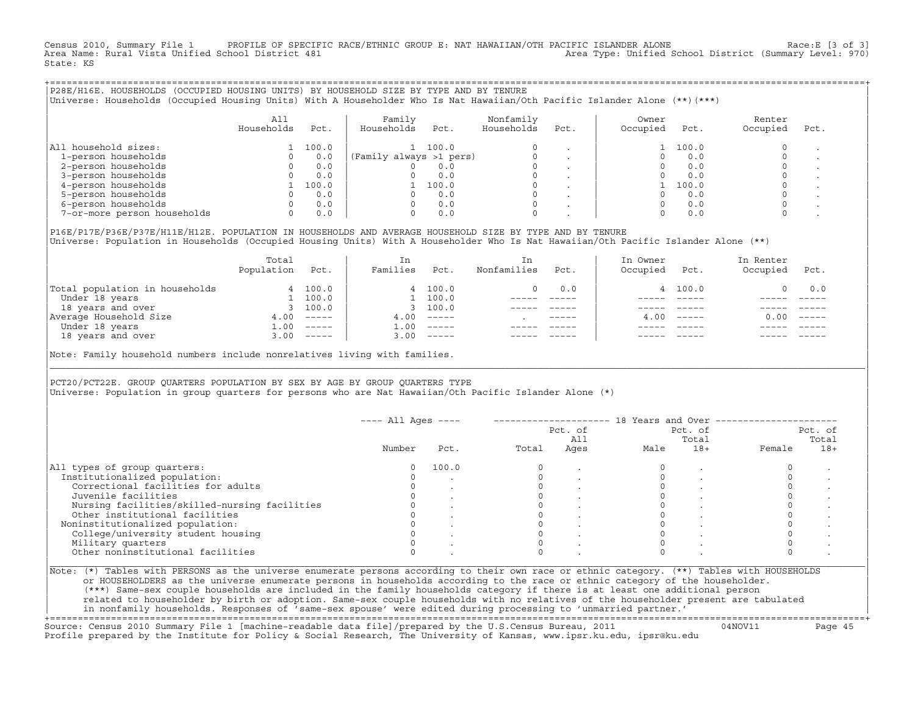Census 2010, Summary File 1 PROFILE OF SPECIFIC RACE/ETHNIC GROUP E: NAT HAWAIIAN/OTH PACIFIC ISLANDER ALONE Race:E [3 of 3]
Area Name: Rural Vista Unified School District 481 Area Type: Unified School District (Summary Level: 970)
State: KS

## P28E/H16E. HOUSEHOLDS (OCCUPIED HOUSING UNITS) BY HOUSEHOLD SIZE BY TYPE AND BY TENURE

Universe: Households (Occupied Housing Units) With A Householder Who Is Nat Hawaiian/Oth Pacific Islander Alone (**)(***)

| | All Households | Pct. | Family Households | Pct. | Nonfamily Households | Pct. | Owner Occupied | Pct. | Renter Occupied | Pct. |
|---|---|---|---|---|---|---|---|---|---|---|
| All household sizes: | 1 | 100.0 | 1 | 100.0 | 0 | . | 1 | 100.0 | 0 | . |
| 1-person households | 0 | 0.0 | (Family always >1 pers) | | 0 | . | 0 | 0.0 | 0 | . |
| 2-person households | 0 | 0.0 | 0 | 0.0 | 0 | . | 0 | 0.0 | 0 | . |
| 3-person households | 0 | 0.0 | 0 | 0.0 | 0 | . | 0 | 0.0 | 0 | . |
| 4-person households | 1 | 100.0 | 1 | 100.0 | 0 | . | 1 | 100.0 | 0 | . |
| 5-person households | 0 | 0.0 | 0 | 0.0 | 0 | . | 0 | 0.0 | 0 | . |
| 6-person households | 0 | 0.0 | 0 | 0.0 | 0 | . | 0 | 0.0 | 0 | . |
| 7-or-more person households | 0 | 0.0 | 0 | 0.0 | 0 | . | 0 | 0.0 | 0 | . |

## P16E/P17E/P36E/P37E/H11E/H12E. POPULATION IN HOUSEHOLDS AND AVERAGE HOUSEHOLD SIZE BY TYPE AND BY TENURE

Universe: Population in Households (Occupied Housing Units) With A Householder Who Is Nat Hawaiian/Oth Pacific Islander Alone (**)

| | Total Population | Pct. | In Families | Pct. | In Nonfamilies | Pct. | In Owner Occupied | Pct. | In Renter Occupied | Pct. |
|---|---|---|---|---|---|---|---|---|---|---|
| Total population in households | 4 | 100.0 | 4 | 100.0 | 0 | 0.0 | 4 | 100.0 | 0 | 0.0 |
| Under 18 years | 1 | 100.0 | 1 | 100.0 | ----- | ----- | ----- | ----- | ----- | ----- |
| 18 years and over | 3 | 100.0 | 3 | 100.0 | ----- | ----- | ----- | ----- | ----- | ----- |
| Average Household Size | 4.00 | ----- | 4.00 | ----- | . | ----- | 4.00 | ----- | 0.00 | ----- |
| Under 18 years | 1.00 | ----- | 1.00 | ----- | ----- | ----- | ----- | ----- | ----- | ----- |
| 18 years and over | 3.00 | ----- | 3.00 | ----- | ----- | ----- | ----- | ----- | ----- | ----- |

Note: Family household numbers include nonrelatives living with families.

## PCT20/PCT22E. GROUP QUARTERS POPULATION BY SEX BY AGE BY GROUP QUARTERS TYPE

Universe: Population in group quarters for persons who are Nat Hawaiian/Oth Pacific Islander Alone (*)

| | All Ages | | 18 Years and Over | | | | | |
|---|---|---|---|---|---|---|---|---|
| | Number | Pct. | Total | Pct. of All Ages | Male | Pct. of Total 18+ | Female | Pct. of Total 18+ |
| All types of group quarters: | 0 | 100.0 | 0 | . | 0 | . | 0 | . |
| Institutionalized population: | 0 | . | 0 | . | 0 | . | 0 | . |
| Correctional facilities for adults | 0 | . | 0 | . | 0 | . | 0 | . |
| Juvenile facilities | 0 | . | 0 | . | 0 | . | 0 | . |
| Nursing facilities/skilled-nursing facilities | 0 | . | 0 | . | 0 | . | 0 | . |
| Other institutional facilities | 0 | . | 0 | . | 0 | . | 0 | . |
| Noninstitutionalized population: | 0 | . | 0 | . | 0 | . | 0 | . |
| College/university student housing | 0 | . | 0 | . | 0 | . | 0 | . |
| Military quarters | 0 | . | 0 | . | 0 | . | 0 | . |
| Other noninstitutional facilities | 0 | . | 0 | . | 0 | . | 0 | . |

Note: (*) Tables with PERSONS as the universe enumerate persons according to their own race or ethnic category. (**) Tables with HOUSEHOLDS or HOUSEHOLDERS as the universe enumerate persons in households according to the race or ethnic category of the householder. (***) Same-sex couple households are included in the family households category if there is at least one additional person related to householder by birth or adoption. Same-sex couple households with no relatives of the householder present are tabulated in nonfamily households. Responses of 'same-sex spouse' were edited during processing to 'unmarried partner.'

Source: Census 2010 Summary File 1 [machine-readable data file]/prepared by the U.S.Census Bureau, 2011 04NOV11
Profile prepared by the Institute for Policy & Social Research, The University of Kansas, www.ipsr.ku.edu, ipsr@ku.edu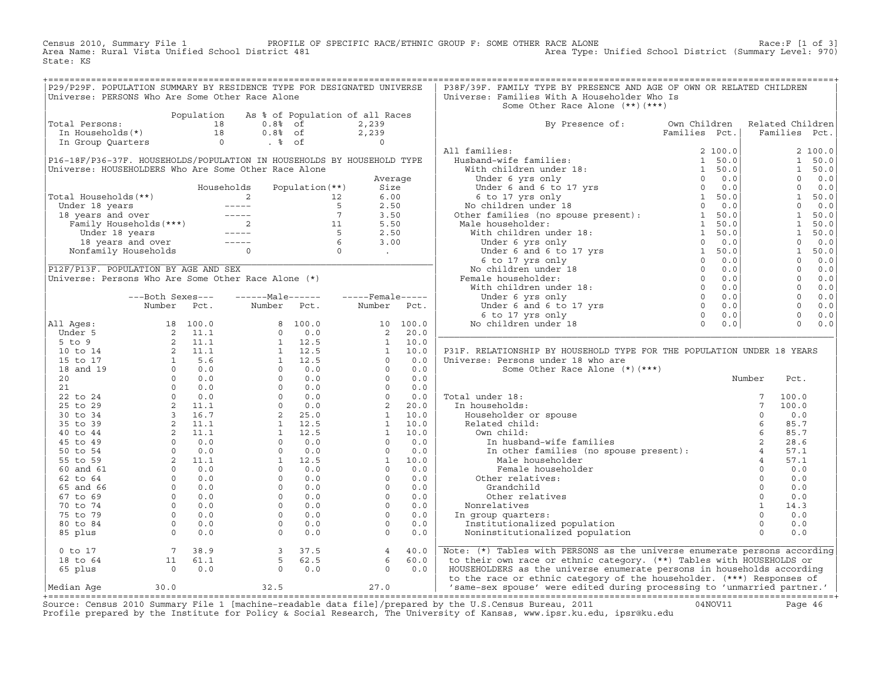Census 2010, Summary File 1 PROFILE OF SPECIFIC RACE/ETHNIC GROUP F: SOME OTHER RACE ALONE Race:F [1 of 3]
Area Name: Rural Vista Unified School District 481 Area Type: Unified School District (Summary Level: 970)
State: KS

## P29/P29F. POPULATION SUMMARY BY RESIDENCE TYPE FOR DESIGNATED UNIVERSE

Universe: PERSONS Who Are Some Other Race Alone

| | Population | As % of Population of all Races | |
|---|---|---|---|
| Total Persons: | 18 | 0.8% of | 2,239 |
| In Households(*) | 18 | 0.8% of | 2,239 |
| In Group Quarters | 0 | . % of | 0 |

## P16-18F/P36-37F. HOUSEHOLDS/POPULATION IN HOUSEHOLDS BY HOUSEHOLD TYPE

Universe: HOUSEHOLDERS Who Are Some Other Race Alone

| | Households | Population(**) | Average Size |
|---|---|---|---|
| Total Households(**) | 2 | 12 | 6.00 |
| Under 18 years | ----- | 5 | 2.50 |
| 18 years and over | ----- | 7 | 3.50 |
| Family Households(***) | 2 | 11 | 5.50 |
| Under 18 years | ----- | 5 | 2.50 |
| 18 years and over | ----- | 6 | 3.00 |
| Nonfamily Households | 0 | 0 | . |

## P12F/P13F. POPULATION BY AGE AND SEX

Universe: Persons Who Are Some Other Race Alone (*)

| | Both Sexes Number | Both Sexes Pct. | Male Number | Male Pct. | Female Number | Female Pct. |
|---|---|---|---|---|---|---|
| All Ages: | 18 | 100.0 | 8 | 100.0 | 10 | 100.0 |
| Under 5 | 2 | 11.1 | 0 | 0.0 | 2 | 20.0 |
| 5 to 9 | 2 | 11.1 | 1 | 12.5 | 1 | 10.0 |
| 10 to 14 | 2 | 11.1 | 1 | 12.5 | 1 | 10.0 |
| 15 to 17 | 1 | 5.6 | 1 | 12.5 | 0 | 0.0 |
| 18 and 19 | 0 | 0.0 | 0 | 0.0 | 0 | 0.0 |
| 20 | 0 | 0.0 | 0 | 0.0 | 0 | 0.0 |
| 21 | 0 | 0.0 | 0 | 0.0 | 0 | 0.0 |
| 22 to 24 | 0 | 0.0 | 0 | 0.0 | 0 | 0.0 |
| 25 to 29 | 2 | 11.1 | 0 | 0.0 | 2 | 20.0 |
| 30 to 34 | 3 | 16.7 | 2 | 25.0 | 1 | 10.0 |
| 35 to 39 | 2 | 11.1 | 1 | 12.5 | 1 | 10.0 |
| 40 to 44 | 2 | 11.1 | 1 | 12.5 | 1 | 10.0 |
| 45 to 49 | 0 | 0.0 | 0 | 0.0 | 0 | 0.0 |
| 50 to 54 | 0 | 0.0 | 0 | 0.0 | 0 | 0.0 |
| 55 to 59 | 2 | 11.1 | 1 | 12.5 | 1 | 10.0 |
| 60 and 61 | 0 | 0.0 | 0 | 0.0 | 0 | 0.0 |
| 62 to 64 | 0 | 0.0 | 0 | 0.0 | 0 | 0.0 |
| 65 and 66 | 0 | 0.0 | 0 | 0.0 | 0 | 0.0 |
| 67 to 69 | 0 | 0.0 | 0 | 0.0 | 0 | 0.0 |
| 70 to 74 | 0 | 0.0 | 0 | 0.0 | 0 | 0.0 |
| 75 to 79 | 0 | 0.0 | 0 | 0.0 | 0 | 0.0 |
| 80 to 84 | 0 | 0.0 | 0 | 0.0 | 0 | 0.0 |
| 85 plus | 0 | 0.0 | 0 | 0.0 | 0 | 0.0 |
| 0 to 17 | 7 | 38.9 | 3 | 37.5 | 4 | 40.0 |
| 18 to 64 | 11 | 61.1 | 5 | 62.5 | 6 | 60.0 |
| 65 plus | 0 | 0.0 | 0 | 0.0 | 0 | 0.0 |
| Median Age | 30.0 | | 32.5 | | 27.0 | |

## P38F/39F. FAMILY TYPE BY PRESENCE AND AGE OF OWN OR RELATED CHILDREN

Universe: Families With A Householder Who Is Some Other Race Alone (**)(***)

| By Presence of: | Own Children Families | Own Children Pct. | Related Children Families | Related Children Pct. |
|---|---|---|---|---|
| All families: | 2 | 100.0 | 2 | 100.0 |
| Husband-wife families: | 1 | 50.0 | 1 | 50.0 |
| With children under 18: | 1 | 50.0 | 1 | 50.0 |
| Under 6 yrs only | 0 | 0.0 | 0 | 0.0 |
| Under 6 and 6 to 17 yrs | 0 | 0.0 | 0 | 0.0 |
| 6 to 17 yrs only | 1 | 50.0 | 1 | 50.0 |
| No children under 18 | 0 | 0.0 | 0 | 0.0 |
| Other families (no spouse present): | 1 | 50.0 | 1 | 50.0 |
| Male householder: | 1 | 50.0 | 1 | 50.0 |
| With children under 18: | 1 | 50.0 | 1 | 50.0 |
| Under 6 yrs only | 0 | 0.0 | 0 | 0.0 |
| Under 6 and 6 to 17 yrs | 1 | 50.0 | 1 | 50.0 |
| 6 to 17 yrs only | 0 | 0.0 | 0 | 0.0 |
| No children under 18 | 0 | 0.0 | 0 | 0.0 |
| Female householder: | 0 | 0.0 | 0 | 0.0 |
| With children under 18: | 0 | 0.0 | 0 | 0.0 |
| Under 6 yrs only | 0 | 0.0 | 0 | 0.0 |
| Under 6 and 6 to 17 yrs | 0 | 0.0 | 0 | 0.0 |
| 6 to 17 yrs only | 0 | 0.0 | 0 | 0.0 |
| No children under 18 | 0 | 0.0 | 0 | 0.0 |

## P31F. RELATIONSHIP BY HOUSEHOLD TYPE FOR THE POPULATION UNDER 18 YEARS

Universe: Persons under 18 who are Some Other Race Alone (*)(***)

| | Number | Pct. |
|---|---|---|
| Total under 18: | 7 | 100.0 |
| In households: | 7 | 100.0 |
| Householder or spouse | 0 | 0.0 |
| Related child: | 6 | 85.7 |
| Own child: | 6 | 85.7 |
| In husband-wife families | 2 | 28.6 |
| In other families (no spouse present): | 4 | 57.1 |
| Male householder | 4 | 57.1 |
| Female householder | 0 | 0.0 |
| Other relatives: | 0 | 0.0 |
| Grandchild | 0 | 0.0 |
| Other relatives | 0 | 0.0 |
| Nonrelatives | 1 | 14.3 |
| In group quarters: | 0 | 0.0 |
| Institutionalized population | 0 | 0.0 |
| Noninstitutionalized population | 0 | 0.0 |

Note: (*) Tables with PERSONS as the universe enumerate persons according to their own race or ethnic category. (**) Tables with HOUSEHOLDS or HOUSEHOLDERS as the universe enumerate persons in households according to the race or ethnic category of the householder. (***) Responses of 'same-sex spouse' were edited during processing to 'unmarried partner.'

Source: Census 2010 Summary File 1 [machine-readable data file]/prepared by the U.S.Census Bureau, 2011 04NOV11
Profile prepared by the Institute for Policy & Social Research, The University of Kansas, www.ipsr.ku.edu, ipsr@ku.edu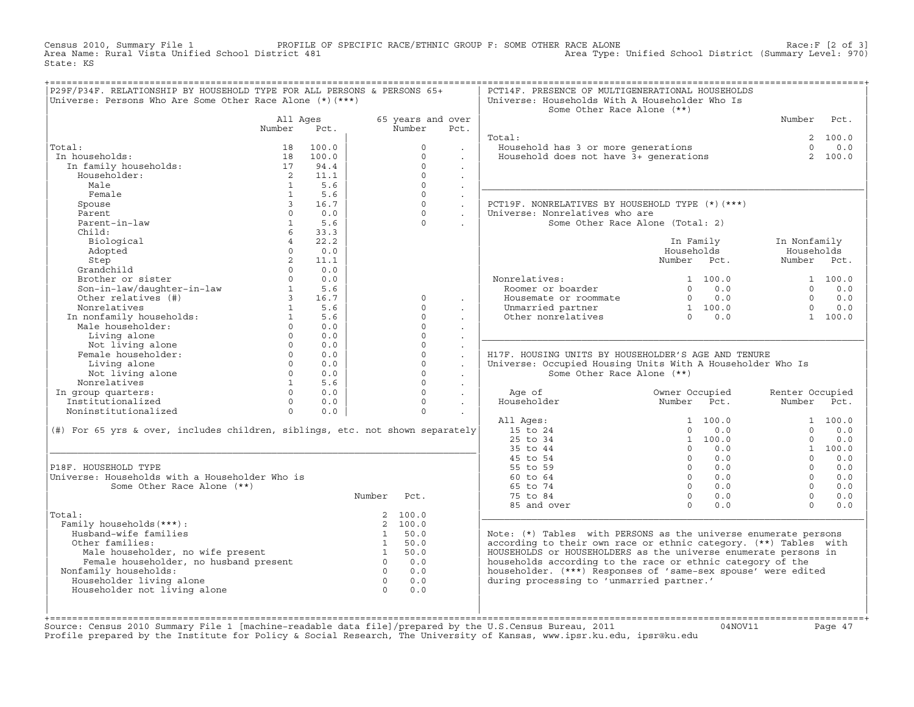Census 2010, Summary File 1 — PROFILE OF SPECIFIC RACE/ETHNIC GROUP F: SOME OTHER RACE ALONE — Race:F [2 of 3]
Area Name: Rural Vista Unified School District 481 — Area Type: Unified School District (Summary Level: 970)
State: KS

## P29F/P34F. RELATIONSHIP BY HOUSEHOLD TYPE FOR ALL PERSONS & PERSONS 65+
Universe: Persons Who Are Some Other Race Alone (*)(***)

| | All Ages Number | All Ages Pct. | 65 years and over Number | 65 years and over Pct. |
|---|---|---|---|---|
| Total: | 18 | 100.0 | 0 | . |
| In households: | 18 | 100.0 | 0 | . |
| In family households: | 17 | 94.4 | 0 | . |
| Householder: | 2 | 11.1 | 0 | . |
| Male | 1 | 5.6 | 0 | . |
| Female | 1 | 5.6 | 0 | . |
| Spouse | 3 | 16.7 | 0 | . |
| Parent | 0 | 0.0 | 0 | . |
| Parent-in-law | 1 | 5.6 | 0 | . |
| Child: | 6 | 33.3 | | |
| Biological | 4 | 22.2 | | |
| Adopted | 0 | 0.0 | | |
| Step | 2 | 11.1 | | |
| Grandchild | 0 | 0.0 | | |
| Brother or sister | 0 | 0.0 | | |
| Son-in-law/daughter-in-law | 1 | 5.6 | | |
| Other relatives (#) | 3 | 16.7 | 0 | . |
| Nonrelatives | 1 | 5.6 | 0 | . |
| In nonfamily households: | 1 | 5.6 | 0 | . |
| Male householder: | 0 | 0.0 | 0 | . |
| Living alone | 0 | 0.0 | 0 | . |
| Not living alone | 0 | 0.0 | 0 | . |
| Female householder: | 0 | 0.0 | 0 | . |
| Living alone | 0 | 0.0 | 0 | . |
| Not living alone | 0 | 0.0 | 0 | . |
| Nonrelatives | 1 | 5.6 | 0 | . |
| In group quarters: | 0 | 0.0 | 0 | . |
| Institutionalized | 0 | 0.0 | 0 | . |
| Noninstitutionalized | 0 | 0.0 | 0 | . |

(#) For 65 yrs & over, includes children, siblings, etc. not shown separately

## P18F. HOUSEHOLD TYPE
Universe: Households with a Householder Who is Some Other Race Alone (**)

| | Number | Pct. |
|---|---|---|
| Total: | 2 | 100.0 |
| Family households(***): | 2 | 100.0 |
| Husband-wife families | 1 | 50.0 |
| Other families: | 1 | 50.0 |
| Male householder, no wife present | 1 | 50.0 |
| Female householder, no husband present | 0 | 0.0 |
| Nonfamily households: | 0 | 0.0 |
| Householder living alone | 0 | 0.0 |
| Householder not living alone | 0 | 0.0 |

## PCT14F. PRESENCE OF MULTIGENERATIONAL HOUSEHOLDS
Universe: Households With A Householder Who Is Some Other Race Alone (**)

| | Number | Pct. |
|---|---|---|
| Total: | 2 | 100.0 |
| Household has 3 or more generations | 0 | 0.0 |
| Household does not have 3+ generations | 2 | 100.0 |

## PCT19F. NONRELATIVES BY HOUSEHOLD TYPE (*)(***)
Universe: Nonrelatives who are Some Other Race Alone (Total: 2)

| | In Family Households Number | In Family Households Pct. | In Nonfamily Households Number | In Nonfamily Households Pct. |
|---|---|---|---|---|
| Nonrelatives: | 1 | 100.0 | 1 | 100.0 |
| Roomer or boarder | 0 | 0.0 | 0 | 0.0 |
| Housemate or roommate | 0 | 0.0 | 0 | 0.0 |
| Unmarried partner | 1 | 100.0 | 0 | 0.0 |
| Other nonrelatives | 0 | 0.0 | 1 | 100.0 |

## H17F. HOUSING UNITS BY HOUSEHOLDER'S AGE AND TENURE
Universe: Occupied Housing Units With A Householder Who Is Some Other Race Alone (**)

| Age of Householder | Owner Occupied Number | Owner Occupied Pct. | Renter Occupied Number | Renter Occupied Pct. |
|---|---|---|---|---|
| All Ages: | 1 | 100.0 | 1 | 100.0 |
| 15 to 24 | 0 | 0.0 | 0 | 0.0 |
| 25 to 34 | 1 | 100.0 | 0 | 0.0 |
| 35 to 44 | 0 | 0.0 | 1 | 100.0 |
| 45 to 54 | 0 | 0.0 | 0 | 0.0 |
| 55 to 59 | 0 | 0.0 | 0 | 0.0 |
| 60 to 64 | 0 | 0.0 | 0 | 0.0 |
| 65 to 74 | 0 | 0.0 | 0 | 0.0 |
| 75 to 84 | 0 | 0.0 | 0 | 0.0 |
| 85 and over | 0 | 0.0 | 0 | 0.0 |

Note: (*) Tables with PERSONS as the universe enumerate persons according to their own race or ethnic category. (**) Tables with HOUSEHOLDS or HOUSEHOLDERS as the universe enumerate persons in households according to the race or ethnic category of the householder. (***) Responses of 'same-sex spouse' were edited during processing to 'unmarried partner.'

Source: Census 2010 Summary File 1 [machine-readable data file]/prepared by the U.S.Census Bureau, 2011 04NOV11
Profile prepared by the Institute for Policy & Social Research, The University of Kansas, www.ipsr.ku.edu, ipsr@ku.edu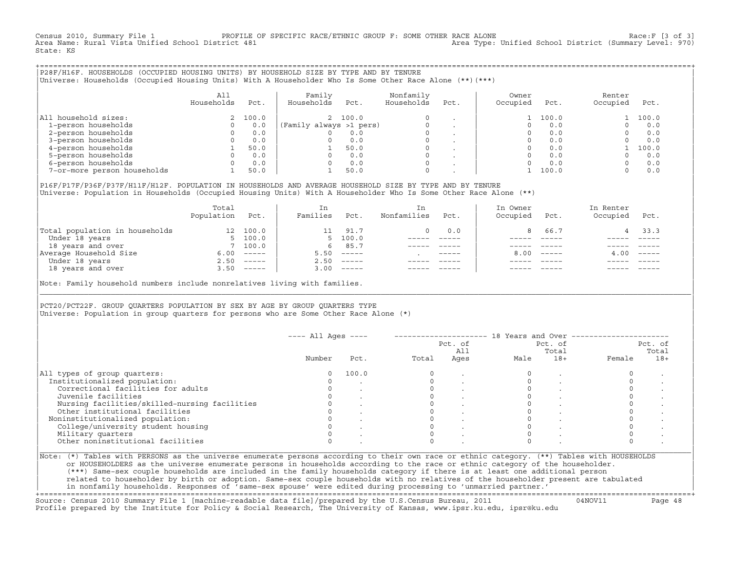Census 2010, Summary File 1 PROFILE OF SPECIFIC RACE/ETHNIC GROUP F: SOME OTHER RACE ALONE Race:F [3 of 3]
Area Name: Rural Vista Unified School District 481 Area Type: Unified School District (Summary Level: 970)
State: KS

## P28F/H16F. HOUSEHOLDS (OCCUPIED HOUSING UNITS) BY HOUSEHOLD SIZE BY TYPE AND BY TENURE

Universe: Households (Occupied Housing Units) With A Householder Who Is Some Other Race Alone (**)(***)

| | All Households | Pct. | Family Households | Pct. | Nonfamily Households | Pct. | Owner Occupied | Pct. | Renter Occupied | Pct. |
|---|---|---|---|---|---|---|---|---|---|---|
| All household sizes: | 2 | 100.0 | 2 | 100.0 | 0 | . | 1 | 100.0 | 1 | 100.0 |
| 1-person households | 0 | 0.0 | (Family always >1 pers) | | 0 | . | 0 | 0.0 | 0 | 0.0 |
| 2-person households | 0 | 0.0 | 0 | 0.0 | 0 | . | 0 | 0.0 | 0 | 0.0 |
| 3-person households | 0 | 0.0 | 0 | 0.0 | 0 | . | 0 | 0.0 | 0 | 0.0 |
| 4-person households | 1 | 50.0 | 1 | 50.0 | 0 | . | 0 | 0.0 | 1 | 100.0 |
| 5-person households | 0 | 0.0 | 0 | 0.0 | 0 | . | 0 | 0.0 | 0 | 0.0 |
| 6-person households | 0 | 0.0 | 0 | 0.0 | 0 | . | 0 | 0.0 | 0 | 0.0 |
| 7-or-more person households | 1 | 50.0 | 1 | 50.0 | 0 | . | 1 | 100.0 | 0 | 0.0 |

## P16F/P17F/P36F/P37F/H11F/H12F. POPULATION IN HOUSEHOLDS AND AVERAGE HOUSEHOLD SIZE BY TYPE AND BY TENURE

Universe: Population in Households (Occupied Housing Units) With A Householder Who Is Some Other Race Alone (**)

| | Total Population | Pct. | In Families | Pct. | In Nonfamilies | Pct. | In Owner Occupied | Pct. | In Renter Occupied | Pct. |
|---|---|---|---|---|---|---|---|---|---|---|
| Total population in households | 12 | 100.0 | 11 | 91.7 | 0 | 0.0 | 8 | 66.7 | 4 | 33.3 |
| Under 18 years | 5 | 100.0 | 5 | 100.0 | ----- | ----- | ----- | ----- | ----- | ----- |
| 18 years and over | 7 | 100.0 | 6 | 85.7 | ----- | ----- | ----- | ----- | ----- | ----- |
| Average Household Size | 6.00 | ----- | 5.50 | ----- | . | ----- | 8.00 | ----- | 4.00 | ----- |
| Under 18 years | 2.50 | ----- | 2.50 | ----- | ----- | ----- | ----- | ----- | ----- | ----- |
| 18 years and over | 3.50 | ----- | 3.00 | ----- | ----- | ----- | ----- | ----- | ----- | ----- |

Note: Family household numbers include nonrelatives living with families.

## PCT20/PCT22F. GROUP QUARTERS POPULATION BY SEX BY AGE BY GROUP QUARTERS TYPE

Universe: Population in group quarters for persons who are Some Other Race Alone (*)

| | All Ages | | 18 Years and Over | | | | | |
|---|---|---|---|---|---|---|---|---|
| | Number | Pct. | Total | Pct. of All Ages | Male | Pct. of Total 18+ | Female | Pct. of Total 18+ |
| All types of group quarters: | 0 | 100.0 | 0 | . | 0 | . | 0 | . |
| Institutionalized population: | 0 | . | 0 | . | 0 | . | 0 | . |
| Correctional facilities for adults | 0 | . | 0 | . | 0 | . | 0 | . |
| Juvenile facilities | 0 | . | 0 | . | 0 | . | 0 | . |
| Nursing facilities/skilled-nursing facilities | 0 | . | 0 | . | 0 | . | 0 | . |
| Other institutional facilities | 0 | . | 0 | . | 0 | . | 0 | . |
| Noninstitutionalized population: | 0 | . | 0 | . | 0 | . | 0 | . |
| College/university student housing | 0 | . | 0 | . | 0 | . | 0 | . |
| Military quarters | 0 | . | 0 | . | 0 | . | 0 | . |
| Other noninstitutional facilities | 0 | . | 0 | . | 0 | . | 0 | . |

Note: (*) Tables with PERSONS as the universe enumerate persons according to their own race or ethnic category. (**) Tables with HOUSEHOLDS or HOUSEHOLDERS as the universe enumerate persons in households according to the race or ethnic category of the householder. (***) Same-sex couple households are included in the family households category if there is at least one additional person related to householder by birth or adoption. Same-sex couple households with no relatives of the householder present are tabulated in nonfamily households. Responses of 'same-sex spouse' were edited during processing to 'unmarried partner.'

Source: Census 2010 Summary File 1 [machine-readable data file]/prepared by the U.S.Census Bureau, 2011 04NOV11
Profile prepared by the Institute for Policy & Social Research, The University of Kansas, www.ipsr.ku.edu, ipsr@ku.edu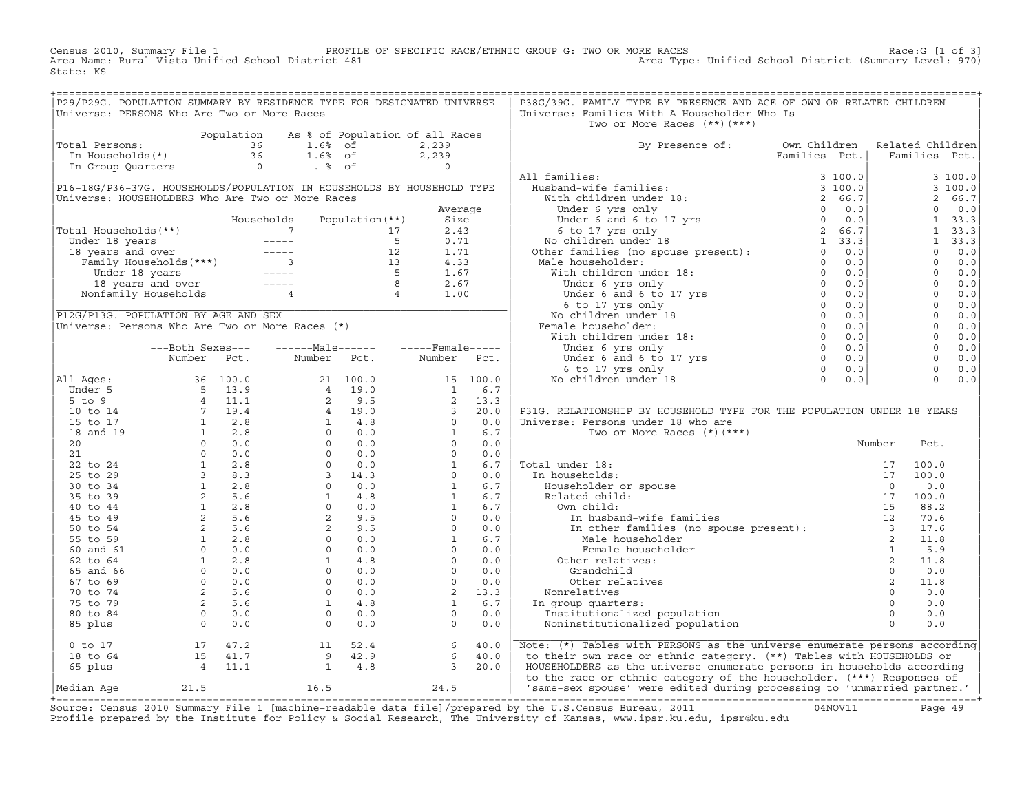Census 2010, Summary File 1 — PROFILE OF SPECIFIC RACE/ETHNIC GROUP G: TWO OR MORE RACES — Race:G [1 of 3]
Area Name: Rural Vista Unified School District 481 — Area Type: Unified School District (Summary Level: 970)
State: KS

## P29/P29G. POPULATION SUMMARY BY RESIDENCE TYPE FOR DESIGNATED UNIVERSE

Universe: PERSONS Who Are Two or More Races

| | Population | As % of Population of all Races | |
|---|---|---|---|
| Total Persons: | 36 | 1.6% of | 2,239 |
| In Households(*) | 36 | 1.6% of | 2,239 |
| In Group Quarters | 0 | . % of | 0 |

## P16-18G/P36-37G. HOUSEHOLDS/POPULATION IN HOUSEHOLDS BY HOUSEHOLD TYPE

Universe: HOUSEHOLDERS Who Are Two or More Races

| | Households | Population(**) | Average Size |
|---|---|---|---|
| Total Households(**) | 7 | 17 | 2.43 |
| Under 18 years | ----- | 5 | 0.71 |
| 18 years and over | ----- | 12 | 1.71 |
| Family Households(***) | 3 | 13 | 4.33 |
| Under 18 years | ----- | 5 | 1.67 |
| 18 years and over | ----- | 8 | 2.67 |
| Nonfamily Households | 4 | 4 | 1.00 |

## P12G/P13G. POPULATION BY AGE AND SEX

Universe: Persons Who Are Two or More Races (*)

| | Both Sexes Number | Both Sexes Pct. | Male Number | Male Pct. | Female Number | Female Pct. |
|---|---|---|---|---|---|---|
| All Ages: | 36 | 100.0 | 21 | 100.0 | 15 | 100.0 |
| Under 5 | 5 | 13.9 | 4 | 19.0 | 1 | 6.7 |
| 5 to 9 | 4 | 11.1 | 2 | 9.5 | 2 | 13.3 |
| 10 to 14 | 7 | 19.4 | 4 | 19.0 | 3 | 20.0 |
| 15 to 17 | 1 | 2.8 | 1 | 4.8 | 0 | 0.0 |
| 18 and 19 | 1 | 2.8 | 0 | 0.0 | 1 | 6.7 |
| 20 | 0 | 0.0 | 0 | 0.0 | 0 | 0.0 |
| 21 | 0 | 0.0 | 0 | 0.0 | 0 | 0.0 |
| 22 to 24 | 1 | 2.8 | 0 | 0.0 | 1 | 6.7 |
| 25 to 29 | 3 | 8.3 | 3 | 14.3 | 0 | 0.0 |
| 30 to 34 | 1 | 2.8 | 0 | 0.0 | 1 | 6.7 |
| 35 to 39 | 2 | 5.6 | 1 | 4.8 | 1 | 6.7 |
| 40 to 44 | 1 | 2.8 | 0 | 0.0 | 1 | 6.7 |
| 45 to 49 | 2 | 5.6 | 2 | 9.5 | 0 | 0.0 |
| 50 to 54 | 2 | 5.6 | 2 | 9.5 | 0 | 0.0 |
| 55 to 59 | 1 | 2.8 | 0 | 0.0 | 1 | 6.7 |
| 60 and 61 | 0 | 0.0 | 0 | 0.0 | 0 | 0.0 |
| 62 to 64 | 1 | 2.8 | 1 | 4.8 | 0 | 0.0 |
| 65 and 66 | 0 | 0.0 | 0 | 0.0 | 0 | 0.0 |
| 67 to 69 | 0 | 0.0 | 0 | 0.0 | 0 | 0.0 |
| 70 to 74 | 2 | 5.6 | 0 | 0.0 | 2 | 13.3 |
| 75 to 79 | 2 | 5.6 | 1 | 4.8 | 1 | 6.7 |
| 80 to 84 | 0 | 0.0 | 0 | 0.0 | 0 | 0.0 |
| 85 plus | 0 | 0.0 | 0 | 0.0 | 0 | 0.0 |
| 0 to 17 | 17 | 47.2 | 11 | 52.4 | 6 | 40.0 |
| 18 to 64 | 15 | 41.7 | 9 | 42.9 | 6 | 40.0 |
| 65 plus | 4 | 11.1 | 1 | 4.8 | 3 | 20.0 |
| Median Age | 21.5 | | 16.5 | | 24.5 | |

## P38G/39G. FAMILY TYPE BY PRESENCE AND AGE OF OWN OR RELATED CHILDREN

Universe: Families With A Householder Who Is Two or More Races (**)(***)

| By Presence of: | Own Children Families | Own Children Pct. | Related Children Families | Related Children Pct. |
|---|---|---|---|---|
| All families: | 3 | 100.0 | 3 | 100.0 |
| Husband-wife families: | 3 | 100.0 | 3 | 100.0 |
| With children under 18: | 2 | 66.7 | 2 | 66.7 |
| Under 6 yrs only | 0 | 0.0 | 0 | 0.0 |
| Under 6 and 6 to 17 yrs | 0 | 0.0 | 1 | 33.3 |
| 6 to 17 yrs only | 2 | 66.7 | 1 | 33.3 |
| No children under 18 | 1 | 33.3 | 1 | 33.3 |
| Other families (no spouse present): | 0 | 0.0 | 0 | 0.0 |
| Male householder: | 0 | 0.0 | 0 | 0.0 |
| With children under 18: | 0 | 0.0 | 0 | 0.0 |
| Under 6 yrs only | 0 | 0.0 | 0 | 0.0 |
| Under 6 and 6 to 17 yrs | 0 | 0.0 | 0 | 0.0 |
| 6 to 17 yrs only | 0 | 0.0 | 0 | 0.0 |
| No children under 18 | 0 | 0.0 | 0 | 0.0 |
| Female householder: | 0 | 0.0 | 0 | 0.0 |
| With children under 18: | 0 | 0.0 | 0 | 0.0 |
| Under 6 yrs only | 0 | 0.0 | 0 | 0.0 |
| Under 6 and 6 to 17 yrs | 0 | 0.0 | 0 | 0.0 |
| 6 to 17 yrs only | 0 | 0.0 | 0 | 0.0 |
| No children under 18 | 0 | 0.0 | 0 | 0.0 |

## P31G. RELATIONSHIP BY HOUSEHOLD TYPE FOR THE POPULATION UNDER 18 YEARS

Universe: Persons under 18 who are Two or More Races (*)(***)

| | Number | Pct. |
|---|---|---|
| Total under 18: | 17 | 100.0 |
| In households: | 17 | 100.0 |
| Householder or spouse | 0 | 0.0 |
| Related child: | 17 | 100.0 |
| Own child: | 15 | 88.2 |
| In husband-wife families | 12 | 70.6 |
| In other families (no spouse present): | 3 | 17.6 |
| Male householder | 2 | 11.8 |
| Female householder | 1 | 5.9 |
| Other relatives: | 2 | 11.8 |
| Grandchild | 0 | 0.0 |
| Other relatives | 2 | 11.8 |
| Nonrelatives | 0 | 0.0 |
| In group quarters: | 0 | 0.0 |
| Institutionalized population | 0 | 0.0 |
| Noninstitutionalized population | 0 | 0.0 |

Note: (*) Tables with PERSONS as the universe enumerate persons according to their own race or ethnic category. (**) Tables with HOUSEHOLDS or HOUSEHOLDERS as the universe enumerate persons in households according to the race or ethnic category of the householder. (***) Responses of 'same-sex spouse' were edited during processing to 'unmarried partner.'

Source: Census 2010 Summary File 1 [machine-readable data file]/prepared by the U.S.Census Bureau, 2011 — 04NOV11
Profile prepared by the Institute for Policy & Social Research, The University of Kansas, www.ipsr.ku.edu, ipsr@ku.edu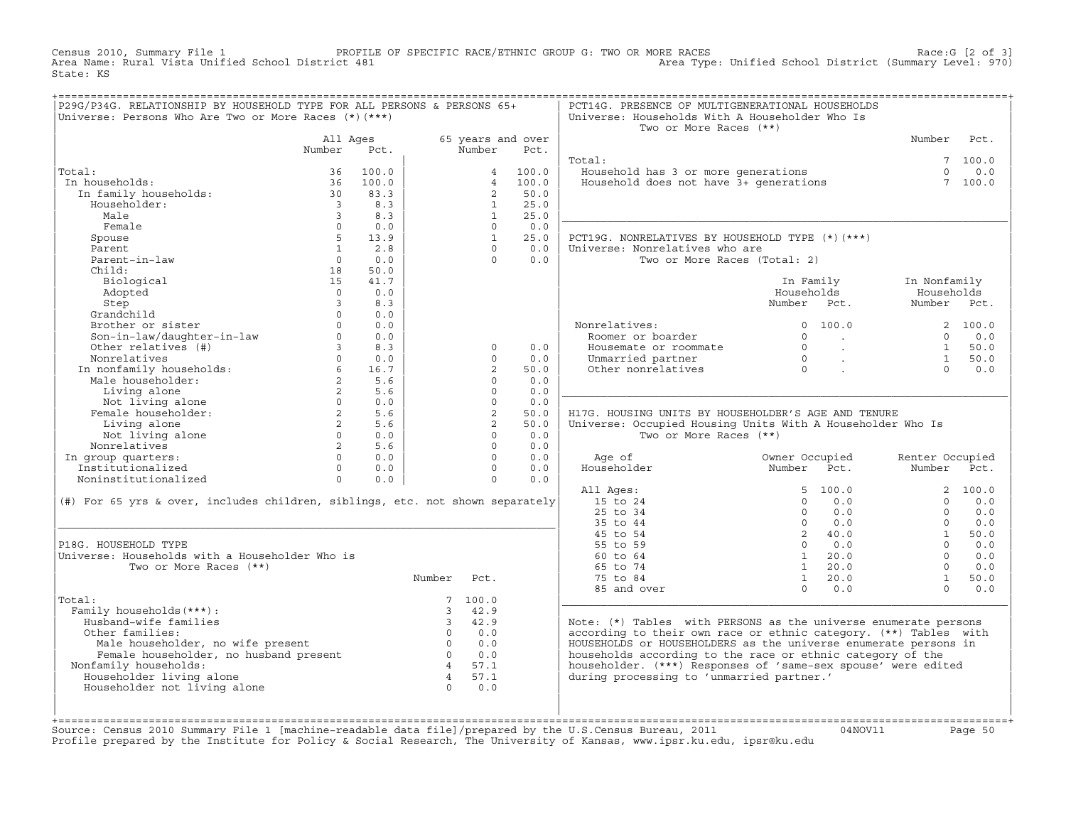Census 2010, Summary File 1 — PROFILE OF SPECIFIC RACE/ETHNIC GROUP G: TWO OR MORE RACES — Race:G [2 of 3]
Area Name: Rural Vista Unified School District 481 — Area Type: Unified School District (Summary Level: 970)
State: KS

## P29G/P34G. RELATIONSHIP BY HOUSEHOLD TYPE FOR ALL PERSONS & PERSONS 65+

Universe: Persons Who Are Two or More Races (*)(***)

| | All Ages Number | All Ages Pct. | 65 years and over Number | 65 years and over Pct. |
|---|---|---|---|---|
| Total: | 36 | 100.0 | 4 | 100.0 |
| In households: | 36 | 100.0 | 4 | 100.0 |
| In family households: | 30 | 83.3 | 2 | 50.0 |
| Householder: | 3 | 8.3 | 1 | 25.0 |
| Male | 3 | 8.3 | 1 | 25.0 |
| Female | 0 | 0.0 | 0 | 0.0 |
| Spouse | 5 | 13.9 | 1 | 25.0 |
| Parent | 1 | 2.8 | 0 | 0.0 |
| Parent-in-law | 0 | 0.0 | 0 | 0.0 |
| Child: | 18 | 50.0 | | |
| Biological | 15 | 41.7 | | |
| Adopted | 0 | 0.0 | | |
| Step | 3 | 8.3 | | |
| Grandchild | 0 | 0.0 | | |
| Brother or sister | 0 | 0.0 | | |
| Son-in-law/daughter-in-law | 0 | 0.0 | | |
| Other relatives (#) | 3 | 8.3 | 0 | 0.0 |
| Nonrelatives | 0 | 0.0 | 0 | 0.0 |
| In nonfamily households: | 6 | 16.7 | 2 | 50.0 |
| Male householder: | 2 | 5.6 | 0 | 0.0 |
| Living alone | 2 | 5.6 | 0 | 0.0 |
| Not living alone | 0 | 0.0 | 0 | 0.0 |
| Female householder: | 2 | 5.6 | 2 | 50.0 |
| Living alone | 2 | 5.6 | 2 | 50.0 |
| Not living alone | 0 | 0.0 | 0 | 0.0 |
| Nonrelatives | 2 | 5.6 | 0 | 0.0 |
| In group quarters: | 0 | 0.0 | 0 | 0.0 |
| Institutionalized | 0 | 0.0 | 0 | 0.0 |
| Noninstitutionalized | 0 | 0.0 | 0 | 0.0 |

(#) For 65 yrs & over, includes children, siblings, etc. not shown separately

## P18G. HOUSEHOLD TYPE

Universe: Households with a Householder Who is Two or More Races (**)

| | Number | Pct. |
|---|---|---|
| Total: | 7 | 100.0 |
| Family households(***): | 3 | 42.9 |
| Husband-wife families | 3 | 42.9 |
| Other families: | 0 | 0.0 |
| Male householder, no wife present | 0 | 0.0 |
| Female householder, no husband present | 0 | 0.0 |
| Nonfamily households: | 4 | 57.1 |
| Householder living alone | 4 | 57.1 |
| Householder not living alone | 0 | 0.0 |

## PCT14G. PRESENCE OF MULTIGENERATIONAL HOUSEHOLDS

Universe: Households With A Householder Who Is Two or More Races (**)

| | Number | Pct. |
|---|---|---|
| Total: | 7 | 100.0 |
| Household has 3 or more generations | 0 | 0.0 |
| Household does not have 3+ generations | 7 | 100.0 |

## PCT19G. NONRELATIVES BY HOUSEHOLD TYPE (*)(***)

Universe: Nonrelatives who are Two or More Races (Total: 2)

| | In Family Households Number | In Family Households Pct. | In Nonfamily Households Number | In Nonfamily Households Pct. |
|---|---|---|---|---|
| Nonrelatives: | 0 | 100.0 | 2 | 100.0 |
| Roomer or boarder | 0 | . | 0 | 0.0 |
| Housemate or roommate | 0 | . | 1 | 50.0 |
| Unmarried partner | 0 | . | 1 | 50.0 |
| Other nonrelatives | 0 | . | 0 | 0.0 |

## H17G. HOUSING UNITS BY HOUSEHOLDER'S AGE AND TENURE

Universe: Occupied Housing Units With A Householder Who Is Two or More Races (**)

| Age of Householder | Owner Occupied Number | Owner Occupied Pct. | Renter Occupied Number | Renter Occupied Pct. |
|---|---|---|---|---|
| All Ages: | 5 | 100.0 | 2 | 100.0 |
| 15 to 24 | 0 | 0.0 | 0 | 0.0 |
| 25 to 34 | 0 | 0.0 | 0 | 0.0 |
| 35 to 44 | 0 | 0.0 | 0 | 0.0 |
| 45 to 54 | 2 | 40.0 | 1 | 50.0 |
| 55 to 59 | 0 | 0.0 | 0 | 0.0 |
| 60 to 64 | 1 | 20.0 | 0 | 0.0 |
| 65 to 74 | 1 | 20.0 | 0 | 0.0 |
| 75 to 84 | 1 | 20.0 | 1 | 50.0 |
| 85 and over | 0 | 0.0 | 0 | 0.0 |

Note: (*) Tables with PERSONS as the universe enumerate persons according to their own race or ethnic category. (**) Tables with HOUSEHOLDS or HOUSEHOLDERS as the universe enumerate persons in households according to the race or ethnic category of the householder. (***) Responses of 'same-sex spouse' were edited during processing to 'unmarried partner.'

Source: Census 2010 Summary File 1 [machine-readable data file]/prepared by the U.S.Census Bureau, 2011 04NOV11
Profile prepared by the Institute for Policy & Social Research, The University of Kansas, www.ipsr.ku.edu, ipsr@ku.edu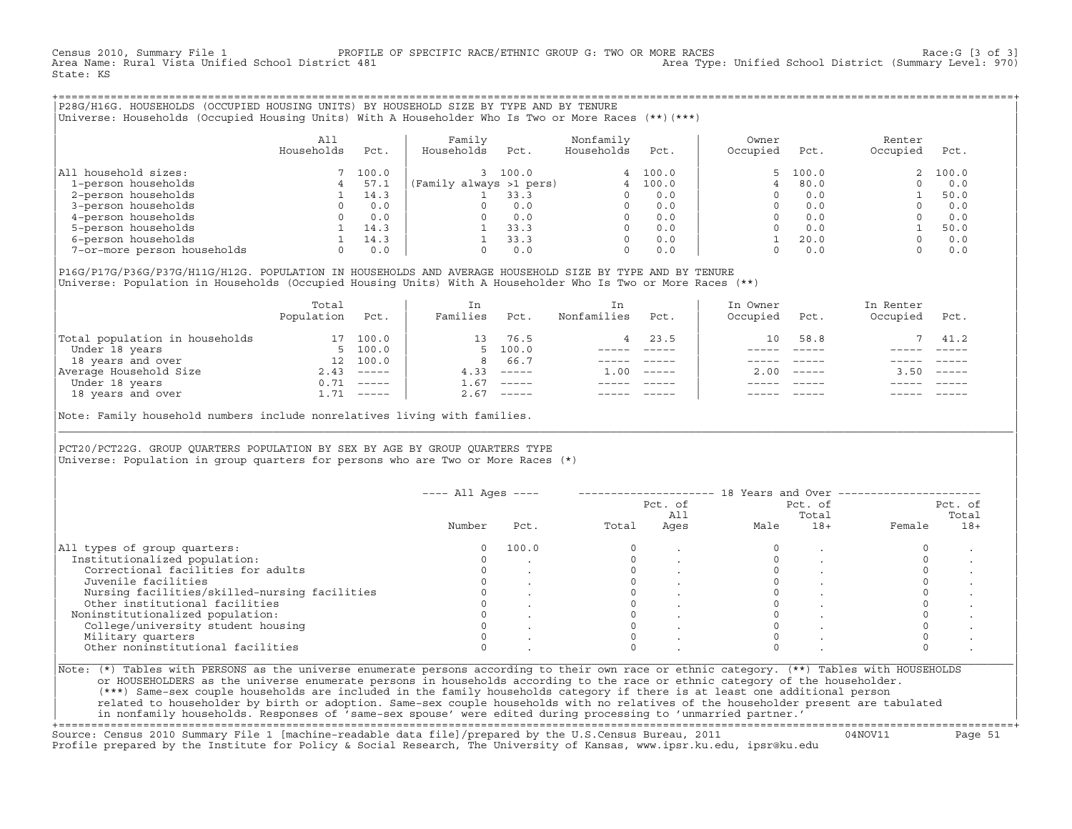Census 2010, Summary File 1 PROFILE OF SPECIFIC RACE/ETHNIC GROUP G: TWO OR MORE RACES Race:G [3 of 3]
Area Name: Rural Vista Unified School District 481 Area Type: Unified School District (Summary Level: 970)
State: KS

## P28G/H16G. HOUSEHOLDS (OCCUPIED HOUSING UNITS) BY HOUSEHOLD SIZE BY TYPE AND BY TENURE

Universe: Households (Occupied Housing Units) With A Householder Who Is Two or More Races (**)(***)

| | All Households | Pct. | Family Households | Pct. | Nonfamily Households | Pct. | Owner Occupied | Pct. | Renter Occupied | Pct. |
|---|---|---|---|---|---|---|---|---|---|---|
| All household sizes: | 7 | 100.0 | 3 | 100.0 | 4 | 100.0 | 5 | 100.0 | 2 | 100.0 |
| 1-person households | 4 | 57.1 | (Family always >1 pers) | | 4 | 100.0 | 4 | 80.0 | 0 | 0.0 |
| 2-person households | 1 | 14.3 | 1 | 33.3 | 0 | 0.0 | 0 | 0.0 | 1 | 50.0 |
| 3-person households | 0 | 0.0 | 0 | 0.0 | 0 | 0.0 | 0 | 0.0 | 0 | 0.0 |
| 4-person households | 0 | 0.0 | 0 | 0.0 | 0 | 0.0 | 0 | 0.0 | 0 | 0.0 |
| 5-person households | 1 | 14.3 | 1 | 33.3 | 0 | 0.0 | 0 | 0.0 | 1 | 50.0 |
| 6-person households | 1 | 14.3 | 1 | 33.3 | 0 | 0.0 | 1 | 20.0 | 0 | 0.0 |
| 7-or-more person households | 0 | 0.0 | 0 | 0.0 | 0 | 0.0 | 0 | 0.0 | 0 | 0.0 |

## P16G/P17G/P36G/P37G/H11G/H12G. POPULATION IN HOUSEHOLDS AND AVERAGE HOUSEHOLD SIZE BY TYPE AND BY TENURE

Universe: Population in Households (Occupied Housing Units) With A Householder Who Is Two or More Races (**)

| | Total Population | Pct. | In Families | Pct. | In Nonfamilies | Pct. | In Owner Occupied | Pct. | In Renter Occupied | Pct. |
|---|---|---|---|---|---|---|---|---|---|---|
| Total population in households | 17 | 100.0 | 13 | 76.5 | 4 | 23.5 | 10 | 58.8 | 7 | 41.2 |
| Under 18 years | 5 | 100.0 | 5 | 100.0 | ----- | ----- | ----- | ----- | ----- | ----- |
| 18 years and over | 12 | 100.0 | 8 | 66.7 | ----- | ----- | ----- | ----- | ----- | ----- |
| Average Household Size | 2.43 | ----- | 4.33 | ----- | 1.00 | ----- | 2.00 | ----- | 3.50 | ----- |
| Under 18 years | 0.71 | ----- | 1.67 | ----- | ----- | ----- | ----- | ----- | ----- | ----- |
| 18 years and over | 1.71 | ----- | 2.67 | ----- | ----- | ----- | ----- | ----- | ----- | ----- |

Note: Family household numbers include nonrelatives living with families.

## PCT20/PCT22G. GROUP QUARTERS POPULATION BY SEX BY AGE BY GROUP QUARTERS TYPE

Universe: Population in group quarters for persons who are Two or More Races (*)

| | ---- All Ages ---- | | 18 Years and Over | | | | | |
|---|---|---|---|---|---|---|---|---|
| | Number | Pct. | Total | Pct. of All Ages | Male | Pct. of Total 18+ | Female | Pct. of Total 18+ |
| All types of group quarters: | 0 | 100.0 | 0 | . | 0 | . | 0 | . |
| Institutionalized population: | 0 | . | 0 | . | 0 | . | 0 | . |
| Correctional facilities for adults | 0 | . | 0 | . | 0 | . | 0 | . |
| Juvenile facilities | 0 | . | 0 | . | 0 | . | 0 | . |
| Nursing facilities/skilled-nursing facilities | 0 | . | 0 | . | 0 | . | 0 | . |
| Other institutional facilities | 0 | . | 0 | . | 0 | . | 0 | . |
| Noninstitutionalized population: | 0 | . | 0 | . | 0 | . | 0 | . |
| College/university student housing | 0 | . | 0 | . | 0 | . | 0 | . |
| Military quarters | 0 | . | 0 | . | 0 | . | 0 | . |
| Other noninstitutional facilities | 0 | . | 0 | . | 0 | . | 0 | . |

Note: (*) Tables with PERSONS as the universe enumerate persons according to their own race or ethnic category. (**) Tables with HOUSEHOLDS or HOUSEHOLDERS as the universe enumerate persons in households according to the race or ethnic category of the householder. (***) Same-sex couple households are included in the family households category if there is at least one additional person related to householder by birth or adoption. Same-sex couple households with no relatives of the householder present are tabulated in nonfamily households. Responses of 'same-sex spouse' were edited during processing to 'unmarried partner.'

Source: Census 2010 Summary File 1 [machine-readable data file]/prepared by the U.S.Census Bureau, 2011 04NOV11
Profile prepared by the Institute for Policy & Social Research, The University of Kansas, www.ipsr.ku.edu, ipsr@ku.edu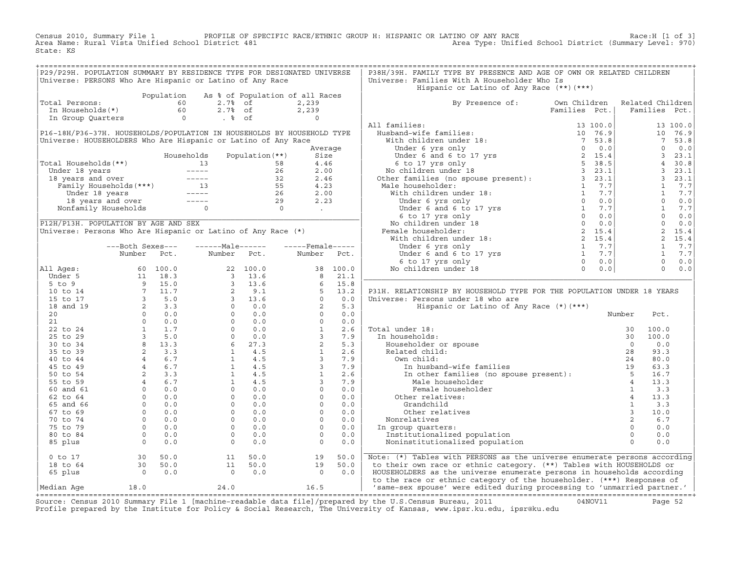Census 2010, Summary File 1 PROFILE OF SPECIFIC RACE/ETHNIC GROUP H: HISPANIC OR LATINO OF ANY RACE Race:H [1 of 3]
Area Name: Rural Vista Unified School District 481 Area Type: Unified School District (Summary Level: 970)
State: KS

## P29/P29H. POPULATION SUMMARY BY RESIDENCE TYPE FOR DESIGNATED UNIVERSE

Universe: PERSONS Who Are Hispanic or Latino of Any Race

| | Population | As % of Population of all Races | |
|---|---|---|---|
| Total Persons: | 60 | 2.7% of | 2,239 |
| In Households(*) | 60 | 2.7% of | 2,239 |
| In Group Quarters | 0 | . % of | 0 |

## P16-18H/P36-37H. HOUSEHOLDS/POPULATION IN HOUSEHOLDS BY HOUSEHOLD TYPE

Universe: HOUSEHOLDERS Who Are Hispanic or Latino of Any Race

| | Households | Population(**) | Average Size |
|---|---|---|---|
| Total Households(**) | 13 | 58 | 4.46 |
| Under 18 years | ----- | 26 | 2.00 |
| 18 years and over | ----- | 32 | 2.46 |
| Family Households(***) | 13 | 55 | 4.23 |
| Under 18 years | ----- | 26 | 2.00 |
| 18 years and over | ----- | 29 | 2.23 |
| Nonfamily Households | 0 | 0 | . |

## P12H/P13H. POPULATION BY AGE AND SEX

Universe: Persons Who Are Hispanic or Latino of Any Race (*)

| | Both Sexes Number | Both Sexes Pct. | Male Number | Male Pct. | Female Number | Female Pct. |
|---|---|---|---|---|---|---|
| All Ages: | 60 | 100.0 | 22 | 100.0 | 38 | 100.0 |
| Under 5 | 11 | 18.3 | 3 | 13.6 | 8 | 21.1 |
| 5 to 9 | 9 | 15.0 | 3 | 13.6 | 6 | 15.8 |
| 10 to 14 | 7 | 11.7 | 2 | 9.1 | 5 | 13.2 |
| 15 to 17 | 3 | 5.0 | 3 | 13.6 | 0 | 0.0 |
| 18 and 19 | 2 | 3.3 | 0 | 0.0 | 2 | 5.3 |
| 20 | 0 | 0.0 | 0 | 0.0 | 0 | 0.0 |
| 21 | 0 | 0.0 | 0 | 0.0 | 0 | 0.0 |
| 22 to 24 | 1 | 1.7 | 0 | 0.0 | 1 | 2.6 |
| 25 to 29 | 3 | 5.0 | 0 | 0.0 | 3 | 7.9 |
| 30 to 34 | 8 | 13.3 | 6 | 27.3 | 2 | 5.3 |
| 35 to 39 | 2 | 3.3 | 1 | 4.5 | 1 | 2.6 |
| 40 to 44 | 4 | 6.7 | 1 | 4.5 | 3 | 7.9 |
| 45 to 49 | 4 | 6.7 | 1 | 4.5 | 3 | 7.9 |
| 50 to 54 | 2 | 3.3 | 1 | 4.5 | 1 | 2.6 |
| 55 to 59 | 4 | 6.7 | 1 | 4.5 | 3 | 7.9 |
| 60 and 61 | 0 | 0.0 | 0 | 0.0 | 0 | 0.0 |
| 62 to 64 | 0 | 0.0 | 0 | 0.0 | 0 | 0.0 |
| 65 and 66 | 0 | 0.0 | 0 | 0.0 | 0 | 0.0 |
| 67 to 69 | 0 | 0.0 | 0 | 0.0 | 0 | 0.0 |
| 70 to 74 | 0 | 0.0 | 0 | 0.0 | 0 | 0.0 |
| 75 to 79 | 0 | 0.0 | 0 | 0.0 | 0 | 0.0 |
| 80 to 84 | 0 | 0.0 | 0 | 0.0 | 0 | 0.0 |
| 85 plus | 0 | 0.0 | 0 | 0.0 | 0 | 0.0 |
| 0 to 17 | 30 | 50.0 | 11 | 50.0 | 19 | 50.0 |
| 18 to 64 | 30 | 50.0 | 11 | 50.0 | 19 | 50.0 |
| 65 plus | 0 | 0.0 | 0 | 0.0 | 0 | 0.0 |
| Median Age | 18.0 | | 24.0 | | 16.5 | |

## P38H/39H. FAMILY TYPE BY PRESENCE AND AGE OF OWN OR RELATED CHILDREN

Universe: Families With A Householder Who Is Hispanic or Latino of Any Race (**)(***)

| By Presence of: | Own Children Families | Own Children Pct. | Related Children Families | Related Children Pct. |
|---|---|---|---|---|
| All families: | 13 | 100.0 | 13 | 100.0 |
| Husband-wife families: | 10 | 76.9 | 10 | 76.9 |
| With children under 18: | 7 | 53.8 | 7 | 53.8 |
| Under 6 yrs only | 0 | 0.0 | 0 | 0.0 |
| Under 6 and 6 to 17 yrs | 2 | 15.4 | 3 | 23.1 |
| 6 to 17 yrs only | 5 | 38.5 | 4 | 30.8 |
| No children under 18 | 3 | 23.1 | 3 | 23.1 |
| Other families (no spouse present): | 3 | 23.1 | 3 | 23.1 |
| Male householder: | 1 | 7.7 | 1 | 7.7 |
| With children under 18: | 1 | 7.7 | 1 | 7.7 |
| Under 6 yrs only | 0 | 0.0 | 0 | 0.0 |
| Under 6 and 6 to 17 yrs | 1 | 7.7 | 1 | 7.7 |
| 6 to 17 yrs only | 0 | 0.0 | 0 | 0.0 |
| No children under 18 | 0 | 0.0 | 0 | 0.0 |
| Female householder: | 2 | 15.4 | 2 | 15.4 |
| With children under 18: | 2 | 15.4 | 2 | 15.4 |
| Under 6 yrs only | 1 | 7.7 | 1 | 7.7 |
| Under 6 and 6 to 17 yrs | 1 | 7.7 | 1 | 7.7 |
| 6 to 17 yrs only | 0 | 0.0 | 0 | 0.0 |
| No children under 18 | 0 | 0.0 | 0 | 0.0 |

## P31H. RELATIONSHIP BY HOUSEHOLD TYPE FOR THE POPULATION UNDER 18 YEARS

Universe: Persons under 18 who are Hispanic or Latino of Any Race (*)(***)

| | Number | Pct. |
|---|---|---|
| Total under 18: | 30 | 100.0 |
| In households: | 30 | 100.0 |
| Householder or spouse | 0 | 0.0 |
| Related child: | 28 | 93.3 |
| Own child: | 24 | 80.0 |
| In husband-wife families | 19 | 63.3 |
| In other families (no spouse present): | 5 | 16.7 |
| Male householder | 4 | 13.3 |
| Female householder | 1 | 3.3 |
| Other relatives: | 4 | 13.3 |
| Grandchild | 1 | 3.3 |
| Other relatives | 3 | 10.0 |
| Nonrelatives | 2 | 6.7 |
| In group quarters: | 0 | 0.0 |
| Institutionalized population | 0 | 0.0 |
| Noninstitutionalized population | 0 | 0.0 |

Note: (*) Tables with PERSONS as the universe enumerate persons according to their own race or ethnic category. (**) Tables with HOUSEHOLDS or HOUSEHOLDERS as the universe enumerate persons in households according to the race or ethnic category of the householder. (***) Responses of 'same-sex spouse' were edited during processing to 'unmarried partner.'

Source: Census 2010 Summary File 1 [machine-readable data file]/prepared by the U.S.Census Bureau, 2011 04NOV11
Profile prepared by the Institute for Policy & Social Research, The University of Kansas, www.ipsr.ku.edu, ipsr@ku.edu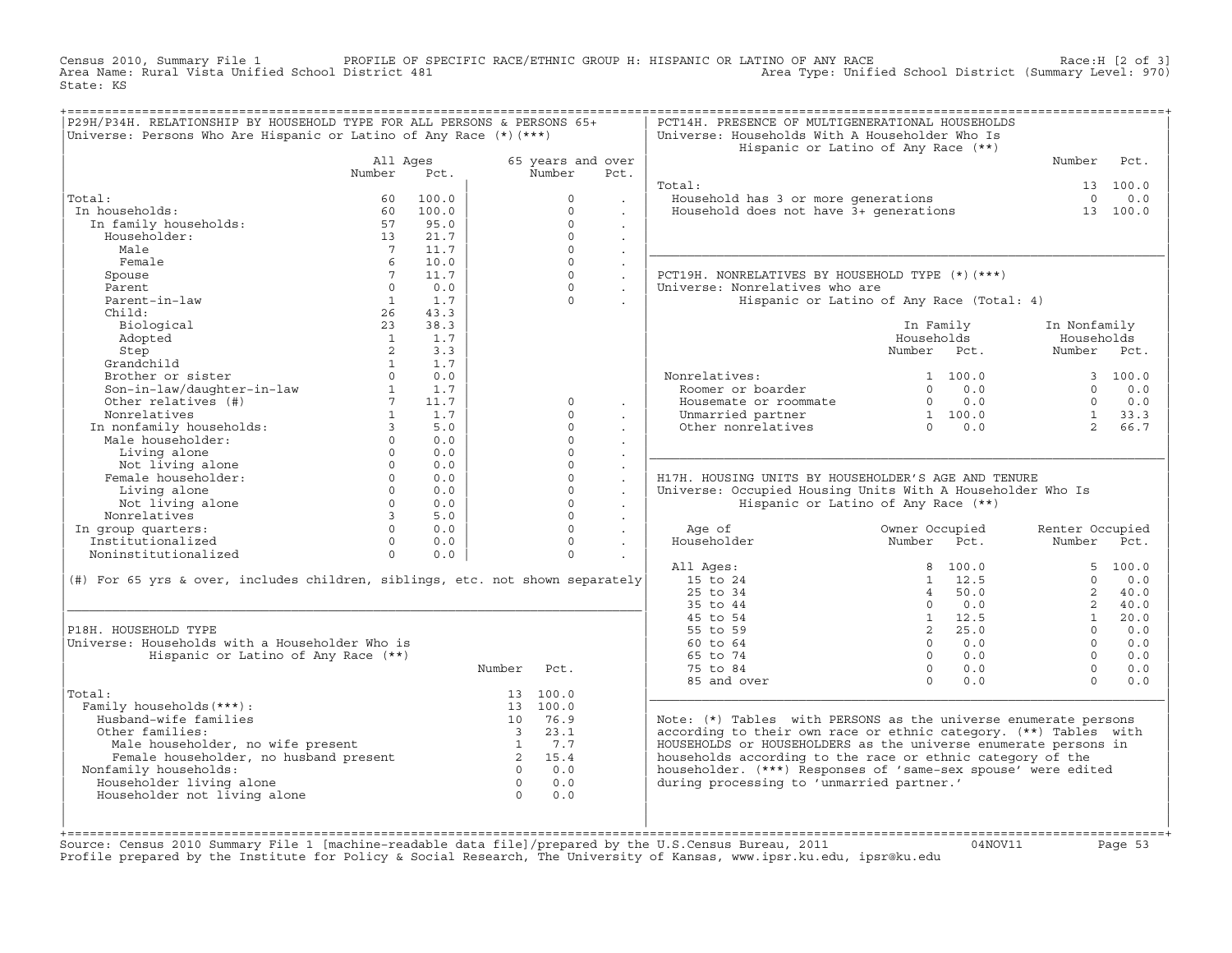Census 2010, Summary File 1 — PROFILE OF SPECIFIC RACE/ETHNIC GROUP H: HISPANIC OR LATINO OF ANY RACE — Race:H [2 of 3]

Area Name: Rural Vista Unified School District 481 — Area Type: Unified School District (Summary Level: 970)

State: KS

## P29H/P34H. RELATIONSHIP BY HOUSEHOLD TYPE FOR ALL PERSONS & PERSONS 65+

Universe: Persons Who Are Hispanic or Latino of Any Race (*)(***)

| | All Ages Number | All Ages Pct. | 65 years and over Number | 65 years and over Pct. |
|---|---|---|---|---|
| Total: | 60 | 100.0 | 0 | . |
| In households: | 60 | 100.0 | 0 | . |
| In family households: | 57 | 95.0 | 0 | . |
| Householder: | 13 | 21.7 | 0 | . |
| Male | 7 | 11.7 | 0 | . |
| Female | 6 | 10.0 | 0 | . |
| Spouse | 7 | 11.7 | 0 | . |
| Parent | 0 | 0.0 | 0 | . |
| Parent-in-law | 1 | 1.7 | 0 | . |
| Child: | 26 | 43.3 | | |
| Biological | 23 | 38.3 | | |
| Adopted | 1 | 1.7 | | |
| Step | 2 | 3.3 | | |
| Grandchild | 1 | 1.7 | | |
| Brother or sister | 0 | 0.0 | | |
| Son-in-law/daughter-in-law | 1 | 1.7 | | |
| Other relatives (#) | 7 | 11.7 | 0 | . |
| Nonrelatives | 1 | 1.7 | 0 | . |
| In nonfamily households: | 3 | 5.0 | 0 | . |
| Male householder: | 0 | 0.0 | 0 | . |
| Living alone | 0 | 0.0 | 0 | . |
| Not living alone | 0 | 0.0 | 0 | . |
| Female householder: | 0 | 0.0 | 0 | . |
| Living alone | 0 | 0.0 | 0 | . |
| Not living alone | 0 | 0.0 | 0 | . |
| Nonrelatives | 3 | 5.0 | 0 | . |
| In group quarters: | 0 | 0.0 | 0 | . |
| Institutionalized | 0 | 0.0 | 0 | . |
| Noninstitutionalized | 0 | 0.0 | 0 | . |

(#) For 65 yrs & over, includes children, siblings, etc. not shown separately

## P18H. HOUSEHOLD TYPE

Universe: Households with a Householder Who is Hispanic or Latino of Any Race (**)

| | Number | Pct. |
|---|---|---|
| Total: | 13 | 100.0 |
| Family households(***): | 13 | 100.0 |
| Husband-wife families | 10 | 76.9 |
| Other families: | 3 | 23.1 |
| Male householder, no wife present | 1 | 7.7 |
| Female householder, no husband present | 2 | 15.4 |
| Nonfamily households: | 0 | 0.0 |
| Householder living alone | 0 | 0.0 |
| Householder not living alone | 0 | 0.0 |

## PCT14H. PRESENCE OF MULTIGENERATIONAL HOUSEHOLDS

Universe: Households With A Householder Who Is Hispanic or Latino of Any Race (**)

| | Number | Pct. |
|---|---|---|
| Total: | 13 | 100.0 |
| Household has 3 or more generations | 0 | 0.0 |
| Household does not have 3+ generations | 13 | 100.0 |

## PCT19H. NONRELATIVES BY HOUSEHOLD TYPE (*)(***)

Universe: Nonrelatives who are Hispanic or Latino of Any Race (Total: 4)

| | In Family Households Number | In Family Households Pct. | In Nonfamily Households Number | In Nonfamily Households Pct. |
|---|---|---|---|---|
| Nonrelatives: | 1 | 100.0 | 3 | 100.0 |
| Roomer or boarder | 0 | 0.0 | 0 | 0.0 |
| Housemate or roommate | 0 | 0.0 | 0 | 0.0 |
| Unmarried partner | 1 | 100.0 | 1 | 33.3 |
| Other nonrelatives | 0 | 0.0 | 2 | 66.7 |

## H17H. HOUSING UNITS BY HOUSEHOLDER'S AGE AND TENURE

Universe: Occupied Housing Units With A Householder Who Is Hispanic or Latino of Any Race (**)

| Age of Householder | Owner Occupied Number | Owner Occupied Pct. | Renter Occupied Number | Renter Occupied Pct. |
|---|---|---|---|---|
| All Ages: | 8 | 100.0 | 5 | 100.0 |
| 15 to 24 | 1 | 12.5 | 0 | 0.0 |
| 25 to 34 | 4 | 50.0 | 2 | 40.0 |
| 35 to 44 | 0 | 0.0 | 2 | 40.0 |
| 45 to 54 | 1 | 12.5 | 1 | 20.0 |
| 55 to 59 | 2 | 25.0 | 0 | 0.0 |
| 60 to 64 | 0 | 0.0 | 0 | 0.0 |
| 65 to 74 | 0 | 0.0 | 0 | 0.0 |
| 75 to 84 | 0 | 0.0 | 0 | 0.0 |
| 85 and over | 0 | 0.0 | 0 | 0.0 |

Note: (*) Tables with PERSONS as the universe enumerate persons according to their own race or ethnic category. (**) Tables with HOUSEHOLDS or HOUSEHOLDERS as the universe enumerate persons in households according to the race or ethnic category of the householder. (***) Responses of 'same-sex spouse' were edited during processing to 'unmarried partner.'

Source: Census 2010 Summary File 1 [machine-readable data file]/prepared by the U.S.Census Bureau, 2011 — 04NOV11

Profile prepared by the Institute for Policy & Social Research, The University of Kansas, www.ipsr.ku.edu, ipsr@ku.edu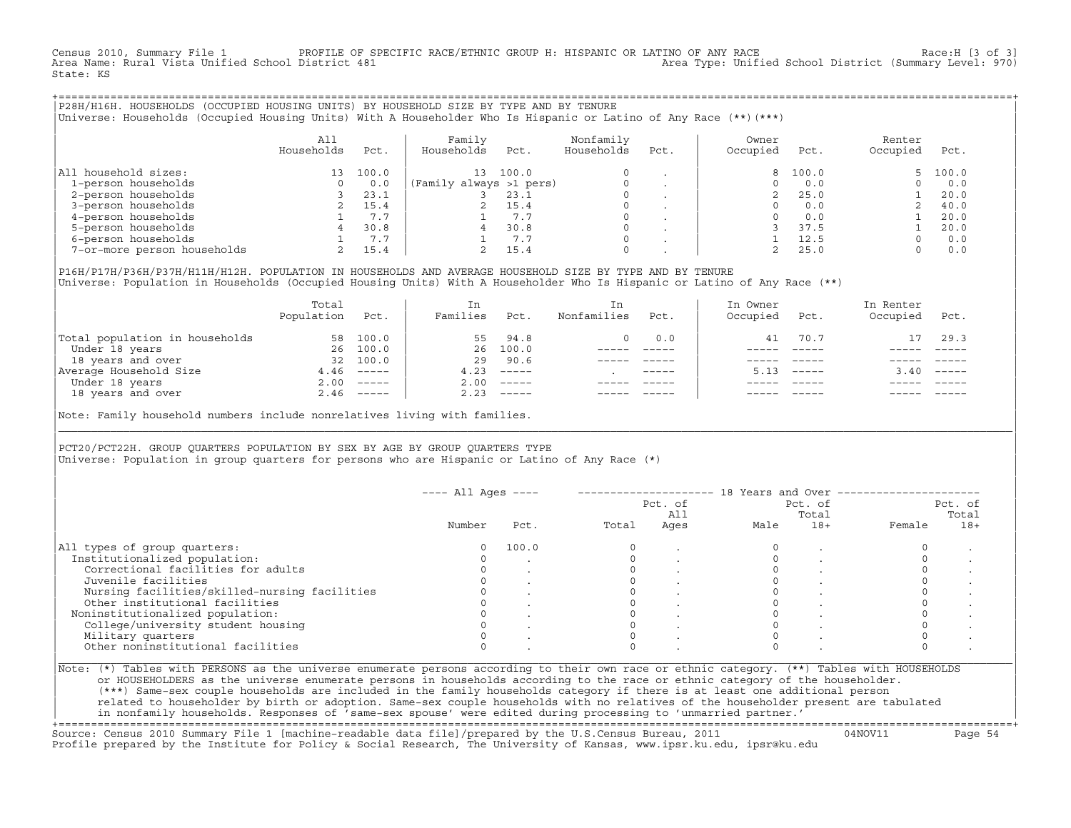Census 2010, Summary File 1 PROFILE OF SPECIFIC RACE/ETHNIC GROUP H: HISPANIC OR LATINO OF ANY RACE Race:H [3 of 3]
Area Name: Rural Vista Unified School District 481 Area Type: Unified School District (Summary Level: 970)
State: KS

## P28H/H16H. HOUSEHOLDS (OCCUPIED HOUSING UNITS) BY HOUSEHOLD SIZE BY TYPE AND BY TENURE

Universe: Households (Occupied Housing Units) With A Householder Who Is Hispanic or Latino of Any Race (**)(***)

| | All Households | Pct. | Family Households | Pct. | Nonfamily Households | Pct. | Owner Occupied | Pct. | Renter Occupied | Pct. |
|---|---|---|---|---|---|---|---|---|---|---|
| All household sizes: | 13 | 100.0 | 13 | 100.0 | 0 | . | 8 | 100.0 | 5 | 100.0 |
| 1-person households | 0 | 0.0 | (Family always >1 pers) | | 0 | . | 0 | 0.0 | 0 | 0.0 |
| 2-person households | 3 | 23.1 | 3 | 23.1 | 0 | . | 2 | 25.0 | 1 | 20.0 |
| 3-person households | 2 | 15.4 | 2 | 15.4 | 0 | . | 0 | 0.0 | 2 | 40.0 |
| 4-person households | 1 | 7.7 | 1 | 7.7 | 0 | . | 0 | 0.0 | 1 | 20.0 |
| 5-person households | 4 | 30.8 | 4 | 30.8 | 0 | . | 3 | 37.5 | 1 | 20.0 |
| 6-person households | 1 | 7.7 | 1 | 7.7 | 0 | . | 1 | 12.5 | 0 | 0.0 |
| 7-or-more person households | 2 | 15.4 | 2 | 15.4 | 0 | . | 2 | 25.0 | 0 | 0.0 |

## P16H/P17H/P36H/P37H/H11H/H12H. POPULATION IN HOUSEHOLDS AND AVERAGE HOUSEHOLD SIZE BY TYPE AND BY TENURE

Universe: Population in Households (Occupied Housing Units) With A Householder Who Is Hispanic or Latino of Any Race (**)

| | Total Population | Pct. | In Families | Pct. | In Nonfamilies | Pct. | In Owner Occupied | Pct. | In Renter Occupied | Pct. |
|---|---|---|---|---|---|---|---|---|---|---|
| Total population in households | 58 | 100.0 | 55 | 94.8 | 0 | 0.0 | 41 | 70.7 | 17 | 29.3 |
| Under 18 years | 26 | 100.0 | 26 | 100.0 | ----- | ----- | ----- | ----- | ----- | ----- |
| 18 years and over | 32 | 100.0 | 29 | 90.6 | ----- | ----- | ----- | ----- | ----- | ----- |
| Average Household Size | 4.46 | ----- | 4.23 | ----- | . | ----- | 5.13 | ----- | 3.40 | ----- |
| Under 18 years | 2.00 | ----- | 2.00 | ----- | ----- | ----- | ----- | ----- | ----- | ----- |
| 18 years and over | 2.46 | ----- | 2.23 | ----- | ----- | ----- | ----- | ----- | ----- | ----- |

Note: Family household numbers include nonrelatives living with families.

## PCT20/PCT22H. GROUP QUARTERS POPULATION BY SEX BY AGE BY GROUP QUARTERS TYPE

Universe: Population in group quarters for persons who are Hispanic or Latino of Any Race (*)

| | All Ages | | 18 Years and Over | | | | | |
|---|---|---|---|---|---|---|---|---|
| | Number | Pct. | Total | Pct. of All Ages | Male | Pct. of Total 18+ | Female | Pct. of Total 18+ |
| All types of group quarters: | 0 | 100.0 | 0 | . | 0 | . | 0 | . |
| Institutionalized population: | 0 | . | 0 | . | 0 | . | 0 | . |
| Correctional facilities for adults | 0 | . | 0 | . | 0 | . | 0 | . |
| Juvenile facilities | 0 | . | 0 | . | 0 | . | 0 | . |
| Nursing facilities/skilled-nursing facilities | 0 | . | 0 | . | 0 | . | 0 | . |
| Other institutional facilities | 0 | . | 0 | . | 0 | . | 0 | . |
| Noninstitutionalized population: | 0 | . | 0 | . | 0 | . | 0 | . |
| College/university student housing | 0 | . | 0 | . | 0 | . | 0 | . |
| Military quarters | 0 | . | 0 | . | 0 | . | 0 | . |
| Other noninstitutional facilities | 0 | . | 0 | . | 0 | . | 0 | . |

Note: (*) Tables with PERSONS as the universe enumerate persons according to their own race or ethnic category. (**) Tables with HOUSEHOLDS or HOUSEHOLDERS as the universe enumerate persons in households according to the race or ethnic category of the householder. (***) Same-sex couple households are included in the family households category if there is at least one additional person related to householder by birth or adoption. Same-sex couple households with no relatives of the householder present are tabulated in nonfamily households. Responses of 'same-sex spouse' were edited during processing to 'unmarried partner.'

Source: Census 2010 Summary File 1 [machine-readable data file]/prepared by the U.S.Census Bureau, 2011 04NOV11
Profile prepared by the Institute for Policy & Social Research, The University of Kansas, www.ipsr.ku.edu, ipsr@ku.edu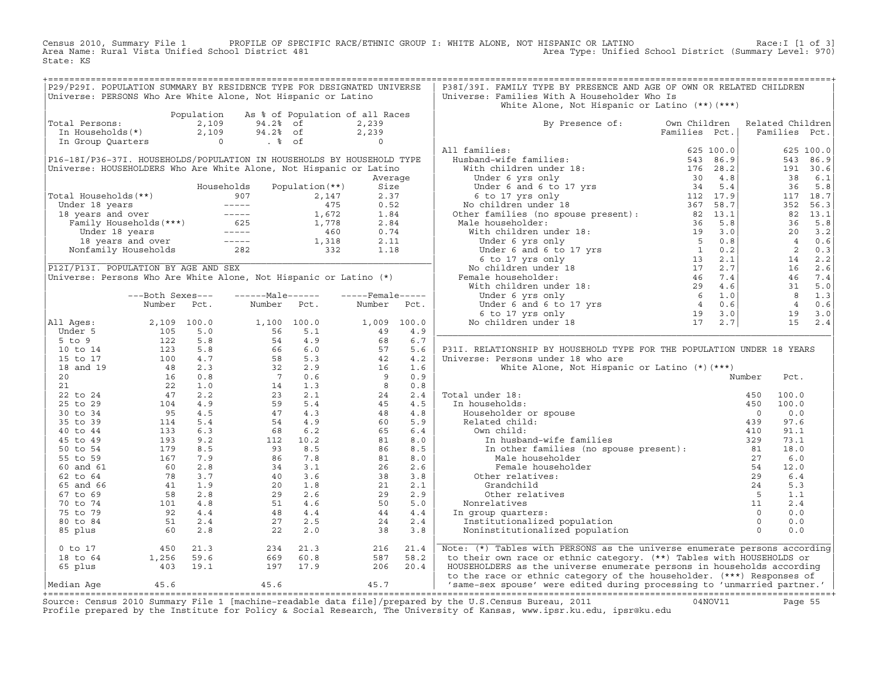Census 2010, Summary File 1 PROFILE OF SPECIFIC RACE/ETHNIC GROUP I: WHITE ALONE, NOT HISPANIC OR LATINO Race:I [1 of 3]
Area Name: Rural Vista Unified School District 481 Area Type: Unified School District (Summary Level: 970)
State: KS

## P29/P29I. POPULATION SUMMARY BY RESIDENCE TYPE FOR DESIGNATED UNIVERSE

Universe: PERSONS Who Are White Alone, Not Hispanic or Latino

| | Population | As % of Population of all Races | |
|---|---|---|---|
| Total Persons: | 2,109 | 94.2% of | 2,239 |
| In Households(*) | 2,109 | 94.2% of | 2,239 |
| In Group Quarters | 0 | . % of | 0 |

## P16-18I/P36-37I. HOUSEHOLDS/POPULATION IN HOUSEHOLDS BY HOUSEHOLD TYPE

Universe: HOUSEHOLDERS Who Are White Alone, Not Hispanic or Latino

| | Households | Population(**) | Average Size |
|---|---|---|---|
| Total Households(**) | 907 | 2,147 | 2.37 |
| Under 18 years | ----- | 475 | 0.52 |
| 18 years and over | ----- | 1,672 | 1.84 |
| Family Households(***) | 625 | 1,778 | 2.84 |
| Under 18 years | ----- | 460 | 0.74 |
| 18 years and over | ----- | 1,318 | 2.11 |
| Nonfamily Households | 282 | 332 | 1.18 |

## P12I/P13I. POPULATION BY AGE AND SEX

Universe: Persons Who Are White Alone, Not Hispanic or Latino (*)

| | Both Sexes Number | Both Sexes Pct. | Male Number | Male Pct. | Female Number | Female Pct. |
|---|---|---|---|---|---|---|
| All Ages: | 2,109 | 100.0 | 1,100 | 100.0 | 1,009 | 100.0 |
| Under 5 | 105 | 5.0 | 56 | 5.1 | 49 | 4.9 |
| 5 to 9 | 122 | 5.8 | 54 | 4.9 | 68 | 6.7 |
| 10 to 14 | 123 | 5.8 | 66 | 6.0 | 57 | 5.6 |
| 15 to 17 | 100 | 4.7 | 58 | 5.3 | 42 | 4.2 |
| 18 and 19 | 48 | 2.3 | 32 | 2.9 | 16 | 1.6 |
| 20 | 16 | 0.8 | 7 | 0.6 | 9 | 0.9 |
| 21 | 22 | 1.0 | 14 | 1.3 | 8 | 0.8 |
| 22 to 24 | 47 | 2.2 | 23 | 2.1 | 24 | 2.4 |
| 25 to 29 | 104 | 4.9 | 59 | 5.4 | 45 | 4.5 |
| 30 to 34 | 95 | 4.5 | 47 | 4.3 | 48 | 4.8 |
| 35 to 39 | 114 | 5.4 | 54 | 4.9 | 60 | 5.9 |
| 40 to 44 | 133 | 6.3 | 68 | 6.2 | 65 | 6.4 |
| 45 to 49 | 193 | 9.2 | 112 | 10.2 | 81 | 8.0 |
| 50 to 54 | 179 | 8.5 | 93 | 8.5 | 86 | 8.5 |
| 55 to 59 | 167 | 7.9 | 86 | 7.8 | 81 | 8.0 |
| 60 and 61 | 60 | 2.8 | 34 | 3.1 | 26 | 2.6 |
| 62 to 64 | 78 | 3.7 | 40 | 3.6 | 38 | 3.8 |
| 65 and 66 | 41 | 1.9 | 20 | 1.8 | 21 | 2.1 |
| 67 to 69 | 58 | 2.8 | 29 | 2.6 | 29 | 2.9 |
| 70 to 74 | 101 | 4.8 | 51 | 4.6 | 50 | 5.0 |
| 75 to 79 | 92 | 4.4 | 48 | 4.4 | 44 | 4.4 |
| 80 to 84 | 51 | 2.4 | 27 | 2.5 | 24 | 2.4 |
| 85 plus | 60 | 2.8 | 22 | 2.0 | 38 | 3.8 |
| 0 to 17 | 450 | 21.3 | 234 | 21.3 | 216 | 21.4 |
| 18 to 64 | 1,256 | 59.6 | 669 | 60.8 | 587 | 58.2 |
| 65 plus | 403 | 19.1 | 197 | 17.9 | 206 | 20.4 |
| Median Age | 45.6 | | 45.6 | | 45.7 | |

## P38I/39I. FAMILY TYPE BY PRESENCE AND AGE OF OWN OR RELATED CHILDREN

Universe: Families With A Householder Who Is White Alone, Not Hispanic or Latino (**)(***)

| By Presence of: | Own Children Families | Own Children Pct. | Related Children Families | Related Children Pct. |
|---|---|---|---|---|
| All families: | 625 | 100.0 | 625 | 100.0 |
| Husband-wife families: | 543 | 86.9 | 543 | 86.9 |
| With children under 18: | 176 | 28.2 | 191 | 30.6 |
| Under 6 yrs only | 30 | 4.8 | 38 | 6.1 |
| Under 6 and 6 to 17 yrs | 34 | 5.4 | 36 | 5.8 |
| 6 to 17 yrs only | 112 | 17.9 | 117 | 18.7 |
| No children under 18 | 367 | 58.7 | 352 | 56.3 |
| Other families (no spouse present): | 82 | 13.1 | 82 | 13.1 |
| Male householder: | 36 | 5.8 | 36 | 5.8 |
| With children under 18: | 19 | 3.0 | 20 | 3.2 |
| Under 6 yrs only | 5 | 0.8 | 4 | 0.6 |
| Under 6 and 6 to 17 yrs | 1 | 0.2 | 2 | 0.3 |
| 6 to 17 yrs only | 13 | 2.1 | 14 | 2.2 |
| No children under 18 | 17 | 2.7 | 16 | 2.6 |
| Female householder: | 46 | 7.4 | 46 | 7.4 |
| With children under 18: | 29 | 4.6 | 31 | 5.0 |
| Under 6 yrs only | 6 | 1.0 | 8 | 1.3 |
| Under 6 and 6 to 17 yrs | 4 | 0.6 | 4 | 0.6 |
| 6 to 17 yrs only | 19 | 3.0 | 19 | 3.0 |
| No children under 18 | 17 | 2.7 | 15 | 2.4 |

## P31I. RELATIONSHIP BY HOUSEHOLD TYPE FOR THE POPULATION UNDER 18 YEARS

Universe: Persons under 18 who are White Alone, Not Hispanic or Latino (*)(***)

| | Number | Pct. |
|---|---|---|
| Total under 18: | 450 | 100.0 |
| In households: | 450 | 100.0 |
| Householder or spouse | 0 | 0.0 |
| Related child: | 439 | 97.6 |
| Own child: | 410 | 91.1 |
| In husband-wife families | 329 | 73.1 |
| In other families (no spouse present): | 81 | 18.0 |
| Male householder | 27 | 6.0 |
| Female householder | 54 | 12.0 |
| Other relatives: | 29 | 6.4 |
| Grandchild | 24 | 5.3 |
| Other relatives | 5 | 1.1 |
| Nonrelatives | 11 | 2.4 |
| In group quarters: | 0 | 0.0 |
| Institutionalized population | 0 | 0.0 |
| Noninstitutionalized population | 0 | 0.0 |

Note: (*) Tables with PERSONS as the universe enumerate persons according to their own race or ethnic category. (**) Tables with HOUSEHOLDS or HOUSEHOLDERS as the universe enumerate persons in households according to the race or ethnic category of the householder. (***) Responses of 'same-sex spouse' were edited during processing to 'unmarried partner.'

Source: Census 2010 Summary File 1 [machine-readable data file]/prepared by the U.S.Census Bureau, 2011 04NOV11
Profile prepared by the Institute for Policy & Social Research, The University of Kansas, www.ipsr.ku.edu, ipsr@ku.edu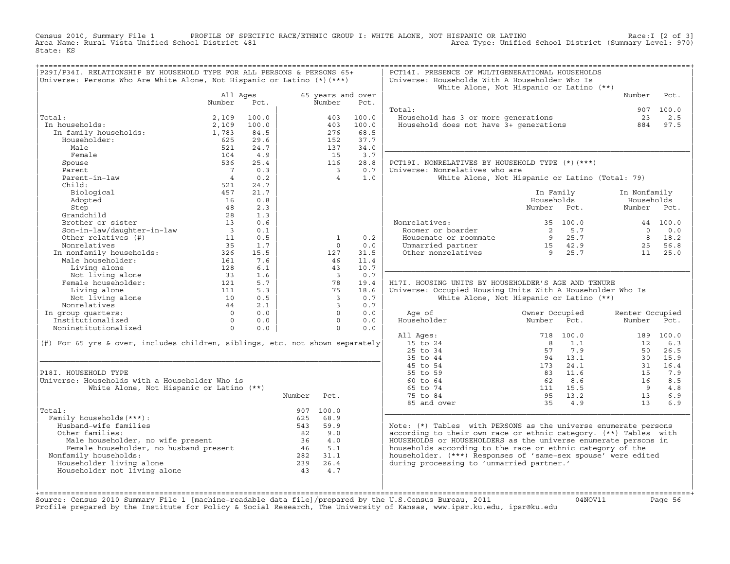Census 2010, Summary File 1 PROFILE OF SPECIFIC RACE/ETHNIC GROUP I: WHITE ALONE, NOT HISPANIC OR LATINO Race:I [2 of 3]
Area Name: Rural Vista Unified School District 481 Area Type: Unified School District (Summary Level: 970)
State: KS

## P29I/P34I. RELATIONSHIP BY HOUSEHOLD TYPE FOR ALL PERSONS & PERSONS 65+

Universe: Persons Who Are White Alone, Not Hispanic or Latino (*)(***)

| | All Ages Number | All Ages Pct. | 65 years and over Number | 65 years and over Pct. |
|---|---|---|---|---|
| Total: | 2,109 | 100.0 | 403 | 100.0 |
| In households: | 2,109 | 100.0 | 403 | 100.0 |
| In family households: | 1,783 | 84.5 | 276 | 68.5 |
| Householder: | 625 | 29.6 | 152 | 37.7 |
| Male | 521 | 24.7 | 137 | 34.0 |
| Female | 104 | 4.9 | 15 | 3.7 |
| Spouse | 536 | 25.4 | 116 | 28.8 |
| Parent | 7 | 0.3 | 3 | 0.7 |
| Parent-in-law | 4 | 0.2 | 4 | 1.0 |
| Child: | 521 | 24.7 | | |
| Biological | 457 | 21.7 | | |
| Adopted | 16 | 0.8 | | |
| Step | 48 | 2.3 | | |
| Grandchild | 28 | 1.3 | | |
| Brother or sister | 13 | 0.6 | | |
| Son-in-law/daughter-in-law | 3 | 0.1 | | |
| Other relatives (#) | 11 | 0.5 | 1 | 0.2 |
| Nonrelatives | 35 | 1.7 | 0 | 0.0 |
| In nonfamily households: | 326 | 15.5 | 127 | 31.5 |
| Male householder: | 161 | 7.6 | 46 | 11.4 |
| Living alone | 128 | 6.1 | 43 | 10.7 |
| Not living alone | 33 | 1.6 | 3 | 0.7 |
| Female householder: | 121 | 5.7 | 78 | 19.4 |
| Living alone | 111 | 5.3 | 75 | 18.6 |
| Not living alone | 10 | 0.5 | 3 | 0.7 |
| Nonrelatives | 44 | 2.1 | 3 | 0.7 |
| In group quarters: | 0 | 0.0 | 0 | 0.0 |
| Institutionalized | 0 | 0.0 | 0 | 0.0 |
| Noninstitutionalized | 0 | 0.0 | 0 | 0.0 |

(#) For 65 yrs & over, includes children, siblings, etc. not shown separately

## P18I. HOUSEHOLD TYPE

Universe: Households with a Householder Who is White Alone, Not Hispanic or Latino (**)

| | Number | Pct. |
|---|---|---|
| Total: | 907 | 100.0 |
| Family households(***): | 625 | 68.9 |
| Husband-wife families | 543 | 59.9 |
| Other families: | 82 | 9.0 |
| Male householder, no wife present | 36 | 4.0 |
| Female householder, no husband present | 46 | 5.1 |
| Nonfamily households: | 282 | 31.1 |
| Householder living alone | 239 | 26.4 |
| Householder not living alone | 43 | 4.7 |

## PCT14I. PRESENCE OF MULTIGENERATIONAL HOUSEHOLDS

Universe: Households With A Householder Who Is White Alone, Not Hispanic or Latino (**)

| | Number | Pct. |
|---|---|---|
| Total: | 907 | 100.0 |
| Household has 3 or more generations | 23 | 2.5 |
| Household does not have 3+ generations | 884 | 97.5 |

## PCT19I. NONRELATIVES BY HOUSEHOLD TYPE (*)(***)

Universe: Nonrelatives who are White Alone, Not Hispanic or Latino (Total: 79)

| | In Family Households Number | In Family Households Pct. | In Nonfamily Households Number | In Nonfamily Households Pct. |
|---|---|---|---|---|
| Nonrelatives: | 35 | 100.0 | 44 | 100.0 |
| Roomer or boarder | 2 | 5.7 | 0 | 0.0 |
| Housemate or roommate | 9 | 25.7 | 8 | 18.2 |
| Unmarried partner | 15 | 42.9 | 25 | 56.8 |
| Other nonrelatives | 9 | 25.7 | 11 | 25.0 |

## H17I. HOUSING UNITS BY HOUSEHOLDER'S AGE AND TENURE

Universe: Occupied Housing Units With A Householder Who Is White Alone, Not Hispanic or Latino (**)

| Age of Householder | Owner Occupied Number | Owner Occupied Pct. | Renter Occupied Number | Renter Occupied Pct. |
|---|---|---|---|---|
| All Ages: | 718 | 100.0 | 189 | 100.0 |
| 15 to 24 | 8 | 1.1 | 12 | 6.3 |
| 25 to 34 | 57 | 7.9 | 50 | 26.5 |
| 35 to 44 | 94 | 13.1 | 30 | 15.9 |
| 45 to 54 | 173 | 24.1 | 31 | 16.4 |
| 55 to 59 | 83 | 11.6 | 15 | 7.9 |
| 60 to 64 | 62 | 8.6 | 16 | 8.5 |
| 65 to 74 | 111 | 15.5 | 9 | 4.8 |
| 75 to 84 | 95 | 13.2 | 13 | 6.9 |
| 85 and over | 35 | 4.9 | 13 | 6.9 |

Note: (*) Tables with PERSONS as the universe enumerate persons according to their own race or ethnic category. (**) Tables with HOUSEHOLDS or HOUSEHOLDERS as the universe enumerate persons in households according to the race or ethnic category of the householder. (***) Responses of 'same-sex spouse' were edited during processing to 'unmarried partner.'

Source: Census 2010 Summary File 1 [machine-readable data file]/prepared by the U.S.Census Bureau, 2011 04NOV11
Profile prepared by the Institute for Policy & Social Research, The University of Kansas, www.ipsr.ku.edu, ipsr@ku.edu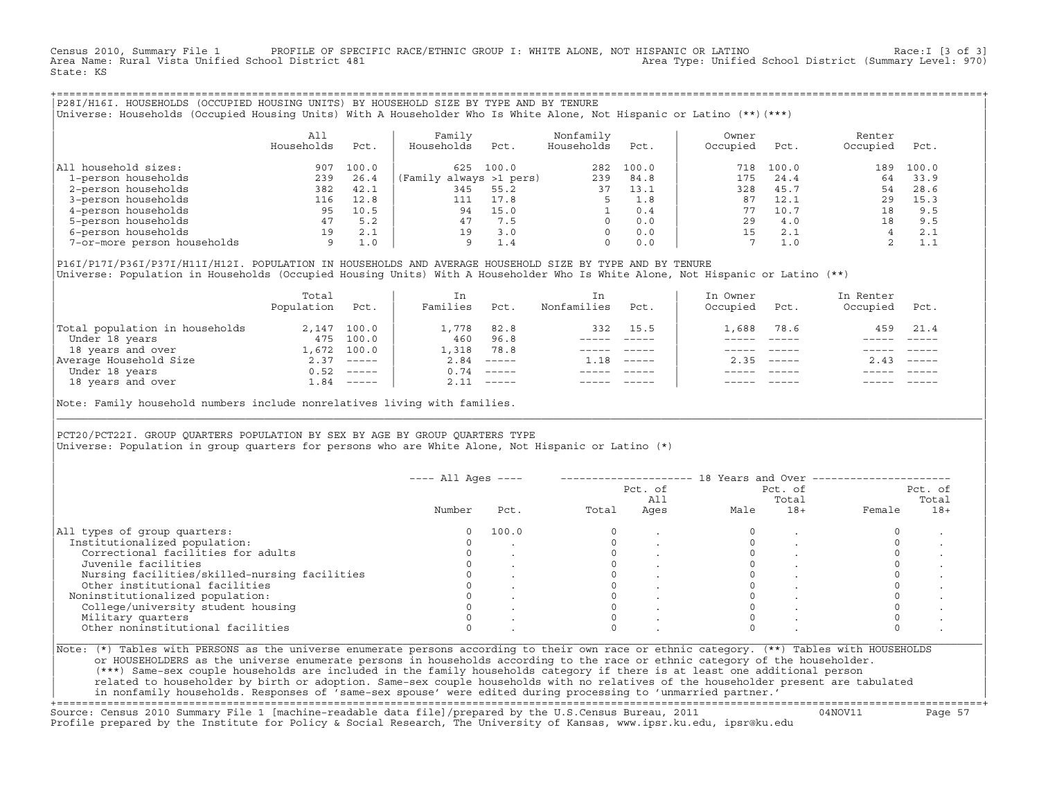Census 2010, Summary File 1 PROFILE OF SPECIFIC RACE/ETHNIC GROUP I: WHITE ALONE, NOT HISPANIC OR LATINO Race:I [3 of 3]
Area Name: Rural Vista Unified School District 481 Area Type: Unified School District (Summary Level: 970)
State: KS

## P28I/H16I. HOUSEHOLDS (OCCUPIED HOUSING UNITS) BY HOUSEHOLD SIZE BY TYPE AND BY TENURE

Universe: Households (Occupied Housing Units) With A Householder Who Is White Alone, Not Hispanic or Latino (**)(***)

| | All Households | Pct. | Family Households | Pct. | Nonfamily Households | Pct. | Owner Occupied | Pct. | Renter Occupied | Pct. |
|---|---|---|---|---|---|---|---|---|---|---|
| All household sizes: | 907 | 100.0 | 625 | 100.0 | 282 | 100.0 | 718 | 100.0 | 189 | 100.0 |
| 1-person households | 239 | 26.4 | (Family always >1 pers) | | 239 | 84.8 | 175 | 24.4 | 64 | 33.9 |
| 2-person households | 382 | 42.1 | 345 | 55.2 | 37 | 13.1 | 328 | 45.7 | 54 | 28.6 |
| 3-person households | 116 | 12.8 | 111 | 17.8 | 5 | 1.8 | 87 | 12.1 | 29 | 15.3 |
| 4-person households | 95 | 10.5 | 94 | 15.0 | 1 | 0.4 | 77 | 10.7 | 18 | 9.5 |
| 5-person households | 47 | 5.2 | 47 | 7.5 | 0 | 0.0 | 29 | 4.0 | 18 | 9.5 |
| 6-person households | 19 | 2.1 | 19 | 3.0 | 0 | 0.0 | 15 | 2.1 | 4 | 2.1 |
| 7-or-more person households | 9 | 1.0 | 9 | 1.4 | 0 | 0.0 | 7 | 1.0 | 2 | 1.1 |

## P16I/P17I/P36I/P37I/H11I/H12I. POPULATION IN HOUSEHOLDS AND AVERAGE HOUSEHOLD SIZE BY TYPE AND BY TENURE

Universe: Population in Households (Occupied Housing Units) With A Householder Who Is White Alone, Not Hispanic or Latino (**)

| | Total Population | Pct. | In Families | Pct. | In Nonfamilies | Pct. | In Owner Occupied | Pct. | In Renter Occupied | Pct. |
|---|---|---|---|---|---|---|---|---|---|---|
| Total population in households | 2,147 | 100.0 | 1,778 | 82.8 | 332 | 15.5 | 1,688 | 78.6 | 459 | 21.4 |
| Under 18 years | 475 | 100.0 | 460 | 96.8 | ----- | ----- | ----- | ----- | ----- | ----- |
| 18 years and over | 1,672 | 100.0 | 1,318 | 78.8 | ----- | ----- | ----- | ----- | ----- | ----- |
| Average Household Size | 2.37 | ----- | 2.84 | ----- | 1.18 | ----- | 2.35 | ----- | 2.43 | ----- |
| Under 18 years | 0.52 | ----- | 0.74 | ----- | ----- | ----- | ----- | ----- | ----- | ----- |
| 18 years and over | 1.84 | ----- | 2.11 | ----- | ----- | ----- | ----- | ----- | ----- | ----- |

Note: Family household numbers include nonrelatives living with families.

## PCT20/PCT22I. GROUP QUARTERS POPULATION BY SEX BY AGE BY GROUP QUARTERS TYPE

Universe: Population in group quarters for persons who are White Alone, Not Hispanic or Latino (*)

| | All Ages | | 18 Years and Over | | | | | |
|---|---|---|---|---|---|---|---|---|
| | Number | Pct. | Total | Pct. of All Ages | Male | Pct. of Total 18+ | Female | Pct. of Total 18+ |
| All types of group quarters: | 0 | 100.0 | 0 | . | 0 | . | 0 | . |
| Institutionalized population: | 0 | . | 0 | . | 0 | . | 0 | . |
| Correctional facilities for adults | 0 | . | 0 | . | 0 | . | 0 | . |
| Juvenile facilities | 0 | . | 0 | . | 0 | . | 0 | . |
| Nursing facilities/skilled-nursing facilities | 0 | . | 0 | . | 0 | . | 0 | . |
| Other institutional facilities | 0 | . | 0 | . | 0 | . | 0 | . |
| Noninstitutionalized population: | 0 | . | 0 | . | 0 | . | 0 | . |
| College/university student housing | 0 | . | 0 | . | 0 | . | 0 | . |
| Military quarters | 0 | . | 0 | . | 0 | . | 0 | . |
| Other noninstitutional facilities | 0 | . | 0 | . | 0 | . | 0 | . |

Note: (*) Tables with PERSONS as the universe enumerate persons according to their own race or ethnic category. (**) Tables with HOUSEHOLDS or HOUSEHOLDERS as the universe enumerate persons in households according to the race or ethnic category of the householder. (***) Same-sex couple households are included in the family households category if there is at least one additional person related to householder by birth or adoption. Same-sex couple households with no relatives of the householder present are tabulated in nonfamily households. Responses of 'same-sex spouse' were edited during processing to 'unmarried partner.'

Source: Census 2010 Summary File 1 [machine-readable data file]/prepared by the U.S.Census Bureau, 2011 04NOV11
Profile prepared by the Institute for Policy & Social Research, The University of Kansas, www.ipsr.ku.edu, ipsr@ku.edu